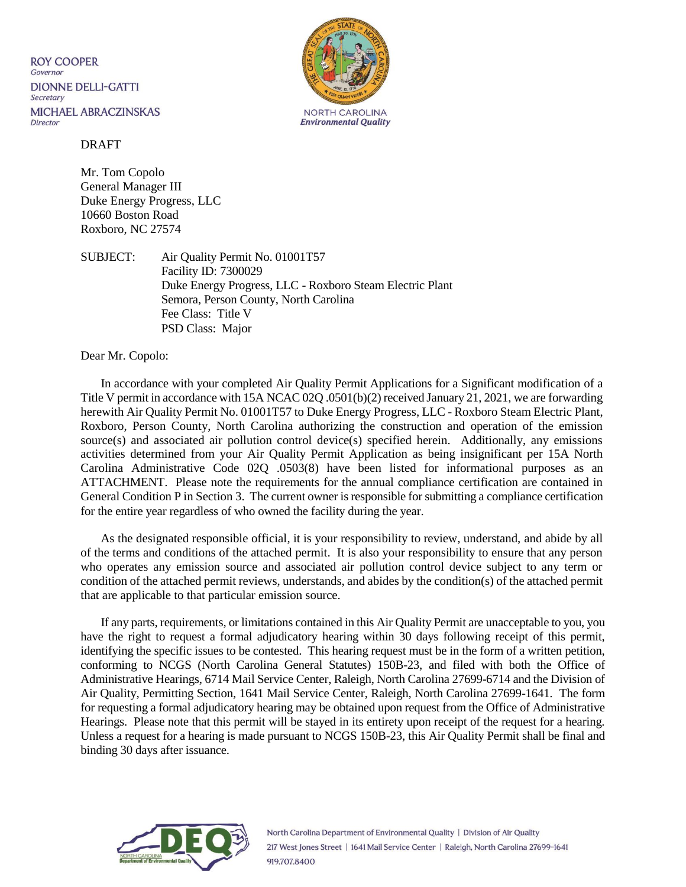ROY COOPER
*Governor*

DIONNE DELLI-GATTI
*Secretary*

MICHAEL ABRACZINSKAS
*Director*

NORTH CAROLINA
*Environmental Quality*

DRAFT

Mr. Tom Copolo
General Manager III
Duke Energy Progress, LLC
10660 Boston Road
Roxboro, NC 27574

SUBJECT: Air Quality Permit No. 01001T57
Facility ID: 7300029
Duke Energy Progress, LLC - Roxboro Steam Electric Plant
Semora, Person County, North Carolina
Fee Class: Title V
PSD Class: Major

Dear Mr. Copolo:

In accordance with your completed Air Quality Permit Applications for a Significant modification of a Title V permit in accordance with 15A NCAC 02Q .0501(b)(2) received January 21, 2021, we are forwarding herewith Air Quality Permit No. 01001T57 to Duke Energy Progress, LLC - Roxboro Steam Electric Plant, Roxboro, Person County, North Carolina authorizing the construction and operation of the emission source(s) and associated air pollution control device(s) specified herein. Additionally, any emissions activities determined from your Air Quality Permit Application as being insignificant per 15A North Carolina Administrative Code 02Q .0503(8) have been listed for informational purposes as an ATTACHMENT. Please note the requirements for the annual compliance certification are contained in General Condition P in Section 3. The current owner is responsible for submitting a compliance certification for the entire year regardless of who owned the facility during the year.

As the designated responsible official, it is your responsibility to review, understand, and abide by all of the terms and conditions of the attached permit. It is also your responsibility to ensure that any person who operates any emission source and associated air pollution control device subject to any term or condition of the attached permit reviews, understands, and abides by the condition(s) of the attached permit that are applicable to that particular emission source.

If any parts, requirements, or limitations contained in this Air Quality Permit are unacceptable to you, you have the right to request a formal adjudicatory hearing within 30 days following receipt of this permit, identifying the specific issues to be contested. This hearing request must be in the form of a written petition, conforming to NCGS (North Carolina General Statutes) 150B-23, and filed with both the Office of Administrative Hearings, 6714 Mail Service Center, Raleigh, North Carolina 27699-6714 and the Division of Air Quality, Permitting Section, 1641 Mail Service Center, Raleigh, North Carolina 27699-1641. The form for requesting a formal adjudicatory hearing may be obtained upon request from the Office of Administrative Hearings. Please note that this permit will be stayed in its entirety upon receipt of the request for a hearing. Unless a request for a hearing is made pursuant to NCGS 150B-23, this Air Quality Permit shall be final and binding 30 days after issuance.

North Carolina Department of Environmental Quality | Division of Air Quality
217 West Jones Street | 1641 Mail Service Center | Raleigh, North Carolina 27699-1641
919.707.8400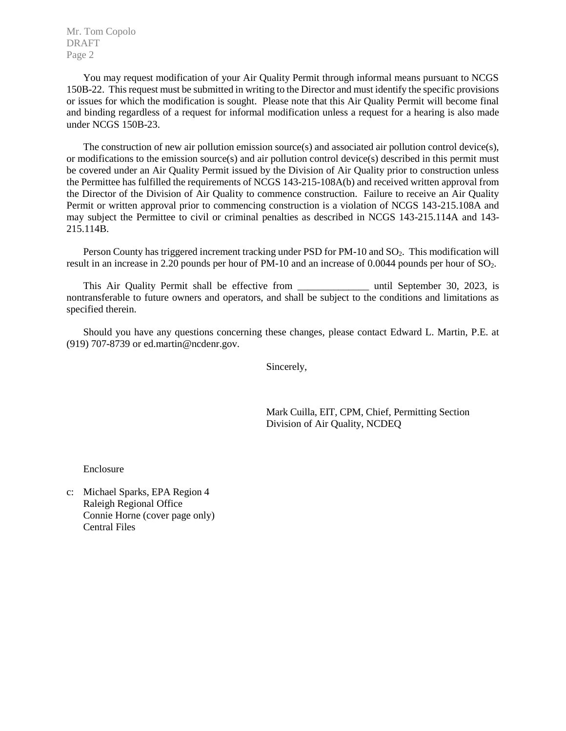You may request modification of your Air Quality Permit through informal means pursuant to NCGS 150B-22. This request must be submitted in writing to the Director and must identify the specific provisions or issues for which the modification is sought. Please note that this Air Quality Permit will become final and binding regardless of a request for informal modification unless a request for a hearing is also made under NCGS 150B-23.

The construction of new air pollution emission source(s) and associated air pollution control device(s), or modifications to the emission source(s) and air pollution control device(s) described in this permit must be covered under an Air Quality Permit issued by the Division of Air Quality prior to construction unless the Permittee has fulfilled the requirements of NCGS 143-215-108A(b) and received written approval from the Director of the Division of Air Quality to commence construction. Failure to receive an Air Quality Permit or written approval prior to commencing construction is a violation of NCGS 143-215.108A and may subject the Permittee to civil or criminal penalties as described in NCGS 143-215.114A and 143-215.114B.

Person County has triggered increment tracking under PSD for PM-10 and $SO_2$. This modification will result in an increase in 2.20 pounds per hour of PM-10 and an increase of 0.0044 pounds per hour of $SO_2$.

This Air Quality Permit shall be effective from ______________ until September 30, 2023, is nontransferable to future owners and operators, and shall be subject to the conditions and limitations as specified therein.

Should you have any questions concerning these changes, please contact Edward L. Martin, P.E. at (919) 707-8739 or ed.martin@ncdenr.gov.

Sincerely,

Mark Cuilla, EIT, CPM, Chief, Permitting Section
Division of Air Quality, NCDEQ

Enclosure

c: Michael Sparks, EPA Region 4
Raleigh Regional Office
Connie Horne (cover page only)
Central Files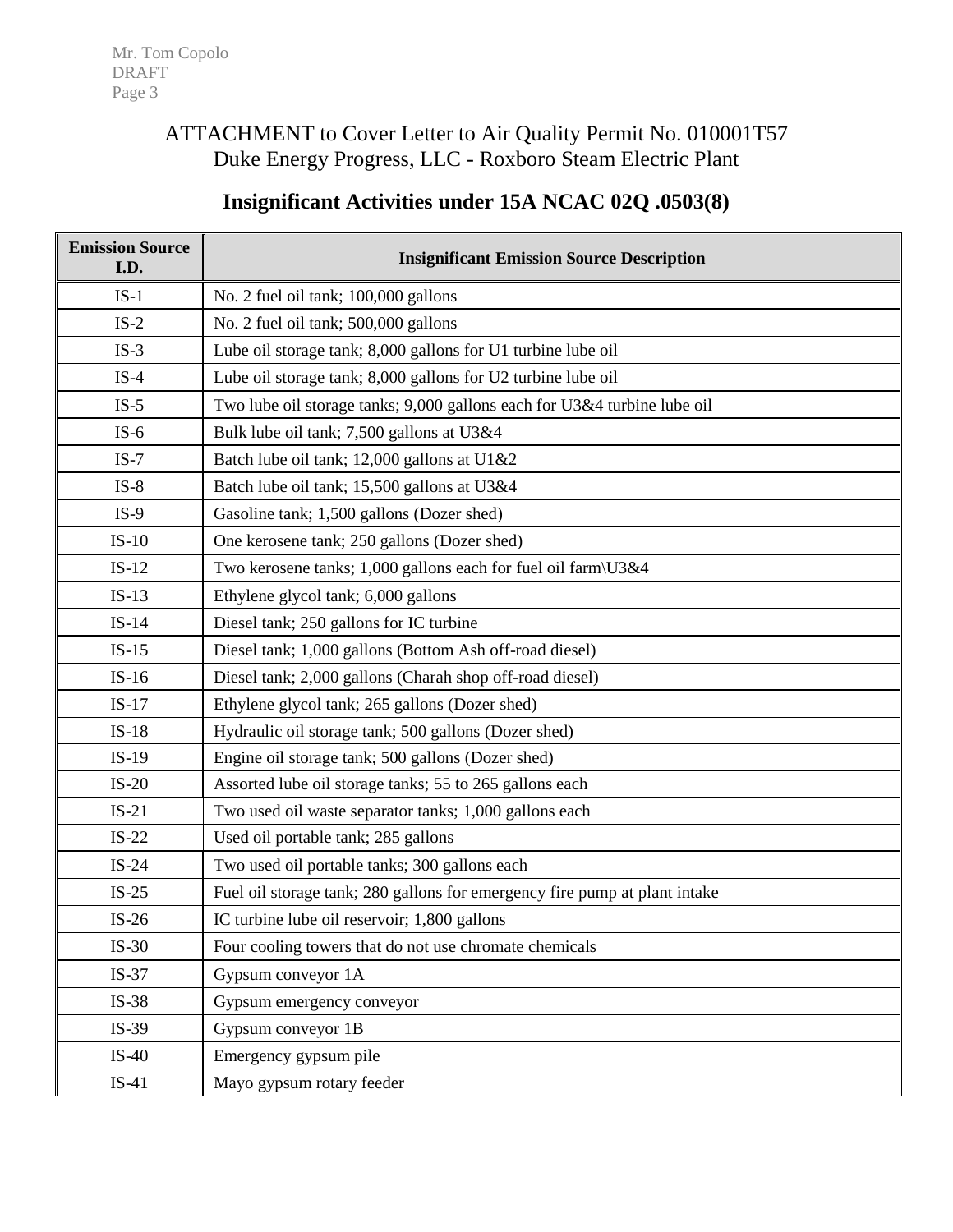ATTACHMENT to Cover Letter to Air Quality Permit No. 010001T57
Duke Energy Progress, LLC - Roxboro Steam Electric Plant

## Insignificant Activities under 15A NCAC 02Q .0503(8)

| Emission Source I.D. | Insignificant Emission Source Description |
|---|---|
| IS-1 | No. 2 fuel oil tank; 100,000 gallons |
| IS-2 | No. 2 fuel oil tank; 500,000 gallons |
| IS-3 | Lube oil storage tank; 8,000 gallons for U1 turbine lube oil |
| IS-4 | Lube oil storage tank; 8,000 gallons for U2 turbine lube oil |
| IS-5 | Two lube oil storage tanks; 9,000 gallons each for U3&4 turbine lube oil |
| IS-6 | Bulk lube oil tank; 7,500 gallons at U3&4 |
| IS-7 | Batch lube oil tank; 12,000 gallons at U1&2 |
| IS-8 | Batch lube oil tank; 15,500 gallons at U3&4 |
| IS-9 | Gasoline tank; 1,500 gallons (Dozer shed) |
| IS-10 | One kerosene tank; 250 gallons (Dozer shed) |
| IS-12 | Two kerosene tanks; 1,000 gallons each for fuel oil farm\U3&4 |
| IS-13 | Ethylene glycol tank; 6,000 gallons |
| IS-14 | Diesel tank; 250 gallons for IC turbine |
| IS-15 | Diesel tank; 1,000 gallons (Bottom Ash off-road diesel) |
| IS-16 | Diesel tank; 2,000 gallons (Charah shop off-road diesel) |
| IS-17 | Ethylene glycol tank; 265 gallons (Dozer shed) |
| IS-18 | Hydraulic oil storage tank; 500 gallons (Dozer shed) |
| IS-19 | Engine oil storage tank; 500 gallons (Dozer shed) |
| IS-20 | Assorted lube oil storage tanks; 55 to 265 gallons each |
| IS-21 | Two used oil waste separator tanks; 1,000 gallons each |
| IS-22 | Used oil portable tank; 285 gallons |
| IS-24 | Two used oil portable tanks; 300 gallons each |
| IS-25 | Fuel oil storage tank; 280 gallons for emergency fire pump at plant intake |
| IS-26 | IC turbine lube oil reservoir; 1,800 gallons |
| IS-30 | Four cooling towers that do not use chromate chemicals |
| IS-37 | Gypsum conveyor 1A |
| IS-38 | Gypsum emergency conveyor |
| IS-39 | Gypsum conveyor 1B |
| IS-40 | Emergency gypsum pile |
| IS-41 | Mayo gypsum rotary feeder |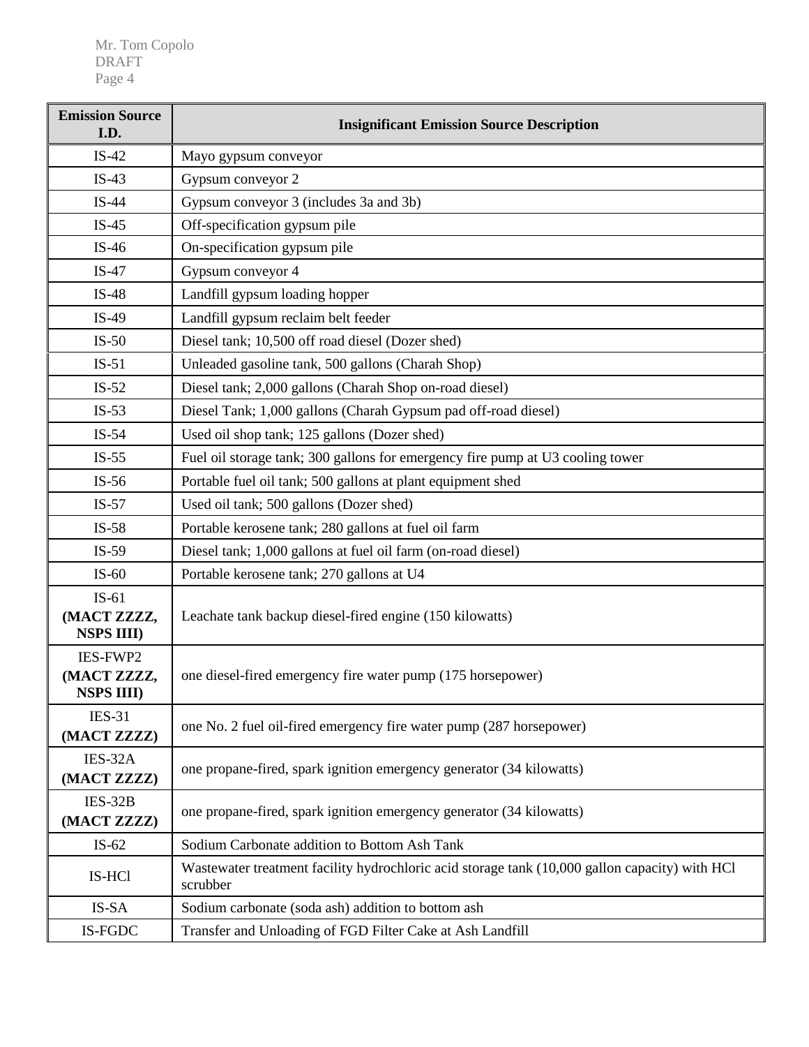| Emission Source I.D. | Insignificant Emission Source Description |
|---|---|
| IS-42 | Mayo gypsum conveyor |
| IS-43 | Gypsum conveyor 2 |
| IS-44 | Gypsum conveyor 3 (includes 3a and 3b) |
| IS-45 | Off-specification gypsum pile |
| IS-46 | On-specification gypsum pile |
| IS-47 | Gypsum conveyor 4 |
| IS-48 | Landfill gypsum loading hopper |
| IS-49 | Landfill gypsum reclaim belt feeder |
| IS-50 | Diesel tank; 10,500 off road diesel (Dozer shed) |
| IS-51 | Unleaded gasoline tank, 500 gallons (Charah Shop) |
| IS-52 | Diesel tank; 2,000 gallons (Charah Shop on-road diesel) |
| IS-53 | Diesel Tank; 1,000 gallons (Charah Gypsum pad off-road diesel) |
| IS-54 | Used oil shop tank; 125 gallons (Dozer shed) |
| IS-55 | Fuel oil storage tank; 300 gallons for emergency fire pump at U3 cooling tower |
| IS-56 | Portable fuel oil tank; 500 gallons at plant equipment shed |
| IS-57 | Used oil tank; 500 gallons (Dozer shed) |
| IS-58 | Portable kerosene tank; 280 gallons at fuel oil farm |
| IS-59 | Diesel tank; 1,000 gallons at fuel oil farm (on-road diesel) |
| IS-60 | Portable kerosene tank; 270 gallons at U4 |
| IS-61 **(MACT ZZZZ, NSPS IIII)** | Leachate tank backup diesel-fired engine (150 kilowatts) |
| IES-FWP2 **(MACT ZZZZ, NSPS IIII)** | one diesel-fired emergency fire water pump (175 horsepower) |
| IES-31 **(MACT ZZZZ)** | one No. 2 fuel oil-fired emergency fire water pump (287 horsepower) |
| IES-32A **(MACT ZZZZ)** | one propane-fired, spark ignition emergency generator (34 kilowatts) |
| IES-32B **(MACT ZZZZ)** | one propane-fired, spark ignition emergency generator (34 kilowatts) |
| IS-62 | Sodium Carbonate addition to Bottom Ash Tank |
| IS-HCl | Wastewater treatment facility hydrochloric acid storage tank (10,000 gallon capacity) with HCl scrubber |
| IS-SA | Sodium carbonate (soda ash) addition to bottom ash |
| IS-FGDC | Transfer and Unloading of FGD Filter Cake at Ash Landfill |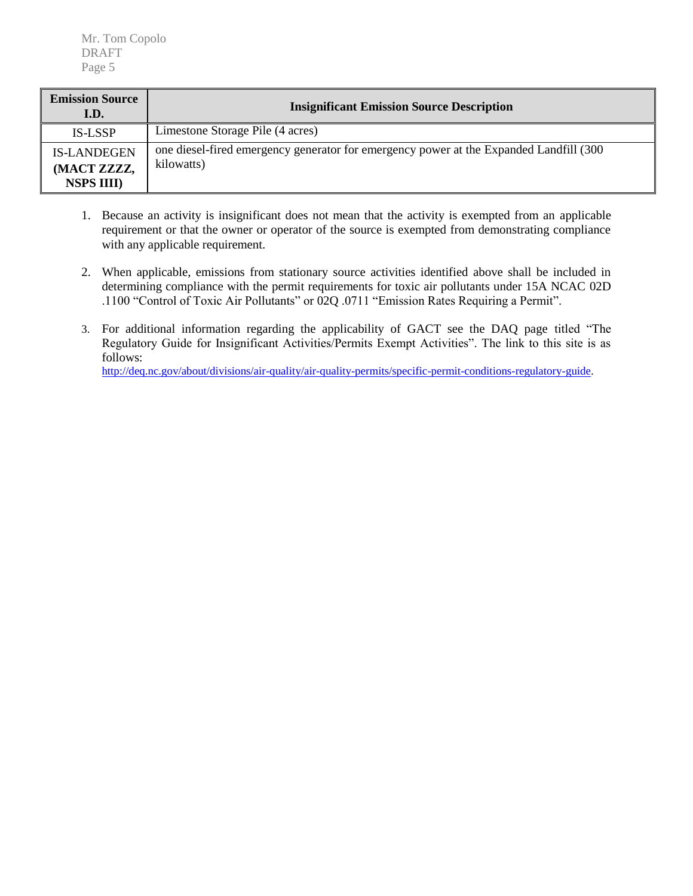| Emission Source I.D. | Insignificant Emission Source Description |
| --- | --- |
| IS-LSSP | Limestone Storage Pile (4 acres) |
| IS-LANDEGEN **(MACT ZZZZ, NSPS IIII)** | one diesel-fired emergency generator for emergency power at the Expanded Landfill (300 kilowatts) |

1. Because an activity is insignificant does not mean that the activity is exempted from an applicable requirement or that the owner or operator of the source is exempted from demonstrating compliance with any applicable requirement.

2. When applicable, emissions from stationary source activities identified above shall be included in determining compliance with the permit requirements for toxic air pollutants under 15A NCAC 02D .1100 "Control of Toxic Air Pollutants" or 02Q .0711 "Emission Rates Requiring a Permit".

3. For additional information regarding the applicability of GACT see the DAQ page titled "The Regulatory Guide for Insignificant Activities/Permits Exempt Activities". The link to this site is as follows:
http://deq.nc.gov/about/divisions/air-quality/air-quality-permits/specific-permit-conditions-regulatory-guide.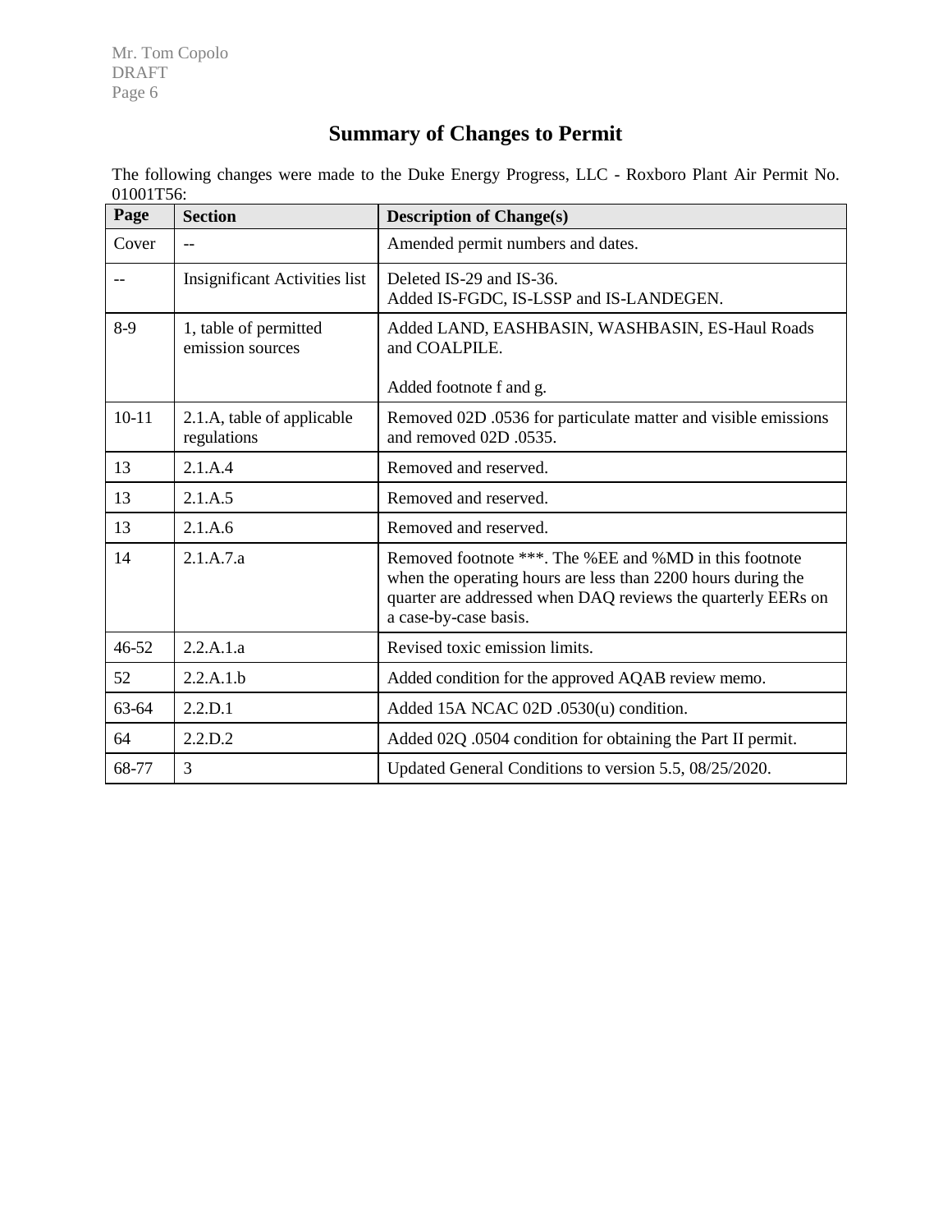## Summary of Changes to Permit

The following changes were made to the Duke Energy Progress, LLC - Roxboro Plant Air Permit No. 01001T56:

| Page | Section | Description of Change(s) |
|---|---|---|
| Cover | -- | Amended permit numbers and dates. |
| -- | Insignificant Activities list | Deleted IS-29 and IS-36.<br>Added IS-FGDC, IS-LSSP and IS-LANDEGEN. |
| 8-9 | 1, table of permitted emission sources | Added LAND, EASHBASIN, WASHBASIN, ES-Haul Roads and COALPILE.<br><br>Added footnote f and g. |
| 10-11 | 2.1.A, table of applicable regulations | Removed 02D .0536 for particulate matter and visible emissions and removed 02D .0535. |
| 13 | 2.1.A.4 | Removed and reserved. |
| 13 | 2.1.A.5 | Removed and reserved. |
| 13 | 2.1.A.6 | Removed and reserved. |
| 14 | 2.1.A.7.a | Removed footnote ***. The %EE and %MD in this footnote when the operating hours are less than 2200 hours during the quarter are addressed when DAQ reviews the quarterly EERs on a case-by-case basis. |
| 46-52 | 2.2.A.1.a | Revised toxic emission limits. |
| 52 | 2.2.A.1.b | Added condition for the approved AQAB review memo. |
| 63-64 | 2.2.D.1 | Added 15A NCAC 02D .0530(u) condition. |
| 64 | 2.2.D.2 | Added 02Q .0504 condition for obtaining the Part II permit. |
| 68-77 | 3 | Updated General Conditions to version 5.5, 08/25/2020. |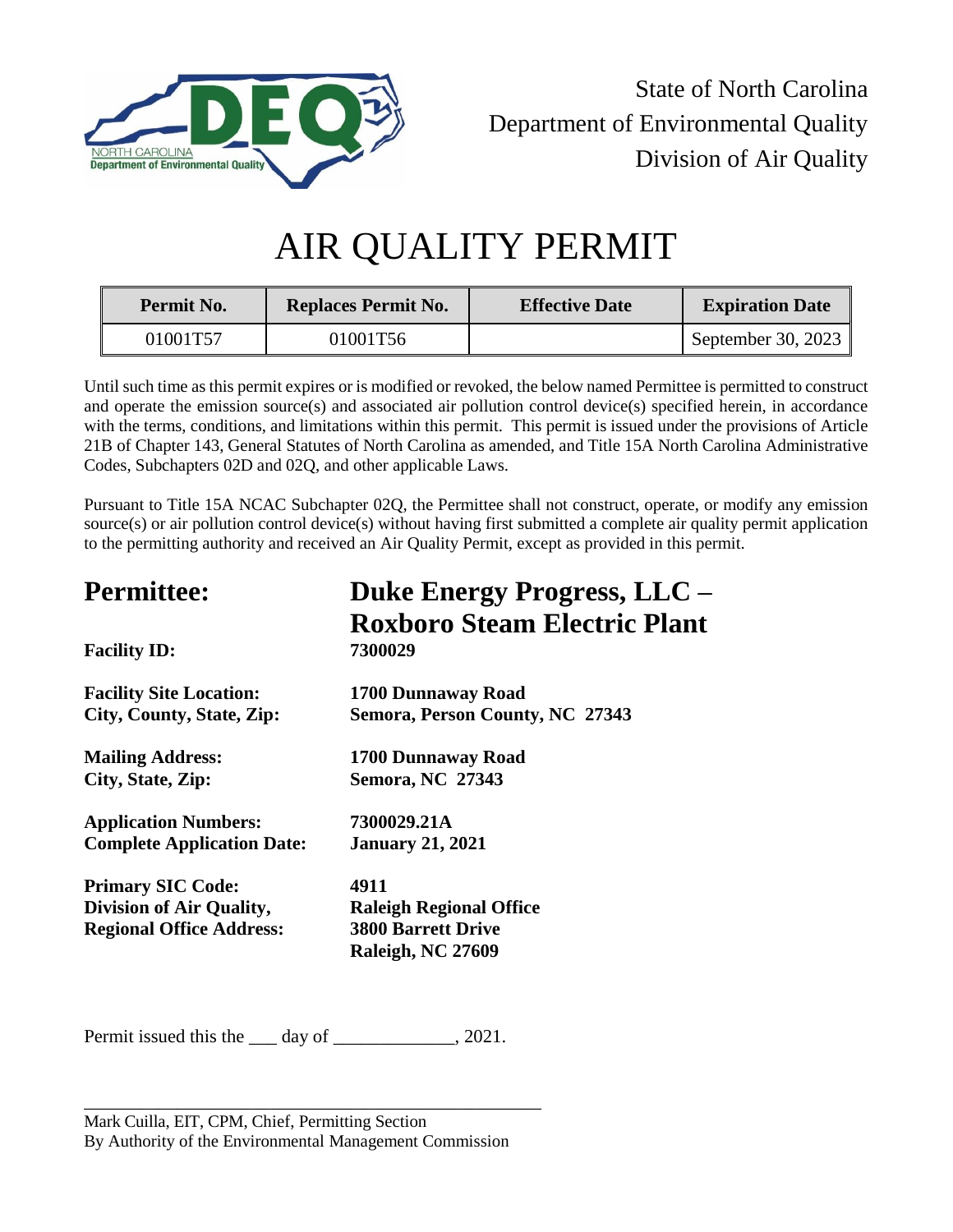State of North Carolina
Department of Environmental Quality
Division of Air Quality

# AIR QUALITY PERMIT

| Permit No. | Replaces Permit No. | Effective Date | Expiration Date |
|---|---|---|---|
| 01001T57 | 01001T56 | | September 30, 2023 |

Until such time as this permit expires or is modified or revoked, the below named Permittee is permitted to construct and operate the emission source(s) and associated air pollution control device(s) specified herein, in accordance with the terms, conditions, and limitations within this permit. This permit is issued under the provisions of Article 21B of Chapter 143, General Statutes of North Carolina as amended, and Title 15A North Carolina Administrative Codes, Subchapters 02D and 02Q, and other applicable Laws.

Pursuant to Title 15A NCAC Subchapter 02Q, the Permittee shall not construct, operate, or modify any emission source(s) or air pollution control device(s) without having first submitted a complete air quality permit application to the permitting authority and received an Air Quality Permit, except as provided in this permit.

## Permittee: Duke Energy Progress, LLC – Roxboro Steam Electric Plant

**Facility ID:** **7300029**

**Facility Site Location:** **1700 Dunnaway Road**
**City, County, State, Zip:** **Semora, Person County, NC 27343**

**Mailing Address:** **1700 Dunnaway Road**
**City, State, Zip:** **Semora, NC 27343**

**Application Numbers:** **7300029.21A**
**Complete Application Date:** **January 21, 2021**

**Primary SIC Code:** **4911**
**Division of Air Quality, Regional Office Address:** **Raleigh Regional Office, 3800 Barrett Drive, Raleigh, NC 27609**

Permit issued this the ___ day of _____________, 2021.

_______________________________________________

Mark Cuilla, EIT, CPM, Chief, Permitting Section
By Authority of the Environmental Management Commission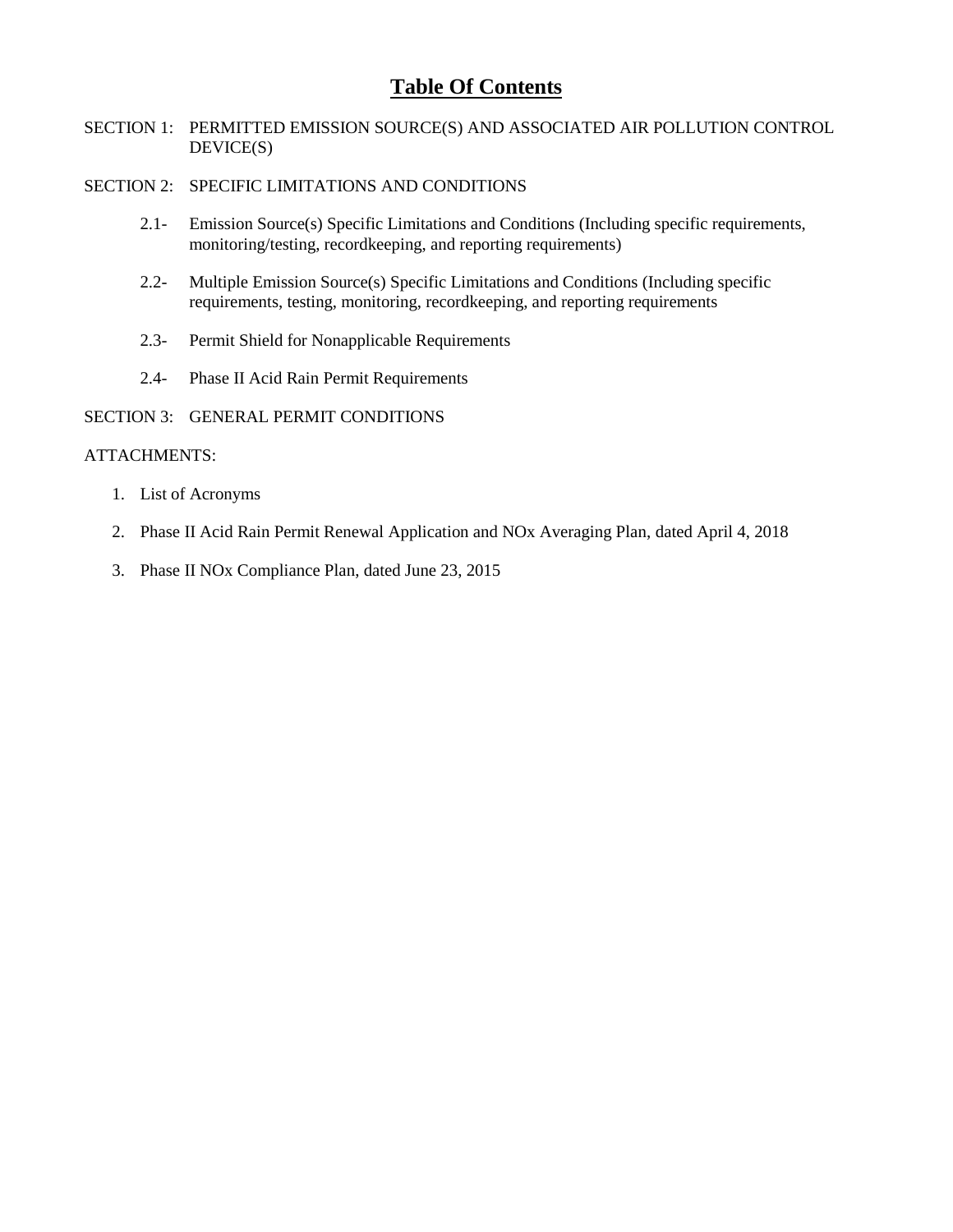# Table Of Contents

SECTION 1: PERMITTED EMISSION SOURCE(S) AND ASSOCIATED AIR POLLUTION CONTROL DEVICE(S)

SECTION 2: SPECIFIC LIMITATIONS AND CONDITIONS

- 2.1- Emission Source(s) Specific Limitations and Conditions (Including specific requirements, monitoring/testing, recordkeeping, and reporting requirements)
- 2.2- Multiple Emission Source(s) Specific Limitations and Conditions (Including specific requirements, testing, monitoring, recordkeeping, and reporting requirements
- 2.3- Permit Shield for Nonapplicable Requirements
- 2.4- Phase II Acid Rain Permit Requirements

SECTION 3: GENERAL PERMIT CONDITIONS

ATTACHMENTS:

1. List of Acronyms
2. Phase II Acid Rain Permit Renewal Application and NOx Averaging Plan, dated April 4, 2018
3. Phase II NOx Compliance Plan, dated June 23, 2015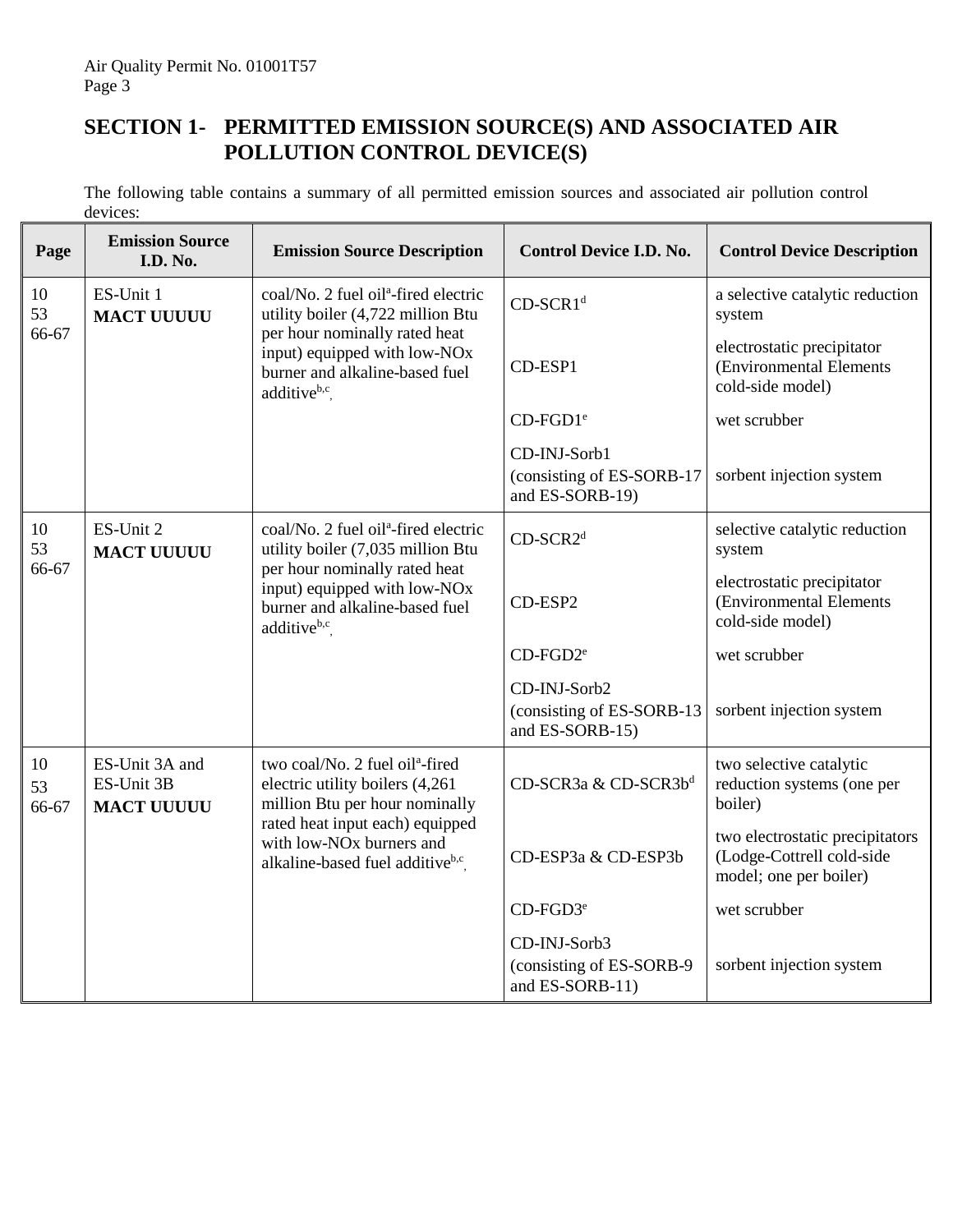# SECTION 1- PERMITTED EMISSION SOURCE(S) AND ASSOCIATED AIR POLLUTION CONTROL DEVICE(S)

The following table contains a summary of all permitted emission sources and associated air pollution control devices:

| Page | Emission Source I.D. No. | Emission Source Description | Control Device I.D. No. | Control Device Description |
|---|---|---|---|---|
| 10<br>53<br>66-67 | ES-Unit 1<br>**MACT UUUUU** | coal/No. 2 fuel oil[a]-fired electric utility boiler (4,722 million Btu per hour nominally rated heat input) equipped with low-NOx burner and alkaline-based fuel additive[b,c] | CD-SCR1[d] | a selective catalytic reduction system |
| | | | CD-ESP1 | electrostatic precipitator (Environmental Elements cold-side model) |
| | | | CD-FGD1[e] | wet scrubber |
| | | | CD-INJ-Sorb1 (consisting of ES-SORB-17 and ES-SORB-19) | sorbent injection system |
| 10<br>53<br>66-67 | ES-Unit 2<br>**MACT UUUUU** | coal/No. 2 fuel oil[a]-fired electric utility boiler (7,035 million Btu per hour nominally rated heat input) equipped with low-NOx burner and alkaline-based fuel additive[b,c] | CD-SCR2[d] | selective catalytic reduction system |
| | | | CD-ESP2 | electrostatic precipitator (Environmental Elements cold-side model) |
| | | | CD-FGD2[e] | wet scrubber |
| | | | CD-INJ-Sorb2 (consisting of ES-SORB-13 and ES-SORB-15) | sorbent injection system |
| 10<br>53<br>66-67 | ES-Unit 3A and ES-Unit 3B<br>**MACT UUUUU** | two coal/No. 2 fuel oil[a]-fired electric utility boilers (4,261 million Btu per hour nominally rated heat input each) equipped with low-NOx burners and alkaline-based fuel additive[b,c] | CD-SCR3a & CD-SCR3b[d] | two selective catalytic reduction systems (one per boiler) |
| | | | CD-ESP3a & CD-ESP3b | two electrostatic precipitators (Lodge-Cottrell cold-side model; one per boiler) |
| | | | CD-FGD3[e] | wet scrubber |
| | | | CD-INJ-Sorb3 (consisting of ES-SORB-9 and ES-SORB-11) | sorbent injection system |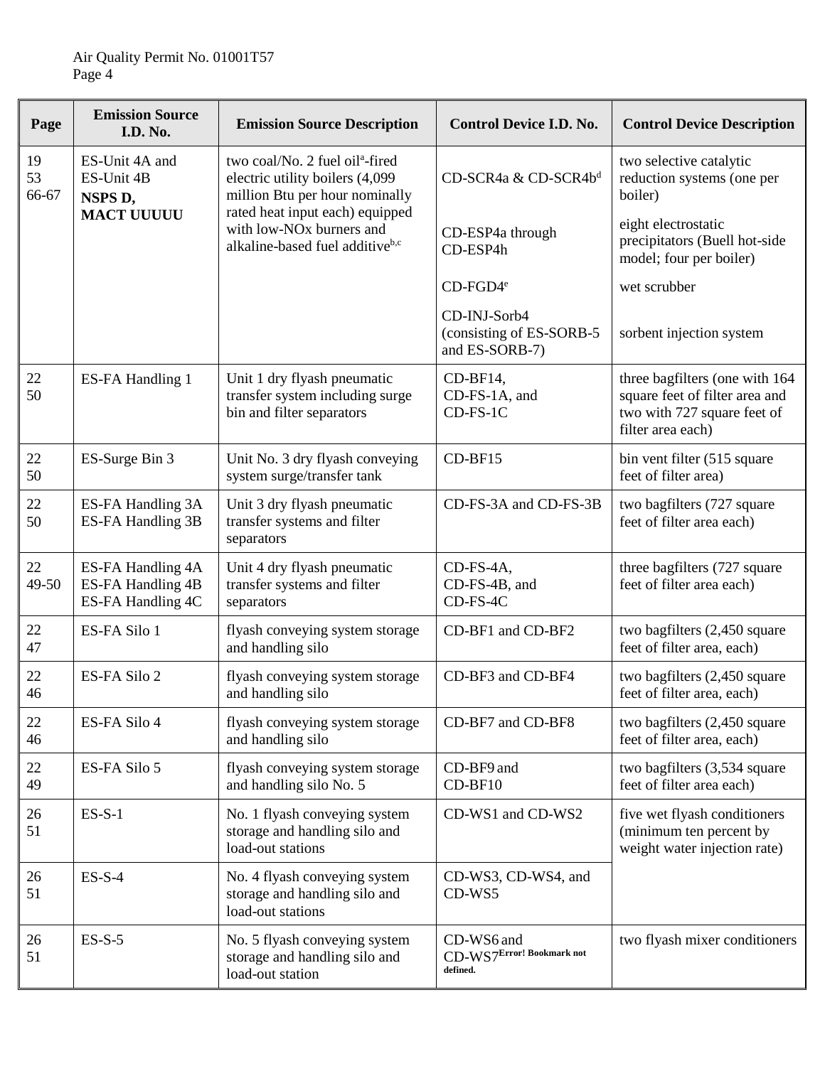| Page | Emission Source I.D. No. | Emission Source Description | Control Device I.D. No. | Control Device Description |
|---|---|---|---|---|
| 19<br>53<br>66-67 | ES-Unit 4A and ES-Unit 4B<br>**NSPS D,**<br>**MACT UUUUU** | two coal/No. 2 fuel oil[a]-fired electric utility boilers (4,099 million Btu per hour nominally rated heat input each) equipped with low-NOx burners and alkaline-based fuel additive[b,c] | CD-SCR4a & CD-SCR4b[d]<br><br>CD-ESP4a through CD-ESP4h<br><br>CD-FGD4[e]<br><br>CD-INJ-Sorb4 (consisting of ES-SORB-5 and ES-SORB-7) | two selective catalytic reduction systems (one per boiler)<br><br>eight electrostatic precipitators (Buell hot-side model; four per boiler)<br><br>wet scrubber<br><br>sorbent injection system |
| 22<br>50 | ES-FA Handling 1 | Unit 1 dry flyash pneumatic transfer system including surge bin and filter separators | CD-BF14,<br>CD-FS-1A, and<br>CD-FS-1C | three bagfilters (one with 164 square feet of filter area and two with 727 square feet of filter area each) |
| 22<br>50 | ES-Surge Bin 3 | Unit No. 3 dry flyash conveying system surge/transfer tank | CD-BF15 | bin vent filter (515 square feet of filter area) |
| 22<br>50 | ES-FA Handling 3A<br>ES-FA Handling 3B | Unit 3 dry flyash pneumatic transfer systems and filter separators | CD-FS-3A and CD-FS-3B | two bagfilters (727 square feet of filter area each) |
| 22<br>49-50 | ES-FA Handling 4A<br>ES-FA Handling 4B<br>ES-FA Handling 4C | Unit 4 dry flyash pneumatic transfer systems and filter separators | CD-FS-4A,<br>CD-FS-4B, and<br>CD-FS-4C | three bagfilters (727 square feet of filter area each) |
| 22<br>47 | ES-FA Silo 1 | flyash conveying system storage and handling silo | CD-BF1 and CD-BF2 | two bagfilters (2,450 square feet of filter area, each) |
| 22<br>46 | ES-FA Silo 2 | flyash conveying system storage and handling silo | CD-BF3 and CD-BF4 | two bagfilters (2,450 square feet of filter area, each) |
| 22<br>46 | ES-FA Silo 4 | flyash conveying system storage and handling silo | CD-BF7 and CD-BF8 | two bagfilters (2,450 square feet of filter area, each) |
| 22<br>49 | ES-FA Silo 5 | flyash conveying system storage and handling silo No. 5 | CD-BF9 and<br>CD-BF10 | two bagfilters (3,534 square feet of filter area each) |
| 26<br>51 | ES-S-1 | No. 1 flyash conveying system storage and handling silo and load-out stations | CD-WS1 and CD-WS2 | five wet flyash conditioners (minimum ten percent by weight water injection rate) |
| 26<br>51 | ES-S-4 | No. 4 flyash conveying system storage and handling silo and load-out stations | CD-WS3, CD-WS4, and CD-WS5 | |
| 26<br>51 | ES-S-5 | No. 5 flyash conveying system storage and handling silo and load-out station | CD-WS6 and<br>CD-WS7**Error! Bookmark not defined.** | two flyash mixer conditioners |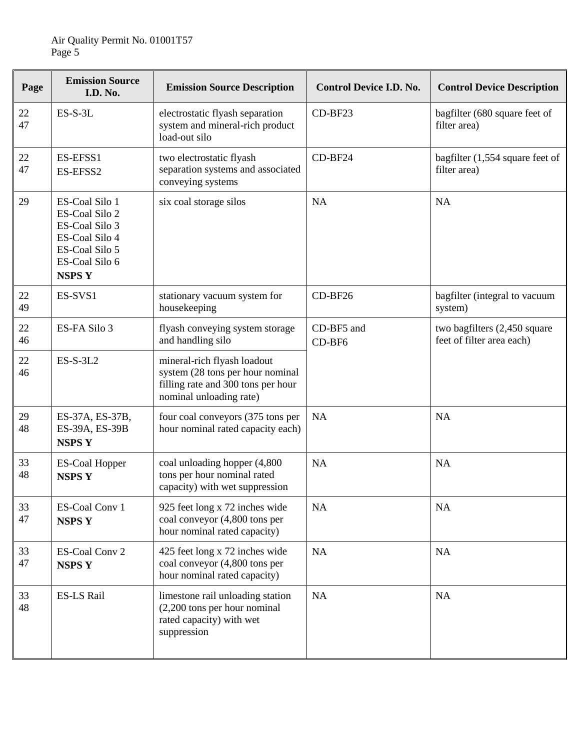| Page | Emission Source I.D. No. | Emission Source Description | Control Device I.D. No. | Control Device Description |
|---|---|---|---|---|
| 22<br>47 | ES-S-3L | electrostatic flyash separation system and mineral-rich product load-out silo | CD-BF23 | bagfilter (680 square feet of filter area) |
| 22<br>47 | ES-EFSS1<br>ES-EFSS2 | two electrostatic flyash separation systems and associated conveying systems | CD-BF24 | bagfilter (1,554 square feet of filter area) |
| 29 | ES-Coal Silo 1<br>ES-Coal Silo 2<br>ES-Coal Silo 3<br>ES-Coal Silo 4<br>ES-Coal Silo 5<br>ES-Coal Silo 6<br>**NSPS Y** | six coal storage silos | NA | NA |
| 22<br>49 | ES-SVS1 | stationary vacuum system for housekeeping | CD-BF26 | bagfilter (integral to vacuum system) |
| 22<br>46 | ES-FA Silo 3 | flyash conveying system storage and handling silo | CD-BF5 and<br>CD-BF6 | two bagfilters (2,450 square feet of filter area each) |
| 22<br>46 | ES-S-3L2 | mineral-rich flyash loadout system (28 tons per hour nominal filling rate and 300 tons per hour nominal unloading rate) | | |
| 29<br>48 | ES-37A, ES-37B,<br>ES-39A, ES-39B<br>**NSPS Y** | four coal conveyors (375 tons per hour nominal rated capacity each) | NA | NA |
| 33<br>48 | ES-Coal Hopper<br>**NSPS Y** | coal unloading hopper (4,800 tons per hour nominal rated capacity) with wet suppression | NA | NA |
| 33<br>47 | ES-Coal Conv 1<br>**NSPS Y** | 925 feet long x 72 inches wide coal conveyor (4,800 tons per hour nominal rated capacity) | NA | NA |
| 33<br>47 | ES-Coal Conv 2<br>**NSPS Y** | 425 feet long x 72 inches wide coal conveyor (4,800 tons per hour nominal rated capacity) | NA | NA |
| 33<br>48 | ES-LS Rail | limestone rail unloading station (2,200 tons per hour nominal rated capacity) with wet suppression | NA | NA |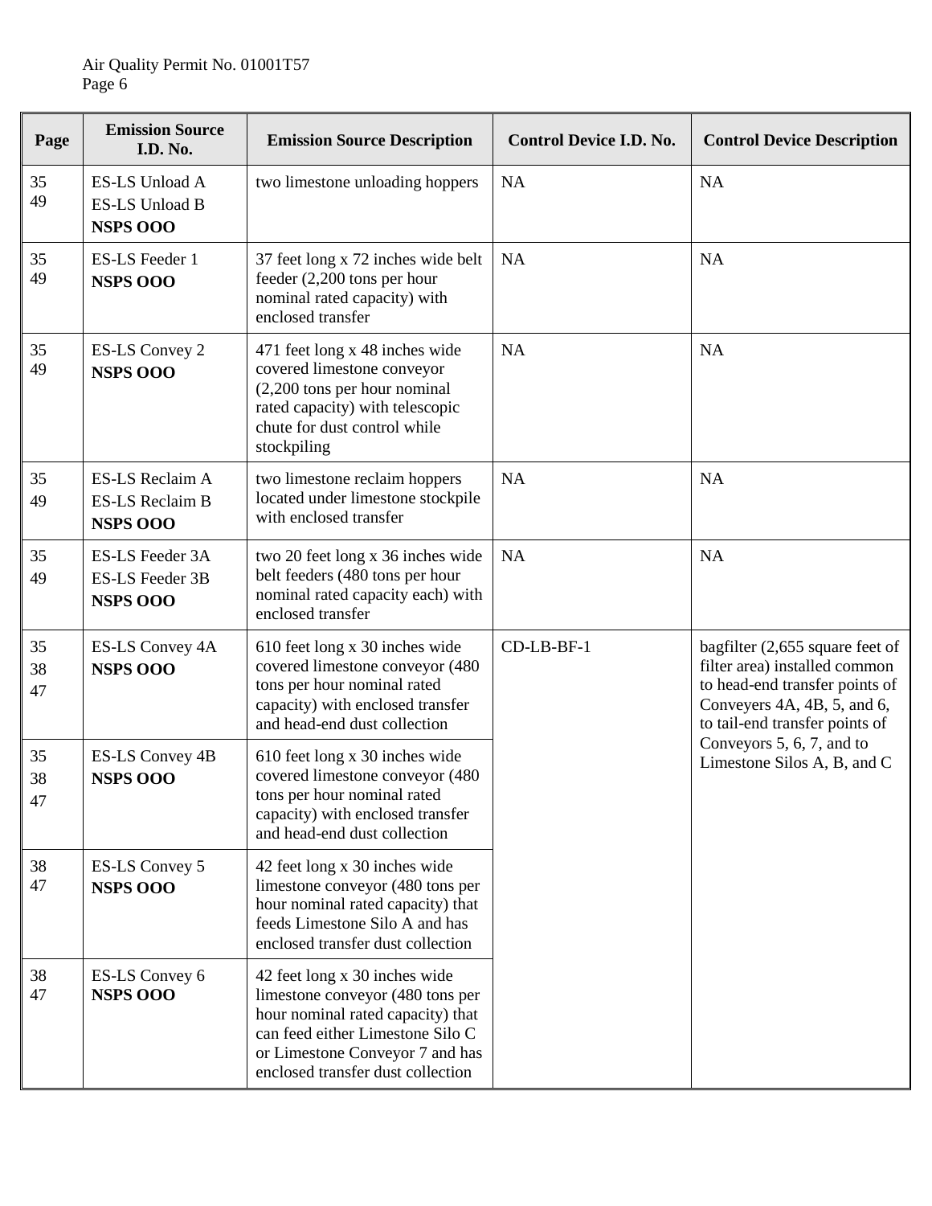| Page | Emission Source I.D. No. | Emission Source Description | Control Device I.D. No. | Control Device Description |
|---|---|---|---|---|
| 35<br>49 | ES-LS Unload A<br>ES-LS Unload B<br>**NSPS OOO** | two limestone unloading hoppers | NA | NA |
| 35<br>49 | ES-LS Feeder 1<br>**NSPS OOO** | 37 feet long x 72 inches wide belt feeder (2,200 tons per hour nominal rated capacity) with enclosed transfer | NA | NA |
| 35<br>49 | ES-LS Convey 2<br>**NSPS OOO** | 471 feet long x 48 inches wide covered limestone conveyor (2,200 tons per hour nominal rated capacity) with telescopic chute for dust control while stockpiling | NA | NA |
| 35<br>49 | ES-LS Reclaim A<br>ES-LS Reclaim B<br>**NSPS OOO** | two limestone reclaim hoppers located under limestone stockpile with enclosed transfer | NA | NA |
| 35<br>49 | ES-LS Feeder 3A<br>ES-LS Feeder 3B<br>**NSPS OOO** | two 20 feet long x 36 inches wide belt feeders (480 tons per hour nominal rated capacity each) with enclosed transfer | NA | NA |
| 35<br>38<br>47 | ES-LS Convey 4A<br>**NSPS OOO** | 610 feet long x 30 inches wide covered limestone conveyor (480 tons per hour nominal rated capacity) with enclosed transfer and head-end dust collection | CD-LB-BF-1 | bagfilter (2,655 square feet of filter area) installed common to head-end transfer points of Conveyers 4A, 4B, 5, and 6, to tail-end transfer points of Conveyors 5, 6, 7, and to Limestone Silos A, B, and C |
| 35<br>38<br>47 | ES-LS Convey 4B<br>**NSPS OOO** | 610 feet long x 30 inches wide covered limestone conveyor (480 tons per hour nominal rated capacity) with enclosed transfer and head-end dust collection | | |
| 38<br>47 | ES-LS Convey 5<br>**NSPS OOO** | 42 feet long x 30 inches wide limestone conveyor (480 tons per hour nominal rated capacity) that feeds Limestone Silo A and has enclosed transfer dust collection | | |
| 38<br>47 | ES-LS Convey 6<br>**NSPS OOO** | 42 feet long x 30 inches wide limestone conveyor (480 tons per hour nominal rated capacity) that can feed either Limestone Silo C or Limestone Conveyor 7 and has enclosed transfer dust collection | | |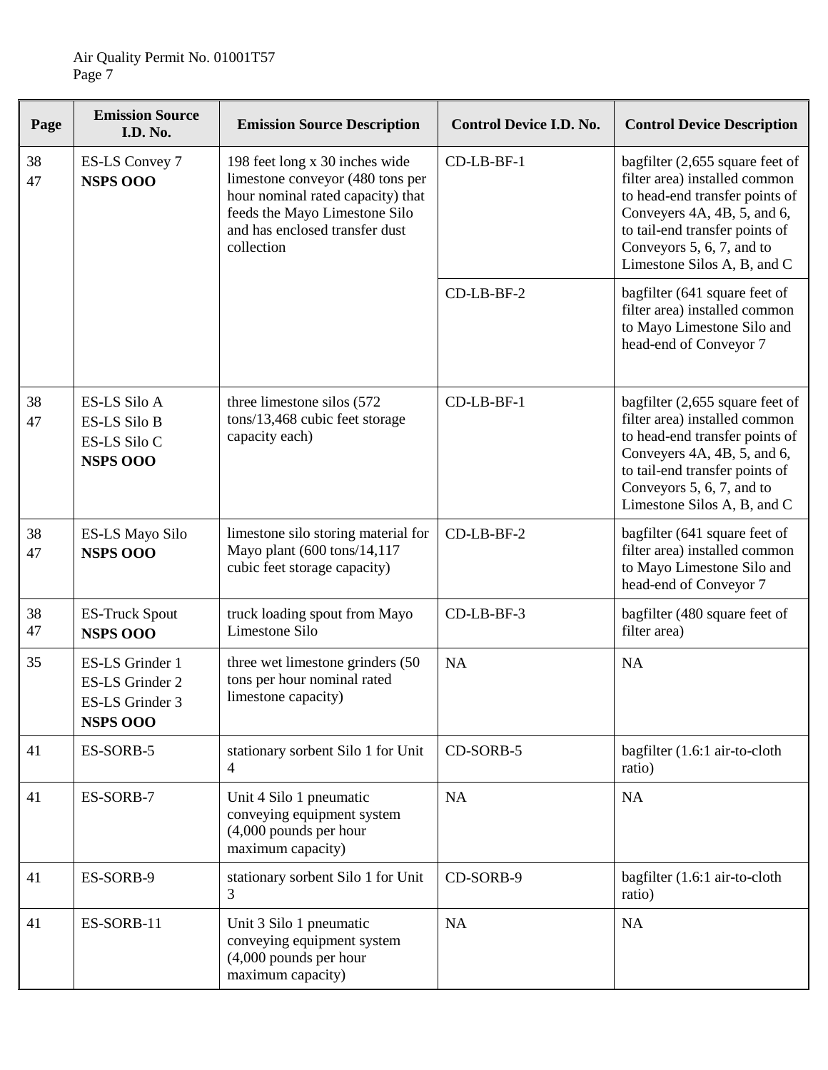| Page | Emission Source I.D. No. | Emission Source Description | Control Device I.D. No. | Control Device Description |
|---|---|---|---|---|
| 38<br>47 | ES-LS Convey 7<br>**NSPS OOO** | 198 feet long x 30 inches wide limestone conveyor (480 tons per hour nominal rated capacity) that feeds the Mayo Limestone Silo and has enclosed transfer dust collection | CD-LB-BF-1 | bagfilter (2,655 square feet of filter area) installed common to head-end transfer points of Conveyers 4A, 4B, 5, and 6, to tail-end transfer points of Conveyors 5, 6, 7, and to Limestone Silos A, B, and C |
| | | | CD-LB-BF-2 | bagfilter (641 square feet of filter area) installed common to Mayo Limestone Silo and head-end of Conveyor 7 |
| 38<br>47 | ES-LS Silo A<br>ES-LS Silo B<br>ES-LS Silo C<br>**NSPS OOO** | three limestone silos (572 tons/13,468 cubic feet storage capacity each) | CD-LB-BF-1 | bagfilter (2,655 square feet of filter area) installed common to head-end transfer points of Conveyers 4A, 4B, 5, and 6, to tail-end transfer points of Conveyors 5, 6, 7, and to Limestone Silos A, B, and C |
| 38<br>47 | ES-LS Mayo Silo<br>**NSPS OOO** | limestone silo storing material for Mayo plant (600 tons/14,117 cubic feet storage capacity) | CD-LB-BF-2 | bagfilter (641 square feet of filter area) installed common to Mayo Limestone Silo and head-end of Conveyor 7 |
| 38<br>47 | ES-Truck Spout<br>**NSPS OOO** | truck loading spout from Mayo Limestone Silo | CD-LB-BF-3 | bagfilter (480 square feet of filter area) |
| 35 | ES-LS Grinder 1<br>ES-LS Grinder 2<br>ES-LS Grinder 3<br>**NSPS OOO** | three wet limestone grinders (50 tons per hour nominal rated limestone capacity) | NA | NA |
| 41 | ES-SORB-5 | stationary sorbent Silo 1 for Unit 4 | CD-SORB-5 | bagfilter (1.6:1 air-to-cloth ratio) |
| 41 | ES-SORB-7 | Unit 4 Silo 1 pneumatic conveying equipment system (4,000 pounds per hour maximum capacity) | NA | NA |
| 41 | ES-SORB-9 | stationary sorbent Silo 1 for Unit 3 | CD-SORB-9 | bagfilter (1.6:1 air-to-cloth ratio) |
| 41 | ES-SORB-11 | Unit 3 Silo 1 pneumatic conveying equipment system (4,000 pounds per hour maximum capacity) | NA | NA |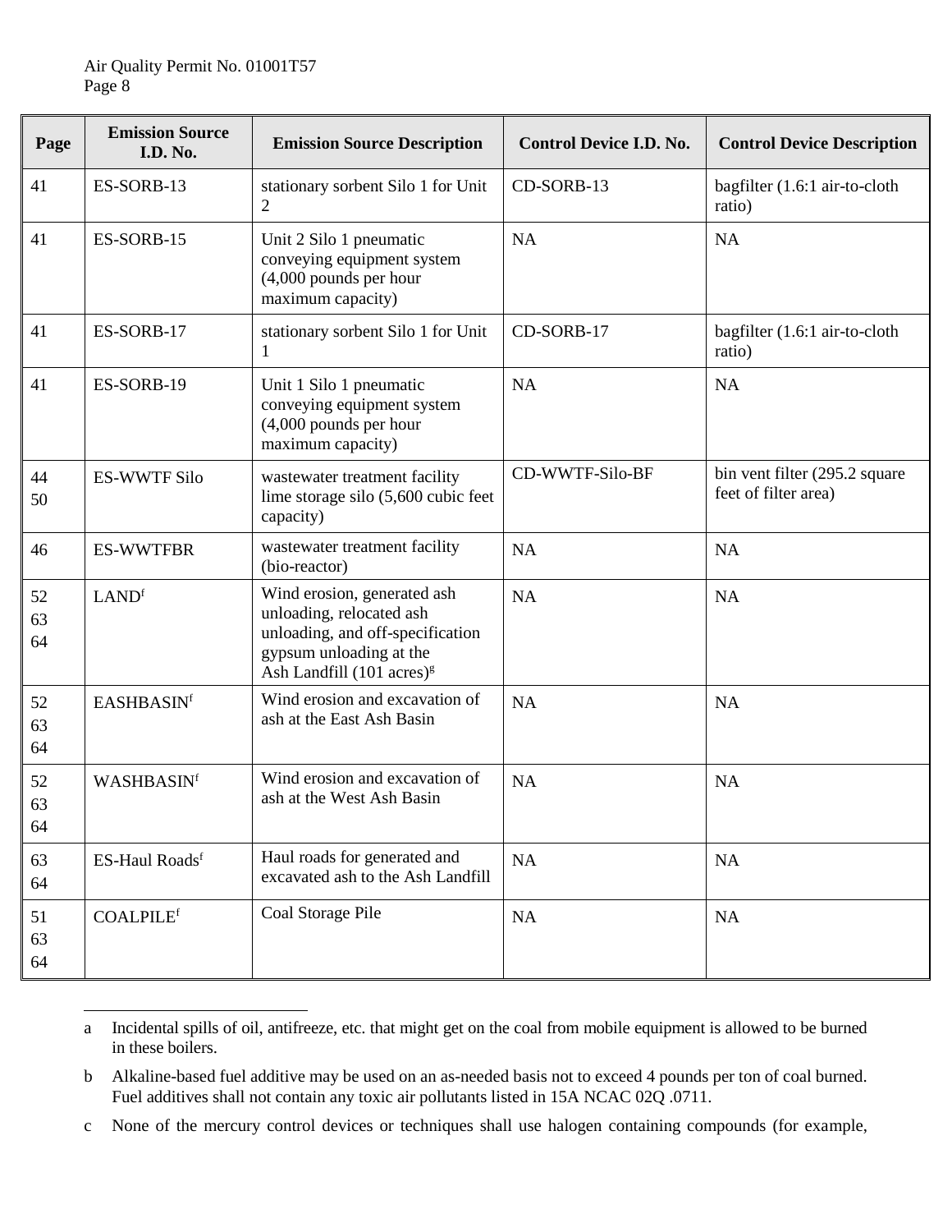| Page | Emission Source I.D. No. | Emission Source Description | Control Device I.D. No. | Control Device Description |
|---|---|---|---|---|
| 41 | ES-SORB-13 | stationary sorbent Silo 1 for Unit 2 | CD-SORB-13 | bagfilter (1.6:1 air-to-cloth ratio) |
| 41 | ES-SORB-15 | Unit 2 Silo 1 pneumatic conveying equipment system (4,000 pounds per hour maximum capacity) | NA | NA |
| 41 | ES-SORB-17 | stationary sorbent Silo 1 for Unit 1 | CD-SORB-17 | bagfilter (1.6:1 air-to-cloth ratio) |
| 41 | ES-SORB-19 | Unit 1 Silo 1 pneumatic conveying equipment system (4,000 pounds per hour maximum capacity) | NA | NA |
| 44 50 | ES-WWTF Silo | wastewater treatment facility lime storage silo (5,600 cubic feet capacity) | CD-WWTF-Silo-BF | bin vent filter (295.2 square feet of filter area) |
| 46 | ES-WWTFBR | wastewater treatment facility (bio-reactor) | NA | NA |
| 52 63 64 | LAND[f] | Wind erosion, generated ash unloading, relocated ash unloading, and off-specification gypsum unloading at the Ash Landfill (101 acres)[g] | NA | NA |
| 52 63 64 | EASHBASIN[f] | Wind erosion and excavation of ash at the East Ash Basin | NA | NA |
| 52 63 64 | WASHBASIN[f] | Wind erosion and excavation of ash at the West Ash Basin | NA | NA |
| 63 64 | ES-Haul Roads[f] | Haul roads for generated and excavated ash to the Ash Landfill | NA | NA |
| 51 63 64 | COALPILE[f] | Coal Storage Pile | NA | NA |

---

a Incidental spills of oil, antifreeze, etc. that might get on the coal from mobile equipment is allowed to be burned in these boilers.

b Alkaline-based fuel additive may be used on an as-needed basis not to exceed 4 pounds per ton of coal burned. Fuel additives shall not contain any toxic air pollutants listed in 15A NCAC 02Q .0711.

c None of the mercury control devices or techniques shall use halogen containing compounds (for example,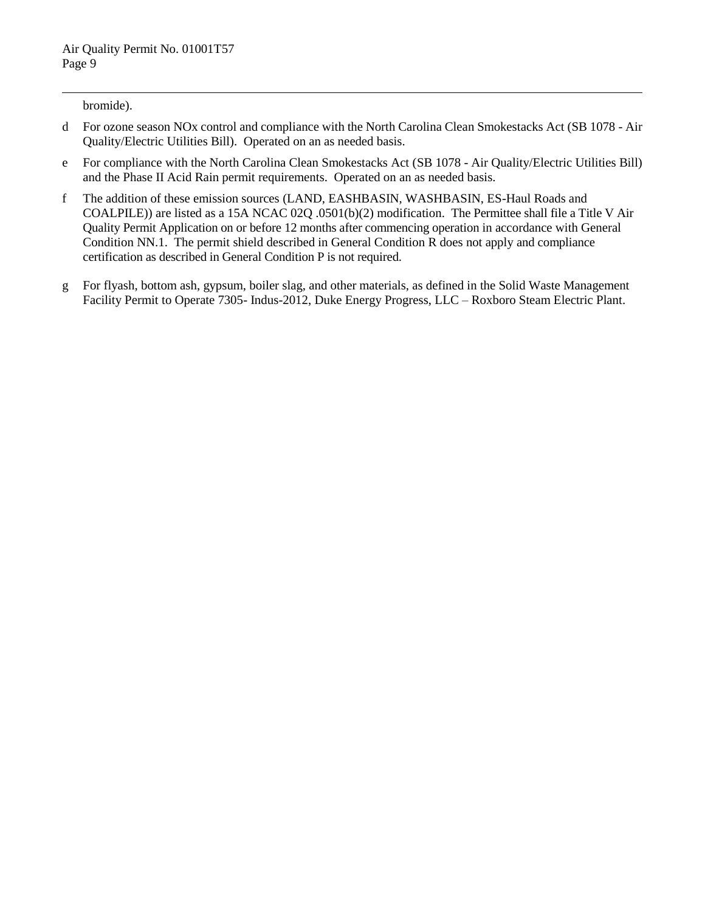bromide).

d For ozone season NOx control and compliance with the North Carolina Clean Smokestacks Act (SB 1078 - Air Quality/Electric Utilities Bill). Operated on an as needed basis.

e For compliance with the North Carolina Clean Smokestacks Act (SB 1078 - Air Quality/Electric Utilities Bill) and the Phase II Acid Rain permit requirements. Operated on an as needed basis.

f The addition of these emission sources (LAND, EASHBASIN, WASHBASIN, ES-Haul Roads and COALPILE)) are listed as a 15A NCAC 02Q .0501(b)(2) modification. The Permittee shall file a Title V Air Quality Permit Application on or before 12 months after commencing operation in accordance with General Condition NN.1. The permit shield described in General Condition R does not apply and compliance certification as described in General Condition P is not required.

g For flyash, bottom ash, gypsum, boiler slag, and other materials, as defined in the Solid Waste Management Facility Permit to Operate 7305- Indus-2012, Duke Energy Progress, LLC – Roxboro Steam Electric Plant.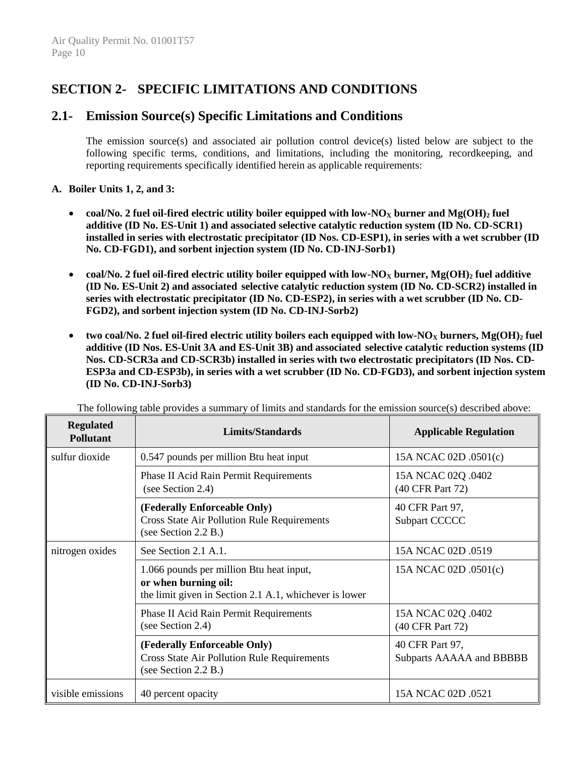# SECTION 2- SPECIFIC LIMITATIONS AND CONDITIONS

## 2.1- Emission Source(s) Specific Limitations and Conditions

The emission source(s) and associated air pollution control device(s) listed below are subject to the following specific terms, conditions, and limitations, including the monitoring, recordkeeping, and reporting requirements specifically identified herein as applicable requirements:

**A. Boiler Units 1, 2, and 3:**

- **coal/No. 2 fuel oil-fired electric utility boiler equipped with low-$NO_X$ burner and $Mg(OH)_2$ fuel additive (ID No. ES-Unit 1) and associated selective catalytic reduction system (ID No. CD-SCR1) installed in series with electrostatic precipitator (ID Nos. CD-ESP1), in series with a wet scrubber (ID No. CD-FGD1), and sorbent injection system (ID No. CD-INJ-Sorb1)**

- **coal/No. 2 fuel oil-fired electric utility boiler equipped with low-$NO_X$ burner, $Mg(OH)_2$ fuel additive (ID No. ES-Unit 2) and associated selective catalytic reduction system (ID No. CD-SCR2) installed in series with electrostatic precipitator (ID No. CD-ESP2), in series with a wet scrubber (ID No. CD-FGD2), and sorbent injection system (ID No. CD-INJ-Sorb2)**

- **two coal/No. 2 fuel oil-fired electric utility boilers each equipped with low-$NO_X$ burners, $Mg(OH)_2$ fuel additive (ID Nos. ES-Unit 3A and ES-Unit 3B) and associated selective catalytic reduction systems (ID Nos. CD-SCR3a and CD-SCR3b) installed in series with two electrostatic precipitators (ID Nos. CD-ESP3a and CD-ESP3b), in series with a wet scrubber (ID No. CD-FGD3), and sorbent injection system (ID No. CD-INJ-Sorb3)**

The following table provides a summary of limits and standards for the emission source(s) described above:

| Regulated Pollutant | Limits/Standards | Applicable Regulation |
|---|---|---|
| sulfur dioxide | 0.547 pounds per million Btu heat input | 15A NCAC 02D .0501(c) |
| | Phase II Acid Rain Permit Requirements (see Section 2.4) | 15A NCAC 02Q .0402 (40 CFR Part 72) |
| | **(Federally Enforceable Only)** Cross State Air Pollution Rule Requirements (see Section 2.2 B.) | 40 CFR Part 97, Subpart CCCCC |
| nitrogen oxides | See Section 2.1 A.1. | 15A NCAC 02D .0519 |
| | 1.066 pounds per million Btu heat input, **or when burning oil:** the limit given in Section 2.1 A.1, whichever is lower | 15A NCAC 02D .0501(c) |
| | Phase II Acid Rain Permit Requirements (see Section 2.4) | 15A NCAC 02Q .0402 (40 CFR Part 72) |
| | **(Federally Enforceable Only)** Cross State Air Pollution Rule Requirements (see Section 2.2 B.) | 40 CFR Part 97, Subparts AAAAA and BBBBB |
| visible emissions | 40 percent opacity | 15A NCAC 02D .0521 |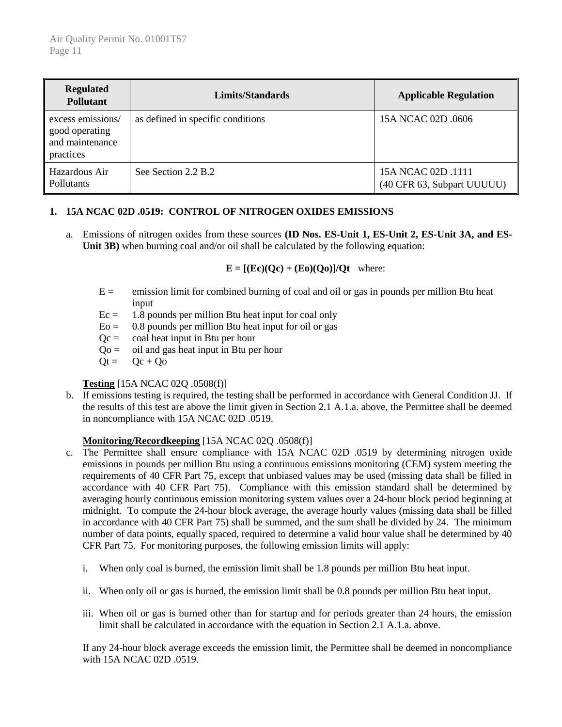| Regulated Pollutant | Limits/Standards | Applicable Regulation |
|---|---|---|
| excess emissions/ good operating and maintenance practices | as defined in specific conditions | 15A NCAC 02D .0606 |
| Hazardous Air Pollutants | See Section 2.2 B.2 | 15A NCAC 02D .1111 (40 CFR 63, Subpart UUUUU) |

**1. 15A NCAC 02D .0519: CONTROL OF NITROGEN OXIDES EMISSIONS**

a. Emissions of nitrogen oxides from these sources **(ID Nos. ES-Unit 1, ES-Unit 2, ES-Unit 3A, and ES-Unit 3B)** when burning coal and/or oil shall be calculated by the following equation:

$$E = [(E_c)(Q_c) + (E_o)(Q_o)]/Q_t \quad \text{where:}$$

- $E$ = emission limit for combined burning of coal and oil or gas in pounds per million Btu heat input
- $E_c$ = 1.8 pounds per million Btu heat input for coal only
- $E_o$ = 0.8 pounds per million Btu heat input for oil or gas
- $Q_c$ = coal heat input in Btu per hour
- $Q_o$ = oil and gas heat input in Btu per hour
- $Q_t$ = $Q_c + Q_o$

**Testing** [15A NCAC 02Q .0508(f)]

b. If emissions testing is required, the testing shall be performed in accordance with General Condition JJ. If the results of this test are above the limit given in Section 2.1 A.1.a. above, the Permittee shall be deemed in noncompliance with 15A NCAC 02D .0519.

**Monitoring/Recordkeeping** [15A NCAC 02Q .0508(f)]

c. The Permittee shall ensure compliance with 15A NCAC 02D .0519 by determining nitrogen oxide emissions in pounds per million Btu using a continuous emissions monitoring (CEM) system meeting the requirements of 40 CFR Part 75, except that unbiased values may be used (missing data shall be filled in accordance with 40 CFR Part 75). Compliance with this emission standard shall be determined by averaging hourly continuous emission monitoring system values over a 24-hour block period beginning at midnight. To compute the 24-hour block average, the average hourly values (missing data shall be filled in accordance with 40 CFR Part 75) shall be summed, and the sum shall be divided by 24. The minimum number of data points, equally spaced, required to determine a valid hour value shall be determined by 40 CFR Part 75. For monitoring purposes, the following emission limits will apply:

   i. When only coal is burned, the emission limit shall be 1.8 pounds per million Btu heat input.

   ii. When only oil or gas is burned, the emission limit shall be 0.8 pounds per million Btu heat input.

   iii. When oil or gas is burned other than for startup and for periods greater than 24 hours, the emission limit shall be calculated in accordance with the equation in Section 2.1 A.1.a. above.

If any 24-hour block average exceeds the emission limit, the Permittee shall be deemed in noncompliance with 15A NCAC 02D .0519.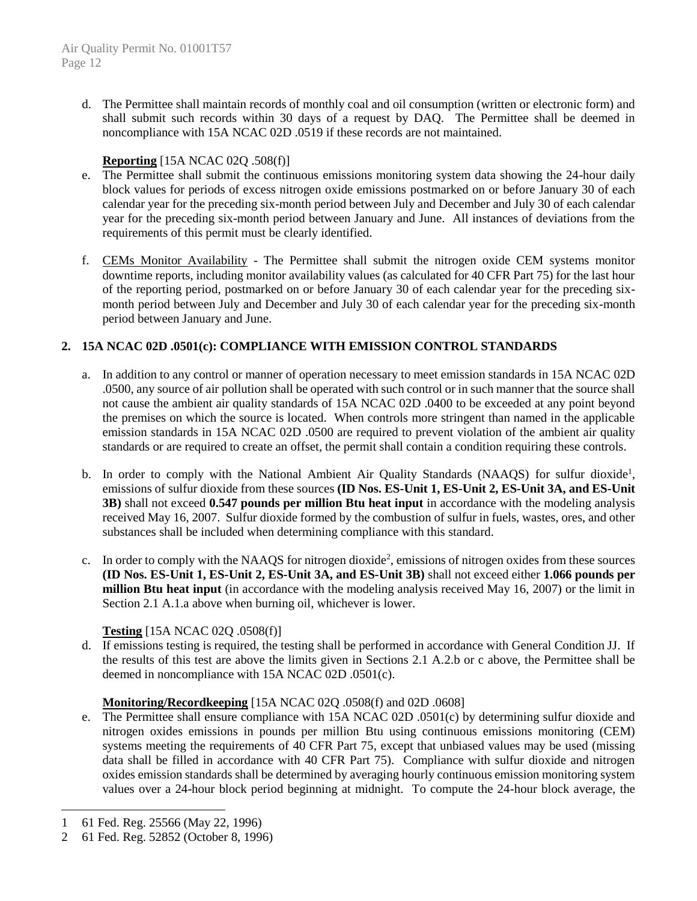d. The Permittee shall maintain records of monthly coal and oil consumption (written or electronic form) and shall submit such records within 30 days of a request by DAQ. The Permittee shall be deemed in noncompliance with 15A NCAC 02D .0519 if these records are not maintained.

**Reporting** [15A NCAC 02Q .508(f)]

e. The Permittee shall submit the continuous emissions monitoring system data showing the 24-hour daily block values for periods of excess nitrogen oxide emissions postmarked on or before January 30 of each calendar year for the preceding six-month period between July and December and July 30 of each calendar year for the preceding six-month period between January and June. All instances of deviations from the requirements of this permit must be clearly identified.

f. CEMs Monitor Availability - The Permittee shall submit the nitrogen oxide CEM systems monitor downtime reports, including monitor availability values (as calculated for 40 CFR Part 75) for the last hour of the reporting period, postmarked on or before January 30 of each calendar year for the preceding six-month period between July and December and July 30 of each calendar year for the preceding six-month period between January and June.

## 2. 15A NCAC 02D .0501(c): COMPLIANCE WITH EMISSION CONTROL STANDARDS

a. In addition to any control or manner of operation necessary to meet emission standards in 15A NCAC 02D .0500, any source of air pollution shall be operated with such control or in such manner that the source shall not cause the ambient air quality standards of 15A NCAC 02D .0400 to be exceeded at any point beyond the premises on which the source is located. When controls more stringent than named in the applicable emission standards in 15A NCAC 02D .0500 are required to prevent violation of the ambient air quality standards or are required to create an offset, the permit shall contain a condition requiring these controls.

b. In order to comply with the National Ambient Air Quality Standards (NAAQS) for sulfur dioxide[1], emissions of sulfur dioxide from these sources **(ID Nos. ES-Unit 1, ES-Unit 2, ES-Unit 3A, and ES-Unit 3B)** shall not exceed **0.547 pounds per million Btu heat input** in accordance with the modeling analysis received May 16, 2007. Sulfur dioxide formed by the combustion of sulfur in fuels, wastes, ores, and other substances shall be included when determining compliance with this standard.

c. In order to comply with the NAAQS for nitrogen dioxide[2], emissions of nitrogen oxides from these sources **(ID Nos. ES-Unit 1, ES-Unit 2, ES-Unit 3A, and ES-Unit 3B)** shall not exceed either **1.066 pounds per million Btu heat input** (in accordance with the modeling analysis received May 16, 2007) or the limit in Section 2.1 A.1.a above when burning oil, whichever is lower.

**Testing** [15A NCAC 02Q .0508(f)]

d. If emissions testing is required, the testing shall be performed in accordance with General Condition JJ. If the results of this test are above the limits given in Sections 2.1 A.2.b or c above, the Permittee shall be deemed in noncompliance with 15A NCAC 02D .0501(c).

**Monitoring/Recordkeeping** [15A NCAC 02Q .0508(f) and 02D .0608]

e. The Permittee shall ensure compliance with 15A NCAC 02D .0501(c) by determining sulfur dioxide and nitrogen oxides emissions in pounds per million Btu using continuous emissions monitoring (CEM) systems meeting the requirements of 40 CFR Part 75, except that unbiased values may be used (missing data shall be filled in accordance with 40 CFR Part 75). Compliance with sulfur dioxide and nitrogen oxides emission standards shall be determined by averaging hourly continuous emission monitoring system values over a 24-hour block period beginning at midnight. To compute the 24-hour block average, the

---

1 61 Fed. Reg. 25566 (May 22, 1996)

2 61 Fed. Reg. 52852 (October 8, 1996)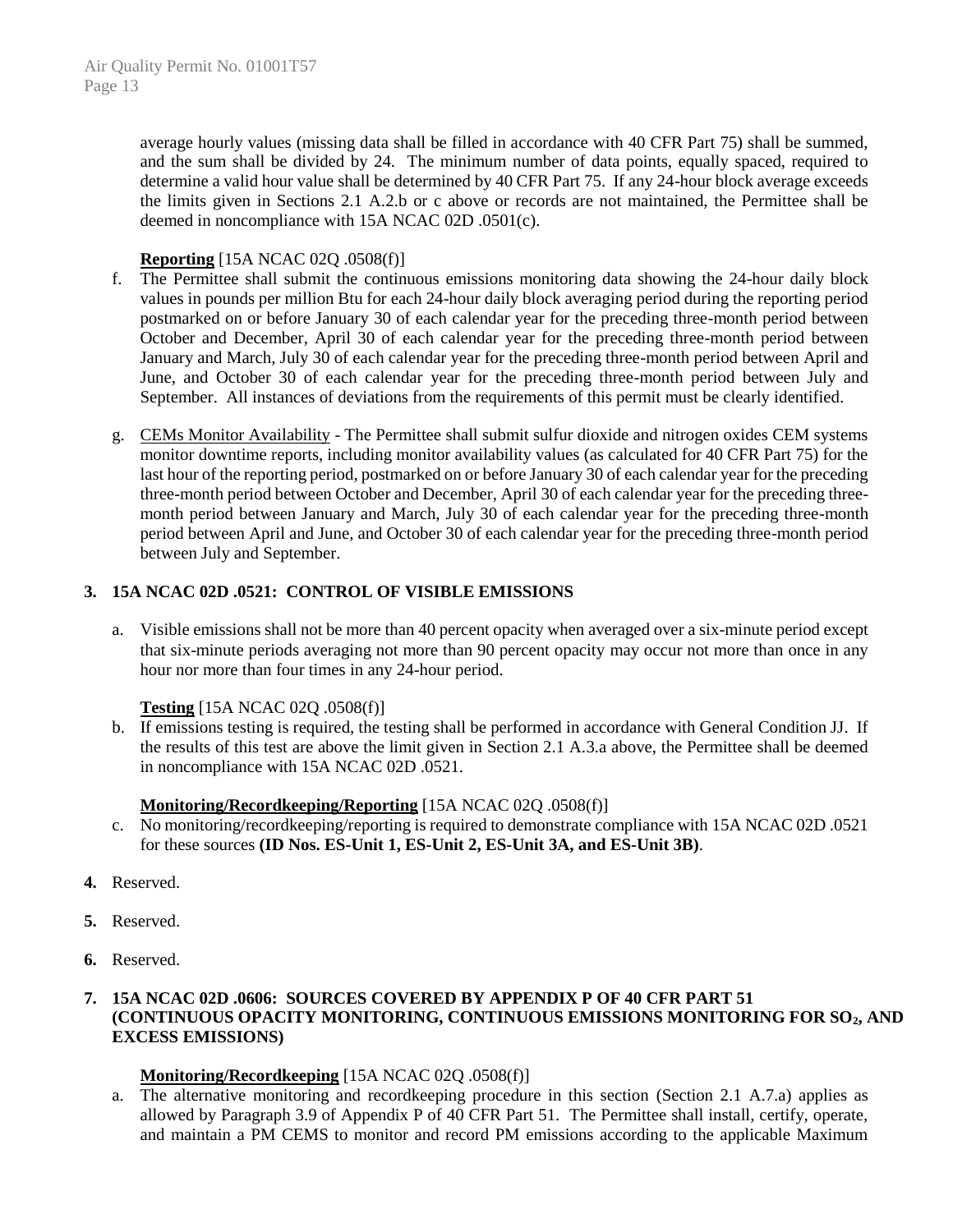average hourly values (missing data shall be filled in accordance with 40 CFR Part 75) shall be summed, and the sum shall be divided by 24. The minimum number of data points, equally spaced, required to determine a valid hour value shall be determined by 40 CFR Part 75. If any 24-hour block average exceeds the limits given in Sections 2.1 A.2.b or c above or records are not maintained, the Permittee shall be deemed in noncompliance with 15A NCAC 02D .0501(c).

**Reporting** [15A NCAC 02Q .0508(f)]

f. The Permittee shall submit the continuous emissions monitoring data showing the 24-hour daily block values in pounds per million Btu for each 24-hour daily block averaging period during the reporting period postmarked on or before January 30 of each calendar year for the preceding three-month period between October and December, April 30 of each calendar year for the preceding three-month period between January and March, July 30 of each calendar year for the preceding three-month period between April and June, and October 30 of each calendar year for the preceding three-month period between July and September. All instances of deviations from the requirements of this permit must be clearly identified.

g. CEMs Monitor Availability - The Permittee shall submit sulfur dioxide and nitrogen oxides CEM systems monitor downtime reports, including monitor availability values (as calculated for 40 CFR Part 75) for the last hour of the reporting period, postmarked on or before January 30 of each calendar year for the preceding three-month period between October and December, April 30 of each calendar year for the preceding three-month period between January and March, July 30 of each calendar year for the preceding three-month period between April and June, and October 30 of each calendar year for the preceding three-month period between July and September.

**3. 15A NCAC 02D .0521: CONTROL OF VISIBLE EMISSIONS**

a. Visible emissions shall not be more than 40 percent opacity when averaged over a six-minute period except that six-minute periods averaging not more than 90 percent opacity may occur not more than once in any hour nor more than four times in any 24-hour period.

**Testing** [15A NCAC 02Q .0508(f)]

b. If emissions testing is required, the testing shall be performed in accordance with General Condition JJ. If the results of this test are above the limit given in Section 2.1 A.3.a above, the Permittee shall be deemed in noncompliance with 15A NCAC 02D .0521.

**Monitoring/Recordkeeping/Reporting** [15A NCAC 02Q .0508(f)]

c. No monitoring/recordkeeping/reporting is required to demonstrate compliance with 15A NCAC 02D .0521 for these sources **(ID Nos. ES-Unit 1, ES-Unit 2, ES-Unit 3A, and ES-Unit 3B)**.

**4.** Reserved.

**5.** Reserved.

**6.** Reserved.

**7. 15A NCAC 02D .0606: SOURCES COVERED BY APPENDIX P OF 40 CFR PART 51 (CONTINUOUS OPACITY MONITORING, CONTINUOUS EMISSIONS MONITORING FOR $SO_2$, AND EXCESS EMISSIONS)**

**Monitoring/Recordkeeping** [15A NCAC 02Q .0508(f)]

a. The alternative monitoring and recordkeeping procedure in this section (Section 2.1 A.7.a) applies as allowed by Paragraph 3.9 of Appendix P of 40 CFR Part 51. The Permittee shall install, certify, operate, and maintain a PM CEMS to monitor and record PM emissions according to the applicable Maximum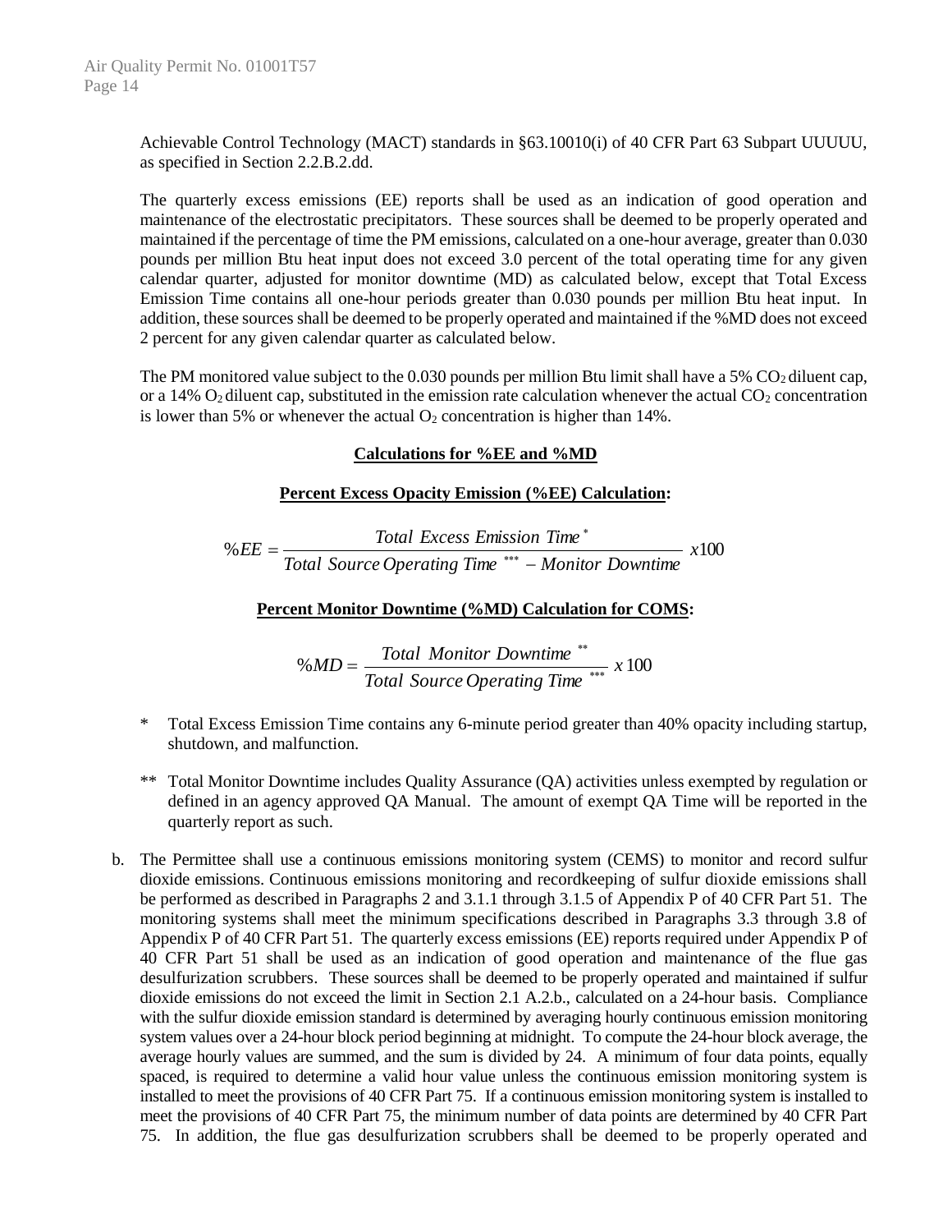Achievable Control Technology (MACT) standards in §63.10010(i) of 40 CFR Part 63 Subpart UUUUU, as specified in Section 2.2.B.2.dd.

The quarterly excess emissions (EE) reports shall be used as an indication of good operation and maintenance of the electrostatic precipitators. These sources shall be deemed to be properly operated and maintained if the percentage of time the PM emissions, calculated on a one-hour average, greater than 0.030 pounds per million Btu heat input does not exceed 3.0 percent of the total operating time for any given calendar quarter, adjusted for monitor downtime (MD) as calculated below, except that Total Excess Emission Time contains all one-hour periods greater than 0.030 pounds per million Btu heat input. In addition, these sources shall be deemed to be properly operated and maintained if the %MD does not exceed 2 percent for any given calendar quarter as calculated below.

The PM monitored value subject to the 0.030 pounds per million Btu limit shall have a 5% $CO_2$ diluent cap, or a 14% $O_2$ diluent cap, substituted in the emission rate calculation whenever the actual $CO_2$ concentration is lower than 5% or whenever the actual $O_2$ concentration is higher than 14%.

**Calculations for %EE and %MD**

**Percent Excess Opacity Emission (%EE) Calculation:**

$$\%EE = \frac{Total\ Excess\ Emission\ Time^{*}}{Total\ Source\ Operating\ Time^{***} - Monitor\ Downtime}\ x100$$

**Percent Monitor Downtime (%MD) Calculation for COMS:**

$$\%MD = \frac{Total\ Monitor\ Downtime^{**}}{Total\ Source\ Operating\ Time^{***}}\ x\,100$$

\* Total Excess Emission Time contains any 6-minute period greater than 40% opacity including startup, shutdown, and malfunction.

\*\* Total Monitor Downtime includes Quality Assurance (QA) activities unless exempted by regulation or defined in an agency approved QA Manual. The amount of exempt QA Time will be reported in the quarterly report as such.

b. The Permittee shall use a continuous emissions monitoring system (CEMS) to monitor and record sulfur dioxide emissions. Continuous emissions monitoring and recordkeeping of sulfur dioxide emissions shall be performed as described in Paragraphs 2 and 3.1.1 through 3.1.5 of Appendix P of 40 CFR Part 51. The monitoring systems shall meet the minimum specifications described in Paragraphs 3.3 through 3.8 of Appendix P of 40 CFR Part 51. The quarterly excess emissions (EE) reports required under Appendix P of 40 CFR Part 51 shall be used as an indication of good operation and maintenance of the flue gas desulfurization scrubbers. These sources shall be deemed to be properly operated and maintained if sulfur dioxide emissions do not exceed the limit in Section 2.1 A.2.b., calculated on a 24-hour basis. Compliance with the sulfur dioxide emission standard is determined by averaging hourly continuous emission monitoring system values over a 24-hour block period beginning at midnight. To compute the 24-hour block average, the average hourly values are summed, and the sum is divided by 24. A minimum of four data points, equally spaced, is required to determine a valid hour value unless the continuous emission monitoring system is installed to meet the provisions of 40 CFR Part 75. If a continuous emission monitoring system is installed to meet the provisions of 40 CFR Part 75, the minimum number of data points are determined by 40 CFR Part 75. In addition, the flue gas desulfurization scrubbers shall be deemed to be properly operated and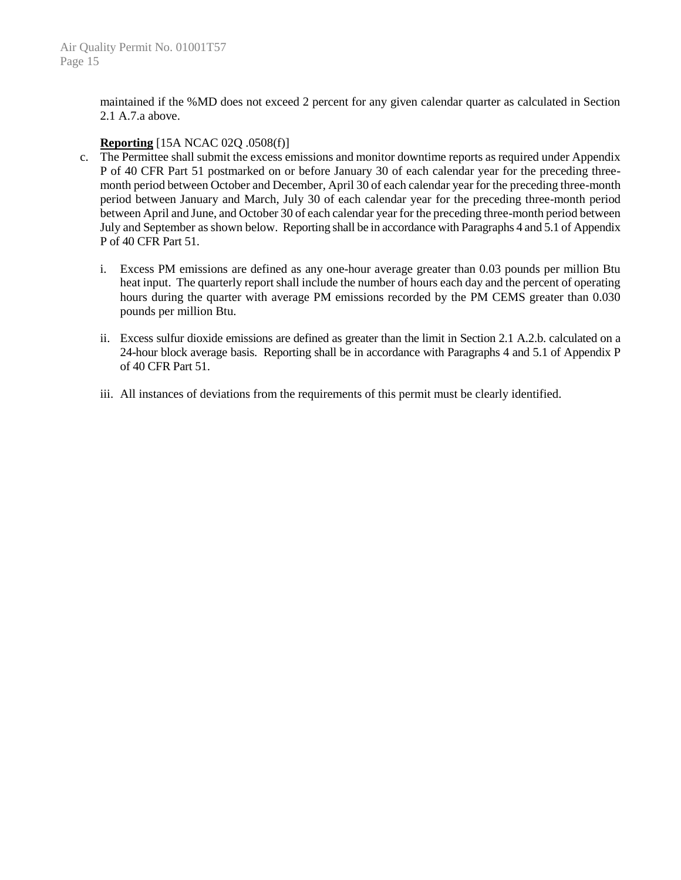maintained if the %MD does not exceed 2 percent for any given calendar quarter as calculated in Section 2.1 A.7.a above.

**Reporting** [15A NCAC 02Q .0508(f)]

c. The Permittee shall submit the excess emissions and monitor downtime reports as required under Appendix P of 40 CFR Part 51 postmarked on or before January 30 of each calendar year for the preceding three-month period between October and December, April 30 of each calendar year for the preceding three-month period between January and March, July 30 of each calendar year for the preceding three-month period between April and June, and October 30 of each calendar year for the preceding three-month period between July and September as shown below. Reporting shall be in accordance with Paragraphs 4 and 5.1 of Appendix P of 40 CFR Part 51.

   i. Excess PM emissions are defined as any one-hour average greater than 0.03 pounds per million Btu heat input. The quarterly report shall include the number of hours each day and the percent of operating hours during the quarter with average PM emissions recorded by the PM CEMS greater than 0.030 pounds per million Btu.

   ii. Excess sulfur dioxide emissions are defined as greater than the limit in Section 2.1 A.2.b. calculated on a 24-hour block average basis. Reporting shall be in accordance with Paragraphs 4 and 5.1 of Appendix P of 40 CFR Part 51.

   iii. All instances of deviations from the requirements of this permit must be clearly identified.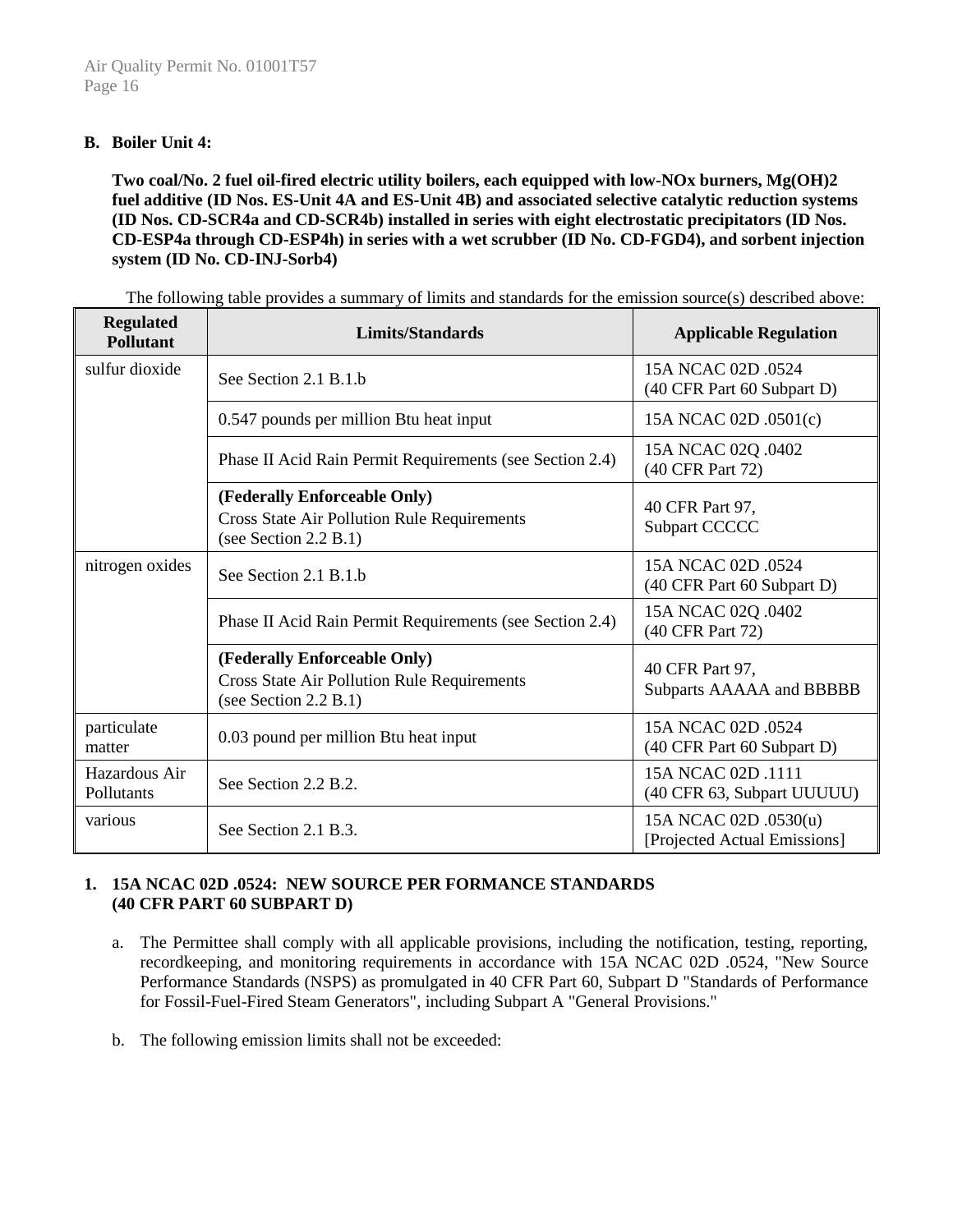**B. Boiler Unit 4:**

**Two coal/No. 2 fuel oil-fired electric utility boilers, each equipped with low-NOx burners, $Mg(OH)_2$ fuel additive (ID Nos. ES-Unit 4A and ES-Unit 4B) and associated selective catalytic reduction systems (ID Nos. CD-SCR4a and CD-SCR4b) installed in series with eight electrostatic precipitators (ID Nos. CD-ESP4a through CD-ESP4h) in series with a wet scrubber (ID No. CD-FGD4), and sorbent injection system (ID No. CD-INJ-Sorb4)**

The following table provides a summary of limits and standards for the emission source(s) described above:

| Regulated Pollutant | Limits/Standards | Applicable Regulation |
|---|---|---|
| sulfur dioxide | See Section 2.1 B.1.b | 15A NCAC 02D .0524 (40 CFR Part 60 Subpart D) |
| | 0.547 pounds per million Btu heat input | 15A NCAC 02D .0501(c) |
| | Phase II Acid Rain Permit Requirements (see Section 2.4) | 15A NCAC 02Q .0402 (40 CFR Part 72) |
| | **(Federally Enforceable Only)** Cross State Air Pollution Rule Requirements (see Section 2.2 B.1) | 40 CFR Part 97, Subpart CCCCC |
| nitrogen oxides | See Section 2.1 B.1.b | 15A NCAC 02D .0524 (40 CFR Part 60 Subpart D) |
| | Phase II Acid Rain Permit Requirements (see Section 2.4) | 15A NCAC 02Q .0402 (40 CFR Part 72) |
| | **(Federally Enforceable Only)** Cross State Air Pollution Rule Requirements (see Section 2.2 B.1) | 40 CFR Part 97, Subparts AAAAA and BBBBB |
| particulate matter | 0.03 pound per million Btu heat input | 15A NCAC 02D .0524 (40 CFR Part 60 Subpart D) |
| Hazardous Air Pollutants | See Section 2.2 B.2. | 15A NCAC 02D .1111 (40 CFR 63, Subpart UUUUU) |
| various | See Section 2.1 B.3. | 15A NCAC 02D .0530(u) [Projected Actual Emissions] |

**1. 15A NCAC 02D .0524: NEW SOURCE PER FORMANCE STANDARDS (40 CFR PART 60 SUBPART D)**

a. The Permittee shall comply with all applicable provisions, including the notification, testing, reporting, recordkeeping, and monitoring requirements in accordance with 15A NCAC 02D .0524, "New Source Performance Standards (NSPS) as promulgated in 40 CFR Part 60, Subpart D "Standards of Performance for Fossil-Fuel-Fired Steam Generators", including Subpart A "General Provisions."

b. The following emission limits shall not be exceeded: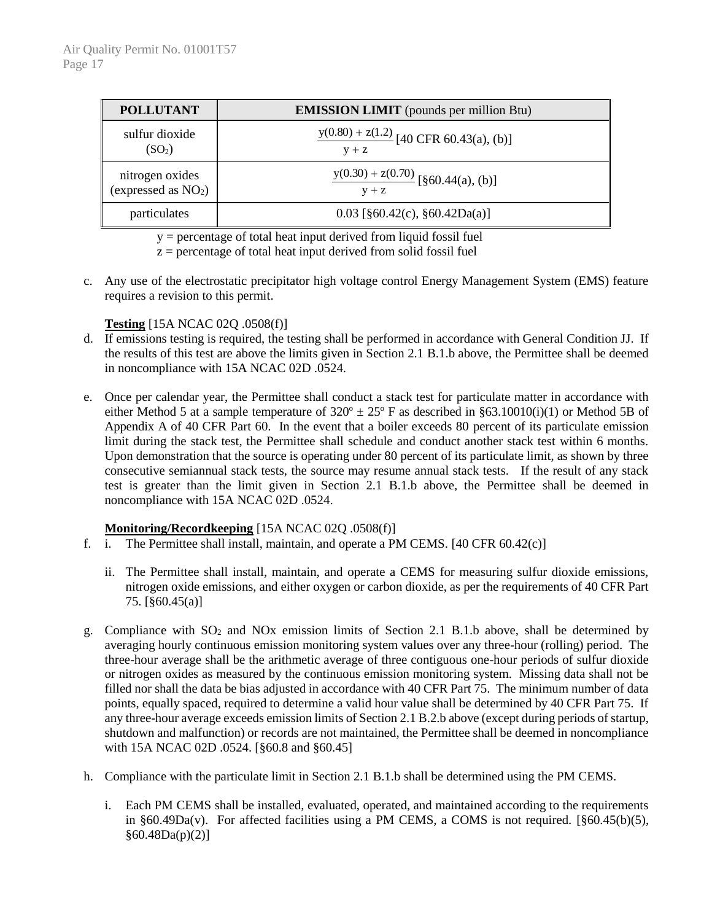| POLLUTANT | **EMISSION LIMIT** (pounds per million Btu) |
|---|---|
| sulfur dioxide ($SO_2$) | $\frac{y(0.80) + z(1.2)}{y + z}$ [40 CFR 60.43(a), (b)] |
| nitrogen oxides (expressed as $NO_2$) | $\frac{y(0.30) + z(0.70)}{y + z}$ [§60.44(a), (b)] |
| particulates | 0.03 [§60.42(c), §60.42Da(a)] |

y = percentage of total heat input derived from liquid fossil fuel
z = percentage of total heat input derived from solid fossil fuel

c. Any use of the electrostatic precipitator high voltage control Energy Management System (EMS) feature requires a revision to this permit.

**Testing** [15A NCAC 02Q .0508(f)]

d. If emissions testing is required, the testing shall be performed in accordance with General Condition JJ. If the results of this test are above the limits given in Section 2.1 B.1.b above, the Permittee shall be deemed in noncompliance with 15A NCAC 02D .0524.

e. Once per calendar year, the Permittee shall conduct a stack test for particulate matter in accordance with either Method 5 at a sample temperature of 320º ± 25º F as described in §63.10010(i)(1) or Method 5B of Appendix A of 40 CFR Part 60. In the event that a boiler exceeds 80 percent of its particulate emission limit during the stack test, the Permittee shall schedule and conduct another stack test within 6 months. Upon demonstration that the source is operating under 80 percent of its particulate limit, as shown by three consecutive semiannual stack tests, the source may resume annual stack tests. If the result of any stack test is greater than the limit given in Section 2.1 B.1.b above, the Permittee shall be deemed in noncompliance with 15A NCAC 02D .0524.

**Monitoring/Recordkeeping** [15A NCAC 02Q .0508(f)]

f. i. The Permittee shall install, maintain, and operate a PM CEMS. [40 CFR 60.42(c)]

   ii. The Permittee shall install, maintain, and operate a CEMS for measuring sulfur dioxide emissions, nitrogen oxide emissions, and either oxygen or carbon dioxide, as per the requirements of 40 CFR Part 75. [§60.45(a)]

g. Compliance with $SO_2$ and NOx emission limits of Section 2.1 B.1.b above, shall be determined by averaging hourly continuous emission monitoring system values over any three-hour (rolling) period. The three-hour average shall be the arithmetic average of three contiguous one-hour periods of sulfur dioxide or nitrogen oxides as measured by the continuous emission monitoring system. Missing data shall not be filled nor shall the data be bias adjusted in accordance with 40 CFR Part 75. The minimum number of data points, equally spaced, required to determine a valid hour value shall be determined by 40 CFR Part 75. If any three-hour average exceeds emission limits of Section 2.1 B.2.b above (except during periods of startup, shutdown and malfunction) or records are not maintained, the Permittee shall be deemed in noncompliance with 15A NCAC 02D .0524. [§60.8 and §60.45]

h. Compliance with the particulate limit in Section 2.1 B.1.b shall be determined using the PM CEMS.

   i. Each PM CEMS shall be installed, evaluated, operated, and maintained according to the requirements in §60.49Da(v). For affected facilities using a PM CEMS, a COMS is not required. [§60.45(b)(5), §60.48Da(p)(2)]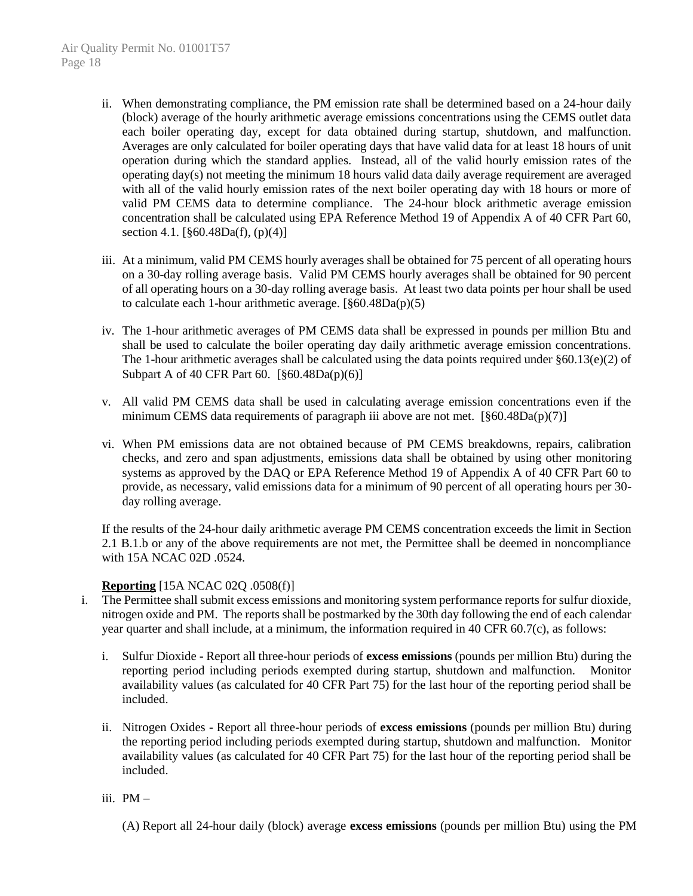ii. When demonstrating compliance, the PM emission rate shall be determined based on a 24-hour daily (block) average of the hourly arithmetic average emissions concentrations using the CEMS outlet data each boiler operating day, except for data obtained during startup, shutdown, and malfunction. Averages are only calculated for boiler operating days that have valid data for at least 18 hours of unit operation during which the standard applies. Instead, all of the valid hourly emission rates of the operating day(s) not meeting the minimum 18 hours valid data daily average requirement are averaged with all of the valid hourly emission rates of the next boiler operating day with 18 hours or more of valid PM CEMS data to determine compliance. The 24-hour block arithmetic average emission concentration shall be calculated using EPA Reference Method 19 of Appendix A of 40 CFR Part 60, section 4.1. [§60.48Da(f), (p)(4)]

iii. At a minimum, valid PM CEMS hourly averages shall be obtained for 75 percent of all operating hours on a 30-day rolling average basis. Valid PM CEMS hourly averages shall be obtained for 90 percent of all operating hours on a 30-day rolling average basis. At least two data points per hour shall be used to calculate each 1-hour arithmetic average. [§60.48Da(p)(5)

iv. The 1-hour arithmetic averages of PM CEMS data shall be expressed in pounds per million Btu and shall be used to calculate the boiler operating day daily arithmetic average emission concentrations. The 1-hour arithmetic averages shall be calculated using the data points required under §60.13(e)(2) of Subpart A of 40 CFR Part 60. [§60.48Da(p)(6)]

v. All valid PM CEMS data shall be used in calculating average emission concentrations even if the minimum CEMS data requirements of paragraph iii above are not met. [§60.48Da(p)(7)]

vi. When PM emissions data are not obtained because of PM CEMS breakdowns, repairs, calibration checks, and zero and span adjustments, emissions data shall be obtained by using other monitoring systems as approved by the DAQ or EPA Reference Method 19 of Appendix A of 40 CFR Part 60 to provide, as necessary, valid emissions data for a minimum of 90 percent of all operating hours per 30-day rolling average.

If the results of the 24-hour daily arithmetic average PM CEMS concentration exceeds the limit in Section 2.1 B.1.b or any of the above requirements are not met, the Permittee shall be deemed in noncompliance with 15A NCAC 02D .0524.

**Reporting** [15A NCAC 02Q .0508(f)]

i. The Permittee shall submit excess emissions and monitoring system performance reports for sulfur dioxide, nitrogen oxide and PM. The reports shall be postmarked by the 30th day following the end of each calendar year quarter and shall include, at a minimum, the information required in 40 CFR 60.7(c), as follows:

   i. Sulfur Dioxide - Report all three-hour periods of **excess emissions** (pounds per million Btu) during the reporting period including periods exempted during startup, shutdown and malfunction. Monitor availability values (as calculated for 40 CFR Part 75) for the last hour of the reporting period shall be included.

   ii. Nitrogen Oxides - Report all three-hour periods of **excess emissions** (pounds per million Btu) during the reporting period including periods exempted during startup, shutdown and malfunction. Monitor availability values (as calculated for 40 CFR Part 75) for the last hour of the reporting period shall be included.

   iii. PM –

      (A) Report all 24-hour daily (block) average **excess emissions** (pounds per million Btu) using the PM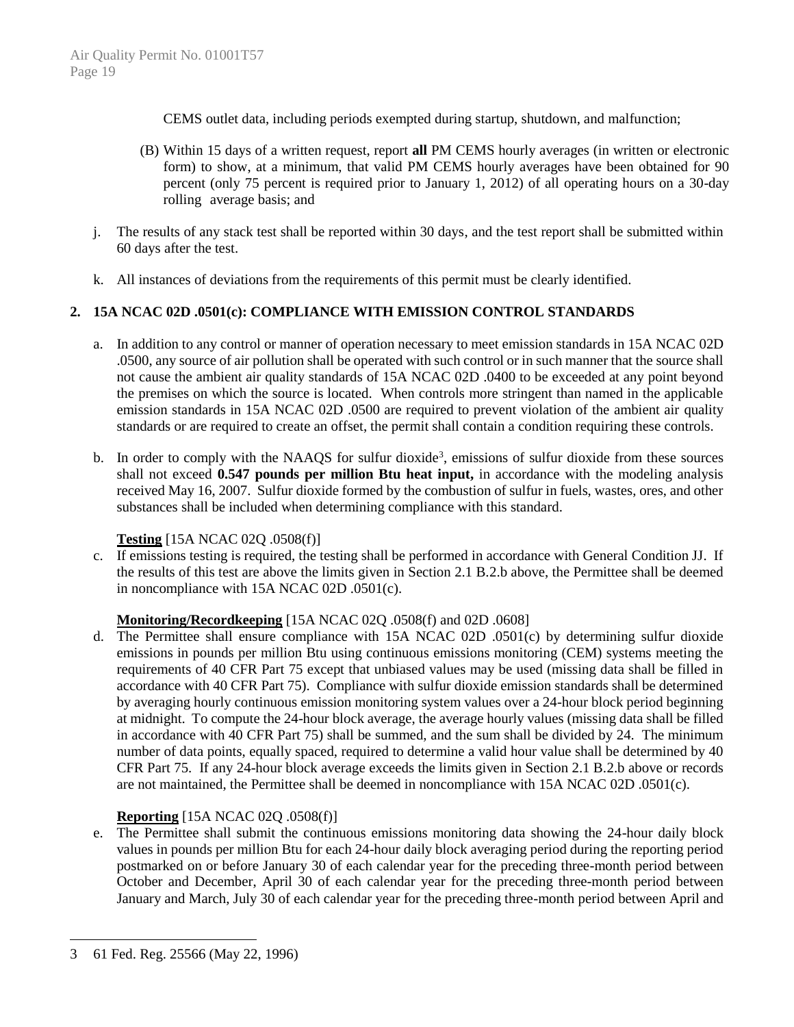CEMS outlet data, including periods exempted during startup, shutdown, and malfunction;

(B) Within 15 days of a written request, report **all** PM CEMS hourly averages (in written or electronic form) to show, at a minimum, that valid PM CEMS hourly averages have been obtained for 90 percent (only 75 percent is required prior to January 1, 2012) of all operating hours on a 30-day rolling average basis; and

j. The results of any stack test shall be reported within 30 days, and the test report shall be submitted within 60 days after the test.

k. All instances of deviations from the requirements of this permit must be clearly identified.

**2. 15A NCAC 02D .0501(c): COMPLIANCE WITH EMISSION CONTROL STANDARDS**

a. In addition to any control or manner of operation necessary to meet emission standards in 15A NCAC 02D .0500, any source of air pollution shall be operated with such control or in such manner that the source shall not cause the ambient air quality standards of 15A NCAC 02D .0400 to be exceeded at any point beyond the premises on which the source is located. When controls more stringent than named in the applicable emission standards in 15A NCAC 02D .0500 are required to prevent violation of the ambient air quality standards or are required to create an offset, the permit shall contain a condition requiring these controls.

b. In order to comply with the NAAQS for sulfur dioxide[3], emissions of sulfur dioxide from these sources shall not exceed **0.547 pounds per million Btu heat input,** in accordance with the modeling analysis received May 16, 2007. Sulfur dioxide formed by the combustion of sulfur in fuels, wastes, ores, and other substances shall be included when determining compliance with this standard.

**Testing** [15A NCAC 02Q .0508(f)]

c. If emissions testing is required, the testing shall be performed in accordance with General Condition JJ. If the results of this test are above the limits given in Section 2.1 B.2.b above, the Permittee shall be deemed in noncompliance with 15A NCAC 02D .0501(c).

**Monitoring/Recordkeeping** [15A NCAC 02Q .0508(f) and 02D .0608]

d. The Permittee shall ensure compliance with 15A NCAC 02D .0501(c) by determining sulfur dioxide emissions in pounds per million Btu using continuous emissions monitoring (CEM) systems meeting the requirements of 40 CFR Part 75 except that unbiased values may be used (missing data shall be filled in accordance with 40 CFR Part 75). Compliance with sulfur dioxide emission standards shall be determined by averaging hourly continuous emission monitoring system values over a 24-hour block period beginning at midnight. To compute the 24-hour block average, the average hourly values (missing data shall be filled in accordance with 40 CFR Part 75) shall be summed, and the sum shall be divided by 24. The minimum number of data points, equally spaced, required to determine a valid hour value shall be determined by 40 CFR Part 75. If any 24-hour block average exceeds the limits given in Section 2.1 B.2.b above or records are not maintained, the Permittee shall be deemed in noncompliance with 15A NCAC 02D .0501(c).

**Reporting** [15A NCAC 02Q .0508(f)]

e. The Permittee shall submit the continuous emissions monitoring data showing the 24-hour daily block values in pounds per million Btu for each 24-hour daily block averaging period during the reporting period postmarked on or before January 30 of each calendar year for the preceding three-month period between October and December, April 30 of each calendar year for the preceding three-month period between January and March, July 30 of each calendar year for the preceding three-month period between April and

---

3 61 Fed. Reg. 25566 (May 22, 1996)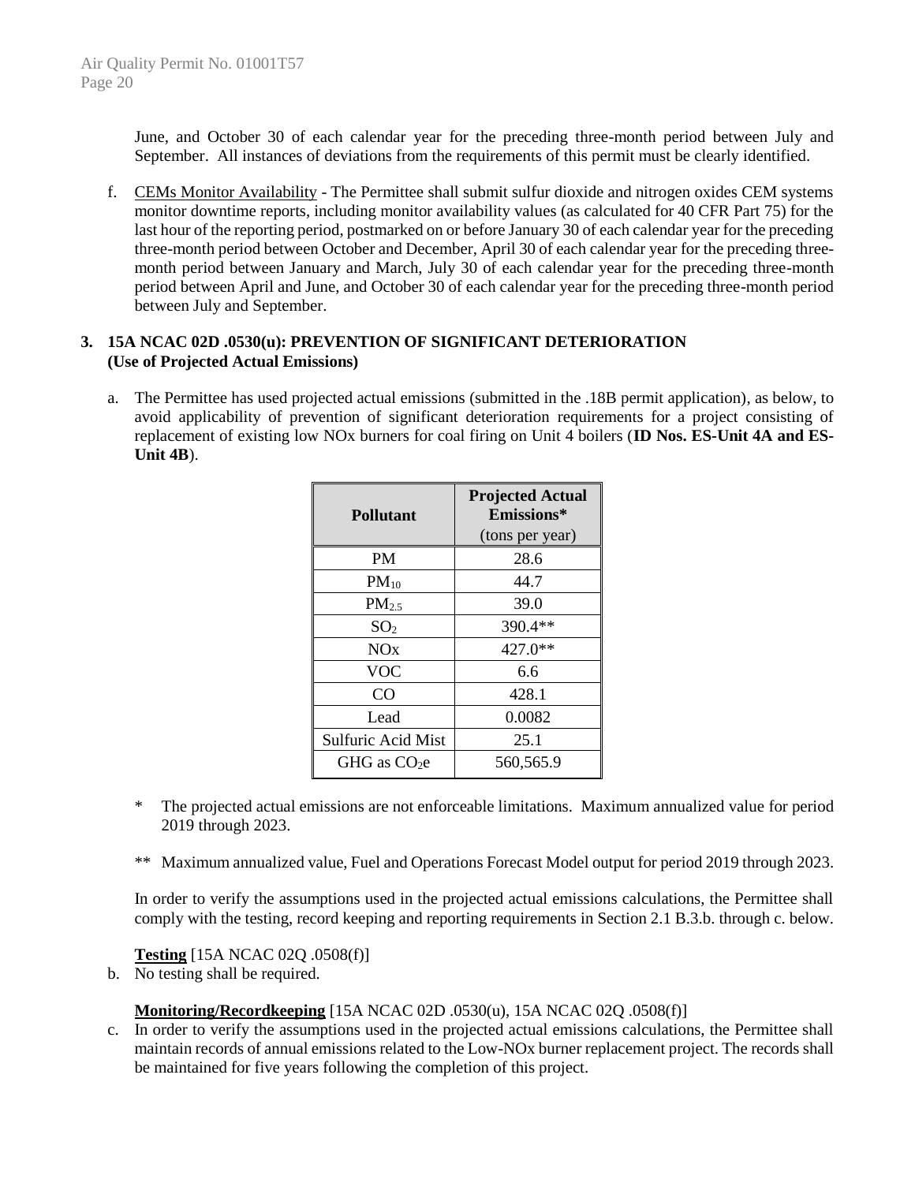June, and October 30 of each calendar year for the preceding three-month period between July and September. All instances of deviations from the requirements of this permit must be clearly identified.

f. CEMs Monitor Availability - The Permittee shall submit sulfur dioxide and nitrogen oxides CEM systems monitor downtime reports, including monitor availability values (as calculated for 40 CFR Part 75) for the last hour of the reporting period, postmarked on or before January 30 of each calendar year for the preceding three-month period between October and December, April 30 of each calendar year for the preceding three-month period between January and March, July 30 of each calendar year for the preceding three-month period between April and June, and October 30 of each calendar year for the preceding three-month period between July and September.

**3. 15A NCAC 02D .0530(u): PREVENTION OF SIGNIFICANT DETERIORATION (Use of Projected Actual Emissions)**

a. The Permittee has used projected actual emissions (submitted in the .18B permit application), as below, to avoid applicability of prevention of significant deterioration requirements for a project consisting of replacement of existing low NOx burners for coal firing on Unit 4 boilers (**ID Nos. ES-Unit 4A and ES-Unit 4B**).

| Pollutant | Projected Actual Emissions* (tons per year) |
|---|---|
| PM | 28.6 |
| $PM_{10}$ | 44.7 |
| $PM_{2.5}$ | 39.0 |
| $SO_2$ | 390.4** |
| NOx | 427.0** |
| VOC | 6.6 |
| CO | 428.1 |
| Lead | 0.0082 |
| Sulfuric Acid Mist | 25.1 |
| GHG as $CO_2e$ | 560,565.9 |

\* The projected actual emissions are not enforceable limitations. Maximum annualized value for period 2019 through 2023.

\*\* Maximum annualized value, Fuel and Operations Forecast Model output for period 2019 through 2023.

In order to verify the assumptions used in the projected actual emissions calculations, the Permittee shall comply with the testing, record keeping and reporting requirements in Section 2.1 B.3.b. through c. below.

**Testing** [15A NCAC 02Q .0508(f)]

b. No testing shall be required.

**Monitoring/Recordkeeping** [15A NCAC 02D .0530(u), 15A NCAC 02Q .0508(f)]

c. In order to verify the assumptions used in the projected actual emissions calculations, the Permittee shall maintain records of annual emissions related to the Low-NOx burner replacement project. The records shall be maintained for five years following the completion of this project.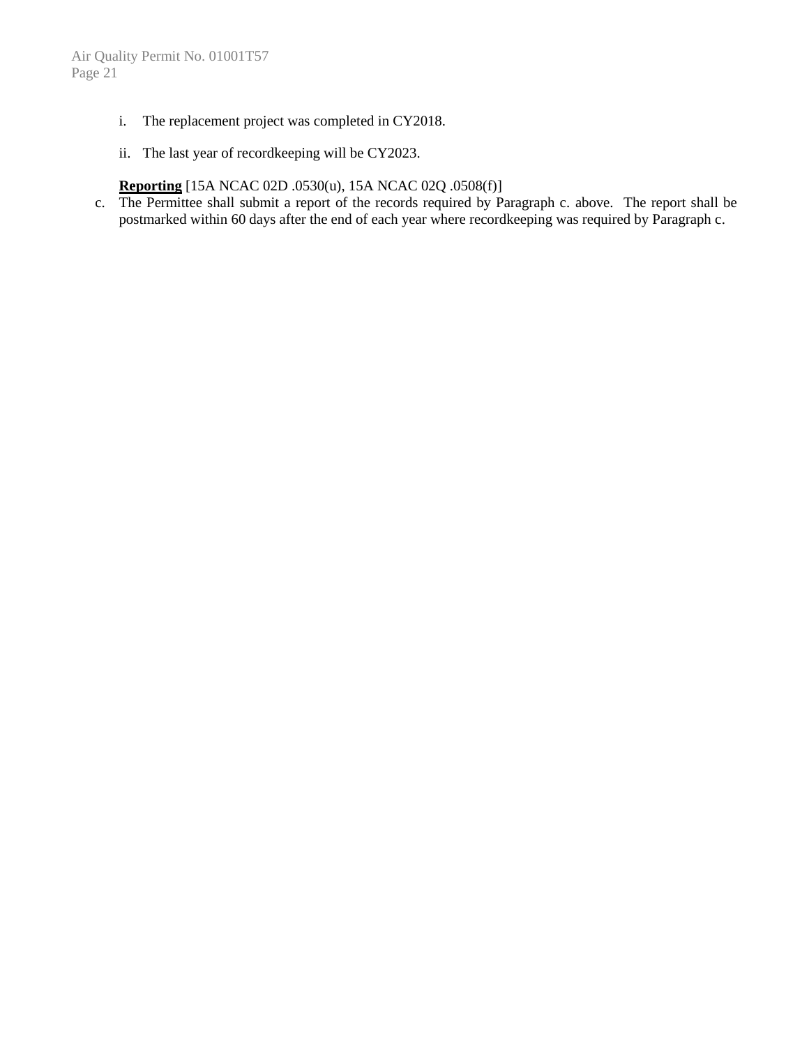i. The replacement project was completed in CY2018.

ii. The last year of recordkeeping will be CY2023.

**Reporting** [15A NCAC 02D .0530(u), 15A NCAC 02Q .0508(f)]

c. The Permittee shall submit a report of the records required by Paragraph c. above. The report shall be postmarked within 60 days after the end of each year where recordkeeping was required by Paragraph c.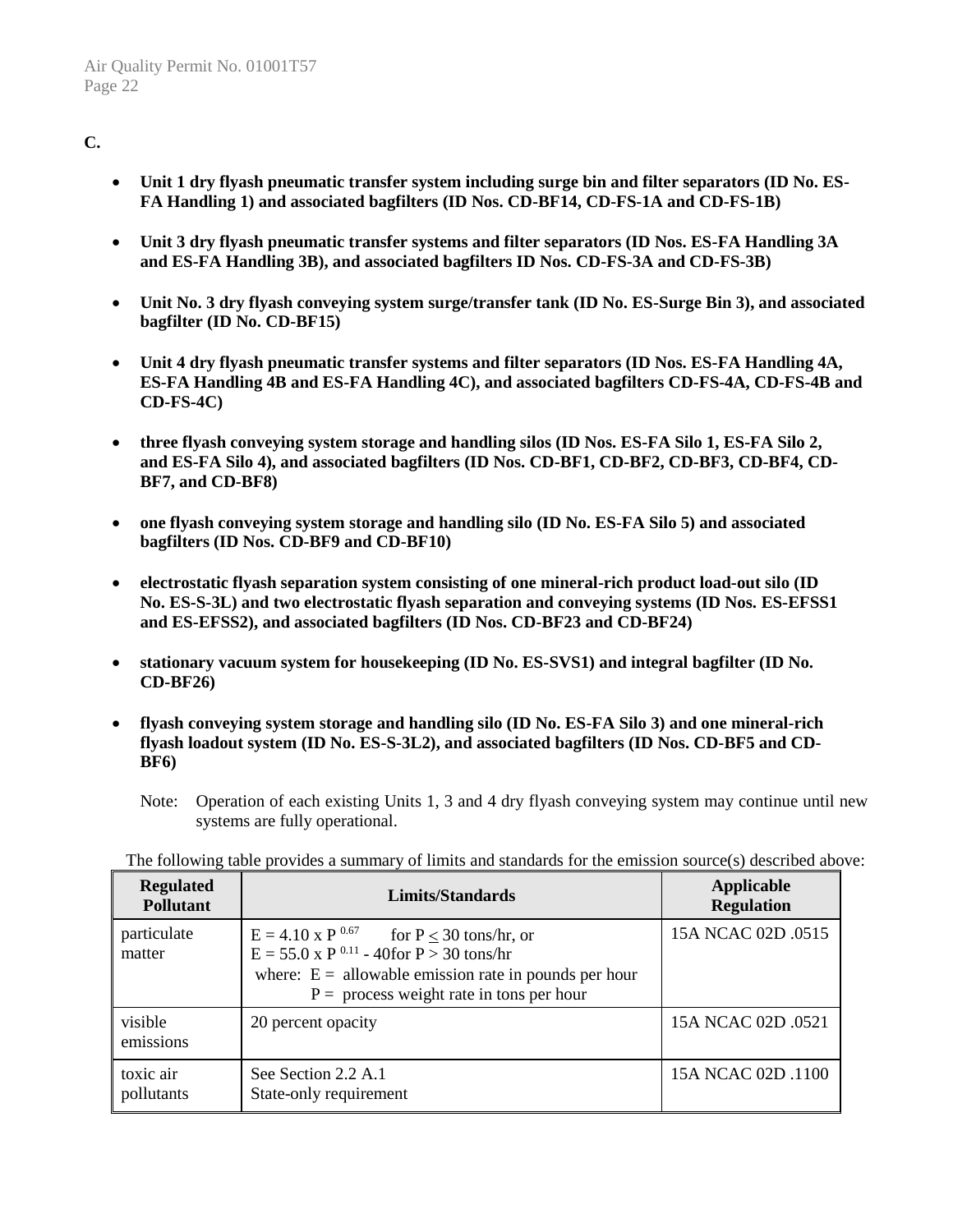**C.**

- **Unit 1 dry flyash pneumatic transfer system including surge bin and filter separators (ID No. ES-FA Handling 1) and associated bagfilters (ID Nos. CD-BF14, CD-FS-1A and CD-FS-1B)**
- **Unit 3 dry flyash pneumatic transfer systems and filter separators (ID Nos. ES-FA Handling 3A and ES-FA Handling 3B), and associated bagfilters ID Nos. CD-FS-3A and CD-FS-3B)**
- **Unit No. 3 dry flyash conveying system surge/transfer tank (ID No. ES-Surge Bin 3), and associated bagfilter (ID No. CD-BF15)**
- **Unit 4 dry flyash pneumatic transfer systems and filter separators (ID Nos. ES-FA Handling 4A, ES-FA Handling 4B and ES-FA Handling 4C), and associated bagfilters CD-FS-4A, CD-FS-4B and CD-FS-4C)**
- **three flyash conveying system storage and handling silos (ID Nos. ES-FA Silo 1, ES-FA Silo 2, and ES-FA Silo 4), and associated bagfilters (ID Nos. CD-BF1, CD-BF2, CD-BF3, CD-BF4, CD-BF7, and CD-BF8)**
- **one flyash conveying system storage and handling silo (ID No. ES-FA Silo 5) and associated bagfilters (ID Nos. CD-BF9 and CD-BF10)**
- **electrostatic flyash separation system consisting of one mineral-rich product load-out silo (ID No. ES-S-3L) and two electrostatic flyash separation and conveying systems (ID Nos. ES-EFSS1 and ES-EFSS2), and associated bagfilters (ID Nos. CD-BF23 and CD-BF24)**
- **stationary vacuum system for housekeeping (ID No. ES-SVS1) and integral bagfilter (ID No. CD-BF26)**
- **flyash conveying system storage and handling silo (ID No. ES-FA Silo 3) and one mineral-rich flyash loadout system (ID No. ES-S-3L2), and associated bagfilters (ID Nos. CD-BF5 and CD-BF6)**

  Note: Operation of each existing Units 1, 3 and 4 dry flyash conveying system may continue until new systems are fully operational.

The following table provides a summary of limits and standards for the emission source(s) described above:

| Regulated Pollutant | Limits/Standards | Applicable Regulation |
|---|---|---|
| particulate matter | $E = 4.10 \times P^{0.67}$ for $P \leq 30$ tons/hr, or<br>$E = 55.0 \times P^{0.11} - 40$ for $P > 30$ tons/hr<br>where: E = allowable emission rate in pounds per hour<br>P = process weight rate in tons per hour | 15A NCAC 02D .0515 |
| visible emissions | 20 percent opacity | 15A NCAC 02D .0521 |
| toxic air pollutants | See Section 2.2 A.1<br>State-only requirement | 15A NCAC 02D .1100 |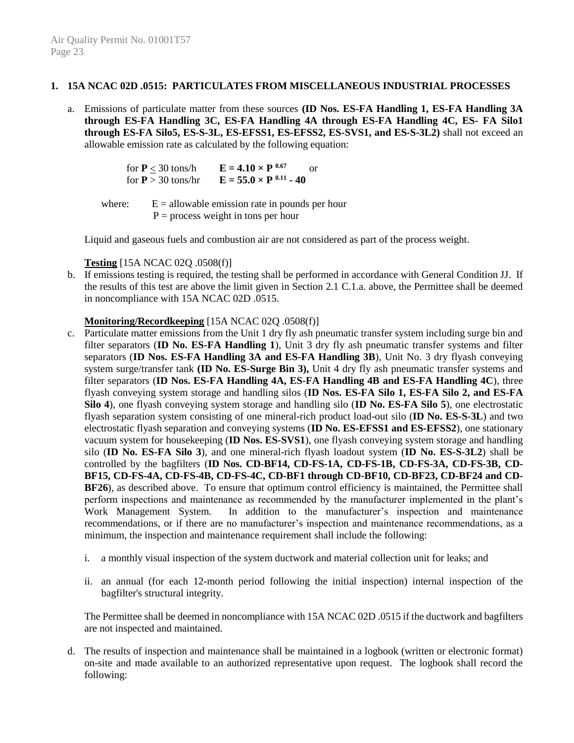## 1. 15A NCAC 02D .0515: PARTICULATES FROM MISCELLANEOUS INDUSTRIAL PROCESSES

a. Emissions of particulate matter from these sources **(ID Nos. ES-FA Handling 1, ES-FA Handling 3A through ES-FA Handling 3C, ES-FA Handling 4A through ES-FA Handling 4C, ES- FA Silo1 through ES-FA Silo5, ES-S-3L, ES-EFSS1, ES-EFSS2, ES-SVS1, and ES-S-3L2)** shall not exceed an allowable emission rate as calculated by the following equation:

for $\mathbf{P} \leq 30$ tons/h $\quad \mathbf{E = 4.10 \times P^{0.67}}$ or
for $\mathbf{P} > 30$ tons/hr $\quad \mathbf{E = 55.0 \times P^{0.11} - 40}$

where: E = allowable emission rate in pounds per hour
P = process weight in tons per hour

Liquid and gaseous fuels and combustion air are not considered as part of the process weight.

**Testing** [15A NCAC 02Q .0508(f)]

b. If emissions testing is required, the testing shall be performed in accordance with General Condition JJ. If the results of this test are above the limit given in Section 2.1 C.1.a. above, the Permittee shall be deemed in noncompliance with 15A NCAC 02D .0515.

**Monitoring/Recordkeeping** [15A NCAC 02Q .0508(f)]

c. Particulate matter emissions from the Unit 1 dry fly ash pneumatic transfer system including surge bin and filter separators (**ID No. ES-FA Handling 1**), Unit 3 dry fly ash pneumatic transfer systems and filter separators (**ID Nos. ES-FA Handling 3A and ES-FA Handling 3B**), Unit No. 3 dry flyash conveying system surge/transfer tank **(ID No. ES-Surge Bin 3),** Unit 4 dry fly ash pneumatic transfer systems and filter separators (**ID Nos. ES-FA Handling 4A, ES-FA Handling 4B and ES-FA Handling 4C**), three flyash conveying system storage and handling silos (**ID Nos. ES-FA Silo 1, ES-FA Silo 2, and ES-FA Silo 4**), one flyash conveying system storage and handling silo (**ID No. ES-FA Silo 5**), one electrostatic flyash separation system consisting of one mineral-rich product load-out silo (**ID No. ES-S-3L**) and two electrostatic flyash separation and conveying systems (**ID No. ES-EFSS1 and ES-EFSS2**), one stationary vacuum system for housekeeping (**ID Nos. ES-SVS1**), one flyash conveying system storage and handling silo (**ID No. ES-FA Silo 3**), and one mineral-rich flyash loadout system (**ID No. ES-S-3L2**) shall be controlled by the bagfilters (**ID Nos. CD-BF14, CD-FS-1A, CD-FS-1B, CD-FS-3A, CD-FS-3B, CD-BF15, CD-FS-4A, CD-FS-4B, CD-FS-4C, CD-BF1 through CD-BF10, CD-BF23, CD-BF24 and CD-BF26**), as described above. To ensure that optimum control efficiency is maintained, the Permittee shall perform inspections and maintenance as recommended by the manufacturer implemented in the plant's Work Management System. In addition to the manufacturer's inspection and maintenance recommendations, or if there are no manufacturer's inspection and maintenance recommendations, as a minimum, the inspection and maintenance requirement shall include the following:

   i. a monthly visual inspection of the system ductwork and material collection unit for leaks; and

   ii. an annual (for each 12-month period following the initial inspection) internal inspection of the bagfilter's structural integrity.

   The Permittee shall be deemed in noncompliance with 15A NCAC 02D .0515 if the ductwork and bagfilters are not inspected and maintained.

d. The results of inspection and maintenance shall be maintained in a logbook (written or electronic format) on-site and made available to an authorized representative upon request. The logbook shall record the following: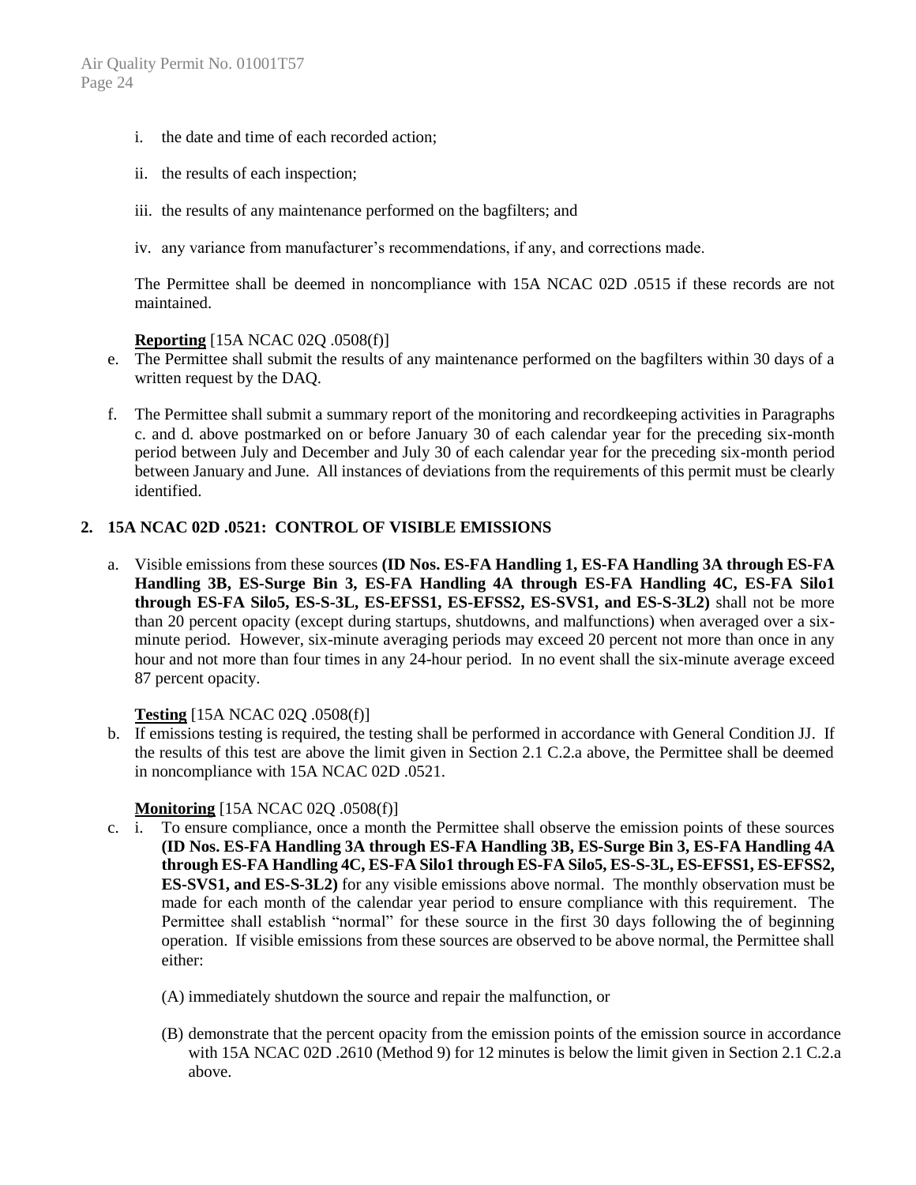i. the date and time of each recorded action;

ii. the results of each inspection;

iii. the results of any maintenance performed on the bagfilters; and

iv. any variance from manufacturer's recommendations, if any, and corrections made.

The Permittee shall be deemed in noncompliance with 15A NCAC 02D .0515 if these records are not maintained.

**Reporting** [15A NCAC 02Q .0508(f)]

e. The Permittee shall submit the results of any maintenance performed on the bagfilters within 30 days of a written request by the DAQ.

f. The Permittee shall submit a summary report of the monitoring and recordkeeping activities in Paragraphs c. and d. above postmarked on or before January 30 of each calendar year for the preceding six-month period between July and December and July 30 of each calendar year for the preceding six-month period between January and June. All instances of deviations from the requirements of this permit must be clearly identified.

## 2. 15A NCAC 02D .0521: CONTROL OF VISIBLE EMISSIONS

a. Visible emissions from these sources **(ID Nos. ES-FA Handling 1, ES-FA Handling 3A through ES-FA Handling 3B, ES-Surge Bin 3, ES-FA Handling 4A through ES-FA Handling 4C, ES-FA Silo1 through ES-FA Silo5, ES-S-3L, ES-EFSS1, ES-EFSS2, ES-SVS1, and ES-S-3L2)** shall not be more than 20 percent opacity (except during startups, shutdowns, and malfunctions) when averaged over a six-minute period. However, six-minute averaging periods may exceed 20 percent not more than once in any hour and not more than four times in any 24-hour period. In no event shall the six-minute average exceed 87 percent opacity.

**Testing** [15A NCAC 02Q .0508(f)]

b. If emissions testing is required, the testing shall be performed in accordance with General Condition JJ. If the results of this test are above the limit given in Section 2.1 C.2.a above, the Permittee shall be deemed in noncompliance with 15A NCAC 02D .0521.

**Monitoring** [15A NCAC 02Q .0508(f)]

c. i. To ensure compliance, once a month the Permittee shall observe the emission points of these sources **(ID Nos. ES-FA Handling 3A through ES-FA Handling 3B, ES-Surge Bin 3, ES-FA Handling 4A through ES-FA Handling 4C, ES-FA Silo1 through ES-FA Silo5, ES-S-3L, ES-EFSS1, ES-EFSS2, ES-SVS1, and ES-S-3L2)** for any visible emissions above normal. The monthly observation must be made for each month of the calendar year period to ensure compliance with this requirement. The Permittee shall establish "normal" for these source in the first 30 days following the of beginning operation. If visible emissions from these sources are observed to be above normal, the Permittee shall either:

(A) immediately shutdown the source and repair the malfunction, or

(B) demonstrate that the percent opacity from the emission points of the emission source in accordance with 15A NCAC 02D .2610 (Method 9) for 12 minutes is below the limit given in Section 2.1 C.2.a above.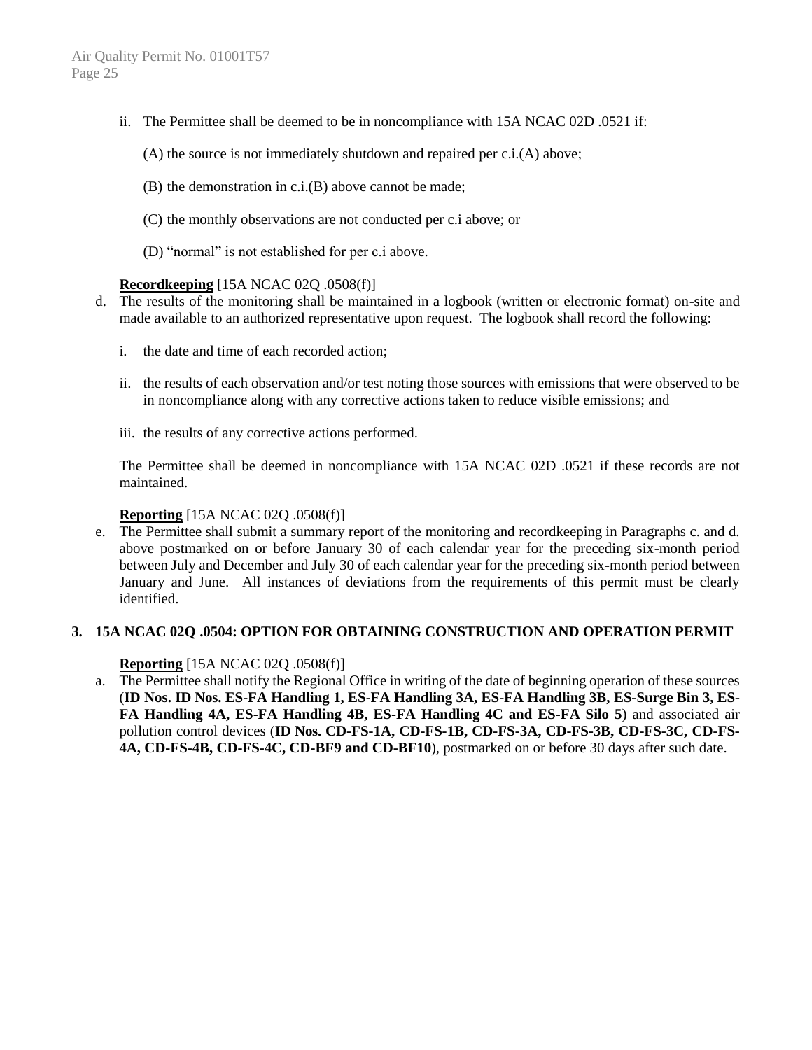ii. The Permittee shall be deemed to be in noncompliance with 15A NCAC 02D .0521 if:

(A) the source is not immediately shutdown and repaired per c.i.(A) above;

(B) the demonstration in c.i.(B) above cannot be made;

(C) the monthly observations are not conducted per c.i above; or

(D) "normal" is not established for per c.i above.

**Recordkeeping** [15A NCAC 02Q .0508(f)]

d. The results of the monitoring shall be maintained in a logbook (written or electronic format) on-site and made available to an authorized representative upon request. The logbook shall record the following:

   i. the date and time of each recorded action;

   ii. the results of each observation and/or test noting those sources with emissions that were observed to be in noncompliance along with any corrective actions taken to reduce visible emissions; and

   iii. the results of any corrective actions performed.

   The Permittee shall be deemed in noncompliance with 15A NCAC 02D .0521 if these records are not maintained.

**Reporting** [15A NCAC 02Q .0508(f)]

e. The Permittee shall submit a summary report of the monitoring and recordkeeping in Paragraphs c. and d. above postmarked on or before January 30 of each calendar year for the preceding six-month period between July and December and July 30 of each calendar year for the preceding six-month period between January and June. All instances of deviations from the requirements of this permit must be clearly identified.

**3. 15A NCAC 02Q .0504: OPTION FOR OBTAINING CONSTRUCTION AND OPERATION PERMIT**

**Reporting** [15A NCAC 02Q .0508(f)]

a. The Permittee shall notify the Regional Office in writing of the date of beginning operation of these sources (**ID Nos. ID Nos. ES-FA Handling 1, ES-FA Handling 3A, ES-FA Handling 3B, ES-Surge Bin 3, ES-FA Handling 4A, ES-FA Handling 4B, ES-FA Handling 4C and ES-FA Silo 5**) and associated air pollution control devices (**ID Nos. CD-FS-1A, CD-FS-1B, CD-FS-3A, CD-FS-3B, CD-FS-3C, CD-FS-4A, CD-FS-4B, CD-FS-4C, CD-BF9 and CD-BF10**), postmarked on or before 30 days after such date.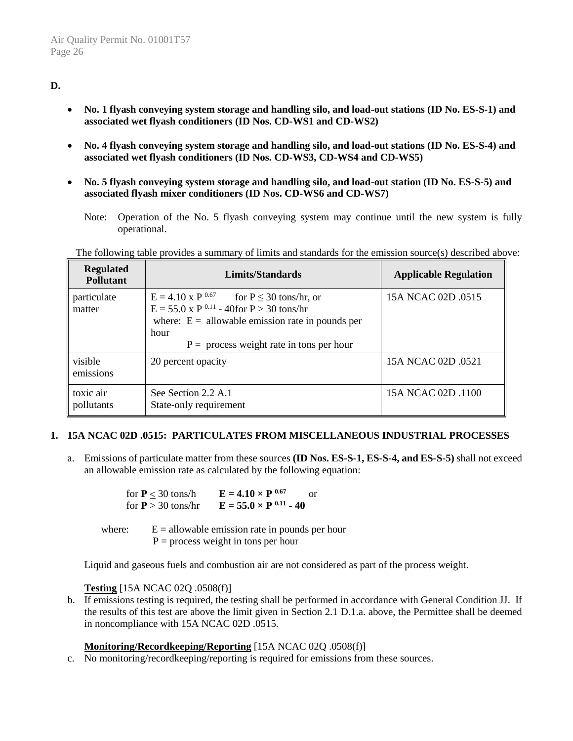**D.**

- **No. 1 flyash conveying system storage and handling silo, and load-out stations (ID No. ES-S-1) and associated wet flyash conditioners (ID Nos. CD-WS1 and CD-WS2)**
- **No. 4 flyash conveying system storage and handling silo, and load-out stations (ID No. ES-S-4) and associated wet flyash conditioners (ID Nos. CD-WS3, CD-WS4 and CD-WS5)**
- **No. 5 flyash conveying system storage and handling silo, and load-out station (ID No. ES-S-5) and associated flyash mixer conditioners (ID Nos. CD-WS6 and CD-WS7)**

  Note: Operation of the No. 5 flyash conveying system may continue until the new system is fully operational.

The following table provides a summary of limits and standards for the emission source(s) described above:

| Regulated Pollutant | Limits/Standards | Applicable Regulation |
|---|---|---|
| particulate matter | $E = 4.10 \times P^{0.67}$ for $P \leq 30$ tons/hr, or<br>$E = 55.0 \times P^{0.11} - 40$ for $P > 30$ tons/hr<br>where: E = allowable emission rate in pounds per hour<br>P = process weight rate in tons per hour | 15A NCAC 02D .0515 |
| visible emissions | 20 percent opacity | 15A NCAC 02D .0521 |
| toxic air pollutants | See Section 2.2 A.1<br>State-only requirement | 15A NCAC 02D .1100 |

**1. 15A NCAC 02D .0515: PARTICULATES FROM MISCELLANEOUS INDUSTRIAL PROCESSES**

a. Emissions of particulate matter from these sources **(ID Nos. ES-S-1, ES-S-4, and ES-S-5)** shall not exceed an allowable emission rate as calculated by the following equation:

for $\mathbf{P} \leq 30$ tons/h $\quad \mathbf{E = 4.10 \times P^{0.67}}$ or

for $\mathbf{P} > 30$ tons/hr $\quad \mathbf{E = 55.0 \times P^{0.11} - 40}$

where: E = allowable emission rate in pounds per hour

P = process weight in tons per hour

Liquid and gaseous fuels and combustion air are not considered as part of the process weight.

**Testing** [15A NCAC 02Q .0508(f)]

b. If emissions testing is required, the testing shall be performed in accordance with General Condition JJ. If the results of this test are above the limit given in Section 2.1 D.1.a. above, the Permittee shall be deemed in noncompliance with 15A NCAC 02D .0515.

**Monitoring/Recordkeeping/Reporting** [15A NCAC 02Q .0508(f)]

c. No monitoring/recordkeeping/reporting is required for emissions from these sources.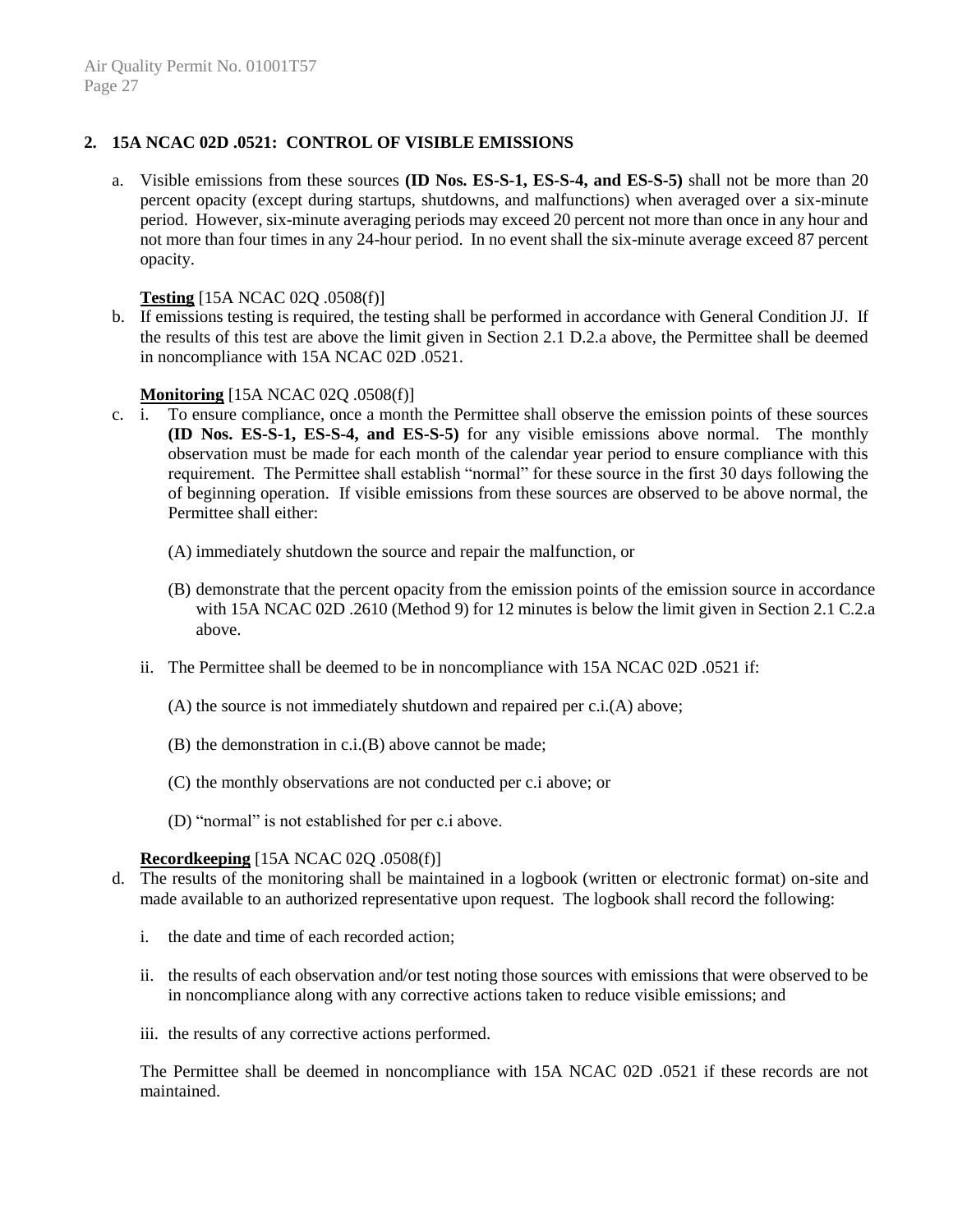### 2. 15A NCAC 02D .0521: CONTROL OF VISIBLE EMISSIONS

a. Visible emissions from these sources **(ID Nos. ES-S-1, ES-S-4, and ES-S-5)** shall not be more than 20 percent opacity (except during startups, shutdowns, and malfunctions) when averaged over a six-minute period. However, six-minute averaging periods may exceed 20 percent not more than once in any hour and not more than four times in any 24-hour period. In no event shall the six-minute average exceed 87 percent opacity.

**Testing** [15A NCAC 02Q .0508(f)]

b. If emissions testing is required, the testing shall be performed in accordance with General Condition JJ. If the results of this test are above the limit given in Section 2.1 D.2.a above, the Permittee shall be deemed in noncompliance with 15A NCAC 02D .0521.

**Monitoring** [15A NCAC 02Q .0508(f)]

c. i. To ensure compliance, once a month the Permittee shall observe the emission points of these sources **(ID Nos. ES-S-1, ES-S-4, and ES-S-5)** for any visible emissions above normal. The monthly observation must be made for each month of the calendar year period to ensure compliance with this requirement. The Permittee shall establish "normal" for these source in the first 30 days following the of beginning operation. If visible emissions from these sources are observed to be above normal, the Permittee shall either:

   (A) immediately shutdown the source and repair the malfunction, or

   (B) demonstrate that the percent opacity from the emission points of the emission source in accordance with 15A NCAC 02D .2610 (Method 9) for 12 minutes is below the limit given in Section 2.1 C.2.a above.

   ii. The Permittee shall be deemed to be in noncompliance with 15A NCAC 02D .0521 if:

   (A) the source is not immediately shutdown and repaired per c.i.(A) above;

   (B) the demonstration in c.i.(B) above cannot be made;

   (C) the monthly observations are not conducted per c.i above; or

   (D) "normal" is not established for per c.i above.

**Recordkeeping** [15A NCAC 02Q .0508(f)]

d. The results of the monitoring shall be maintained in a logbook (written or electronic format) on-site and made available to an authorized representative upon request. The logbook shall record the following:

   i. the date and time of each recorded action;

   ii. the results of each observation and/or test noting those sources with emissions that were observed to be in noncompliance along with any corrective actions taken to reduce visible emissions; and

   iii. the results of any corrective actions performed.

   The Permittee shall be deemed in noncompliance with 15A NCAC 02D .0521 if these records are not maintained.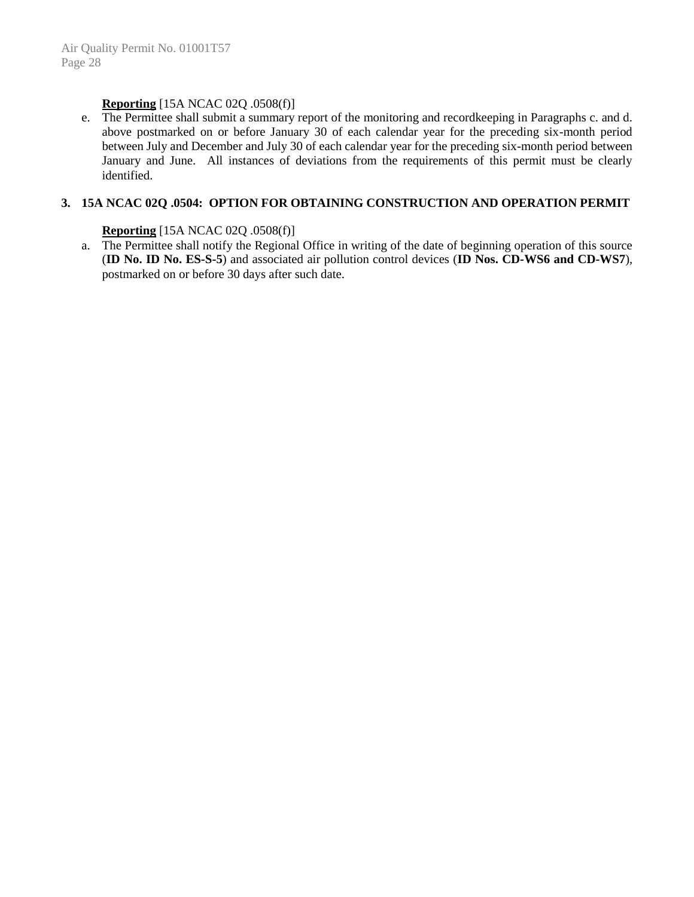**Reporting** [15A NCAC 02Q .0508(f)]

e. The Permittee shall submit a summary report of the monitoring and recordkeeping in Paragraphs c. and d. above postmarked on or before January 30 of each calendar year for the preceding six-month period between July and December and July 30 of each calendar year for the preceding six-month period between January and June. All instances of deviations from the requirements of this permit must be clearly identified.

**3. 15A NCAC 02Q .0504: OPTION FOR OBTAINING CONSTRUCTION AND OPERATION PERMIT**

**Reporting** [15A NCAC 02Q .0508(f)]

a. The Permittee shall notify the Regional Office in writing of the date of beginning operation of this source (**ID No. ID No. ES-S-5**) and associated air pollution control devices (**ID Nos. CD-WS6 and CD-WS7**), postmarked on or before 30 days after such date.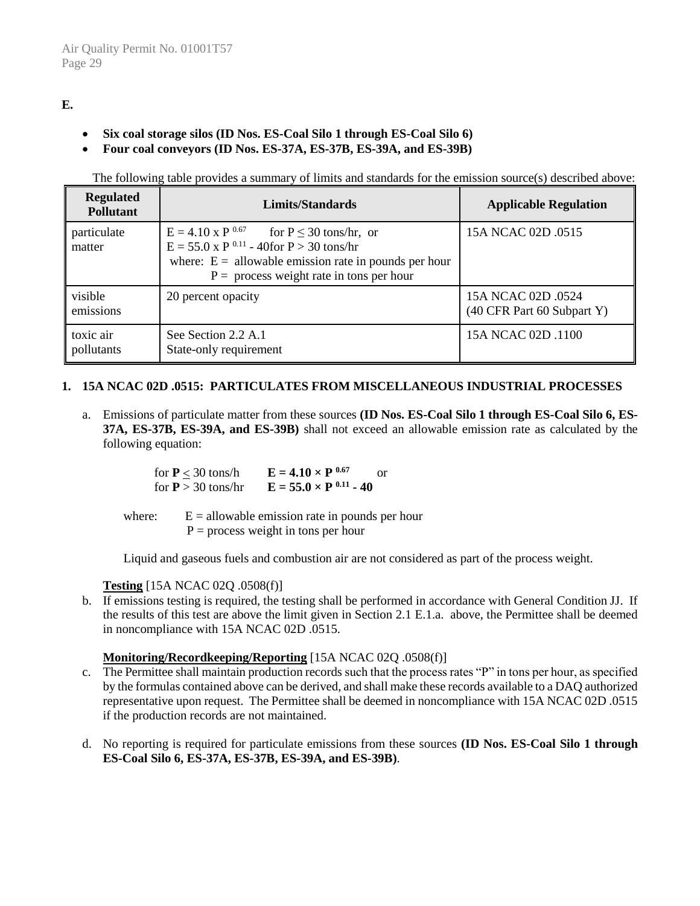**E.**

- **Six coal storage silos (ID Nos. ES-Coal Silo 1 through ES-Coal Silo 6)**
- **Four coal conveyors (ID Nos. ES-37A, ES-37B, ES-39A, and ES-39B)**

The following table provides a summary of limits and standards for the emission source(s) described above:

| Regulated Pollutant | Limits/Standards | Applicable Regulation |
|---|---|---|
| particulate matter | $E = 4.10 \times P^{0.67}$ for $P \leq 30$ tons/hr, or<br>$E = 55.0 \times P^{0.11} - 40$ for $P > 30$ tons/hr<br>where: E = allowable emission rate in pounds per hour<br>P = process weight rate in tons per hour | 15A NCAC 02D .0515 |
| visible emissions | 20 percent opacity | 15A NCAC 02D .0524<br>(40 CFR Part 60 Subpart Y) |
| toxic air pollutants | See Section 2.2 A.1<br>State-only requirement | 15A NCAC 02D .1100 |

**1. 15A NCAC 02D .0515: PARTICULATES FROM MISCELLANEOUS INDUSTRIAL PROCESSES**

a. Emissions of particulate matter from these sources **(ID Nos. ES-Coal Silo 1 through ES-Coal Silo 6, ES-37A, ES-37B, ES-39A, and ES-39B)** shall not exceed an allowable emission rate as calculated by the following equation:

for **P** ≤ 30 tons/h $\mathbf{E = 4.10 \times P^{0.67}}$ or
for **P** > 30 tons/hr $\mathbf{E = 55.0 \times P^{0.11} - 40}$

where: E = allowable emission rate in pounds per hour
P = process weight in tons per hour

Liquid and gaseous fuels and combustion air are not considered as part of the process weight.

**Testing** [15A NCAC 02Q .0508(f)]

b. If emissions testing is required, the testing shall be performed in accordance with General Condition JJ. If the results of this test are above the limit given in Section 2.1 E.1.a. above, the Permittee shall be deemed in noncompliance with 15A NCAC 02D .0515.

**Monitoring/Recordkeeping/Reporting** [15A NCAC 02Q .0508(f)]

c. The Permittee shall maintain production records such that the process rates "P" in tons per hour, as specified by the formulas contained above can be derived, and shall make these records available to a DAQ authorized representative upon request. The Permittee shall be deemed in noncompliance with 15A NCAC 02D .0515 if the production records are not maintained.

d. No reporting is required for particulate emissions from these sources **(ID Nos. ES-Coal Silo 1 through ES-Coal Silo 6, ES-37A, ES-37B, ES-39A, and ES-39B)**.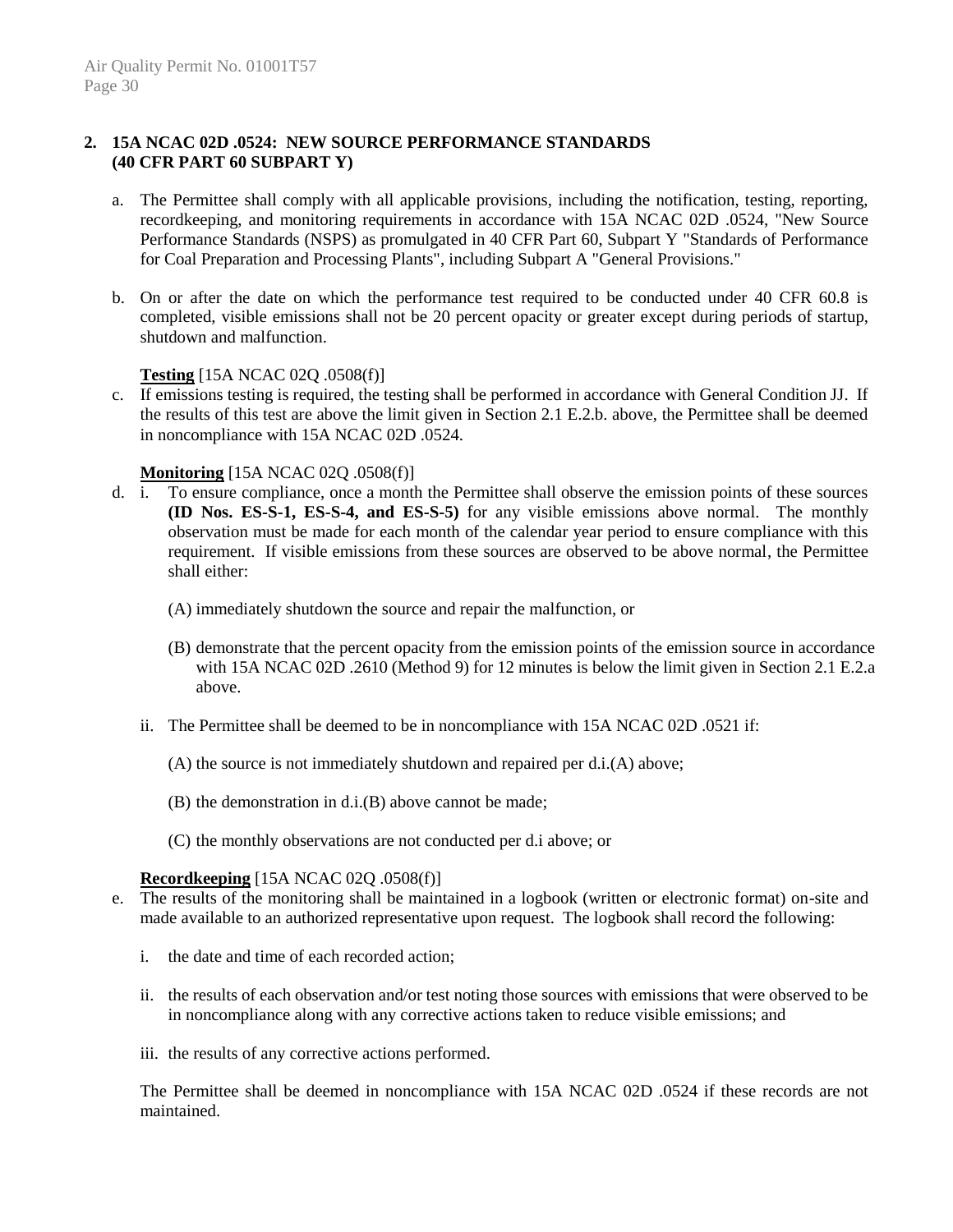**2. 15A NCAC 02D .0524: NEW SOURCE PERFORMANCE STANDARDS (40 CFR PART 60 SUBPART Y)**

a. The Permittee shall comply with all applicable provisions, including the notification, testing, reporting, recordkeeping, and monitoring requirements in accordance with 15A NCAC 02D .0524, "New Source Performance Standards (NSPS) as promulgated in 40 CFR Part 60, Subpart Y "Standards of Performance for Coal Preparation and Processing Plants", including Subpart A "General Provisions."

b. On or after the date on which the performance test required to be conducted under 40 CFR 60.8 is completed, visible emissions shall not be 20 percent opacity or greater except during periods of startup, shutdown and malfunction.

**Testing** [15A NCAC 02Q .0508(f)]

c. If emissions testing is required, the testing shall be performed in accordance with General Condition JJ. If the results of this test are above the limit given in Section 2.1 E.2.b. above, the Permittee shall be deemed in noncompliance with 15A NCAC 02D .0524.

**Monitoring** [15A NCAC 02Q .0508(f)]

d. i. To ensure compliance, once a month the Permittee shall observe the emission points of these sources **(ID Nos. ES-S-1, ES-S-4, and ES-S-5)** for any visible emissions above normal. The monthly observation must be made for each month of the calendar year period to ensure compliance with this requirement. If visible emissions from these sources are observed to be above normal, the Permittee shall either:

   (A) immediately shutdown the source and repair the malfunction, or

   (B) demonstrate that the percent opacity from the emission points of the emission source in accordance with 15A NCAC 02D .2610 (Method 9) for 12 minutes is below the limit given in Section 2.1 E.2.a above.

   ii. The Permittee shall be deemed to be in noncompliance with 15A NCAC 02D .0521 if:

   (A) the source is not immediately shutdown and repaired per d.i.(A) above;

   (B) the demonstration in d.i.(B) above cannot be made;

   (C) the monthly observations are not conducted per d.i above; or

**Recordkeeping** [15A NCAC 02Q .0508(f)]

e. The results of the monitoring shall be maintained in a logbook (written or electronic format) on-site and made available to an authorized representative upon request. The logbook shall record the following:

   i. the date and time of each recorded action;

   ii. the results of each observation and/or test noting those sources with emissions that were observed to be in noncompliance along with any corrective actions taken to reduce visible emissions; and

   iii. the results of any corrective actions performed.

   The Permittee shall be deemed in noncompliance with 15A NCAC 02D .0524 if these records are not maintained.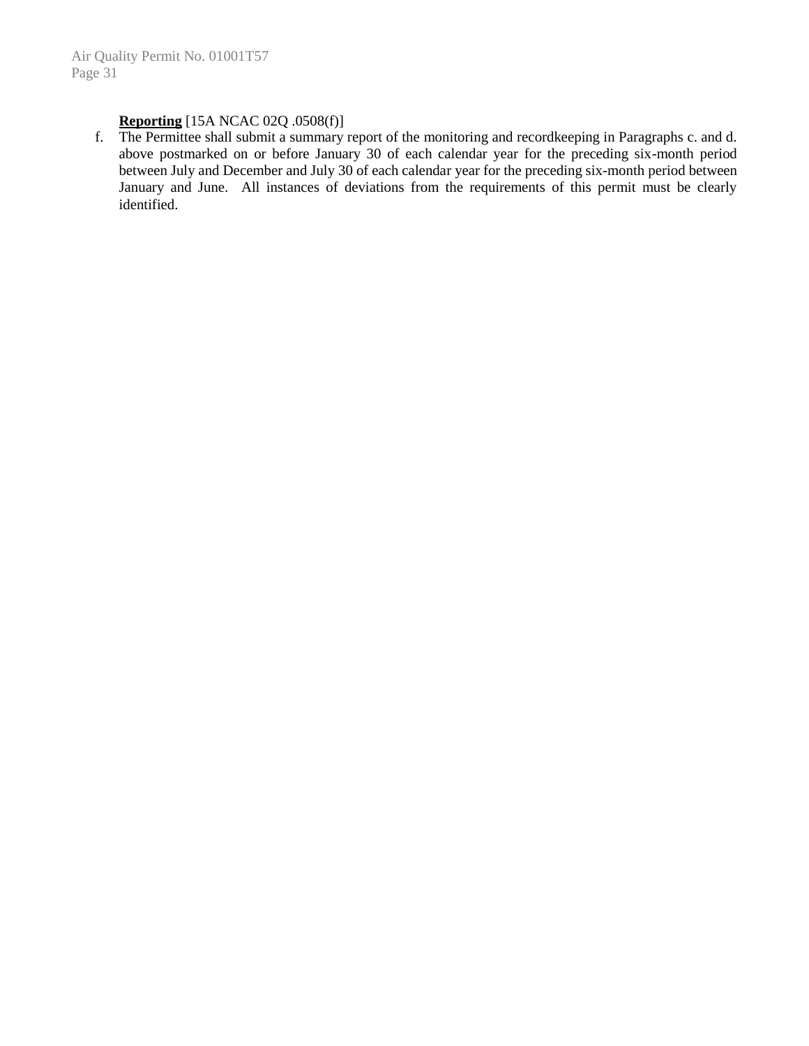**Reporting** [15A NCAC 02Q .0508(f)]

f. The Permittee shall submit a summary report of the monitoring and recordkeeping in Paragraphs c. and d. above postmarked on or before January 30 of each calendar year for the preceding six-month period between July and December and July 30 of each calendar year for the preceding six-month period between January and June. All instances of deviations from the requirements of this permit must be clearly identified.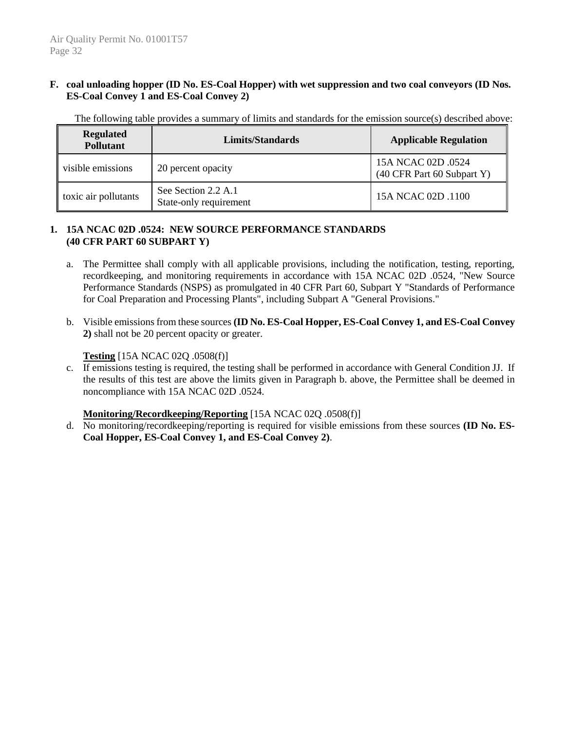## F. coal unloading hopper (ID No. ES-Coal Hopper) with wet suppression and two coal conveyors (ID Nos. ES-Coal Convey 1 and ES-Coal Convey 2)

The following table provides a summary of limits and standards for the emission source(s) described above:

| Regulated Pollutant | Limits/Standards | Applicable Regulation |
|---|---|---|
| visible emissions | 20 percent opacity | 15A NCAC 02D .0524 (40 CFR Part 60 Subpart Y) |
| toxic air pollutants | See Section 2.2 A.1 State-only requirement | 15A NCAC 02D .1100 |

### 1. 15A NCAC 02D .0524: NEW SOURCE PERFORMANCE STANDARDS (40 CFR PART 60 SUBPART Y)

a. The Permittee shall comply with all applicable provisions, including the notification, testing, reporting, recordkeeping, and monitoring requirements in accordance with 15A NCAC 02D .0524, "New Source Performance Standards (NSPS) as promulgated in 40 CFR Part 60, Subpart Y "Standards of Performance for Coal Preparation and Processing Plants", including Subpart A "General Provisions."

b. Visible emissions from these sources **(ID No. ES-Coal Hopper, ES-Coal Convey 1, and ES-Coal Convey 2)** shall not be 20 percent opacity or greater.

**Testing** [15A NCAC 02Q .0508(f)]

c. If emissions testing is required, the testing shall be performed in accordance with General Condition JJ. If the results of this test are above the limits given in Paragraph b. above, the Permittee shall be deemed in noncompliance with 15A NCAC 02D .0524.

**Monitoring/Recordkeeping/Reporting** [15A NCAC 02Q .0508(f)]

d. No monitoring/recordkeeping/reporting is required for visible emissions from these sources **(ID No. ES-Coal Hopper, ES-Coal Convey 1, and ES-Coal Convey 2)**.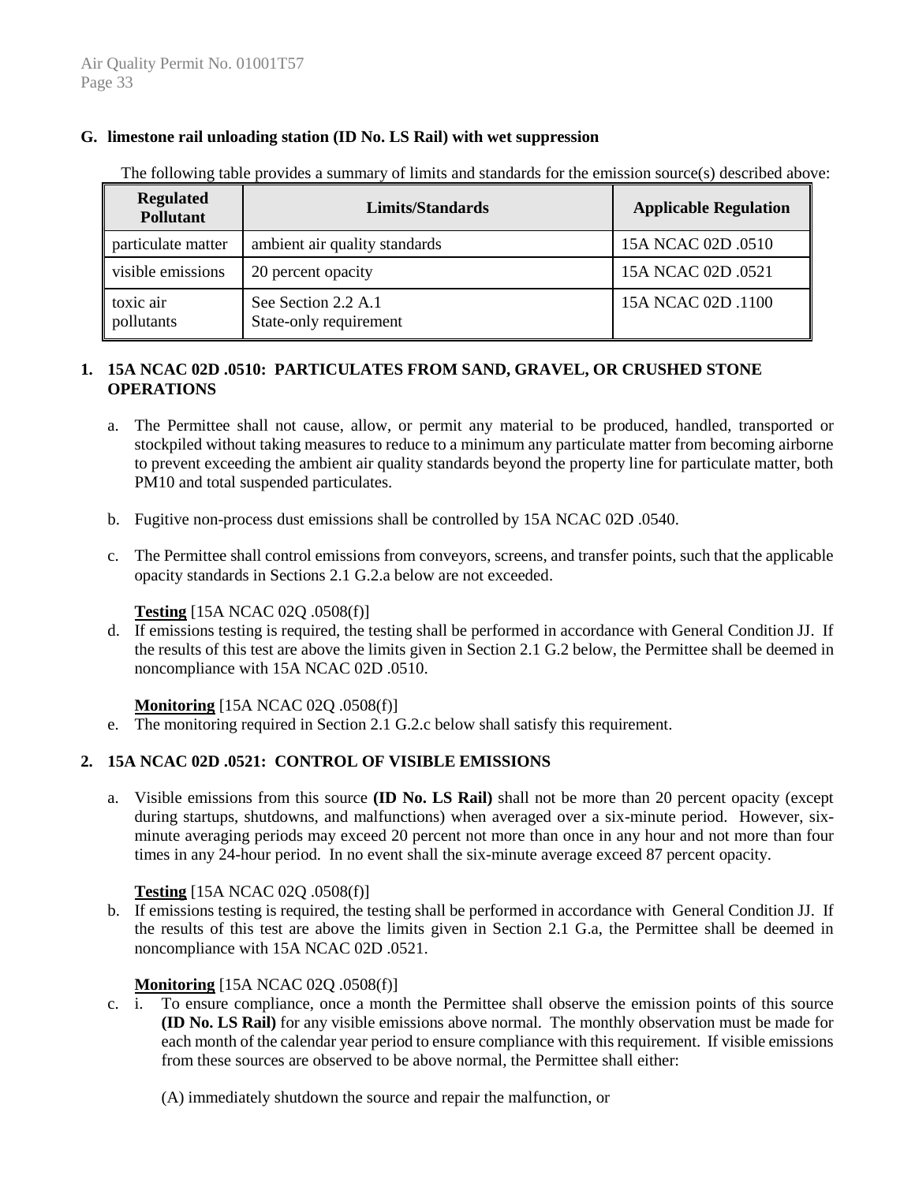## G. limestone rail unloading station (ID No. LS Rail) with wet suppression

The following table provides a summary of limits and standards for the emission source(s) described above:

| Regulated Pollutant | Limits/Standards | Applicable Regulation |
|---|---|---|
| particulate matter | ambient air quality standards | 15A NCAC 02D .0510 |
| visible emissions | 20 percent opacity | 15A NCAC 02D .0521 |
| toxic air pollutants | See Section 2.2 A.1<br>State-only requirement | 15A NCAC 02D .1100 |

### 1. 15A NCAC 02D .0510: PARTICULATES FROM SAND, GRAVEL, OR CRUSHED STONE OPERATIONS

a. The Permittee shall not cause, allow, or permit any material to be produced, handled, transported or stockpiled without taking measures to reduce to a minimum any particulate matter from becoming airborne to prevent exceeding the ambient air quality standards beyond the property line for particulate matter, both PM10 and total suspended particulates.

b. Fugitive non-process dust emissions shall be controlled by 15A NCAC 02D .0540.

c. The Permittee shall control emissions from conveyors, screens, and transfer points, such that the applicable opacity standards in Sections 2.1 G.2.a below are not exceeded.

**Testing** [15A NCAC 02Q .0508(f)]

d. If emissions testing is required, the testing shall be performed in accordance with General Condition JJ. If the results of this test are above the limits given in Section 2.1 G.2 below, the Permittee shall be deemed in noncompliance with 15A NCAC 02D .0510.

**Monitoring** [15A NCAC 02Q .0508(f)]

e. The monitoring required in Section 2.1 G.2.c below shall satisfy this requirement.

### 2. 15A NCAC 02D .0521: CONTROL OF VISIBLE EMISSIONS

a. Visible emissions from this source **(ID No. LS Rail)** shall not be more than 20 percent opacity (except during startups, shutdowns, and malfunctions) when averaged over a six-minute period. However, six-minute averaging periods may exceed 20 percent not more than once in any hour and not more than four times in any 24-hour period. In no event shall the six-minute average exceed 87 percent opacity.

**Testing** [15A NCAC 02Q .0508(f)]

b. If emissions testing is required, the testing shall be performed in accordance with General Condition JJ. If the results of this test are above the limits given in Section 2.1 G.a, the Permittee shall be deemed in noncompliance with 15A NCAC 02D .0521.

**Monitoring** [15A NCAC 02Q .0508(f)]

c. i. To ensure compliance, once a month the Permittee shall observe the emission points of this source **(ID No. LS Rail)** for any visible emissions above normal. The monthly observation must be made for each month of the calendar year period to ensure compliance with this requirement. If visible emissions from these sources are observed to be above normal, the Permittee shall either:

(A) immediately shutdown the source and repair the malfunction, or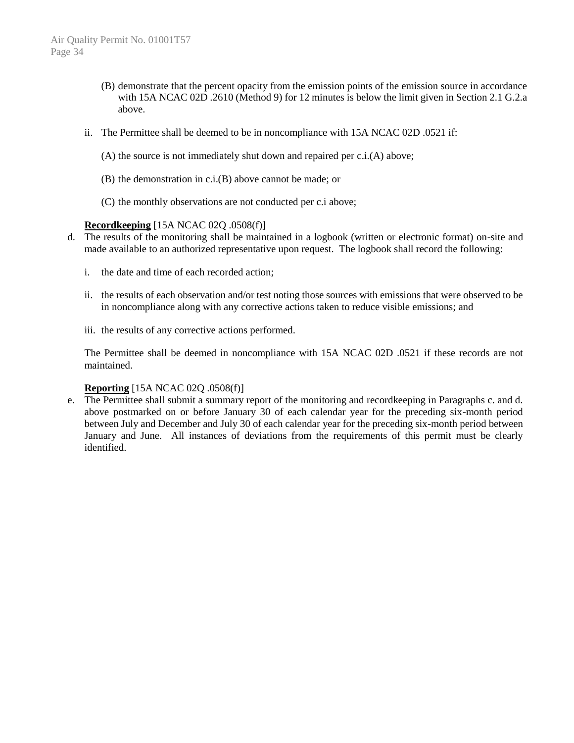(B) demonstrate that the percent opacity from the emission points of the emission source in accordance with 15A NCAC 02D .2610 (Method 9) for 12 minutes is below the limit given in Section 2.1 G.2.a above.

ii. The Permittee shall be deemed to be in noncompliance with 15A NCAC 02D .0521 if:

(A) the source is not immediately shut down and repaired per c.i.(A) above;

(B) the demonstration in c.i.(B) above cannot be made; or

(C) the monthly observations are not conducted per c.i above;

**Recordkeeping** [15A NCAC 02Q .0508(f)]

d. The results of the monitoring shall be maintained in a logbook (written or electronic format) on-site and made available to an authorized representative upon request. The logbook shall record the following:

i. the date and time of each recorded action;

ii. the results of each observation and/or test noting those sources with emissions that were observed to be in noncompliance along with any corrective actions taken to reduce visible emissions; and

iii. the results of any corrective actions performed.

The Permittee shall be deemed in noncompliance with 15A NCAC 02D .0521 if these records are not maintained.

**Reporting** [15A NCAC 02Q .0508(f)]

e. The Permittee shall submit a summary report of the monitoring and recordkeeping in Paragraphs c. and d. above postmarked on or before January 30 of each calendar year for the preceding six-month period between July and December and July 30 of each calendar year for the preceding six-month period between January and June. All instances of deviations from the requirements of this permit must be clearly identified.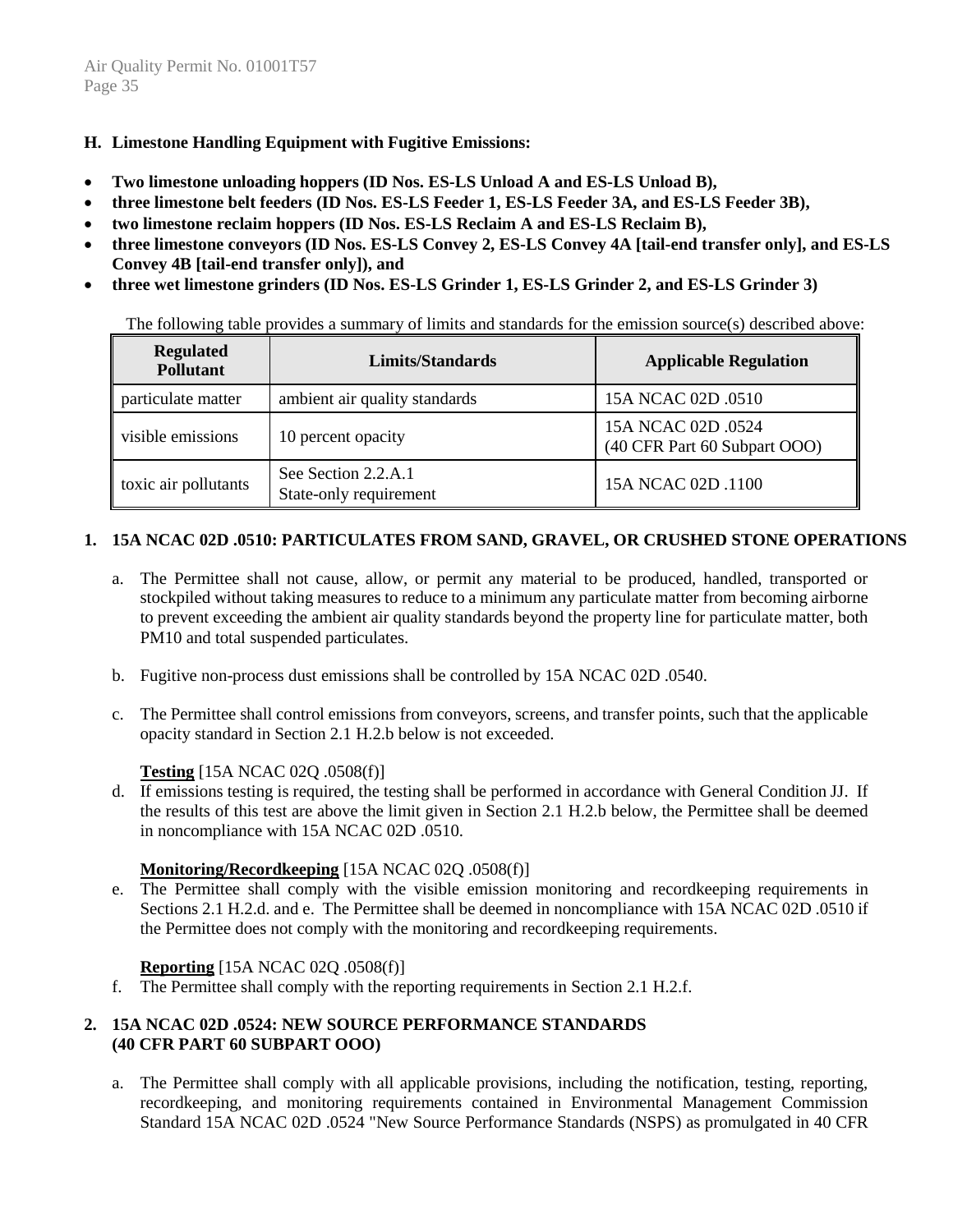## H. Limestone Handling Equipment with Fugitive Emissions:

- **Two limestone unloading hoppers (ID Nos. ES-LS Unload A and ES-LS Unload B),**
- **three limestone belt feeders (ID Nos. ES-LS Feeder 1, ES-LS Feeder 3A, and ES-LS Feeder 3B),**
- **two limestone reclaim hoppers (ID Nos. ES-LS Reclaim A and ES-LS Reclaim B),**
- **three limestone conveyors (ID Nos. ES-LS Convey 2, ES-LS Convey 4A [tail-end transfer only], and ES-LS Convey 4B [tail-end transfer only]), and**
- **three wet limestone grinders (ID Nos. ES-LS Grinder 1, ES-LS Grinder 2, and ES-LS Grinder 3)**

The following table provides a summary of limits and standards for the emission source(s) described above:

| Regulated Pollutant | Limits/Standards | Applicable Regulation |
|---|---|---|
| particulate matter | ambient air quality standards | 15A NCAC 02D .0510 |
| visible emissions | 10 percent opacity | 15A NCAC 02D .0524 (40 CFR Part 60 Subpart OOO) |
| toxic air pollutants | See Section 2.2.A.1 State-only requirement | 15A NCAC 02D .1100 |

### 1. 15A NCAC 02D .0510: PARTICULATES FROM SAND, GRAVEL, OR CRUSHED STONE OPERATIONS

a. The Permittee shall not cause, allow, or permit any material to be produced, handled, transported or stockpiled without taking measures to reduce to a minimum any particulate matter from becoming airborne to prevent exceeding the ambient air quality standards beyond the property line for particulate matter, both PM10 and total suspended particulates.

b. Fugitive non-process dust emissions shall be controlled by 15A NCAC 02D .0540.

c. The Permittee shall control emissions from conveyors, screens, and transfer points, such that the applicable opacity standard in Section 2.1 H.2.b below is not exceeded.

**Testing** [15A NCAC 02Q .0508(f)]

d. If emissions testing is required, the testing shall be performed in accordance with General Condition JJ. If the results of this test are above the limit given in Section 2.1 H.2.b below, the Permittee shall be deemed in noncompliance with 15A NCAC 02D .0510.

**Monitoring/Recordkeeping** [15A NCAC 02Q .0508(f)]

e. The Permittee shall comply with the visible emission monitoring and recordkeeping requirements in Sections 2.1 H.2.d. and e. The Permittee shall be deemed in noncompliance with 15A NCAC 02D .0510 if the Permittee does not comply with the monitoring and recordkeeping requirements.

**Reporting** [15A NCAC 02Q .0508(f)]

f. The Permittee shall comply with the reporting requirements in Section 2.1 H.2.f.

### 2. 15A NCAC 02D .0524: NEW SOURCE PERFORMANCE STANDARDS (40 CFR PART 60 SUBPART OOO)

a. The Permittee shall comply with all applicable provisions, including the notification, testing, reporting, recordkeeping, and monitoring requirements contained in Environmental Management Commission Standard 15A NCAC 02D .0524 "New Source Performance Standards (NSPS) as promulgated in 40 CFR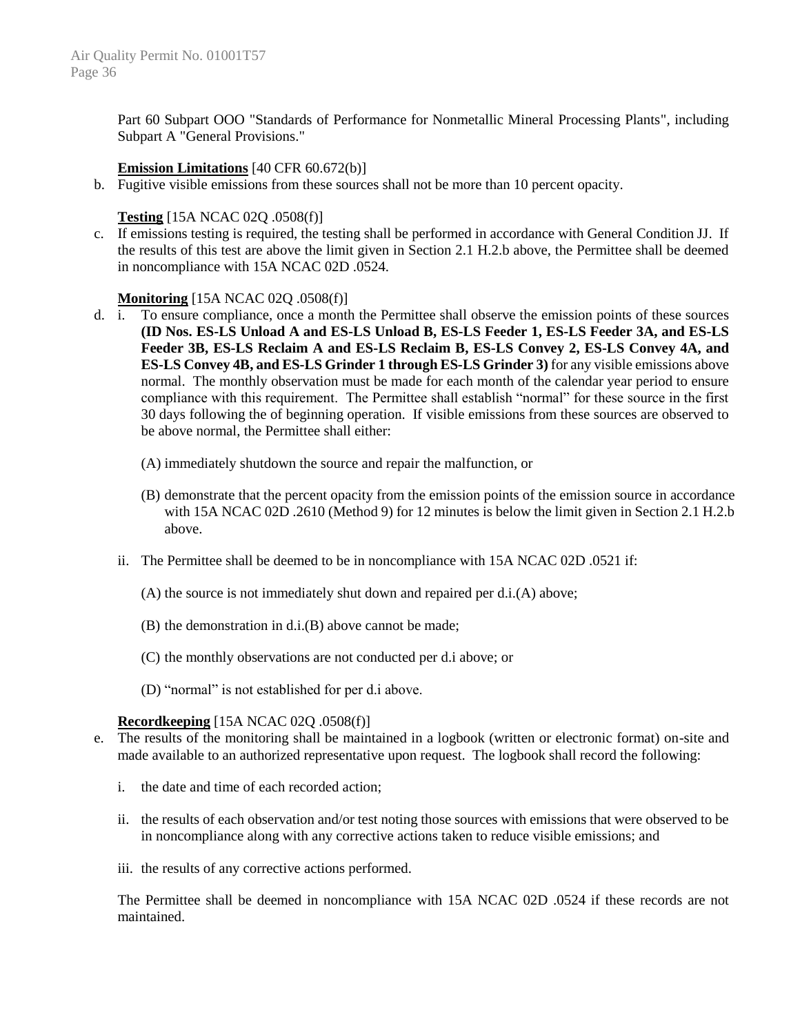Part 60 Subpart OOO "Standards of Performance for Nonmetallic Mineral Processing Plants", including Subpart A "General Provisions."

**Emission Limitations** [40 CFR 60.672(b)]

b. Fugitive visible emissions from these sources shall not be more than 10 percent opacity.

**Testing** [15A NCAC 02Q .0508(f)]

c. If emissions testing is required, the testing shall be performed in accordance with General Condition JJ. If the results of this test are above the limit given in Section 2.1 H.2.b above, the Permittee shall be deemed in noncompliance with 15A NCAC 02D .0524.

**Monitoring** [15A NCAC 02Q .0508(f)]

d. i. To ensure compliance, once a month the Permittee shall observe the emission points of these sources **(ID Nos. ES-LS Unload A and ES-LS Unload B, ES-LS Feeder 1, ES-LS Feeder 3A, and ES-LS Feeder 3B, ES-LS Reclaim A and ES-LS Reclaim B, ES-LS Convey 2, ES-LS Convey 4A, and ES-LS Convey 4B, and ES-LS Grinder 1 through ES-LS Grinder 3)** for any visible emissions above normal. The monthly observation must be made for each month of the calendar year period to ensure compliance with this requirement. The Permittee shall establish "normal" for these source in the first 30 days following the of beginning operation. If visible emissions from these sources are observed to be above normal, the Permittee shall either:

   (A) immediately shutdown the source and repair the malfunction, or

   (B) demonstrate that the percent opacity from the emission points of the emission source in accordance with 15A NCAC 02D .2610 (Method 9) for 12 minutes is below the limit given in Section 2.1 H.2.b above.

   ii. The Permittee shall be deemed to be in noncompliance with 15A NCAC 02D .0521 if:

   (A) the source is not immediately shut down and repaired per d.i.(A) above;

   (B) the demonstration in d.i.(B) above cannot be made;

   (C) the monthly observations are not conducted per d.i above; or

   (D) "normal" is not established for per d.i above.

**Recordkeeping** [15A NCAC 02Q .0508(f)]

e. The results of the monitoring shall be maintained in a logbook (written or electronic format) on-site and made available to an authorized representative upon request. The logbook shall record the following:

   i. the date and time of each recorded action;

   ii. the results of each observation and/or test noting those sources with emissions that were observed to be in noncompliance along with any corrective actions taken to reduce visible emissions; and

   iii. the results of any corrective actions performed.

   The Permittee shall be deemed in noncompliance with 15A NCAC 02D .0524 if these records are not maintained.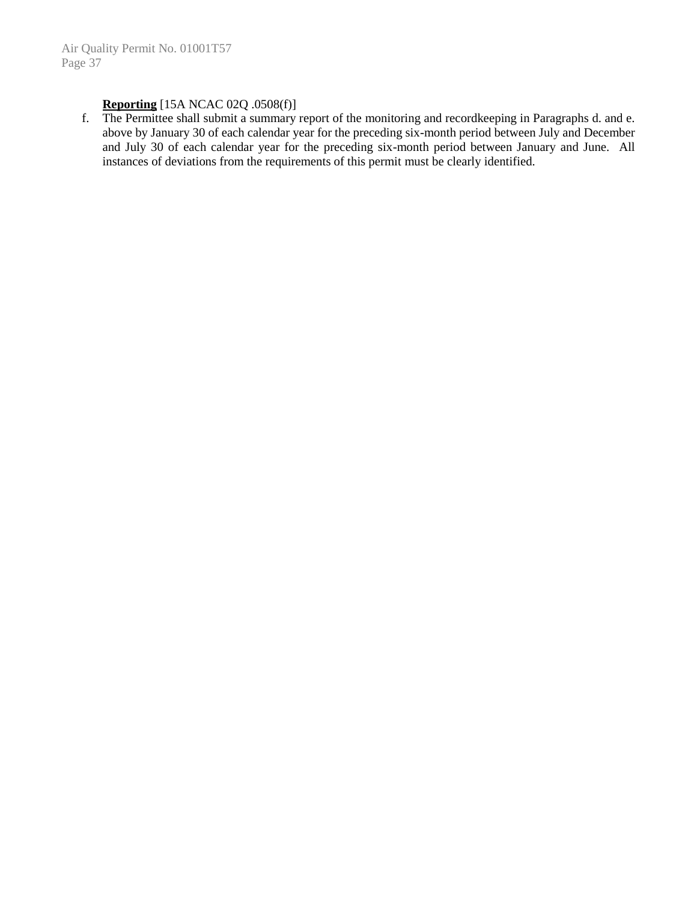**Reporting** [15A NCAC 02Q .0508(f)]

f. The Permittee shall submit a summary report of the monitoring and recordkeeping in Paragraphs d. and e. above by January 30 of each calendar year for the preceding six-month period between July and December and July 30 of each calendar year for the preceding six-month period between January and June. All instances of deviations from the requirements of this permit must be clearly identified.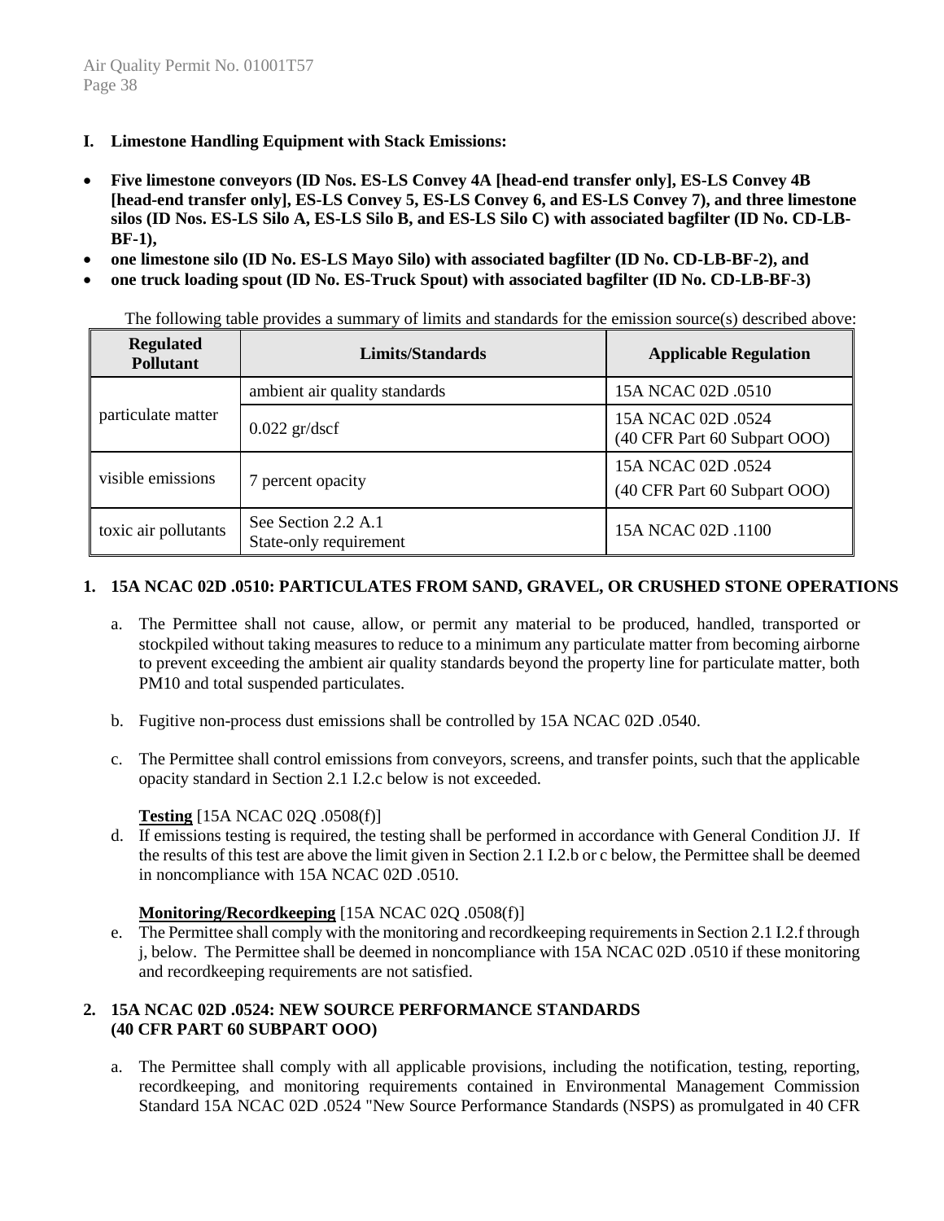## I. Limestone Handling Equipment with Stack Emissions:

- **Five limestone conveyors (ID Nos. ES-LS Convey 4A [head-end transfer only], ES-LS Convey 4B [head-end transfer only], ES-LS Convey 5, ES-LS Convey 6, and ES-LS Convey 7), and three limestone silos (ID Nos. ES-LS Silo A, ES-LS Silo B, and ES-LS Silo C) with associated bagfilter (ID No. CD-LB-BF-1),**
- **one limestone silo (ID No. ES-LS Mayo Silo) with associated bagfilter (ID No. CD-LB-BF-2), and**
- **one truck loading spout (ID No. ES-Truck Spout) with associated bagfilter (ID No. CD-LB-BF-3)**

The following table provides a summary of limits and standards for the emission source(s) described above:

| Regulated Pollutant | Limits/Standards | Applicable Regulation |
|---|---|---|
| particulate matter | ambient air quality standards | 15A NCAC 02D .0510 |
| | 0.022 gr/dscf | 15A NCAC 02D .0524 (40 CFR Part 60 Subpart OOO) |
| visible emissions | 7 percent opacity | 15A NCAC 02D .0524 (40 CFR Part 60 Subpart OOO) |
| toxic air pollutants | See Section 2.2 A.1 State-only requirement | 15A NCAC 02D .1100 |

### 1. 15A NCAC 02D .0510: PARTICULATES FROM SAND, GRAVEL, OR CRUSHED STONE OPERATIONS

a. The Permittee shall not cause, allow, or permit any material to be produced, handled, transported or stockpiled without taking measures to reduce to a minimum any particulate matter from becoming airborne to prevent exceeding the ambient air quality standards beyond the property line for particulate matter, both PM10 and total suspended particulates.

b. Fugitive non-process dust emissions shall be controlled by 15A NCAC 02D .0540.

c. The Permittee shall control emissions from conveyors, screens, and transfer points, such that the applicable opacity standard in Section 2.1 I.2.c below is not exceeded.

**Testing** [15A NCAC 02Q .0508(f)]

d. If emissions testing is required, the testing shall be performed in accordance with General Condition JJ. If the results of this test are above the limit given in Section 2.1 I.2.b or c below, the Permittee shall be deemed in noncompliance with 15A NCAC 02D .0510.

**Monitoring/Recordkeeping** [15A NCAC 02Q .0508(f)]

e. The Permittee shall comply with the monitoring and recordkeeping requirements in Section 2.1 I.2.f through j, below. The Permittee shall be deemed in noncompliance with 15A NCAC 02D .0510 if these monitoring and recordkeeping requirements are not satisfied.

### 2. 15A NCAC 02D .0524: NEW SOURCE PERFORMANCE STANDARDS (40 CFR PART 60 SUBPART OOO)

a. The Permittee shall comply with all applicable provisions, including the notification, testing, reporting, recordkeeping, and monitoring requirements contained in Environmental Management Commission Standard 15A NCAC 02D .0524 "New Source Performance Standards (NSPS) as promulgated in 40 CFR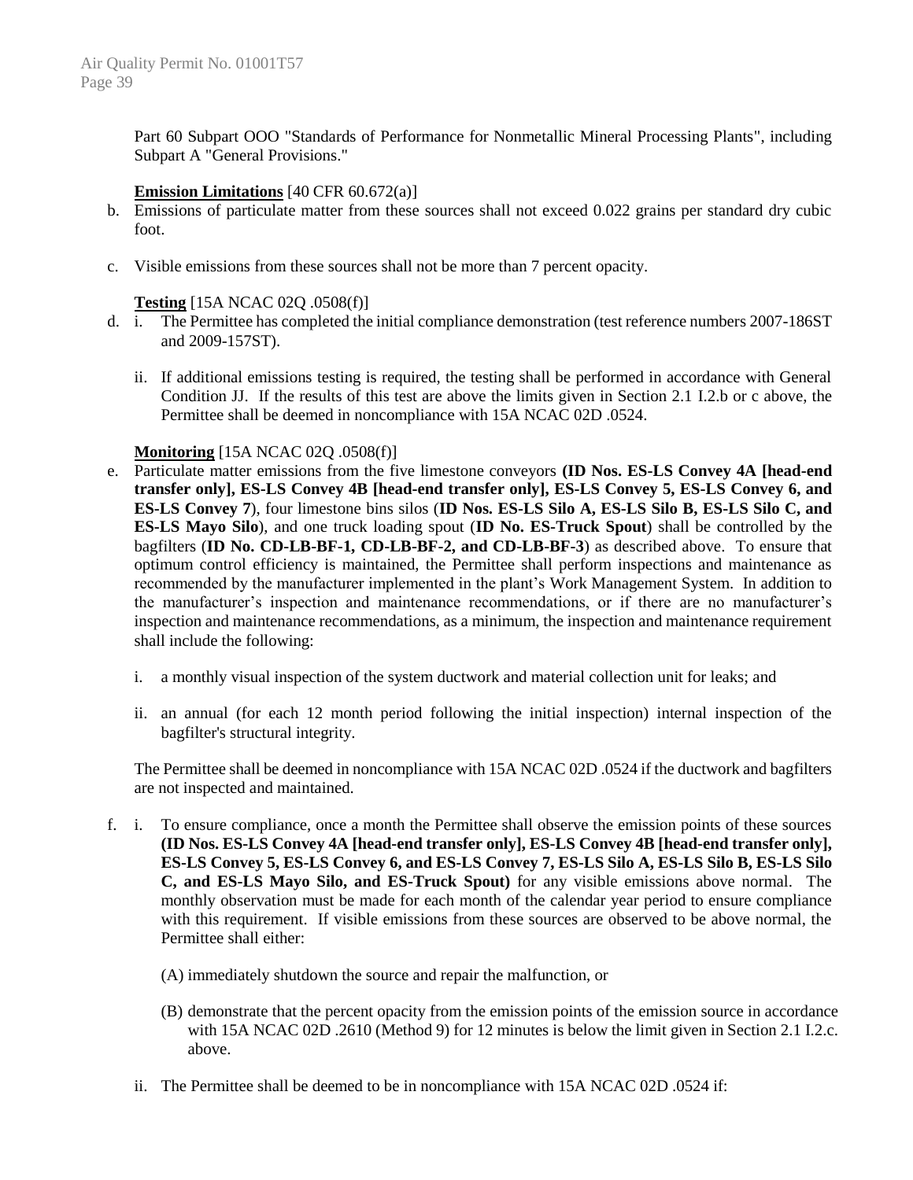Part 60 Subpart OOO "Standards of Performance for Nonmetallic Mineral Processing Plants", including Subpart A "General Provisions."

**Emission Limitations** [40 CFR 60.672(a)]

b. Emissions of particulate matter from these sources shall not exceed 0.022 grains per standard dry cubic foot.

c. Visible emissions from these sources shall not be more than 7 percent opacity.

**Testing** [15A NCAC 02Q .0508(f)]

d. i. The Permittee has completed the initial compliance demonstration (test reference numbers 2007-186ST and 2009-157ST).

   ii. If additional emissions testing is required, the testing shall be performed in accordance with General Condition JJ. If the results of this test are above the limits given in Section 2.1 I.2.b or c above, the Permittee shall be deemed in noncompliance with 15A NCAC 02D .0524.

**Monitoring** [15A NCAC 02Q .0508(f)]

e. Particulate matter emissions from the five limestone conveyors **(ID Nos. ES-LS Convey 4A [head-end transfer only], ES-LS Convey 4B [head-end transfer only], ES-LS Convey 5, ES-LS Convey 6, and ES-LS Convey 7**), four limestone bins silos (**ID Nos. ES-LS Silo A, ES-LS Silo B, ES-LS Silo C, and ES-LS Mayo Silo**), and one truck loading spout (**ID No. ES-Truck Spout**) shall be controlled by the bagfilters (**ID No. CD-LB-BF-1, CD-LB-BF-2, and CD-LB-BF-3**) as described above. To ensure that optimum control efficiency is maintained, the Permittee shall perform inspections and maintenance as recommended by the manufacturer implemented in the plant's Work Management System. In addition to the manufacturer's inspection and maintenance recommendations, or if there are no manufacturer's inspection and maintenance recommendations, as a minimum, the inspection and maintenance requirement shall include the following:

   i. a monthly visual inspection of the system ductwork and material collection unit for leaks; and

   ii. an annual (for each 12 month period following the initial inspection) internal inspection of the bagfilter's structural integrity.

   The Permittee shall be deemed in noncompliance with 15A NCAC 02D .0524 if the ductwork and bagfilters are not inspected and maintained.

f. i. To ensure compliance, once a month the Permittee shall observe the emission points of these sources **(ID Nos. ES-LS Convey 4A [head-end transfer only], ES-LS Convey 4B [head-end transfer only], ES-LS Convey 5, ES-LS Convey 6, and ES-LS Convey 7, ES-LS Silo A, ES-LS Silo B, ES-LS Silo C, and ES-LS Mayo Silo, and ES-Truck Spout)** for any visible emissions above normal. The monthly observation must be made for each month of the calendar year period to ensure compliance with this requirement. If visible emissions from these sources are observed to be above normal, the Permittee shall either:

   (A) immediately shutdown the source and repair the malfunction, or

   (B) demonstrate that the percent opacity from the emission points of the emission source in accordance with 15A NCAC 02D .2610 (Method 9) for 12 minutes is below the limit given in Section 2.1 I.2.c. above.

   ii. The Permittee shall be deemed to be in noncompliance with 15A NCAC 02D .0524 if: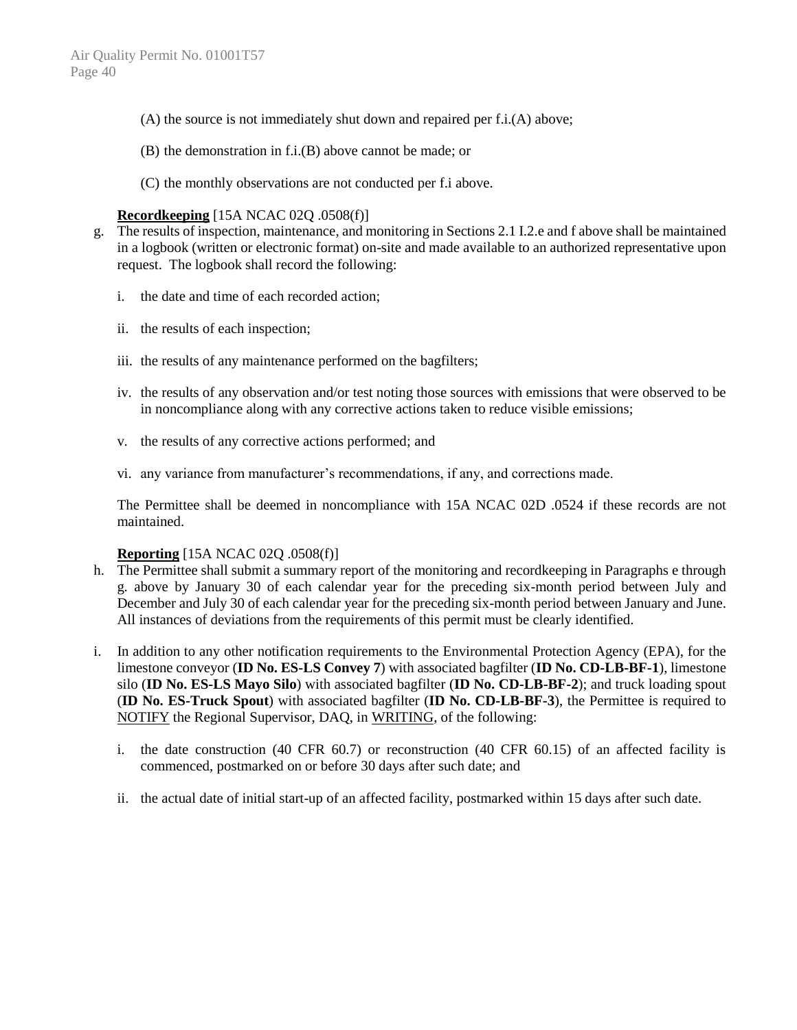(A) the source is not immediately shut down and repaired per f.i.(A) above;

(B) the demonstration in f.i.(B) above cannot be made; or

(C) the monthly observations are not conducted per f.i above.

**Recordkeeping** [15A NCAC 02Q .0508(f)]

g. The results of inspection, maintenance, and monitoring in Sections 2.1 I.2.e and f above shall be maintained in a logbook (written or electronic format) on-site and made available to an authorized representative upon request. The logbook shall record the following:

   i. the date and time of each recorded action;

   ii. the results of each inspection;

   iii. the results of any maintenance performed on the bagfilters;

   iv. the results of any observation and/or test noting those sources with emissions that were observed to be in noncompliance along with any corrective actions taken to reduce visible emissions;

   v. the results of any corrective actions performed; and

   vi. any variance from manufacturer's recommendations, if any, and corrections made.

   The Permittee shall be deemed in noncompliance with 15A NCAC 02D .0524 if these records are not maintained.

**Reporting** [15A NCAC 02Q .0508(f)]

h. The Permittee shall submit a summary report of the monitoring and recordkeeping in Paragraphs e through g. above by January 30 of each calendar year for the preceding six-month period between July and December and July 30 of each calendar year for the preceding six-month period between January and June. All instances of deviations from the requirements of this permit must be clearly identified.

i. In addition to any other notification requirements to the Environmental Protection Agency (EPA), for the limestone conveyor (**ID No. ES-LS Convey 7**) with associated bagfilter (**ID No. CD-LB-BF-1**), limestone silo (**ID No. ES-LS Mayo Silo**) with associated bagfilter (**ID No. CD-LB-BF-2**); and truck loading spout (**ID No. ES-Truck Spout**) with associated bagfilter (**ID No. CD-LB-BF-3**), the Permittee is required to NOTIFY the Regional Supervisor, DAQ, in WRITING, of the following:

   i. the date construction (40 CFR 60.7) or reconstruction (40 CFR 60.15) of an affected facility is commenced, postmarked on or before 30 days after such date; and

   ii. the actual date of initial start-up of an affected facility, postmarked within 15 days after such date.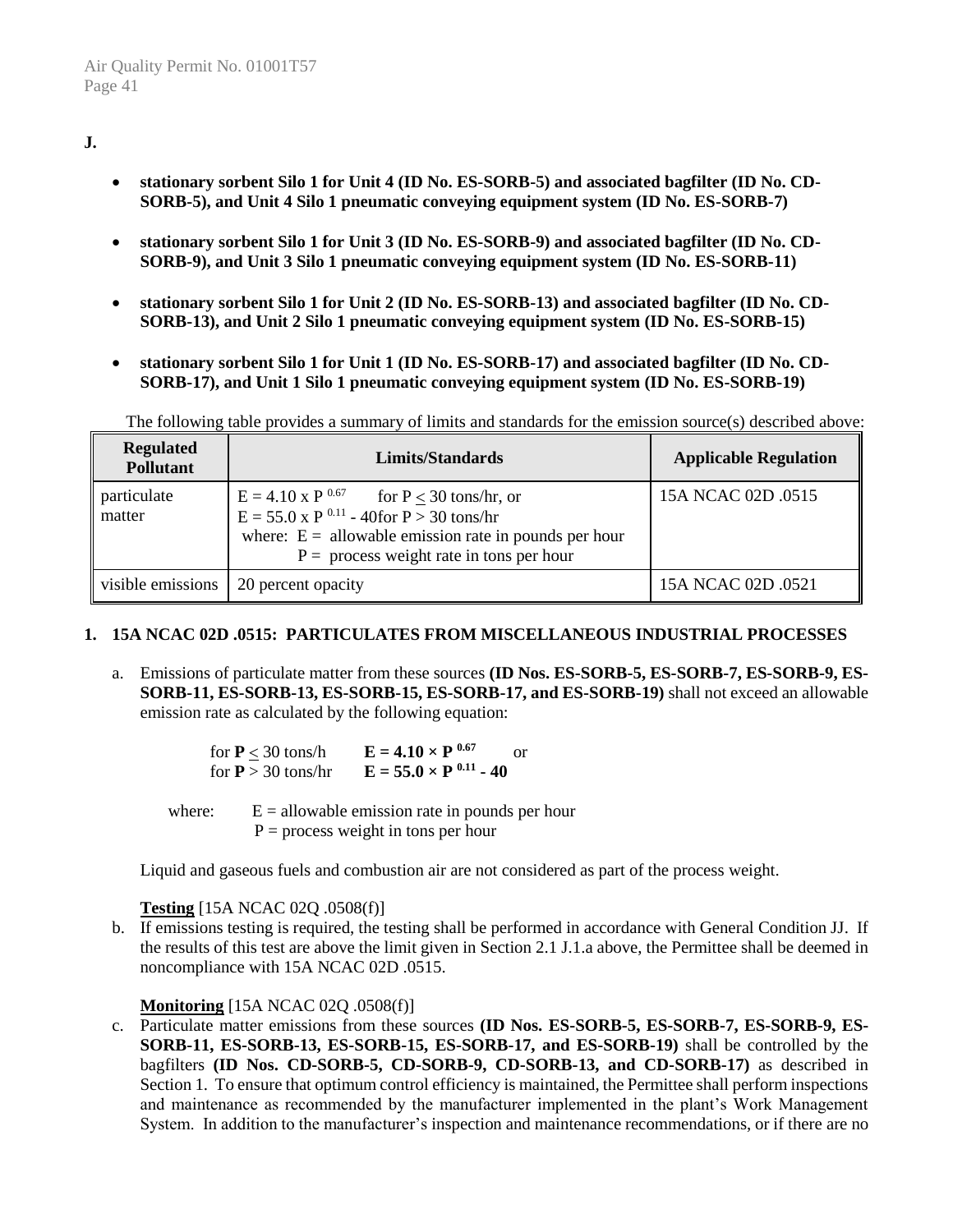**J.**

- **stationary sorbent Silo 1 for Unit 4 (ID No. ES-SORB-5) and associated bagfilter (ID No. CD-SORB-5), and Unit 4 Silo 1 pneumatic conveying equipment system (ID No. ES-SORB-7)**
- **stationary sorbent Silo 1 for Unit 3 (ID No. ES-SORB-9) and associated bagfilter (ID No. CD-SORB-9), and Unit 3 Silo 1 pneumatic conveying equipment system (ID No. ES-SORB-11)**
- **stationary sorbent Silo 1 for Unit 2 (ID No. ES-SORB-13) and associated bagfilter (ID No. CD-SORB-13), and Unit 2 Silo 1 pneumatic conveying equipment system (ID No. ES-SORB-15)**
- **stationary sorbent Silo 1 for Unit 1 (ID No. ES-SORB-17) and associated bagfilter (ID No. CD-SORB-17), and Unit 1 Silo 1 pneumatic conveying equipment system (ID No. ES-SORB-19)**

The following table provides a summary of limits and standards for the emission source(s) described above:

| Regulated Pollutant | Limits/Standards | Applicable Regulation |
|---|---|---|
| particulate matter | $E = 4.10 \times P^{0.67}$ for $P \leq 30$ tons/hr, or<br>$E = 55.0 \times P^{0.11} - 40$ for $P > 30$ tons/hr<br>where: E = allowable emission rate in pounds per hour<br>P = process weight rate in tons per hour | 15A NCAC 02D .0515 |
| visible emissions | 20 percent opacity | 15A NCAC 02D .0521 |

## 1. 15A NCAC 02D .0515: PARTICULATES FROM MISCELLANEOUS INDUSTRIAL PROCESSES

a. Emissions of particulate matter from these sources **(ID Nos. ES-SORB-5, ES-SORB-7, ES-SORB-9, ES-SORB-11, ES-SORB-13, ES-SORB-15, ES-SORB-17, and ES-SORB-19)** shall not exceed an allowable emission rate as calculated by the following equation:

for **P** $\leq$ 30 tons/h $\quad \mathbf{E = 4.10 \times P^{0.67}}$ or
for **P** > 30 tons/hr $\quad \mathbf{E = 55.0 \times P^{0.11} - 40}$

where: E = allowable emission rate in pounds per hour
P = process weight in tons per hour

Liquid and gaseous fuels and combustion air are not considered as part of the process weight.

**Testing** [15A NCAC 02Q .0508(f)]

b. If emissions testing is required, the testing shall be performed in accordance with General Condition JJ. If the results of this test are above the limit given in Section 2.1 J.1.a above, the Permittee shall be deemed in noncompliance with 15A NCAC 02D .0515.

**Monitoring** [15A NCAC 02Q .0508(f)]

c. Particulate matter emissions from these sources **(ID Nos. ES-SORB-5, ES-SORB-7, ES-SORB-9, ES-SORB-11, ES-SORB-13, ES-SORB-15, ES-SORB-17, and ES-SORB-19)** shall be controlled by the bagfilters **(ID Nos. CD-SORB-5, CD-SORB-9, CD-SORB-13, and CD-SORB-17)** as described in Section 1. To ensure that optimum control efficiency is maintained, the Permittee shall perform inspections and maintenance as recommended by the manufacturer implemented in the plant's Work Management System. In addition to the manufacturer's inspection and maintenance recommendations, or if there are no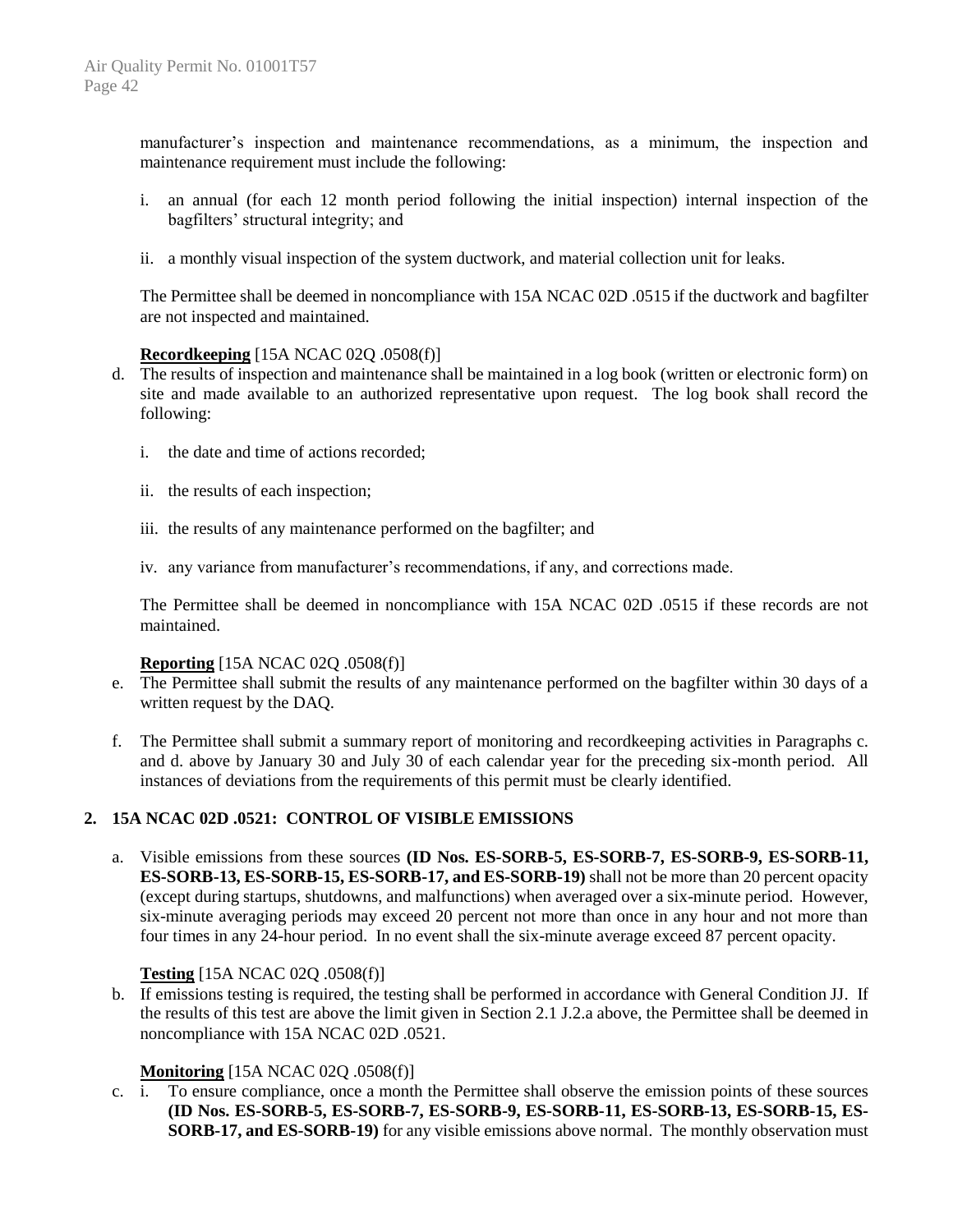manufacturer's inspection and maintenance recommendations, as a minimum, the inspection and maintenance requirement must include the following:

i. an annual (for each 12 month period following the initial inspection) internal inspection of the bagfilters' structural integrity; and

ii. a monthly visual inspection of the system ductwork, and material collection unit for leaks.

The Permittee shall be deemed in noncompliance with 15A NCAC 02D .0515 if the ductwork and bagfilter are not inspected and maintained.

**Recordkeeping** [15A NCAC 02Q .0508(f)]

d. The results of inspection and maintenance shall be maintained in a log book (written or electronic form) on site and made available to an authorized representative upon request. The log book shall record the following:

   i. the date and time of actions recorded;

   ii. the results of each inspection;

   iii. the results of any maintenance performed on the bagfilter; and

   iv. any variance from manufacturer's recommendations, if any, and corrections made.

   The Permittee shall be deemed in noncompliance with 15A NCAC 02D .0515 if these records are not maintained.

**Reporting** [15A NCAC 02Q .0508(f)]

e. The Permittee shall submit the results of any maintenance performed on the bagfilter within 30 days of a written request by the DAQ.

f. The Permittee shall submit a summary report of monitoring and recordkeeping activities in Paragraphs c. and d. above by January 30 and July 30 of each calendar year for the preceding six-month period. All instances of deviations from the requirements of this permit must be clearly identified.

**2. 15A NCAC 02D .0521: CONTROL OF VISIBLE EMISSIONS**

a. Visible emissions from these sources **(ID Nos. ES-SORB-5, ES-SORB-7, ES-SORB-9, ES-SORB-11, ES-SORB-13, ES-SORB-15, ES-SORB-17, and ES-SORB-19)** shall not be more than 20 percent opacity (except during startups, shutdowns, and malfunctions) when averaged over a six-minute period. However, six-minute averaging periods may exceed 20 percent not more than once in any hour and not more than four times in any 24-hour period. In no event shall the six-minute average exceed 87 percent opacity.

**Testing** [15A NCAC 02Q .0508(f)]

b. If emissions testing is required, the testing shall be performed in accordance with General Condition JJ. If the results of this test are above the limit given in Section 2.1 J.2.a above, the Permittee shall be deemed in noncompliance with 15A NCAC 02D .0521.

**Monitoring** [15A NCAC 02Q .0508(f)]

c. i. To ensure compliance, once a month the Permittee shall observe the emission points of these sources **(ID Nos. ES-SORB-5, ES-SORB-7, ES-SORB-9, ES-SORB-11, ES-SORB-13, ES-SORB-15, ES-SORB-17, and ES-SORB-19)** for any visible emissions above normal. The monthly observation must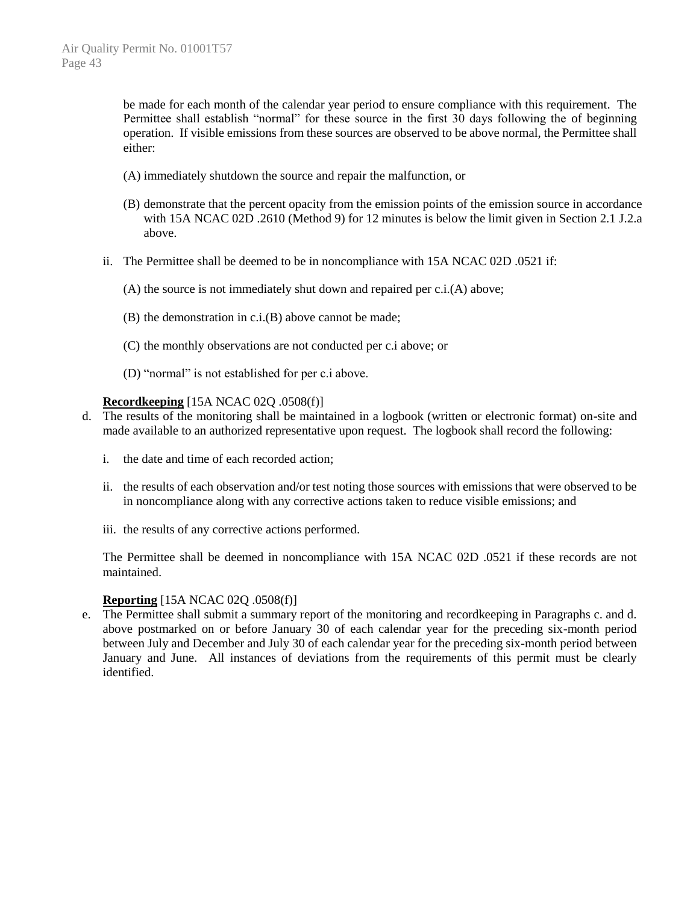be made for each month of the calendar year period to ensure compliance with this requirement. The Permittee shall establish "normal" for these source in the first 30 days following the of beginning operation. If visible emissions from these sources are observed to be above normal, the Permittee shall either:

(A) immediately shutdown the source and repair the malfunction, or

(B) demonstrate that the percent opacity from the emission points of the emission source in accordance with 15A NCAC 02D .2610 (Method 9) for 12 minutes is below the limit given in Section 2.1 J.2.a above.

ii. The Permittee shall be deemed to be in noncompliance with 15A NCAC 02D .0521 if:

(A) the source is not immediately shut down and repaired per c.i.(A) above;

(B) the demonstration in c.i.(B) above cannot be made;

(C) the monthly observations are not conducted per c.i above; or

(D) "normal" is not established for per c.i above.

**Recordkeeping** [15A NCAC 02Q .0508(f)]

d. The results of the monitoring shall be maintained in a logbook (written or electronic format) on-site and made available to an authorized representative upon request. The logbook shall record the following:

   i. the date and time of each recorded action;

   ii. the results of each observation and/or test noting those sources with emissions that were observed to be in noncompliance along with any corrective actions taken to reduce visible emissions; and

   iii. the results of any corrective actions performed.

   The Permittee shall be deemed in noncompliance with 15A NCAC 02D .0521 if these records are not maintained.

**Reporting** [15A NCAC 02Q .0508(f)]

e. The Permittee shall submit a summary report of the monitoring and recordkeeping in Paragraphs c. and d. above postmarked on or before January 30 of each calendar year for the preceding six-month period between July and December and July 30 of each calendar year for the preceding six-month period between January and June. All instances of deviations from the requirements of this permit must be clearly identified.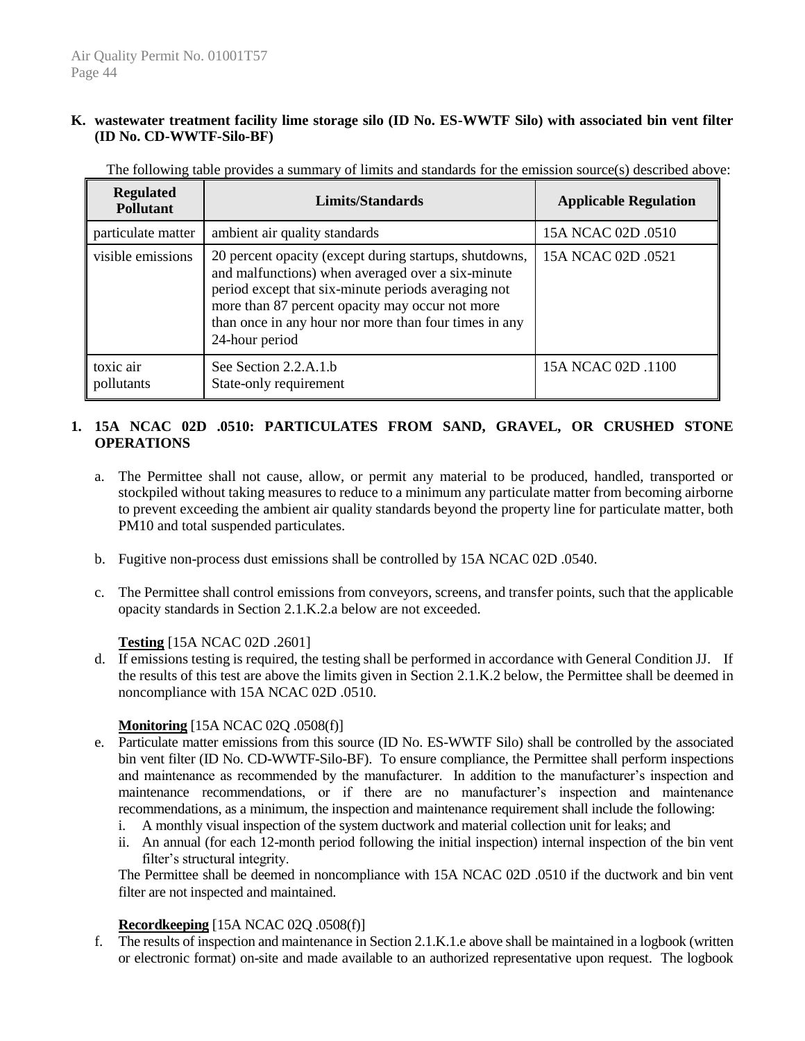**K. wastewater treatment facility lime storage silo (ID No. ES-WWTF Silo) with associated bin vent filter (ID No. CD-WWTF-Silo-BF)**

The following table provides a summary of limits and standards for the emission source(s) described above:

| Regulated Pollutant | Limits/Standards | Applicable Regulation |
|---|---|---|
| particulate matter | ambient air quality standards | 15A NCAC 02D .0510 |
| visible emissions | 20 percent opacity (except during startups, shutdowns, and malfunctions) when averaged over a six-minute period except that six-minute periods averaging not more than 87 percent opacity may occur not more than once in any hour nor more than four times in any 24-hour period | 15A NCAC 02D .0521 |
| toxic air pollutants | See Section 2.2.A.1.b<br>State-only requirement | 15A NCAC 02D .1100 |

**1. 15A NCAC 02D .0510: PARTICULATES FROM SAND, GRAVEL, OR CRUSHED STONE OPERATIONS**

a. The Permittee shall not cause, allow, or permit any material to be produced, handled, transported or stockpiled without taking measures to reduce to a minimum any particulate matter from becoming airborne to prevent exceeding the ambient air quality standards beyond the property line for particulate matter, both PM10 and total suspended particulates.

b. Fugitive non-process dust emissions shall be controlled by 15A NCAC 02D .0540.

c. The Permittee shall control emissions from conveyors, screens, and transfer points, such that the applicable opacity standards in Section 2.1.K.2.a below are not exceeded.

**Testing** [15A NCAC 02D .2601]

d. If emissions testing is required, the testing shall be performed in accordance with General Condition JJ. If the results of this test are above the limits given in Section 2.1.K.2 below, the Permittee shall be deemed in noncompliance with 15A NCAC 02D .0510.

**Monitoring** [15A NCAC 02Q .0508(f)]

e. Particulate matter emissions from this source (ID No. ES-WWTF Silo) shall be controlled by the associated bin vent filter (ID No. CD-WWTF-Silo-BF). To ensure compliance, the Permittee shall perform inspections and maintenance as recommended by the manufacturer. In addition to the manufacturer's inspection and maintenance recommendations, or if there are no manufacturer's inspection and maintenance recommendations, as a minimum, the inspection and maintenance requirement shall include the following:
   i. A monthly visual inspection of the system ductwork and material collection unit for leaks; and
   ii. An annual (for each 12-month period following the initial inspection) internal inspection of the bin vent filter's structural integrity.

   The Permittee shall be deemed in noncompliance with 15A NCAC 02D .0510 if the ductwork and bin vent filter are not inspected and maintained.

**Recordkeeping** [15A NCAC 02Q .0508(f)]

f. The results of inspection and maintenance in Section 2.1.K.1.e above shall be maintained in a logbook (written or electronic format) on-site and made available to an authorized representative upon request. The logbook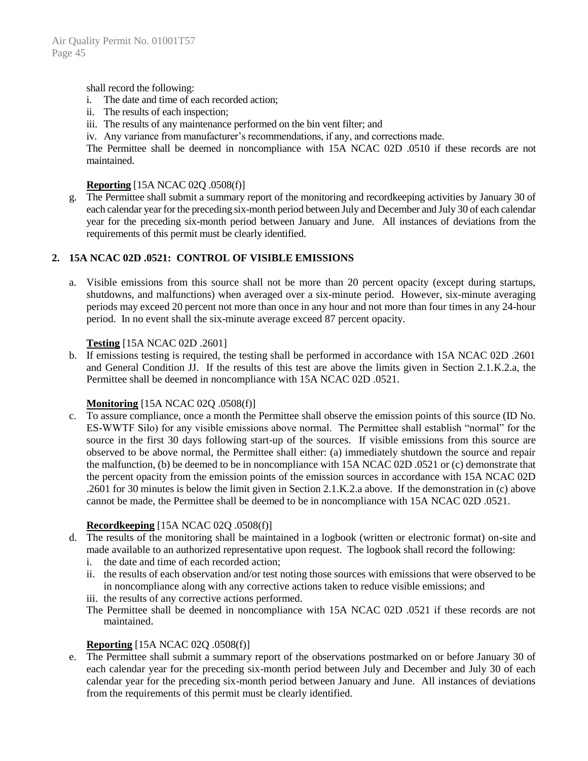shall record the following:

i. The date and time of each recorded action;
ii. The results of each inspection;
iii. The results of any maintenance performed on the bin vent filter; and
iv. Any variance from manufacturer's recommendations, if any, and corrections made.

The Permittee shall be deemed in noncompliance with 15A NCAC 02D .0510 if these records are not maintained.

**Reporting** [15A NCAC 02Q .0508(f)]

g. The Permittee shall submit a summary report of the monitoring and recordkeeping activities by January 30 of each calendar year for the preceding six-month period between July and December and July 30 of each calendar year for the preceding six-month period between January and June. All instances of deviations from the requirements of this permit must be clearly identified.

**2. 15A NCAC 02D .0521: CONTROL OF VISIBLE EMISSIONS**

a. Visible emissions from this source shall not be more than 20 percent opacity (except during startups, shutdowns, and malfunctions) when averaged over a six-minute period. However, six-minute averaging periods may exceed 20 percent not more than once in any hour and not more than four times in any 24-hour period. In no event shall the six-minute average exceed 87 percent opacity.

**Testing** [15A NCAC 02D .2601]

b. If emissions testing is required, the testing shall be performed in accordance with 15A NCAC 02D .2601 and General Condition JJ. If the results of this test are above the limits given in Section 2.1.K.2.a, the Permittee shall be deemed in noncompliance with 15A NCAC 02D .0521.

**Monitoring** [15A NCAC 02Q .0508(f)]

c. To assure compliance, once a month the Permittee shall observe the emission points of this source (ID No. ES-WWTF Silo) for any visible emissions above normal. The Permittee shall establish "normal" for the source in the first 30 days following start-up of the sources. If visible emissions from this source are observed to be above normal, the Permittee shall either: (a) immediately shutdown the source and repair the malfunction, (b) be deemed to be in noncompliance with 15A NCAC 02D .0521 or (c) demonstrate that the percent opacity from the emission points of the emission sources in accordance with 15A NCAC 02D .2601 for 30 minutes is below the limit given in Section 2.1.K.2.a above. If the demonstration in (c) above cannot be made, the Permittee shall be deemed to be in noncompliance with 15A NCAC 02D .0521.

**Recordkeeping** [15A NCAC 02Q .0508(f)]

d. The results of the monitoring shall be maintained in a logbook (written or electronic format) on-site and made available to an authorized representative upon request. The logbook shall record the following:
   i. the date and time of each recorded action;
   ii. the results of each observation and/or test noting those sources with emissions that were observed to be in noncompliance along with any corrective actions taken to reduce visible emissions; and
   iii. the results of any corrective actions performed.

   The Permittee shall be deemed in noncompliance with 15A NCAC 02D .0521 if these records are not maintained.

**Reporting** [15A NCAC 02Q .0508(f)]

e. The Permittee shall submit a summary report of the observations postmarked on or before January 30 of each calendar year for the preceding six-month period between July and December and July 30 of each calendar year for the preceding six-month period between January and June. All instances of deviations from the requirements of this permit must be clearly identified.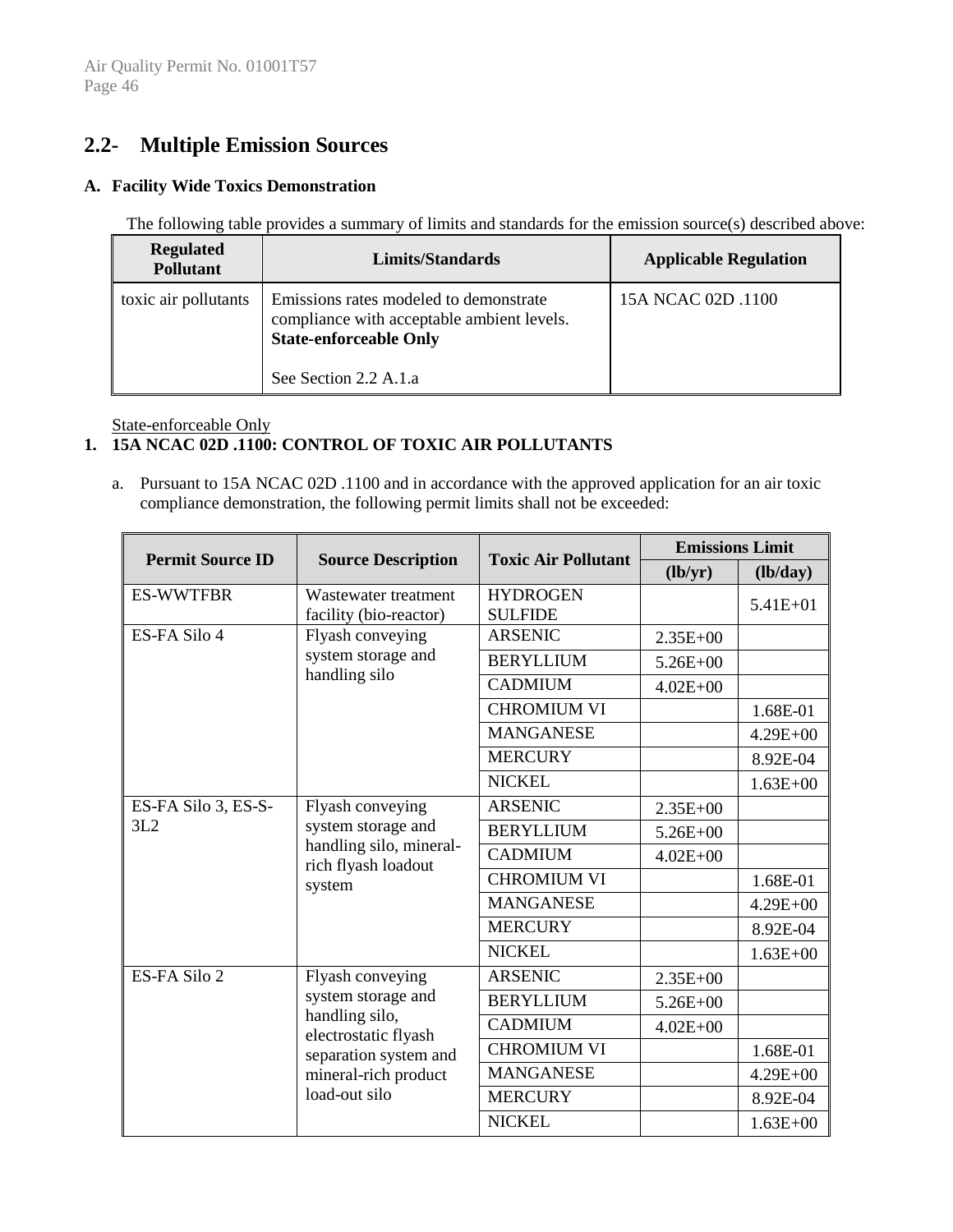## 2.2- Multiple Emission Sources

### A. Facility Wide Toxics Demonstration

The following table provides a summary of limits and standards for the emission source(s) described above:

| Regulated Pollutant | Limits/Standards | Applicable Regulation |
|---|---|---|
| toxic air pollutants | Emissions rates modeled to demonstrate compliance with acceptable ambient levels. **State-enforceable Only**<br><br>See Section 2.2 A.1.a | 15A NCAC 02D .1100 |

State-enforceable Only

**1. 15A NCAC 02D .1100: CONTROL OF TOXIC AIR POLLUTANTS**

a. Pursuant to 15A NCAC 02D .1100 and in accordance with the approved application for an air toxic compliance demonstration, the following permit limits shall not be exceeded:

| Permit Source ID | Source Description | Toxic Air Pollutant | Emissions Limit | |
|---|---|---|---|---|
| | | | (lb/yr) | (lb/day) |
| ES-WWTFBR | Wastewater treatment facility (bio-reactor) | HYDROGEN SULFIDE | | 5.41E+01 |
| ES-FA Silo 4 | Flyash conveying system storage and handling silo | ARSENIC | 2.35E+00 | |
| | | BERYLLIUM | 5.26E+00 | |
| | | CADMIUM | 4.02E+00 | |
| | | CHROMIUM VI | | 1.68E-01 |
| | | MANGANESE | | 4.29E+00 |
| | | MERCURY | | 8.92E-04 |
| | | NICKEL | | 1.63E+00 |
| ES-FA Silo 3, ES-S-3L2 | Flyash conveying system storage and handling silo, mineral-rich flyash loadout system | ARSENIC | 2.35E+00 | |
| | | BERYLLIUM | 5.26E+00 | |
| | | CADMIUM | 4.02E+00 | |
| | | CHROMIUM VI | | 1.68E-01 |
| | | MANGANESE | | 4.29E+00 |
| | | MERCURY | | 8.92E-04 |
| | | NICKEL | | 1.63E+00 |
| ES-FA Silo 2 | Flyash conveying system storage and handling silo, electrostatic flyash separation system and mineral-rich product load-out silo | ARSENIC | 2.35E+00 | |
| | | BERYLLIUM | 5.26E+00 | |
| | | CADMIUM | 4.02E+00 | |
| | | CHROMIUM VI | | 1.68E-01 |
| | | MANGANESE | | 4.29E+00 |
| | | MERCURY | | 8.92E-04 |
| | | NICKEL | | 1.63E+00 |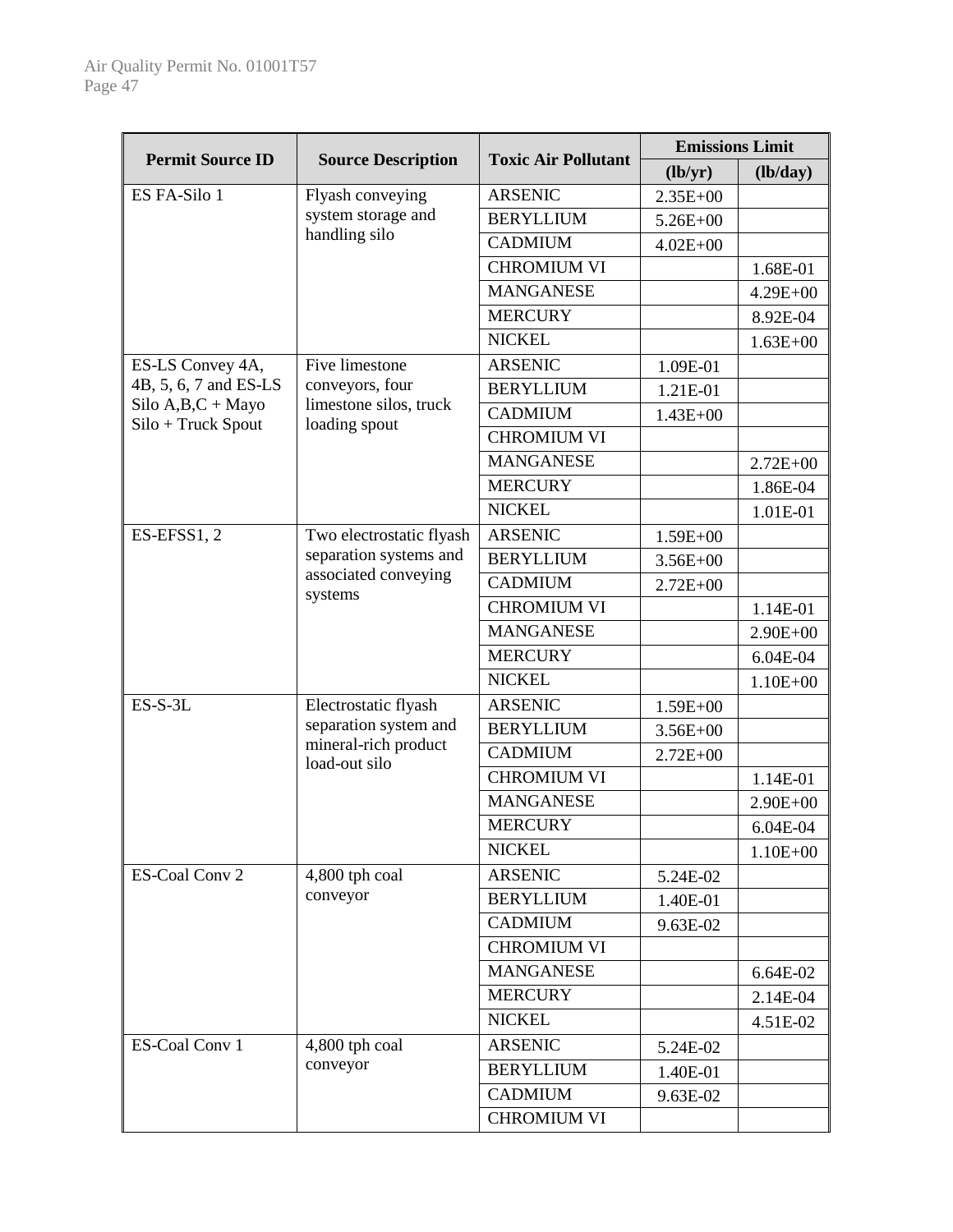| Permit Source ID | Source Description | Toxic Air Pollutant | Emissions Limit | |
|---|---|---|---|---|
| | | | (lb/yr) | (lb/day) |
| ES FA-Silo 1 | Flyash conveying system storage and handling silo | ARSENIC | 2.35E+00 | |
| | | BERYLLIUM | 5.26E+00 | |
| | | CADMIUM | 4.02E+00 | |
| | | CHROMIUM VI | | 1.68E-01 |
| | | MANGANESE | | 4.29E+00 |
| | | MERCURY | | 8.92E-04 |
| | | NICKEL | | 1.63E+00 |
| ES-LS Convey 4A, 4B, 5, 6, 7 and ES-LS Silo A,B,C + Mayo Silo + Truck Spout | Five limestone conveyors, four limestone silos, truck loading spout | ARSENIC | 1.09E-01 | |
| | | BERYLLIUM | 1.21E-01 | |
| | | CADMIUM | 1.43E+00 | |
| | | CHROMIUM VI | | |
| | | MANGANESE | | 2.72E+00 |
| | | MERCURY | | 1.86E-04 |
| | | NICKEL | | 1.01E-01 |
| ES-EFSS1, 2 | Two electrostatic flyash separation systems and associated conveying systems | ARSENIC | 1.59E+00 | |
| | | BERYLLIUM | 3.56E+00 | |
| | | CADMIUM | 2.72E+00 | |
| | | CHROMIUM VI | | 1.14E-01 |
| | | MANGANESE | | 2.90E+00 |
| | | MERCURY | | 6.04E-04 |
| | | NICKEL | | 1.10E+00 |
| ES-S-3L | Electrostatic flyash separation system and mineral-rich product load-out silo | ARSENIC | 1.59E+00 | |
| | | BERYLLIUM | 3.56E+00 | |
| | | CADMIUM | 2.72E+00 | |
| | | CHROMIUM VI | | 1.14E-01 |
| | | MANGANESE | | 2.90E+00 |
| | | MERCURY | | 6.04E-04 |
| | | NICKEL | | 1.10E+00 |
| ES-Coal Conv 2 | 4,800 tph coal conveyor | ARSENIC | 5.24E-02 | |
| | | BERYLLIUM | 1.40E-01 | |
| | | CADMIUM | 9.63E-02 | |
| | | CHROMIUM VI | | |
| | | MANGANESE | | 6.64E-02 |
| | | MERCURY | | 2.14E-04 |
| | | NICKEL | | 4.51E-02 |
| ES-Coal Conv 1 | 4,800 tph coal conveyor | ARSENIC | 5.24E-02 | |
| | | BERYLLIUM | 1.40E-01 | |
| | | CADMIUM | 9.63E-02 | |
| | | CHROMIUM VI | | |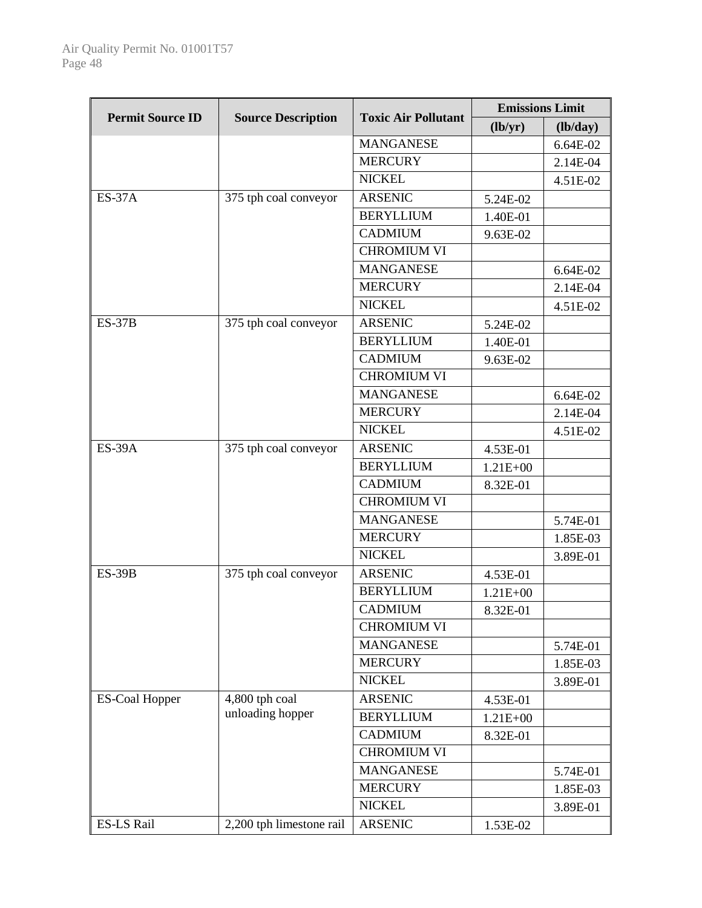| Permit Source ID | Source Description | Toxic Air Pollutant | Emissions Limit | |
|---|---|---|---|---|
| | | | (lb/yr) | (lb/day) |
| | | MANGANESE | | 6.64E-02 |
| | | MERCURY | | 2.14E-04 |
| | | NICKEL | | 4.51E-02 |
| ES-37A | 375 tph coal conveyor | ARSENIC | 5.24E-02 | |
| | | BERYLLIUM | 1.40E-01 | |
| | | CADMIUM | 9.63E-02 | |
| | | CHROMIUM VI | | |
| | | MANGANESE | | 6.64E-02 |
| | | MERCURY | | 2.14E-04 |
| | | NICKEL | | 4.51E-02 |
| ES-37B | 375 tph coal conveyor | ARSENIC | 5.24E-02 | |
| | | BERYLLIUM | 1.40E-01 | |
| | | CADMIUM | 9.63E-02 | |
| | | CHROMIUM VI | | |
| | | MANGANESE | | 6.64E-02 |
| | | MERCURY | | 2.14E-04 |
| | | NICKEL | | 4.51E-02 |
| ES-39A | 375 tph coal conveyor | ARSENIC | 4.53E-01 | |
| | | BERYLLIUM | 1.21E+00 | |
| | | CADMIUM | 8.32E-01 | |
| | | CHROMIUM VI | | |
| | | MANGANESE | | 5.74E-01 |
| | | MERCURY | | 1.85E-03 |
| | | NICKEL | | 3.89E-01 |
| ES-39B | 375 tph coal conveyor | ARSENIC | 4.53E-01 | |
| | | BERYLLIUM | 1.21E+00 | |
| | | CADMIUM | 8.32E-01 | |
| | | CHROMIUM VI | | |
| | | MANGANESE | | 5.74E-01 |
| | | MERCURY | | 1.85E-03 |
| | | NICKEL | | 3.89E-01 |
| ES-Coal Hopper | 4,800 tph coal unloading hopper | ARSENIC | 4.53E-01 | |
| | | BERYLLIUM | 1.21E+00 | |
| | | CADMIUM | 8.32E-01 | |
| | | CHROMIUM VI | | |
| | | MANGANESE | | 5.74E-01 |
| | | MERCURY | | 1.85E-03 |
| | | NICKEL | | 3.89E-01 |
| ES-LS Rail | 2,200 tph limestone rail | ARSENIC | 1.53E-02 | |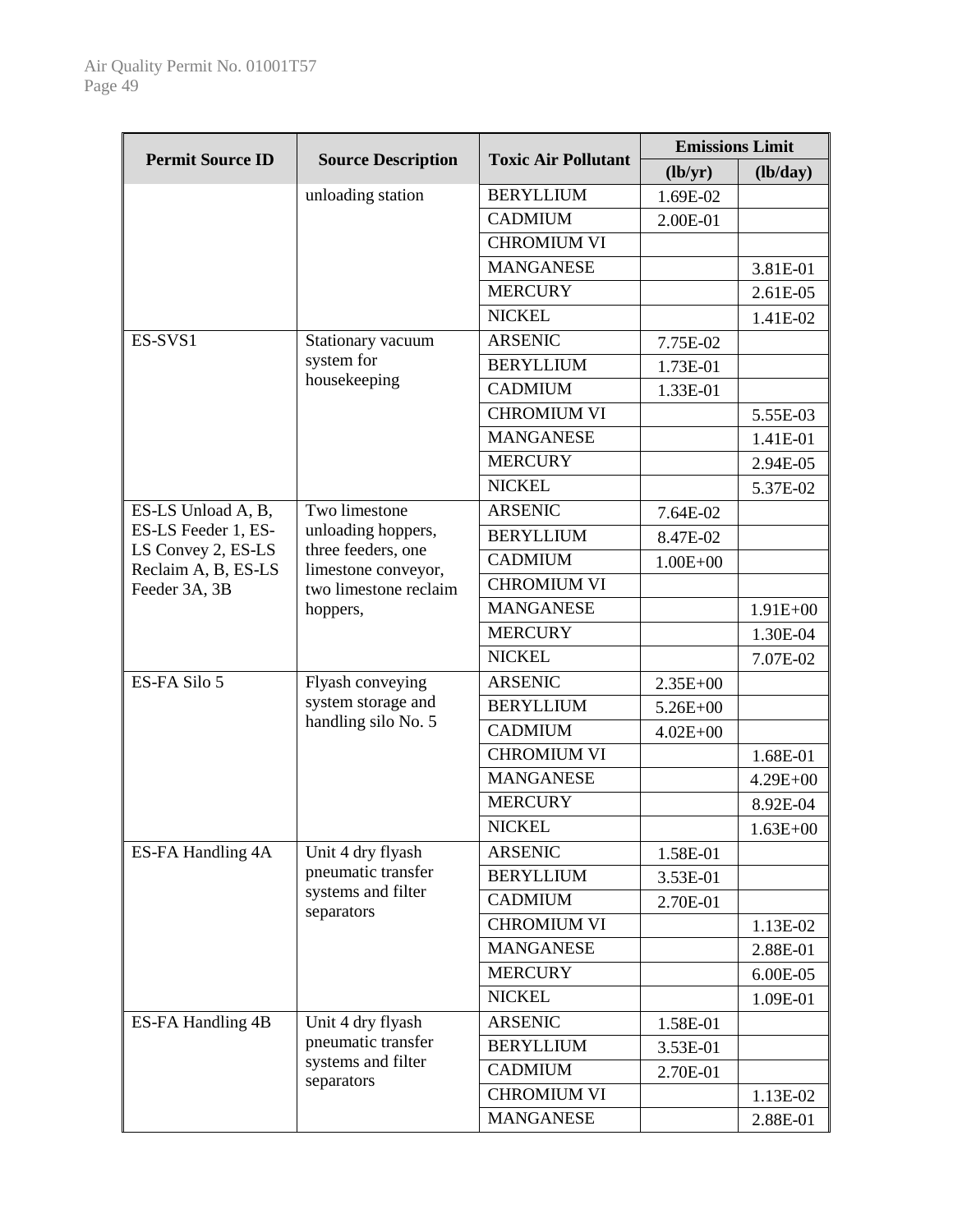| Permit Source ID | Source Description | Toxic Air Pollutant | Emissions Limit | |
|---|---|---|---|---|
| | | | (lb/yr) | (lb/day) |
| | unloading station | BERYLLIUM | 1.69E-02 | |
| | | CADMIUM | 2.00E-01 | |
| | | CHROMIUM VI | | |
| | | MANGANESE | | 3.81E-01 |
| | | MERCURY | | 2.61E-05 |
| | | NICKEL | | 1.41E-02 |
| ES-SVS1 | Stationary vacuum system for housekeeping | ARSENIC | 7.75E-02 | |
| | | BERYLLIUM | 1.73E-01 | |
| | | CADMIUM | 1.33E-01 | |
| | | CHROMIUM VI | | 5.55E-03 |
| | | MANGANESE | | 1.41E-01 |
| | | MERCURY | | 2.94E-05 |
| | | NICKEL | | 5.37E-02 |
| ES-LS Unload A, B, ES-LS Feeder 1, ES-LS Convey 2, ES-LS Reclaim A, B, ES-LS Feeder 3A, 3B | Two limestone unloading hoppers, three feeders, one limestone conveyor, two limestone reclaim hoppers, | ARSENIC | 7.64E-02 | |
| | | BERYLLIUM | 8.47E-02 | |
| | | CADMIUM | 1.00E+00 | |
| | | CHROMIUM VI | | |
| | | MANGANESE | | 1.91E+00 |
| | | MERCURY | | 1.30E-04 |
| | | NICKEL | | 7.07E-02 |
| ES-FA Silo 5 | Flyash conveying system storage and handling silo No. 5 | ARSENIC | 2.35E+00 | |
| | | BERYLLIUM | 5.26E+00 | |
| | | CADMIUM | 4.02E+00 | |
| | | CHROMIUM VI | | 1.68E-01 |
| | | MANGANESE | | 4.29E+00 |
| | | MERCURY | | 8.92E-04 |
| | | NICKEL | | 1.63E+00 |
| ES-FA Handling 4A | Unit 4 dry flyash pneumatic transfer systems and filter separators | ARSENIC | 1.58E-01 | |
| | | BERYLLIUM | 3.53E-01 | |
| | | CADMIUM | 2.70E-01 | |
| | | CHROMIUM VI | | 1.13E-02 |
| | | MANGANESE | | 2.88E-01 |
| | | MERCURY | | 6.00E-05 |
| | | NICKEL | | 1.09E-01 |
| ES-FA Handling 4B | Unit 4 dry flyash pneumatic transfer systems and filter separators | ARSENIC | 1.58E-01 | |
| | | BERYLLIUM | 3.53E-01 | |
| | | CADMIUM | 2.70E-01 | |
| | | CHROMIUM VI | | 1.13E-02 |
| | | MANGANESE | | 2.88E-01 |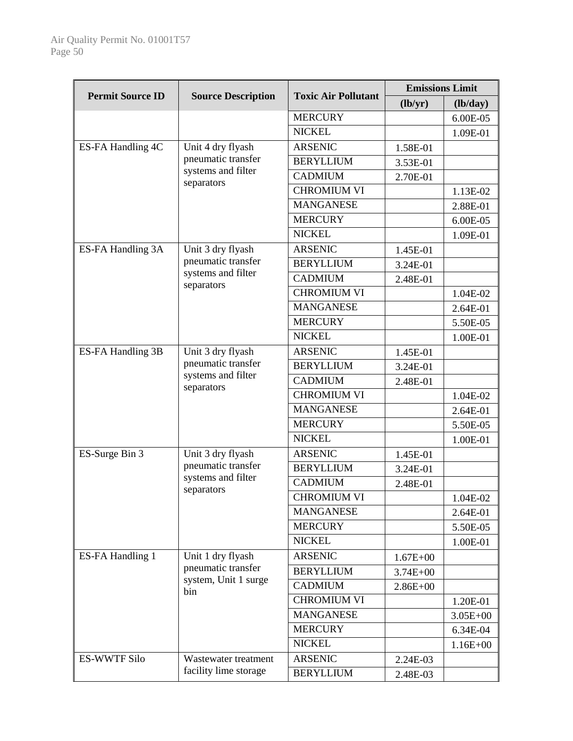| Permit Source ID | Source Description | Toxic Air Pollutant | Emissions Limit | |
|---|---|---|---|---|
| | | | (lb/yr) | (lb/day) |
| | | MERCURY | | 6.00E-05 |
| | | NICKEL | | 1.09E-01 |
| ES-FA Handling 4C | Unit 4 dry flyash pneumatic transfer systems and filter separators | ARSENIC | 1.58E-01 | |
| | | BERYLLIUM | 3.53E-01 | |
| | | CADMIUM | 2.70E-01 | |
| | | CHROMIUM VI | | 1.13E-02 |
| | | MANGANESE | | 2.88E-01 |
| | | MERCURY | | 6.00E-05 |
| | | NICKEL | | 1.09E-01 |
| ES-FA Handling 3A | Unit 3 dry flyash pneumatic transfer systems and filter separators | ARSENIC | 1.45E-01 | |
| | | BERYLLIUM | 3.24E-01 | |
| | | CADMIUM | 2.48E-01 | |
| | | CHROMIUM VI | | 1.04E-02 |
| | | MANGANESE | | 2.64E-01 |
| | | MERCURY | | 5.50E-05 |
| | | NICKEL | | 1.00E-01 |
| ES-FA Handling 3B | Unit 3 dry flyash pneumatic transfer systems and filter separators | ARSENIC | 1.45E-01 | |
| | | BERYLLIUM | 3.24E-01 | |
| | | CADMIUM | 2.48E-01 | |
| | | CHROMIUM VI | | 1.04E-02 |
| | | MANGANESE | | 2.64E-01 |
| | | MERCURY | | 5.50E-05 |
| | | NICKEL | | 1.00E-01 |
| ES-Surge Bin 3 | Unit 3 dry flyash pneumatic transfer systems and filter separators | ARSENIC | 1.45E-01 | |
| | | BERYLLIUM | 3.24E-01 | |
| | | CADMIUM | 2.48E-01 | |
| | | CHROMIUM VI | | 1.04E-02 |
| | | MANGANESE | | 2.64E-01 |
| | | MERCURY | | 5.50E-05 |
| | | NICKEL | | 1.00E-01 |
| ES-FA Handling 1 | Unit 1 dry flyash pneumatic transfer system, Unit 1 surge bin | ARSENIC | 1.67E+00 | |
| | | BERYLLIUM | 3.74E+00 | |
| | | CADMIUM | 2.86E+00 | |
| | | CHROMIUM VI | | 1.20E-01 |
| | | MANGANESE | | 3.05E+00 |
| | | MERCURY | | 6.34E-04 |
| | | NICKEL | | 1.16E+00 |
| ES-WWTF Silo | Wastewater treatment facility lime storage | ARSENIC | 2.24E-03 | |
| | | BERYLLIUM | 2.48E-03 | |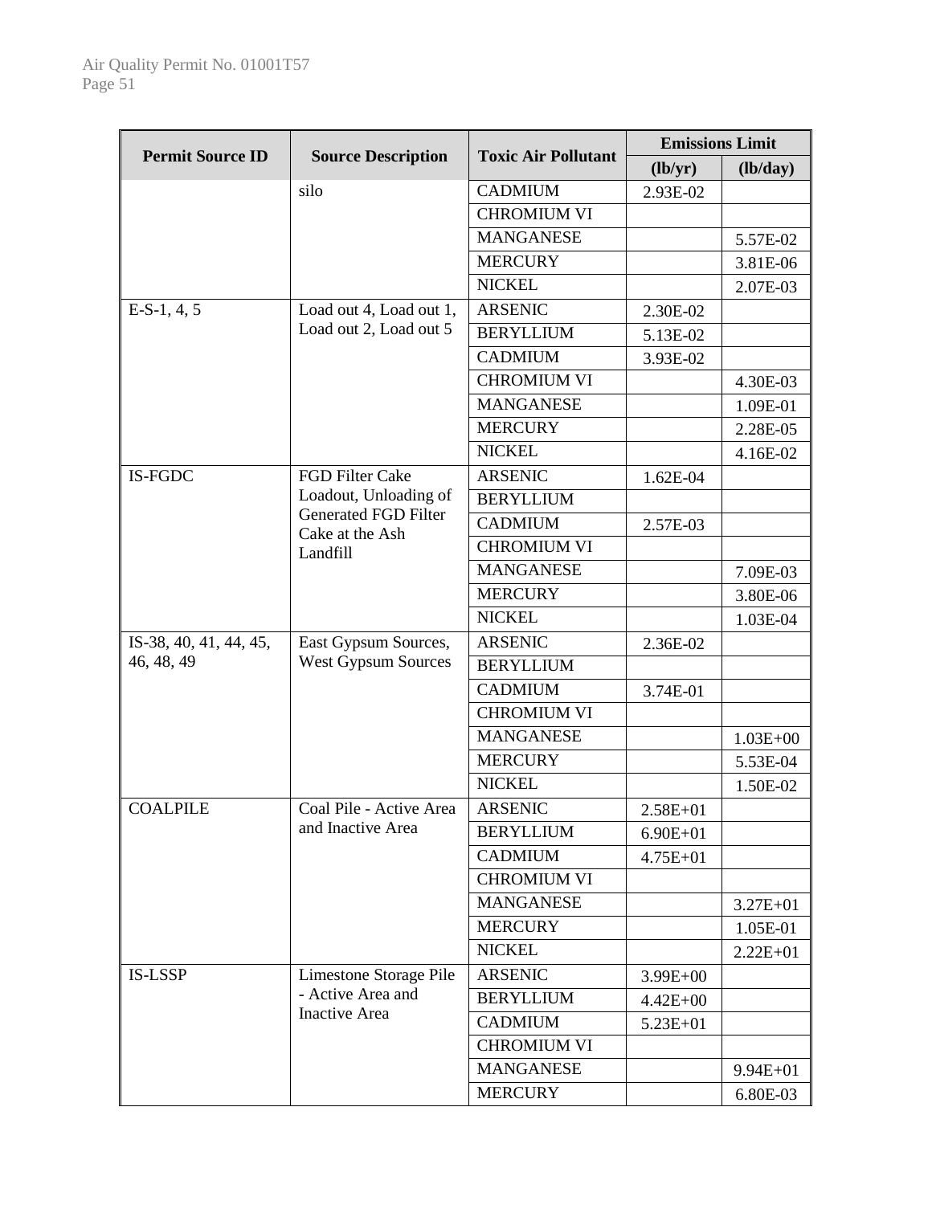| Permit Source ID | Source Description | Toxic Air Pollutant | Emissions Limit | |
|---|---|---|---|---|
| | | | (lb/yr) | (lb/day) |
| | silo | CADMIUM | 2.93E-02 | |
| | | CHROMIUM VI | | |
| | | MANGANESE | | 5.57E-02 |
| | | MERCURY | | 3.81E-06 |
| | | NICKEL | | 2.07E-03 |
| E-S-1, 4, 5 | Load out 4, Load out 1, Load out 2, Load out 5 | ARSENIC | 2.30E-02 | |
| | | BERYLLIUM | 5.13E-02 | |
| | | CADMIUM | 3.93E-02 | |
| | | CHROMIUM VI | | 4.30E-03 |
| | | MANGANESE | | 1.09E-01 |
| | | MERCURY | | 2.28E-05 |
| | | NICKEL | | 4.16E-02 |
| IS-FGDC | FGD Filter Cake Loadout, Unloading of Generated FGD Filter Cake at the Ash Landfill | ARSENIC | 1.62E-04 | |
| | | BERYLLIUM | | |
| | | CADMIUM | 2.57E-03 | |
| | | CHROMIUM VI | | |
| | | MANGANESE | | 7.09E-03 |
| | | MERCURY | | 3.80E-06 |
| | | NICKEL | | 1.03E-04 |
| IS-38, 40, 41, 44, 45, 46, 48, 49 | East Gypsum Sources, West Gypsum Sources | ARSENIC | 2.36E-02 | |
| | | BERYLLIUM | | |
| | | CADMIUM | 3.74E-01 | |
| | | CHROMIUM VI | | |
| | | MANGANESE | | 1.03E+00 |
| | | MERCURY | | 5.53E-04 |
| | | NICKEL | | 1.50E-02 |
| COALPILE | Coal Pile - Active Area and Inactive Area | ARSENIC | 2.58E+01 | |
| | | BERYLLIUM | 6.90E+01 | |
| | | CADMIUM | 4.75E+01 | |
| | | CHROMIUM VI | | |
| | | MANGANESE | | 3.27E+01 |
| | | MERCURY | | 1.05E-01 |
| | | NICKEL | | 2.22E+01 |
| IS-LSSP | Limestone Storage Pile - Active Area and Inactive Area | ARSENIC | 3.99E+00 | |
| | | BERYLLIUM | 4.42E+00 | |
| | | CADMIUM | 5.23E+01 | |
| | | CHROMIUM VI | | |
| | | MANGANESE | | 9.94E+01 |
| | | MERCURY | | 6.80E-03 |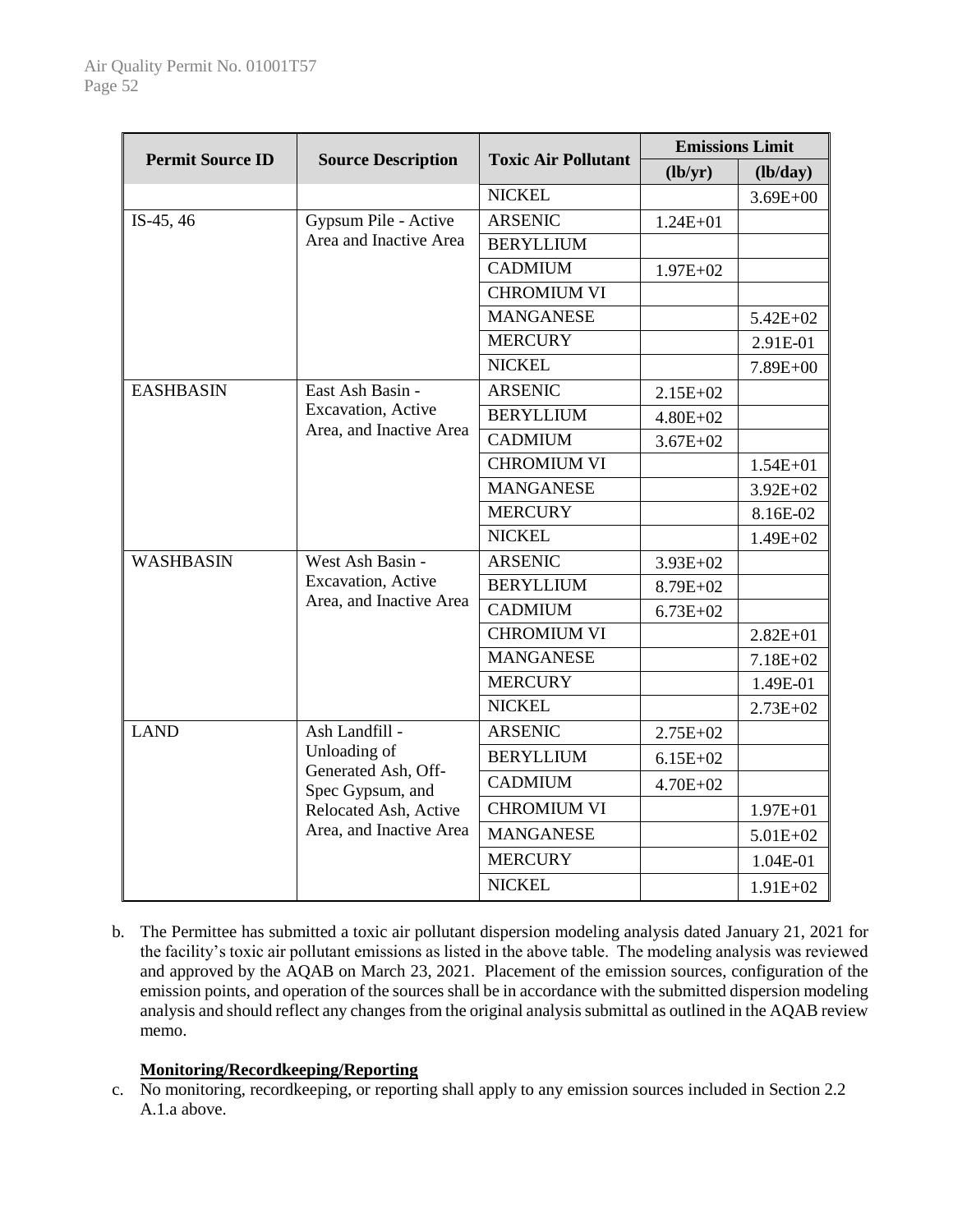| Permit Source ID | Source Description | Toxic Air Pollutant | Emissions Limit | |
|---|---|---|---|---|
| | | | (lb/yr) | (lb/day) |
| | | NICKEL | | 3.69E+00 |
| IS-45, 46 | Gypsum Pile - Active Area and Inactive Area | ARSENIC | 1.24E+01 | |
| | | BERYLLIUM | | |
| | | CADMIUM | 1.97E+02 | |
| | | CHROMIUM VI | | |
| | | MANGANESE | | 5.42E+02 |
| | | MERCURY | | 2.91E-01 |
| | | NICKEL | | 7.89E+00 |
| EASHBASIN | East Ash Basin - Excavation, Active Area, and Inactive Area | ARSENIC | 2.15E+02 | |
| | | BERYLLIUM | 4.80E+02 | |
| | | CADMIUM | 3.67E+02 | |
| | | CHROMIUM VI | | 1.54E+01 |
| | | MANGANESE | | 3.92E+02 |
| | | MERCURY | | 8.16E-02 |
| | | NICKEL | | 1.49E+02 |
| WASHBASIN | West Ash Basin - Excavation, Active Area, and Inactive Area | ARSENIC | 3.93E+02 | |
| | | BERYLLIUM | 8.79E+02 | |
| | | CADMIUM | 6.73E+02 | |
| | | CHROMIUM VI | | 2.82E+01 |
| | | MANGANESE | | 7.18E+02 |
| | | MERCURY | | 1.49E-01 |
| | | NICKEL | | 2.73E+02 |
| LAND | Ash Landfill - Unloading of Generated Ash, Off-Spec Gypsum, and Relocated Ash, Active Area, and Inactive Area | ARSENIC | 2.75E+02 | |
| | | BERYLLIUM | 6.15E+02 | |
| | | CADMIUM | 4.70E+02 | |
| | | CHROMIUM VI | | 1.97E+01 |
| | | MANGANESE | | 5.01E+02 |
| | | MERCURY | | 1.04E-01 |
| | | NICKEL | | 1.91E+02 |

b. The Permittee has submitted a toxic air pollutant dispersion modeling analysis dated January 21, 2021 for the facility's toxic air pollutant emissions as listed in the above table. The modeling analysis was reviewed and approved by the AQAB on March 23, 2021. Placement of the emission sources, configuration of the emission points, and operation of the sources shall be in accordance with the submitted dispersion modeling analysis and should reflect any changes from the original analysis submittal as outlined in the AQAB review memo.

**Monitoring/Recordkeeping/Reporting**

c. No monitoring, recordkeeping, or reporting shall apply to any emission sources included in Section 2.2 A.1.a above.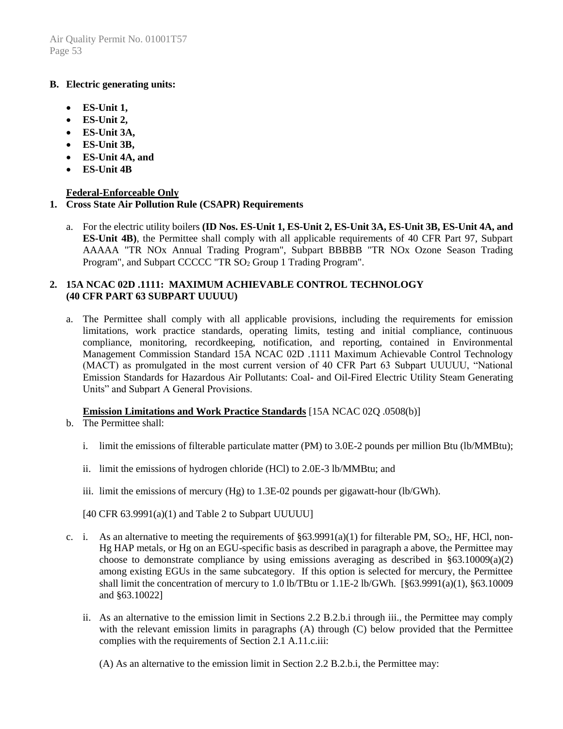**B. Electric generating units:**

- **ES-Unit 1,**
- **ES-Unit 2,**
- **ES-Unit 3A,**
- **ES-Unit 3B,**
- **ES-Unit 4A, and**
- **ES-Unit 4B**

**Federal-Enforceable Only**

**1. Cross State Air Pollution Rule (CSAPR) Requirements**

a. For the electric utility boilers **(ID Nos. ES-Unit 1, ES-Unit 2, ES-Unit 3A, ES-Unit 3B, ES-Unit 4A, and ES-Unit 4B)**, the Permittee shall comply with all applicable requirements of 40 CFR Part 97, Subpart AAAAA "TR NOx Annual Trading Program", Subpart BBBBB "TR NOx Ozone Season Trading Program", and Subpart CCCCC "TR $SO_2$ Group 1 Trading Program".

**2. 15A NCAC 02D .1111: MAXIMUM ACHIEVABLE CONTROL TECHNOLOGY (40 CFR PART 63 SUBPART UUUUU)**

a. The Permittee shall comply with all applicable provisions, including the requirements for emission limitations, work practice standards, operating limits, testing and initial compliance, continuous compliance, monitoring, recordkeeping, notification, and reporting, contained in Environmental Management Commission Standard 15A NCAC 02D .1111 Maximum Achievable Control Technology (MACT) as promulgated in the most current version of 40 CFR Part 63 Subpart UUUUU, "National Emission Standards for Hazardous Air Pollutants: Coal- and Oil-Fired Electric Utility Steam Generating Units" and Subpart A General Provisions.

**Emission Limitations and Work Practice Standards** [15A NCAC 02Q .0508(b)]

b. The Permittee shall:

   i. limit the emissions of filterable particulate matter (PM) to 3.0E-2 pounds per million Btu (lb/MMBtu);

   ii. limit the emissions of hydrogen chloride (HCl) to 2.0E-3 lb/MMBtu; and

   iii. limit the emissions of mercury (Hg) to 1.3E-02 pounds per gigawatt-hour (lb/GWh).

   [40 CFR 63.9991(a)(1) and Table 2 to Subpart UUUUU]

c. i. As an alternative to meeting the requirements of §63.9991(a)(1) for filterable PM, $SO_2$, HF, HCl, non-Hg HAP metals, or Hg on an EGU-specific basis as described in paragraph a above, the Permittee may choose to demonstrate compliance by using emissions averaging as described in §63.10009(a)(2) among existing EGUs in the same subcategory. If this option is selected for mercury, the Permittee shall limit the concentration of mercury to 1.0 lb/TBtu or 1.1E-2 lb/GWh. [§63.9991(a)(1), §63.10009 and §63.10022]

   ii. As an alternative to the emission limit in Sections 2.2 B.2.b.i through iii., the Permittee may comply with the relevant emission limits in paragraphs (A) through (C) below provided that the Permittee complies with the requirements of Section 2.1 A.11.c.iii:

   (A) As an alternative to the emission limit in Section 2.2 B.2.b.i, the Permittee may: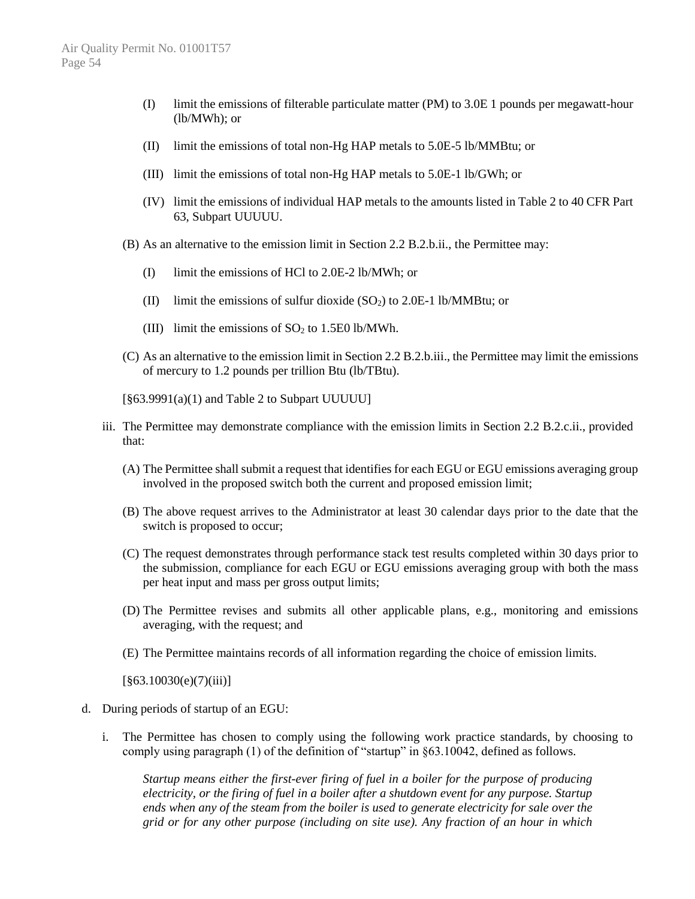(I) limit the emissions of filterable particulate matter (PM) to 3.0E 1 pounds per megawatt-hour (lb/MWh); or

(II) limit the emissions of total non-Hg HAP metals to 5.0E-5 lb/MMBtu; or

(III) limit the emissions of total non-Hg HAP metals to 5.0E-1 lb/GWh; or

(IV) limit the emissions of individual HAP metals to the amounts listed in Table 2 to 40 CFR Part 63, Subpart UUUUU.

(B) As an alternative to the emission limit in Section 2.2 B.2.b.ii., the Permittee may:

(I) limit the emissions of HCl to 2.0E-2 lb/MWh; or

(II) limit the emissions of sulfur dioxide ($SO_2$) to 2.0E-1 lb/MMBtu; or

(III) limit the emissions of $SO_2$ to 1.5E0 lb/MWh.

(C) As an alternative to the emission limit in Section 2.2 B.2.b.iii., the Permittee may limit the emissions of mercury to 1.2 pounds per trillion Btu (lb/TBtu).

[§63.9991(a)(1) and Table 2 to Subpart UUUUU]

iii. The Permittee may demonstrate compliance with the emission limits in Section 2.2 B.2.c.ii., provided that:

(A) The Permittee shall submit a request that identifies for each EGU or EGU emissions averaging group involved in the proposed switch both the current and proposed emission limit;

(B) The above request arrives to the Administrator at least 30 calendar days prior to the date that the switch is proposed to occur;

(C) The request demonstrates through performance stack test results completed within 30 days prior to the submission, compliance for each EGU or EGU emissions averaging group with both the mass per heat input and mass per gross output limits;

(D) The Permittee revises and submits all other applicable plans, e.g., monitoring and emissions averaging, with the request; and

(E) The Permittee maintains records of all information regarding the choice of emission limits.

[§63.10030(e)(7)(iii)]

d. During periods of startup of an EGU:

i. The Permittee has chosen to comply using the following work practice standards, by choosing to comply using paragraph (1) of the definition of "startup" in §63.10042, defined as follows.

*Startup means either the first-ever firing of fuel in a boiler for the purpose of producing electricity, or the firing of fuel in a boiler after a shutdown event for any purpose. Startup ends when any of the steam from the boiler is used to generate electricity for sale over the grid or for any other purpose (including on site use). Any fraction of an hour in which*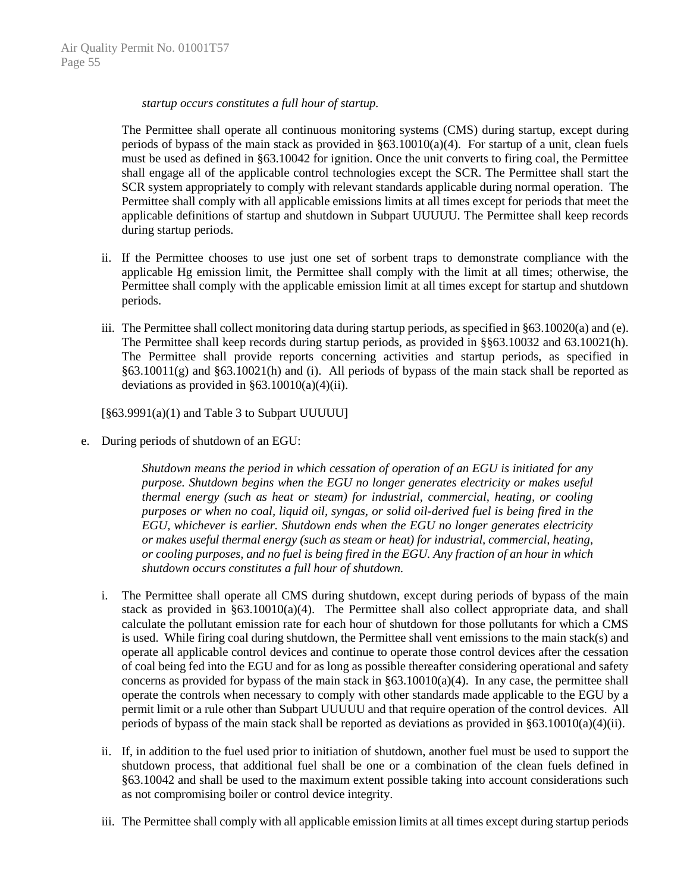*startup occurs constitutes a full hour of startup.*

The Permittee shall operate all continuous monitoring systems (CMS) during startup, except during periods of bypass of the main stack as provided in §63.10010(a)(4). For startup of a unit, clean fuels must be used as defined in §63.10042 for ignition. Once the unit converts to firing coal, the Permittee shall engage all of the applicable control technologies except the SCR. The Permittee shall start the SCR system appropriately to comply with relevant standards applicable during normal operation. The Permittee shall comply with all applicable emissions limits at all times except for periods that meet the applicable definitions of startup and shutdown in Subpart UUUUU. The Permittee shall keep records during startup periods.

ii. If the Permittee chooses to use just one set of sorbent traps to demonstrate compliance with the applicable Hg emission limit, the Permittee shall comply with the limit at all times; otherwise, the Permittee shall comply with the applicable emission limit at all times except for startup and shutdown periods.

iii. The Permittee shall collect monitoring data during startup periods, as specified in §63.10020(a) and (e). The Permittee shall keep records during startup periods, as provided in §§63.10032 and 63.10021(h). The Permittee shall provide reports concerning activities and startup periods, as specified in §63.10011(g) and §63.10021(h) and (i). All periods of bypass of the main stack shall be reported as deviations as provided in §63.10010(a)(4)(ii).

[§63.9991(a)(1) and Table 3 to Subpart UUUUU]

e. During periods of shutdown of an EGU:

*Shutdown means the period in which cessation of operation of an EGU is initiated for any purpose. Shutdown begins when the EGU no longer generates electricity or makes useful thermal energy (such as heat or steam) for industrial, commercial, heating, or cooling purposes or when no coal, liquid oil, syngas, or solid oil-derived fuel is being fired in the EGU, whichever is earlier. Shutdown ends when the EGU no longer generates electricity or makes useful thermal energy (such as steam or heat) for industrial, commercial, heating, or cooling purposes, and no fuel is being fired in the EGU. Any fraction of an hour in which shutdown occurs constitutes a full hour of shutdown.*

i. The Permittee shall operate all CMS during shutdown, except during periods of bypass of the main stack as provided in §63.10010(a)(4). The Permittee shall also collect appropriate data, and shall calculate the pollutant emission rate for each hour of shutdown for those pollutants for which a CMS is used. While firing coal during shutdown, the Permittee shall vent emissions to the main stack(s) and operate all applicable control devices and continue to operate those control devices after the cessation of coal being fed into the EGU and for as long as possible thereafter considering operational and safety concerns as provided for bypass of the main stack in §63.10010(a)(4). In any case, the permittee shall operate the controls when necessary to comply with other standards made applicable to the EGU by a permit limit or a rule other than Subpart UUUUU and that require operation of the control devices. All periods of bypass of the main stack shall be reported as deviations as provided in §63.10010(a)(4)(ii).

ii. If, in addition to the fuel used prior to initiation of shutdown, another fuel must be used to support the shutdown process, that additional fuel shall be one or a combination of the clean fuels defined in §63.10042 and shall be used to the maximum extent possible taking into account considerations such as not compromising boiler or control device integrity.

iii. The Permittee shall comply with all applicable emission limits at all times except during startup periods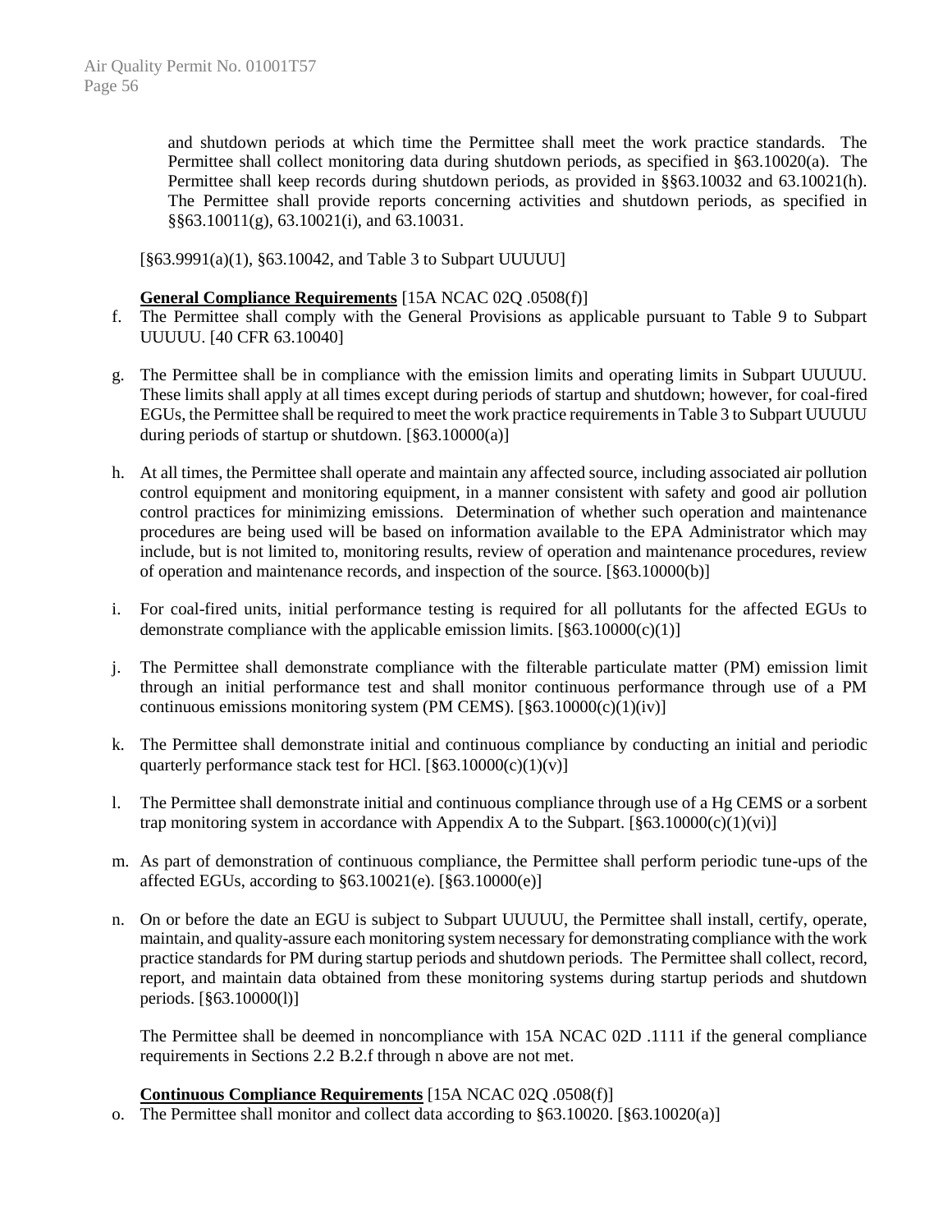and shutdown periods at which time the Permittee shall meet the work practice standards. The Permittee shall collect monitoring data during shutdown periods, as specified in §63.10020(a). The Permittee shall keep records during shutdown periods, as provided in §§63.10032 and 63.10021(h). The Permittee shall provide reports concerning activities and shutdown periods, as specified in §§63.10011(g), 63.10021(i), and 63.10031.

[§63.9991(a)(1), §63.10042, and Table 3 to Subpart UUUUU]

**General Compliance Requirements** [15A NCAC 02Q .0508(f)]

f. The Permittee shall comply with the General Provisions as applicable pursuant to Table 9 to Subpart UUUUU. [40 CFR 63.10040]

g. The Permittee shall be in compliance with the emission limits and operating limits in Subpart UUUUU. These limits shall apply at all times except during periods of startup and shutdown; however, for coal-fired EGUs, the Permittee shall be required to meet the work practice requirements in Table 3 to Subpart UUUUU during periods of startup or shutdown. [§63.10000(a)]

h. At all times, the Permittee shall operate and maintain any affected source, including associated air pollution control equipment and monitoring equipment, in a manner consistent with safety and good air pollution control practices for minimizing emissions. Determination of whether such operation and maintenance procedures are being used will be based on information available to the EPA Administrator which may include, but is not limited to, monitoring results, review of operation and maintenance procedures, review of operation and maintenance records, and inspection of the source. [§63.10000(b)]

i. For coal-fired units, initial performance testing is required for all pollutants for the affected EGUs to demonstrate compliance with the applicable emission limits. [§63.10000(c)(1)]

j. The Permittee shall demonstrate compliance with the filterable particulate matter (PM) emission limit through an initial performance test and shall monitor continuous performance through use of a PM continuous emissions monitoring system (PM CEMS). [§63.10000(c)(1)(iv)]

k. The Permittee shall demonstrate initial and continuous compliance by conducting an initial and periodic quarterly performance stack test for HCl. [§63.10000(c)(1)(v)]

l. The Permittee shall demonstrate initial and continuous compliance through use of a Hg CEMS or a sorbent trap monitoring system in accordance with Appendix A to the Subpart. [§63.10000(c)(1)(vi)]

m. As part of demonstration of continuous compliance, the Permittee shall perform periodic tune-ups of the affected EGUs, according to §63.10021(e). [§63.10000(e)]

n. On or before the date an EGU is subject to Subpart UUUUU, the Permittee shall install, certify, operate, maintain, and quality-assure each monitoring system necessary for demonstrating compliance with the work practice standards for PM during startup periods and shutdown periods. The Permittee shall collect, record, report, and maintain data obtained from these monitoring systems during startup periods and shutdown periods. [§63.10000(l)]

The Permittee shall be deemed in noncompliance with 15A NCAC 02D .1111 if the general compliance requirements in Sections 2.2 B.2.f through n above are not met.

**Continuous Compliance Requirements** [15A NCAC 02Q .0508(f)]

o. The Permittee shall monitor and collect data according to §63.10020. [§63.10020(a)]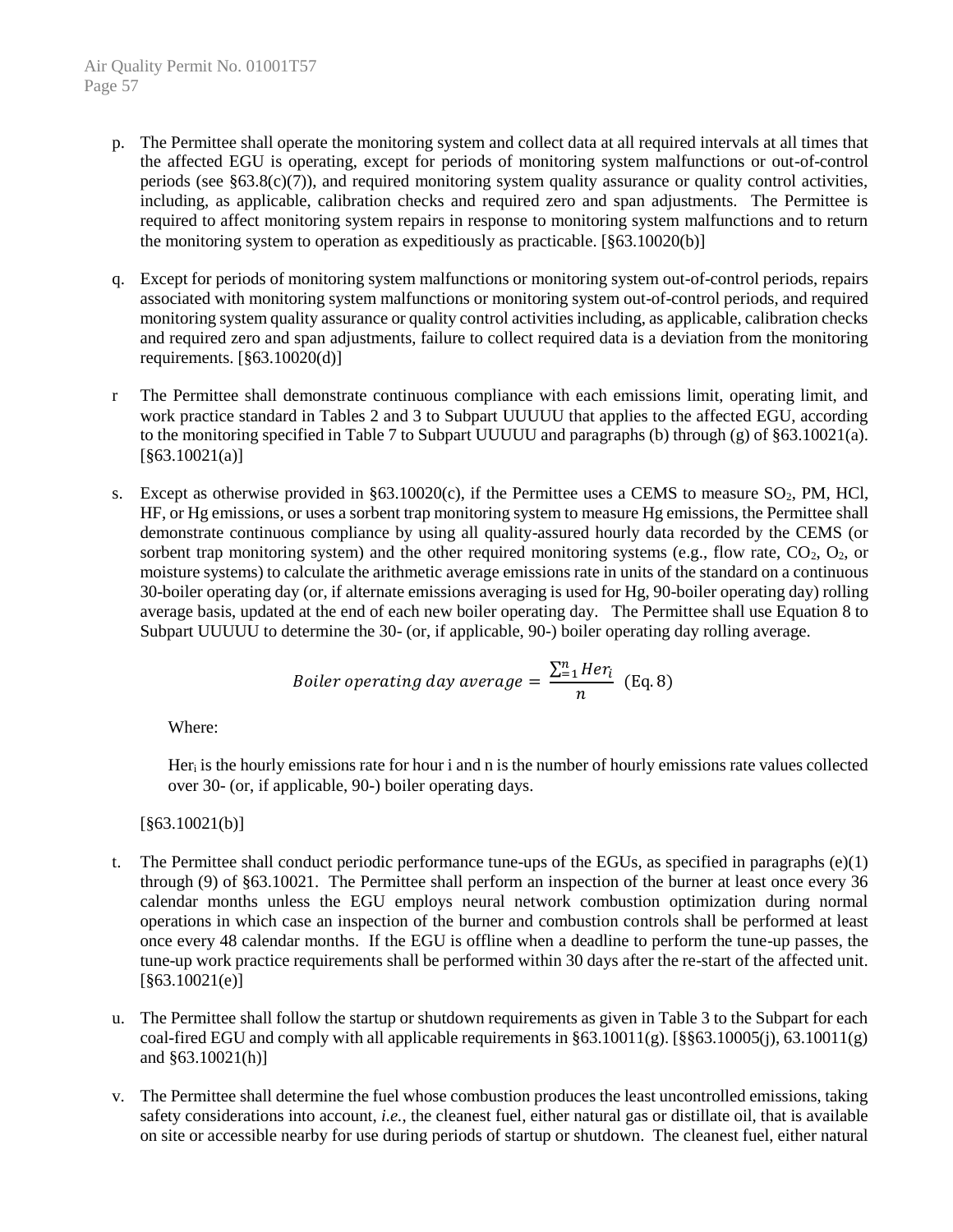p. The Permittee shall operate the monitoring system and collect data at all required intervals at all times that the affected EGU is operating, except for periods of monitoring system malfunctions or out-of-control periods (see §63.8(c)(7)), and required monitoring system quality assurance or quality control activities, including, as applicable, calibration checks and required zero and span adjustments. The Permittee is required to affect monitoring system repairs in response to monitoring system malfunctions and to return the monitoring system to operation as expeditiously as practicable. [§63.10020(b)]

q. Except for periods of monitoring system malfunctions or monitoring system out-of-control periods, repairs associated with monitoring system malfunctions or monitoring system out-of-control periods, and required monitoring system quality assurance or quality control activities including, as applicable, calibration checks and required zero and span adjustments, failure to collect required data is a deviation from the monitoring requirements. [§63.10020(d)]

r The Permittee shall demonstrate continuous compliance with each emissions limit, operating limit, and work practice standard in Tables 2 and 3 to Subpart UUUUU that applies to the affected EGU, according to the monitoring specified in Table 7 to Subpart UUUUU and paragraphs (b) through (g) of §63.10021(a). [§63.10021(a)]

s. Except as otherwise provided in §63.10020(c), if the Permittee uses a CEMS to measure $SO_2$, PM, HCl, HF, or Hg emissions, or uses a sorbent trap monitoring system to measure Hg emissions, the Permittee shall demonstrate continuous compliance by using all quality-assured hourly data recorded by the CEMS (or sorbent trap monitoring system) and the other required monitoring systems (e.g., flow rate, $CO_2$, $O_2$, or moisture systems) to calculate the arithmetic average emissions rate in units of the standard on a continuous 30-boiler operating day (or, if alternate emissions averaging is used for Hg, 90-boiler operating day) rolling average basis, updated at the end of each new boiler operating day. The Permittee shall use Equation 8 to Subpart UUUUU to determine the 30- (or, if applicable, 90-) boiler operating day rolling average.

$$Boiler\ operating\ day\ average = \frac{\sum_{=1}^{n} Her_i}{n} \quad \text{(Eq. 8)}$$

Where:

$Her_i$ is the hourly emissions rate for hour i and n is the number of hourly emissions rate values collected over 30- (or, if applicable, 90-) boiler operating days.

[§63.10021(b)]

t. The Permittee shall conduct periodic performance tune-ups of the EGUs, as specified in paragraphs (e)(1) through (9) of §63.10021. The Permittee shall perform an inspection of the burner at least once every 36 calendar months unless the EGU employs neural network combustion optimization during normal operations in which case an inspection of the burner and combustion controls shall be performed at least once every 48 calendar months. If the EGU is offline when a deadline to perform the tune-up passes, the tune-up work practice requirements shall be performed within 30 days after the re-start of the affected unit. [§63.10021(e)]

u. The Permittee shall follow the startup or shutdown requirements as given in Table 3 to the Subpart for each coal-fired EGU and comply with all applicable requirements in §63.10011(g). [§§63.10005(j), 63.10011(g) and §63.10021(h)]

v. The Permittee shall determine the fuel whose combustion produces the least uncontrolled emissions, taking safety considerations into account, *i.e.*, the cleanest fuel, either natural gas or distillate oil, that is available on site or accessible nearby for use during periods of startup or shutdown. The cleanest fuel, either natural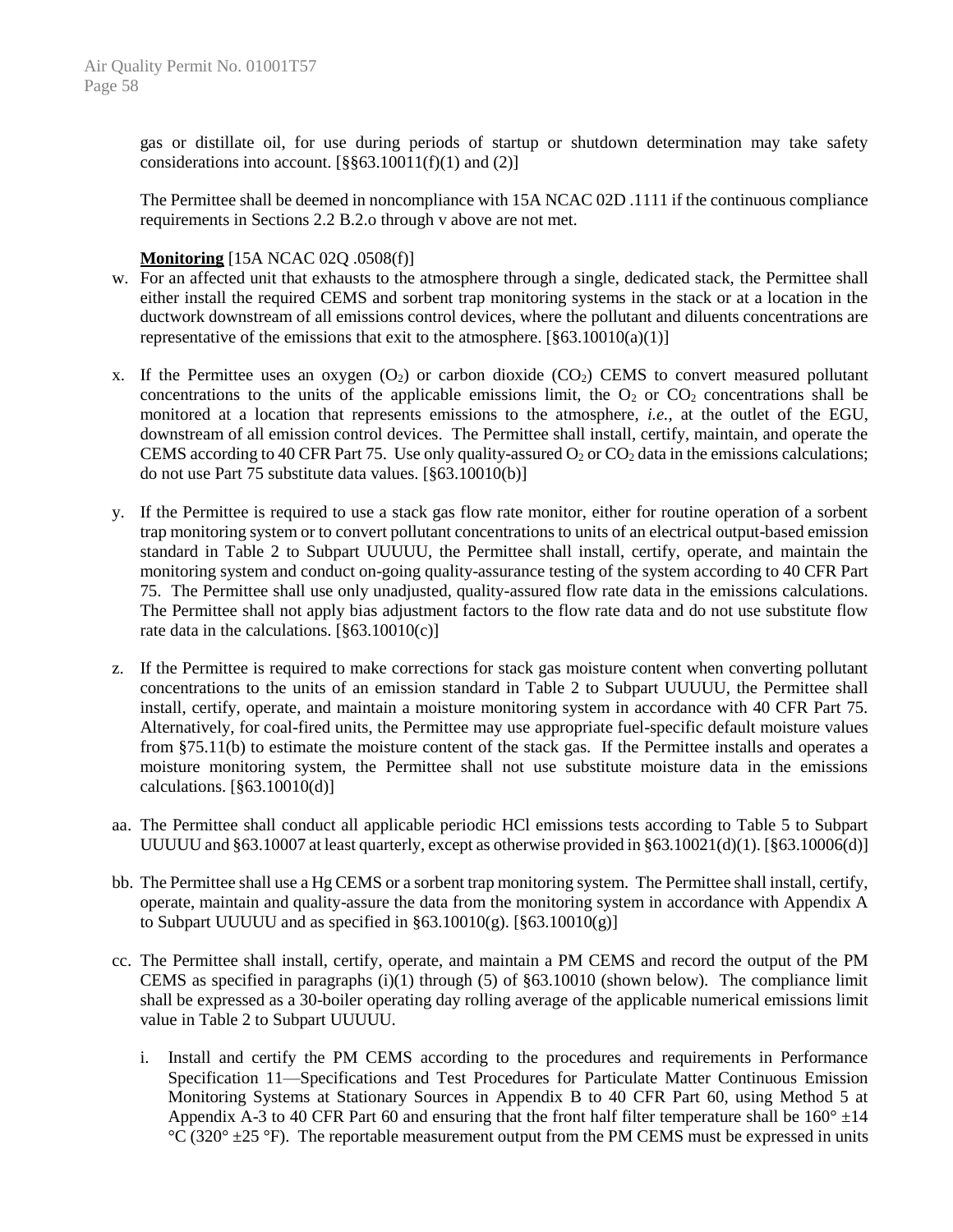gas or distillate oil, for use during periods of startup or shutdown determination may take safety considerations into account. [§§63.10011(f)(1) and (2)]

The Permittee shall be deemed in noncompliance with 15A NCAC 02D .1111 if the continuous compliance requirements in Sections 2.2 B.2.o through v above are not met.

**Monitoring** [15A NCAC 02Q .0508(f)]

w. For an affected unit that exhausts to the atmosphere through a single, dedicated stack, the Permittee shall either install the required CEMS and sorbent trap monitoring systems in the stack or at a location in the ductwork downstream of all emissions control devices, where the pollutant and diluents concentrations are representative of the emissions that exit to the atmosphere. [§63.10010(a)(1)]

x. If the Permittee uses an oxygen ($O_2$) or carbon dioxide ($CO_2$) CEMS to convert measured pollutant concentrations to the units of the applicable emissions limit, the $O_2$ or $CO_2$ concentrations shall be monitored at a location that represents emissions to the atmosphere, *i.e.*, at the outlet of the EGU, downstream of all emission control devices. The Permittee shall install, certify, maintain, and operate the CEMS according to 40 CFR Part 75. Use only quality-assured $O_2$ or $CO_2$ data in the emissions calculations; do not use Part 75 substitute data values. [§63.10010(b)]

y. If the Permittee is required to use a stack gas flow rate monitor, either for routine operation of a sorbent trap monitoring system or to convert pollutant concentrations to units of an electrical output-based emission standard in Table 2 to Subpart UUUUU, the Permittee shall install, certify, operate, and maintain the monitoring system and conduct on-going quality-assurance testing of the system according to 40 CFR Part 75. The Permittee shall use only unadjusted, quality-assured flow rate data in the emissions calculations. The Permittee shall not apply bias adjustment factors to the flow rate data and do not use substitute flow rate data in the calculations. [§63.10010(c)]

z. If the Permittee is required to make corrections for stack gas moisture content when converting pollutant concentrations to the units of an emission standard in Table 2 to Subpart UUUUU, the Permittee shall install, certify, operate, and maintain a moisture monitoring system in accordance with 40 CFR Part 75. Alternatively, for coal-fired units, the Permittee may use appropriate fuel-specific default moisture values from §75.11(b) to estimate the moisture content of the stack gas. If the Permittee installs and operates a moisture monitoring system, the Permittee shall not use substitute moisture data in the emissions calculations. [§63.10010(d)]

aa. The Permittee shall conduct all applicable periodic HCl emissions tests according to Table 5 to Subpart UUUUU and §63.10007 at least quarterly, except as otherwise provided in §63.10021(d)(1). [§63.10006(d)]

bb. The Permittee shall use a Hg CEMS or a sorbent trap monitoring system. The Permittee shall install, certify, operate, maintain and quality-assure the data from the monitoring system in accordance with Appendix A to Subpart UUUUU and as specified in §63.10010(g). [§63.10010(g)]

cc. The Permittee shall install, certify, operate, and maintain a PM CEMS and record the output of the PM CEMS as specified in paragraphs (i)(1) through (5) of §63.10010 (shown below). The compliance limit shall be expressed as a 30-boiler operating day rolling average of the applicable numerical emissions limit value in Table 2 to Subpart UUUUU.

   i. Install and certify the PM CEMS according to the procedures and requirements in Performance Specification 11—Specifications and Test Procedures for Particulate Matter Continuous Emission Monitoring Systems at Stationary Sources in Appendix B to 40 CFR Part 60, using Method 5 at Appendix A-3 to 40 CFR Part 60 and ensuring that the front half filter temperature shall be 160° ±14 °C (320° ±25 °F). The reportable measurement output from the PM CEMS must be expressed in units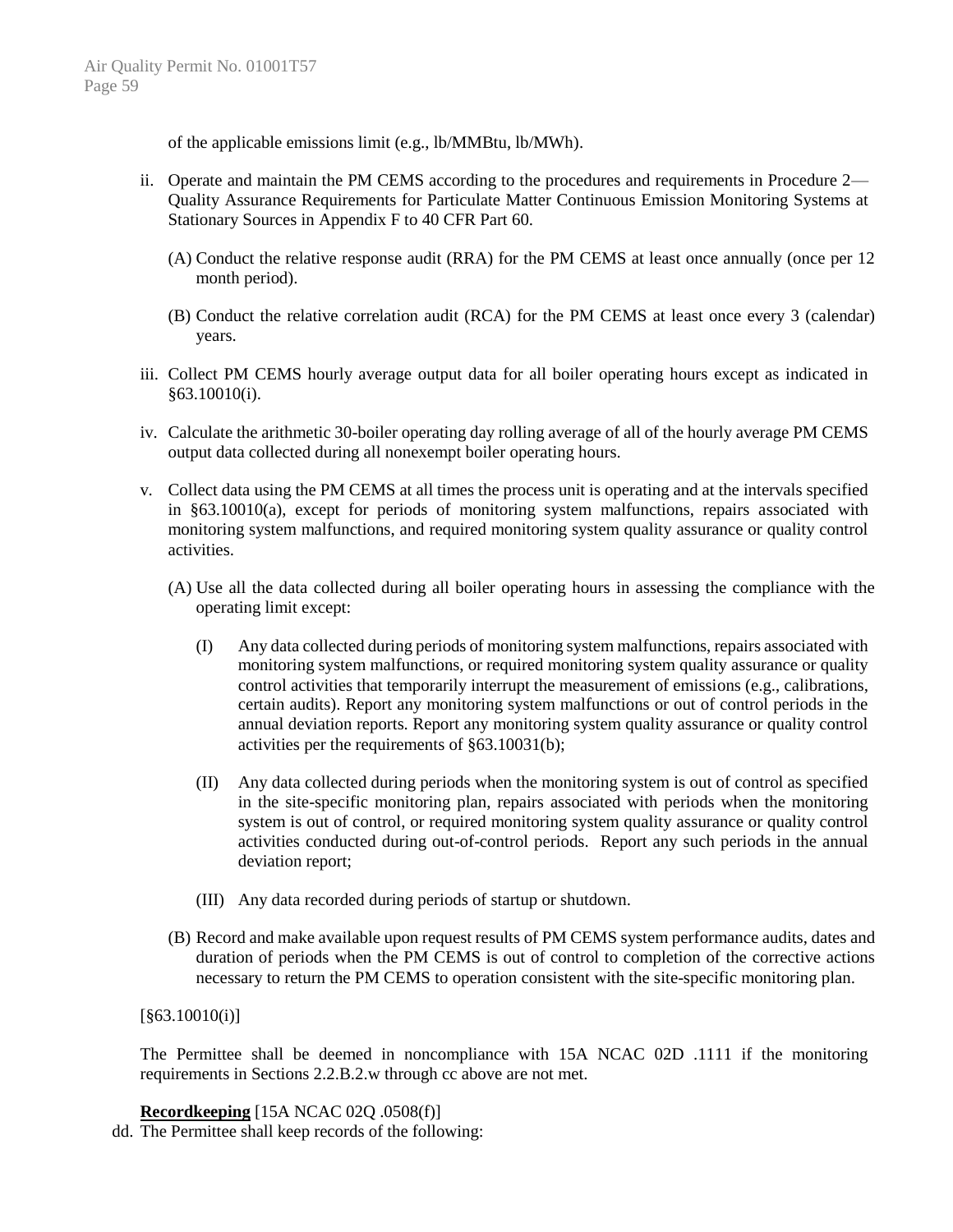of the applicable emissions limit (e.g., lb/MMBtu, lb/MWh).

ii. Operate and maintain the PM CEMS according to the procedures and requirements in Procedure 2—Quality Assurance Requirements for Particulate Matter Continuous Emission Monitoring Systems at Stationary Sources in Appendix F to 40 CFR Part 60.

   (A) Conduct the relative response audit (RRA) for the PM CEMS at least once annually (once per 12 month period).

   (B) Conduct the relative correlation audit (RCA) for the PM CEMS at least once every 3 (calendar) years.

iii. Collect PM CEMS hourly average output data for all boiler operating hours except as indicated in §63.10010(i).

iv. Calculate the arithmetic 30-boiler operating day rolling average of all of the hourly average PM CEMS output data collected during all nonexempt boiler operating hours.

v. Collect data using the PM CEMS at all times the process unit is operating and at the intervals specified in §63.10010(a), except for periods of monitoring system malfunctions, repairs associated with monitoring system malfunctions, and required monitoring system quality assurance or quality control activities.

   (A) Use all the data collected during all boiler operating hours in assessing the compliance with the operating limit except:

      (I) Any data collected during periods of monitoring system malfunctions, repairs associated with monitoring system malfunctions, or required monitoring system quality assurance or quality control activities that temporarily interrupt the measurement of emissions (e.g., calibrations, certain audits). Report any monitoring system malfunctions or out of control periods in the annual deviation reports. Report any monitoring system quality assurance or quality control activities per the requirements of §63.10031(b);

      (II) Any data collected during periods when the monitoring system is out of control as specified in the site-specific monitoring plan, repairs associated with periods when the monitoring system is out of control, or required monitoring system quality assurance or quality control activities conducted during out-of-control periods. Report any such periods in the annual deviation report;

      (III) Any data recorded during periods of startup or shutdown.

   (B) Record and make available upon request results of PM CEMS system performance audits, dates and duration of periods when the PM CEMS is out of control to completion of the corrective actions necessary to return the PM CEMS to operation consistent with the site-specific monitoring plan.

[§63.10010(i)]

The Permittee shall be deemed in noncompliance with 15A NCAC 02D .1111 if the monitoring requirements in Sections 2.2.B.2.w through cc above are not met.

**Recordkeeping** [15A NCAC 02Q .0508(f)]

dd. The Permittee shall keep records of the following: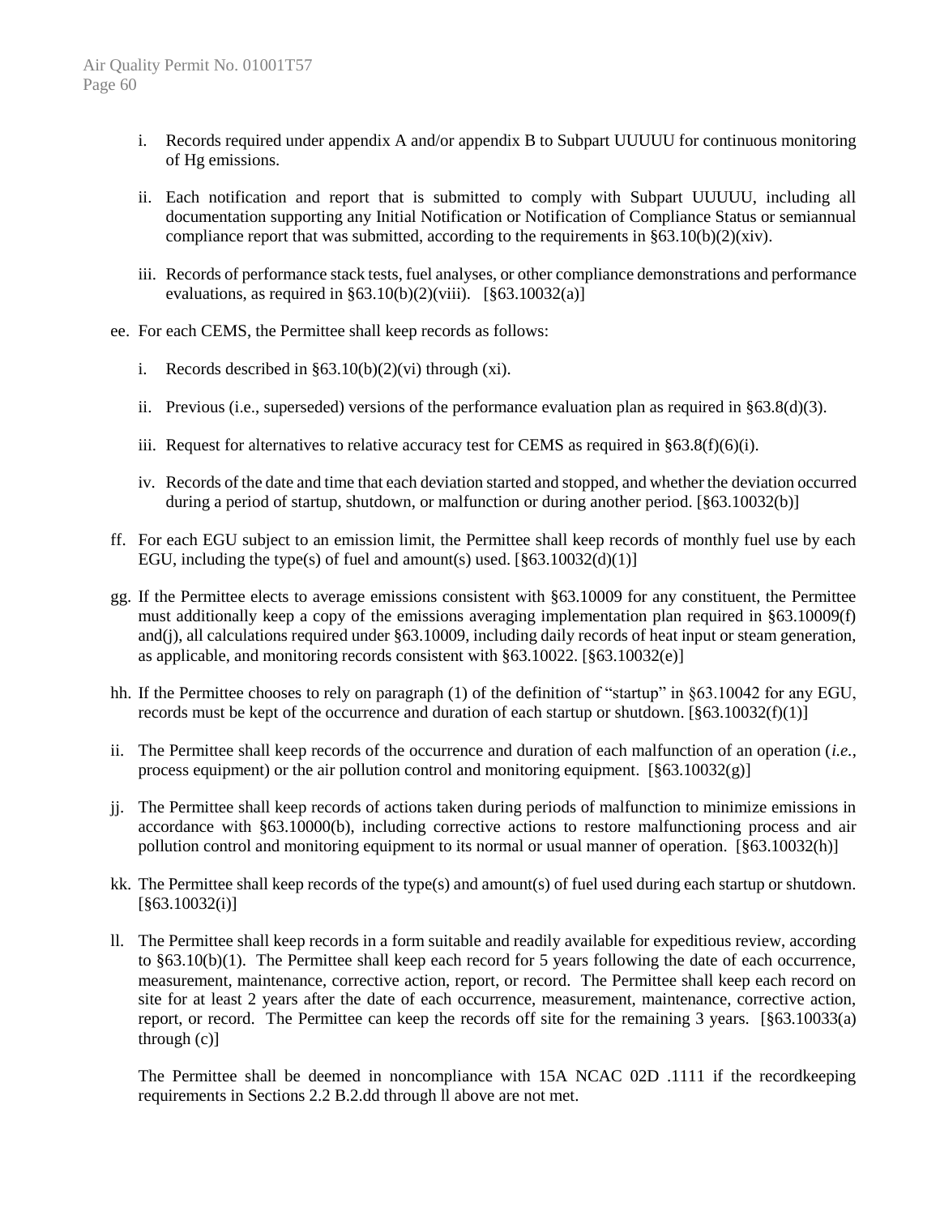i. Records required under appendix A and/or appendix B to Subpart UUUUU for continuous monitoring of Hg emissions.

ii. Each notification and report that is submitted to comply with Subpart UUUUU, including all documentation supporting any Initial Notification or Notification of Compliance Status or semiannual compliance report that was submitted, according to the requirements in §63.10(b)(2)(xiv).

iii. Records of performance stack tests, fuel analyses, or other compliance demonstrations and performance evaluations, as required in §63.10(b)(2)(viii). [§63.10032(a)]

ee. For each CEMS, the Permittee shall keep records as follows:

i. Records described in §63.10(b)(2)(vi) through (xi).

ii. Previous (i.e., superseded) versions of the performance evaluation plan as required in §63.8(d)(3).

iii. Request for alternatives to relative accuracy test for CEMS as required in §63.8(f)(6)(i).

iv. Records of the date and time that each deviation started and stopped, and whether the deviation occurred during a period of startup, shutdown, or malfunction or during another period. [§63.10032(b)]

ff. For each EGU subject to an emission limit, the Permittee shall keep records of monthly fuel use by each EGU, including the type(s) of fuel and amount(s) used. [§63.10032(d)(1)]

gg. If the Permittee elects to average emissions consistent with §63.10009 for any constituent, the Permittee must additionally keep a copy of the emissions averaging implementation plan required in §63.10009(f) and(j), all calculations required under §63.10009, including daily records of heat input or steam generation, as applicable, and monitoring records consistent with §63.10022. [§63.10032(e)]

hh. If the Permittee chooses to rely on paragraph (1) of the definition of "startup" in §63.10042 for any EGU, records must be kept of the occurrence and duration of each startup or shutdown. [§63.10032(f)(1)]

ii. The Permittee shall keep records of the occurrence and duration of each malfunction of an operation (*i.e.*, process equipment) or the air pollution control and monitoring equipment. [§63.10032(g)]

jj. The Permittee shall keep records of actions taken during periods of malfunction to minimize emissions in accordance with §63.10000(b), including corrective actions to restore malfunctioning process and air pollution control and monitoring equipment to its normal or usual manner of operation. [§63.10032(h)]

kk. The Permittee shall keep records of the type(s) and amount(s) of fuel used during each startup or shutdown. [§63.10032(i)]

ll. The Permittee shall keep records in a form suitable and readily available for expeditious review, according to §63.10(b)(1). The Permittee shall keep each record for 5 years following the date of each occurrence, measurement, maintenance, corrective action, report, or record. The Permittee shall keep each record on site for at least 2 years after the date of each occurrence, measurement, maintenance, corrective action, report, or record. The Permittee can keep the records off site for the remaining 3 years. [§63.10033(a) through (c)]

The Permittee shall be deemed in noncompliance with 15A NCAC 02D .1111 if the recordkeeping requirements in Sections 2.2 B.2.dd through ll above are not met.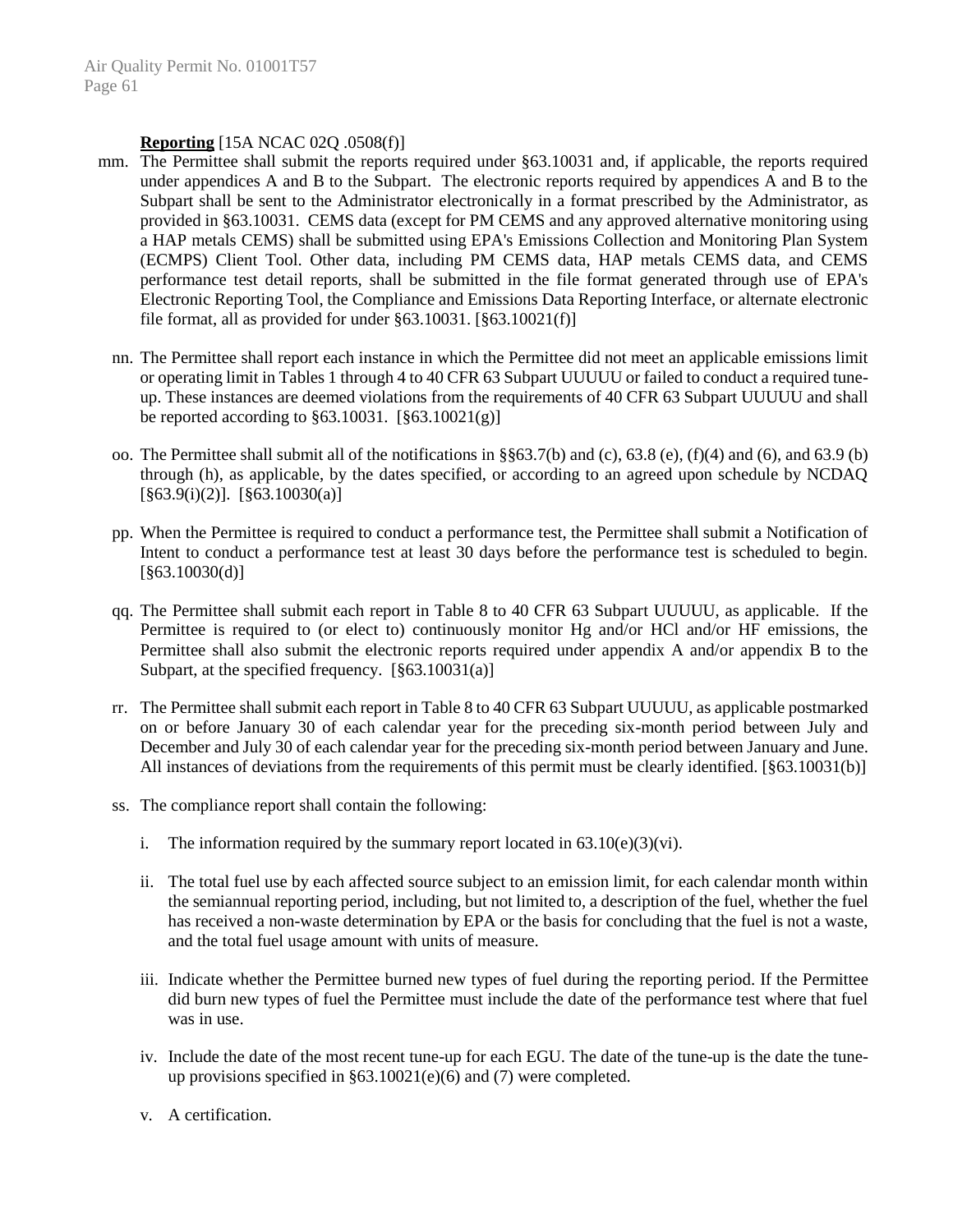**Reporting** [15A NCAC 02Q .0508(f)]

mm. The Permittee shall submit the reports required under §63.10031 and, if applicable, the reports required under appendices A and B to the Subpart. The electronic reports required by appendices A and B to the Subpart shall be sent to the Administrator electronically in a format prescribed by the Administrator, as provided in §63.10031. CEMS data (except for PM CEMS and any approved alternative monitoring using a HAP metals CEMS) shall be submitted using EPA's Emissions Collection and Monitoring Plan System (ECMPS) Client Tool. Other data, including PM CEMS data, HAP metals CEMS data, and CEMS performance test detail reports, shall be submitted in the file format generated through use of EPA's Electronic Reporting Tool, the Compliance and Emissions Data Reporting Interface, or alternate electronic file format, all as provided for under §63.10031. [§63.10021(f)]

nn. The Permittee shall report each instance in which the Permittee did not meet an applicable emissions limit or operating limit in Tables 1 through 4 to 40 CFR 63 Subpart UUUUU or failed to conduct a required tune-up. These instances are deemed violations from the requirements of 40 CFR 63 Subpart UUUUU and shall be reported according to §63.10031. [§63.10021(g)]

oo. The Permittee shall submit all of the notifications in §§63.7(b) and (c), 63.8 (e), (f)(4) and (6), and 63.9 (b) through (h), as applicable, by the dates specified, or according to an agreed upon schedule by NCDAQ [§63.9(i)(2)]. [§63.10030(a)]

pp. When the Permittee is required to conduct a performance test, the Permittee shall submit a Notification of Intent to conduct a performance test at least 30 days before the performance test is scheduled to begin. [§63.10030(d)]

qq. The Permittee shall submit each report in Table 8 to 40 CFR 63 Subpart UUUUU, as applicable. If the Permittee is required to (or elect to) continuously monitor Hg and/or HCl and/or HF emissions, the Permittee shall also submit the electronic reports required under appendix A and/or appendix B to the Subpart, at the specified frequency. [§63.10031(a)]

rr. The Permittee shall submit each report in Table 8 to 40 CFR 63 Subpart UUUUU, as applicable postmarked on or before January 30 of each calendar year for the preceding six-month period between July and December and July 30 of each calendar year for the preceding six-month period between January and June. All instances of deviations from the requirements of this permit must be clearly identified. [§63.10031(b)]

ss. The compliance report shall contain the following:

  i. The information required by the summary report located in 63.10(e)(3)(vi).

  ii. The total fuel use by each affected source subject to an emission limit, for each calendar month within the semiannual reporting period, including, but not limited to, a description of the fuel, whether the fuel has received a non-waste determination by EPA or the basis for concluding that the fuel is not a waste, and the total fuel usage amount with units of measure.

  iii. Indicate whether the Permittee burned new types of fuel during the reporting period. If the Permittee did burn new types of fuel the Permittee must include the date of the performance test where that fuel was in use.

  iv. Include the date of the most recent tune-up for each EGU. The date of the tune-up is the date the tune-up provisions specified in §63.10021(e)(6) and (7) were completed.

  v. A certification.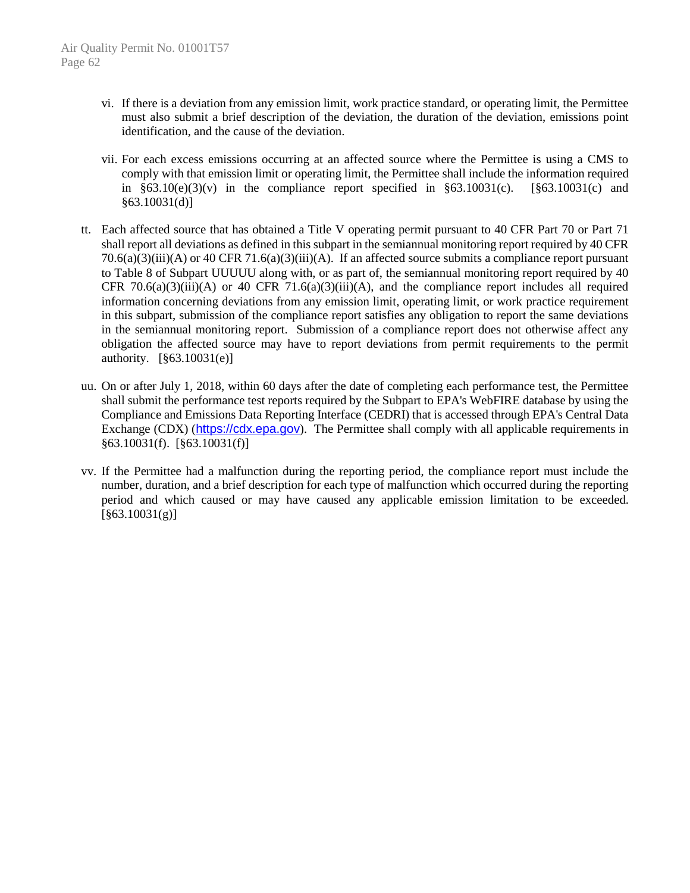vi. If there is a deviation from any emission limit, work practice standard, or operating limit, the Permittee must also submit a brief description of the deviation, the duration of the deviation, emissions point identification, and the cause of the deviation.

vii. For each excess emissions occurring at an affected source where the Permittee is using a CMS to comply with that emission limit or operating limit, the Permittee shall include the information required in §63.10(e)(3)(v) in the compliance report specified in §63.10031(c). [§63.10031(c) and §63.10031(d)]

tt. Each affected source that has obtained a Title V operating permit pursuant to 40 CFR Part 70 or Part 71 shall report all deviations as defined in this subpart in the semiannual monitoring report required by 40 CFR 70.6(a)(3)(iii)(A) or 40 CFR 71.6(a)(3)(iii)(A). If an affected source submits a compliance report pursuant to Table 8 of Subpart UUUUU along with, or as part of, the semiannual monitoring report required by 40 CFR 70.6(a)(3)(iii)(A) or 40 CFR 71.6(a)(3)(iii)(A), and the compliance report includes all required information concerning deviations from any emission limit, operating limit, or work practice requirement in this subpart, submission of the compliance report satisfies any obligation to report the same deviations in the semiannual monitoring report. Submission of a compliance report does not otherwise affect any obligation the affected source may have to report deviations from permit requirements to the permit authority. [§63.10031(e)]

uu. On or after July 1, 2018, within 60 days after the date of completing each performance test, the Permittee shall submit the performance test reports required by the Subpart to EPA's WebFIRE database by using the Compliance and Emissions Data Reporting Interface (CEDRI) that is accessed through EPA's Central Data Exchange (CDX) (https://cdx.epa.gov). The Permittee shall comply with all applicable requirements in §63.10031(f). [§63.10031(f)]

vv. If the Permittee had a malfunction during the reporting period, the compliance report must include the number, duration, and a brief description for each type of malfunction which occurred during the reporting period and which caused or may have caused any applicable emission limitation to be exceeded. [§63.10031(g)]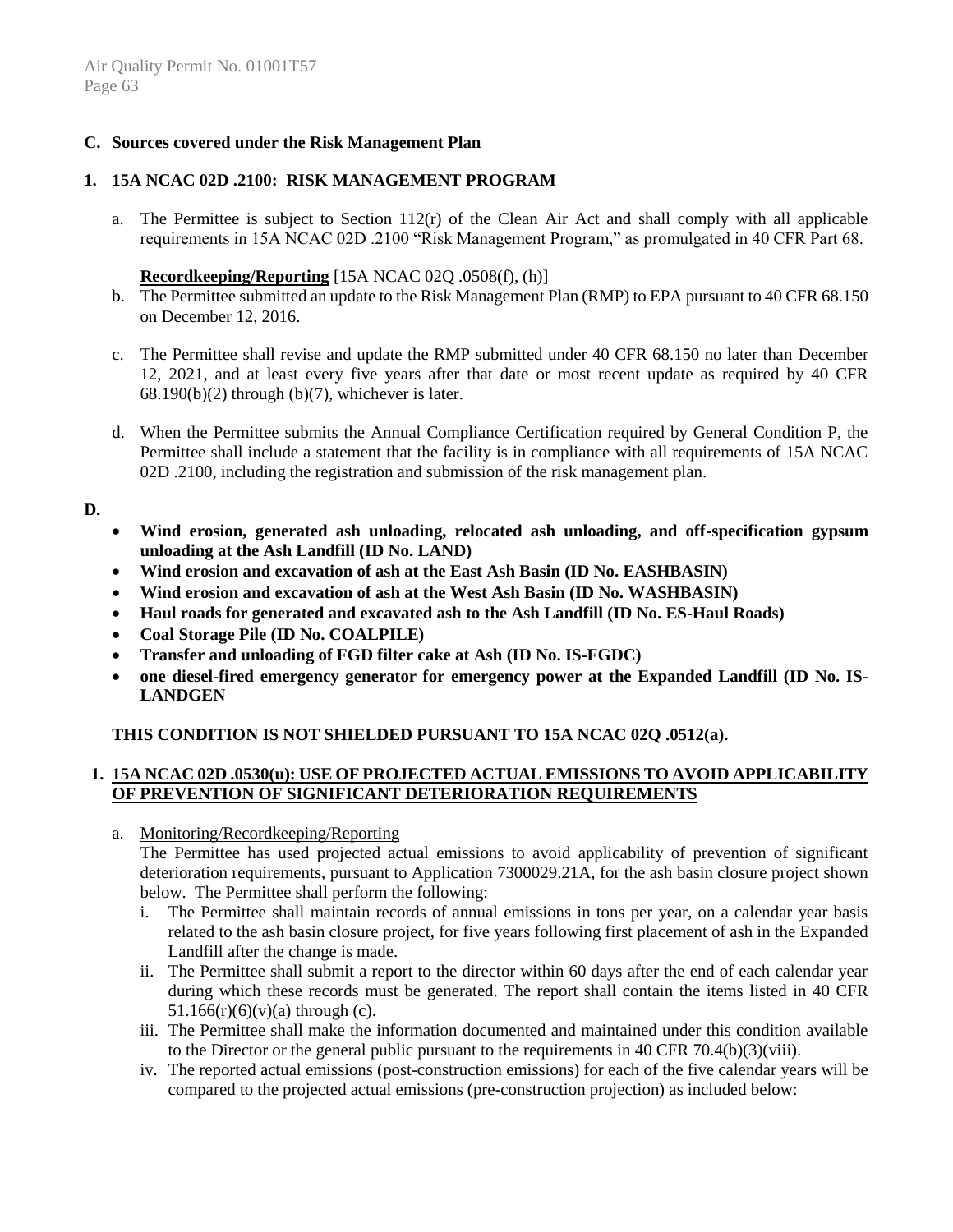**C. Sources covered under the Risk Management Plan**

**1. 15A NCAC 02D .2100: RISK MANAGEMENT PROGRAM**

a. The Permittee is subject to Section 112(r) of the Clean Air Act and shall comply with all applicable requirements in 15A NCAC 02D .2100 "Risk Management Program," as promulgated in 40 CFR Part 68.

**Recordkeeping/Reporting** [15A NCAC 02Q .0508(f), (h)]

b. The Permittee submitted an update to the Risk Management Plan (RMP) to EPA pursuant to 40 CFR 68.150 on December 12, 2016.

c. The Permittee shall revise and update the RMP submitted under 40 CFR 68.150 no later than December 12, 2021, and at least every five years after that date or most recent update as required by 40 CFR 68.190(b)(2) through (b)(7), whichever is later.

d. When the Permittee submits the Annual Compliance Certification required by General Condition P, the Permittee shall include a statement that the facility is in compliance with all requirements of 15A NCAC 02D .2100, including the registration and submission of the risk management plan.

**D.**

- **Wind erosion, generated ash unloading, relocated ash unloading, and off-specification gypsum unloading at the Ash Landfill (ID No. LAND)**
- **Wind erosion and excavation of ash at the East Ash Basin (ID No. EASHBASIN)**
- **Wind erosion and excavation of ash at the West Ash Basin (ID No. WASHBASIN)**
- **Haul roads for generated and excavated ash to the Ash Landfill (ID No. ES-Haul Roads)**
- **Coal Storage Pile (ID No. COALPILE)**
- **Transfer and unloading of FGD filter cake at Ash (ID No. IS-FGDC)**
- **one diesel-fired emergency generator for emergency power at the Expanded Landfill (ID No. IS-LANDGEN**

**THIS CONDITION IS NOT SHIELDED PURSUANT TO 15A NCAC 02Q .0512(a).**

**1. 15A NCAC 02D .0530(u): USE OF PROJECTED ACTUAL EMISSIONS TO AVOID APPLICABILITY OF PREVENTION OF SIGNIFICANT DETERIORATION REQUIREMENTS**

a. Monitoring/Recordkeeping/Reporting

The Permittee has used projected actual emissions to avoid applicability of prevention of significant deterioration requirements, pursuant to Application 7300029.21A, for the ash basin closure project shown below. The Permittee shall perform the following:

i. The Permittee shall maintain records of annual emissions in tons per year, on a calendar year basis related to the ash basin closure project, for five years following first placement of ash in the Expanded Landfill after the change is made.

ii. The Permittee shall submit a report to the director within 60 days after the end of each calendar year during which these records must be generated. The report shall contain the items listed in 40 CFR 51.166(r)(6)(v)(a) through (c).

iii. The Permittee shall make the information documented and maintained under this condition available to the Director or the general public pursuant to the requirements in 40 CFR 70.4(b)(3)(viii).

iv. The reported actual emissions (post-construction emissions) for each of the five calendar years will be compared to the projected actual emissions (pre-construction projection) as included below: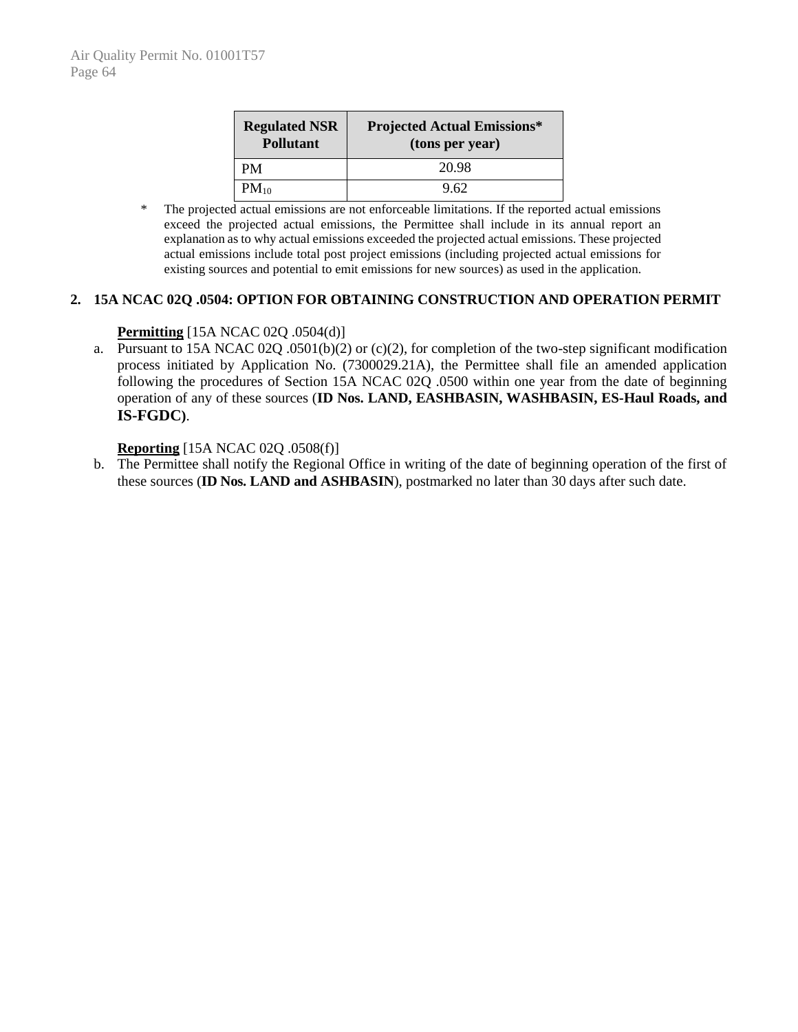| Regulated NSR Pollutant | Projected Actual Emissions* (tons per year) |
| --- | --- |
| PM | 20.98 |
| $PM_{10}$ | 9.62 |

\* The projected actual emissions are not enforceable limitations. If the reported actual emissions exceed the projected actual emissions, the Permittee shall include in its annual report an explanation as to why actual emissions exceeded the projected actual emissions. These projected actual emissions include total post project emissions (including projected actual emissions for existing sources and potential to emit emissions for new sources) as used in the application.

## 2. 15A NCAC 02Q .0504: OPTION FOR OBTAINING CONSTRUCTION AND OPERATION PERMIT

**Permitting** [15A NCAC 02Q .0504(d)]

a. Pursuant to 15A NCAC 02Q .0501(b)(2) or (c)(2), for completion of the two-step significant modification process initiated by Application No. (7300029.21A), the Permittee shall file an amended application following the procedures of Section 15A NCAC 02Q .0500 within one year from the date of beginning operation of any of these sources (**ID Nos. LAND, EASHBASIN, WASHBASIN, ES-Haul Roads, and IS-FGDC**).

**Reporting** [15A NCAC 02Q .0508(f)]

b. The Permittee shall notify the Regional Office in writing of the date of beginning operation of the first of these sources (**ID Nos. LAND and ASHBASIN**), postmarked no later than 30 days after such date.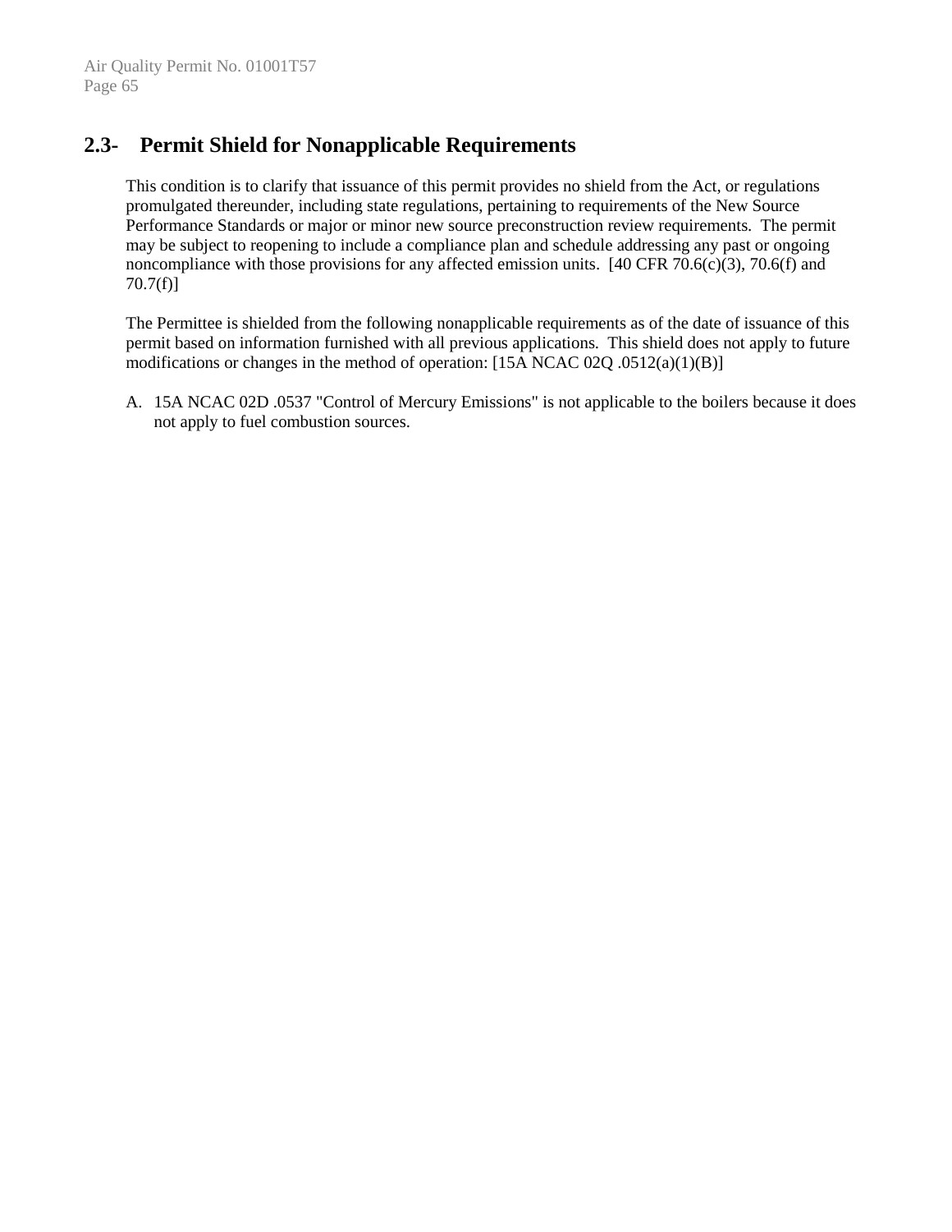## 2.3- Permit Shield for Nonapplicable Requirements

This condition is to clarify that issuance of this permit provides no shield from the Act, or regulations promulgated thereunder, including state regulations, pertaining to requirements of the New Source Performance Standards or major or minor new source preconstruction review requirements. The permit may be subject to reopening to include a compliance plan and schedule addressing any past or ongoing noncompliance with those provisions for any affected emission units. [40 CFR 70.6(c)(3), 70.6(f) and 70.7(f)]

The Permittee is shielded from the following nonapplicable requirements as of the date of issuance of this permit based on information furnished with all previous applications. This shield does not apply to future modifications or changes in the method of operation: [15A NCAC 02Q .0512(a)(1)(B)]

A. 15A NCAC 02D .0537 "Control of Mercury Emissions" is not applicable to the boilers because it does not apply to fuel combustion sources.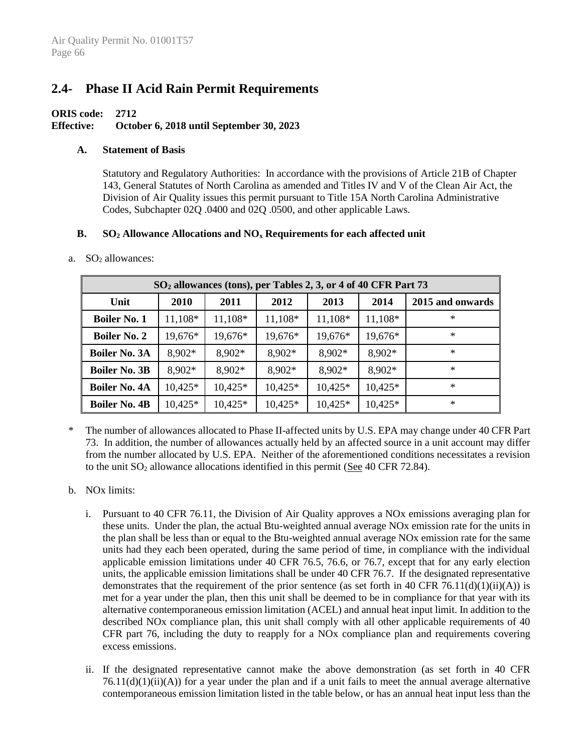## 2.4- Phase II Acid Rain Permit Requirements

**ORIS code: 2712**
**Effective: October 6, 2018 until September 30, 2023**

**A. Statement of Basis**

Statutory and Regulatory Authorities: In accordance with the provisions of Article 21B of Chapter 143, General Statutes of North Carolina as amended and Titles IV and V of the Clean Air Act, the Division of Air Quality issues this permit pursuant to Title 15A North Carolina Administrative Codes, Subchapter 02Q .0400 and 02Q .0500, and other applicable Laws.

**B. $SO_2$ Allowance Allocations and $NO_x$ Requirements for each affected unit**

a. $SO_2$ allowances:

| $SO_2$ allowances (tons), per Tables 2, 3, or 4 of 40 CFR Part 73 | | | | | | |
|---|---|---|---|---|---|---|
| **Unit** | **2010** | **2011** | **2012** | **2013** | **2014** | **2015 and onwards** |
| **Boiler No. 1** | 11,108* | 11,108* | 11,108* | 11,108* | 11,108* | * |
| **Boiler No. 2** | 19,676* | 19,676* | 19,676* | 19,676* | 19,676* | * |
| **Boiler No. 3A** | 8,902* | 8,902* | 8,902* | 8,902* | 8,902* | * |
| **Boiler No. 3B** | 8,902* | 8,902* | 8,902* | 8,902* | 8,902* | * |
| **Boiler No. 4A** | 10,425* | 10,425* | 10,425* | 10,425* | 10,425* | * |
| **Boiler No. 4B** | 10,425* | 10,425* | 10,425* | 10,425* | 10,425* | * |

\* The number of allowances allocated to Phase II-affected units by U.S. EPA may change under 40 CFR Part 73. In addition, the number of allowances actually held by an affected source in a unit account may differ from the number allocated by U.S. EPA. Neither of the aforementioned conditions necessitates a revision to the unit $SO_2$ allowance allocations identified in this permit (See 40 CFR 72.84).

b. NOx limits:

i. Pursuant to 40 CFR 76.11, the Division of Air Quality approves a NOx emissions averaging plan for these units. Under the plan, the actual Btu-weighted annual average NOx emission rate for the units in the plan shall be less than or equal to the Btu-weighted annual average NOx emission rate for the same units had they each been operated, during the same period of time, in compliance with the individual applicable emission limitations under 40 CFR 76.5, 76.6, or 76.7, except that for any early election units, the applicable emission limitations shall be under 40 CFR 76.7. If the designated representative demonstrates that the requirement of the prior sentence (as set forth in 40 CFR 76.11(d)(1)(ii)(A)) is met for a year under the plan, then this unit shall be deemed to be in compliance for that year with its alternative contemporaneous emission limitation (ACEL) and annual heat input limit. In addition to the described NOx compliance plan, this unit shall comply with all other applicable requirements of 40 CFR part 76, including the duty to reapply for a NOx compliance plan and requirements covering excess emissions.

ii. If the designated representative cannot make the above demonstration (as set forth in 40 CFR 76.11(d)(1)(ii)(A)) for a year under the plan and if a unit fails to meet the annual average alternative contemporaneous emission limitation listed in the table below, or has an annual heat input less than the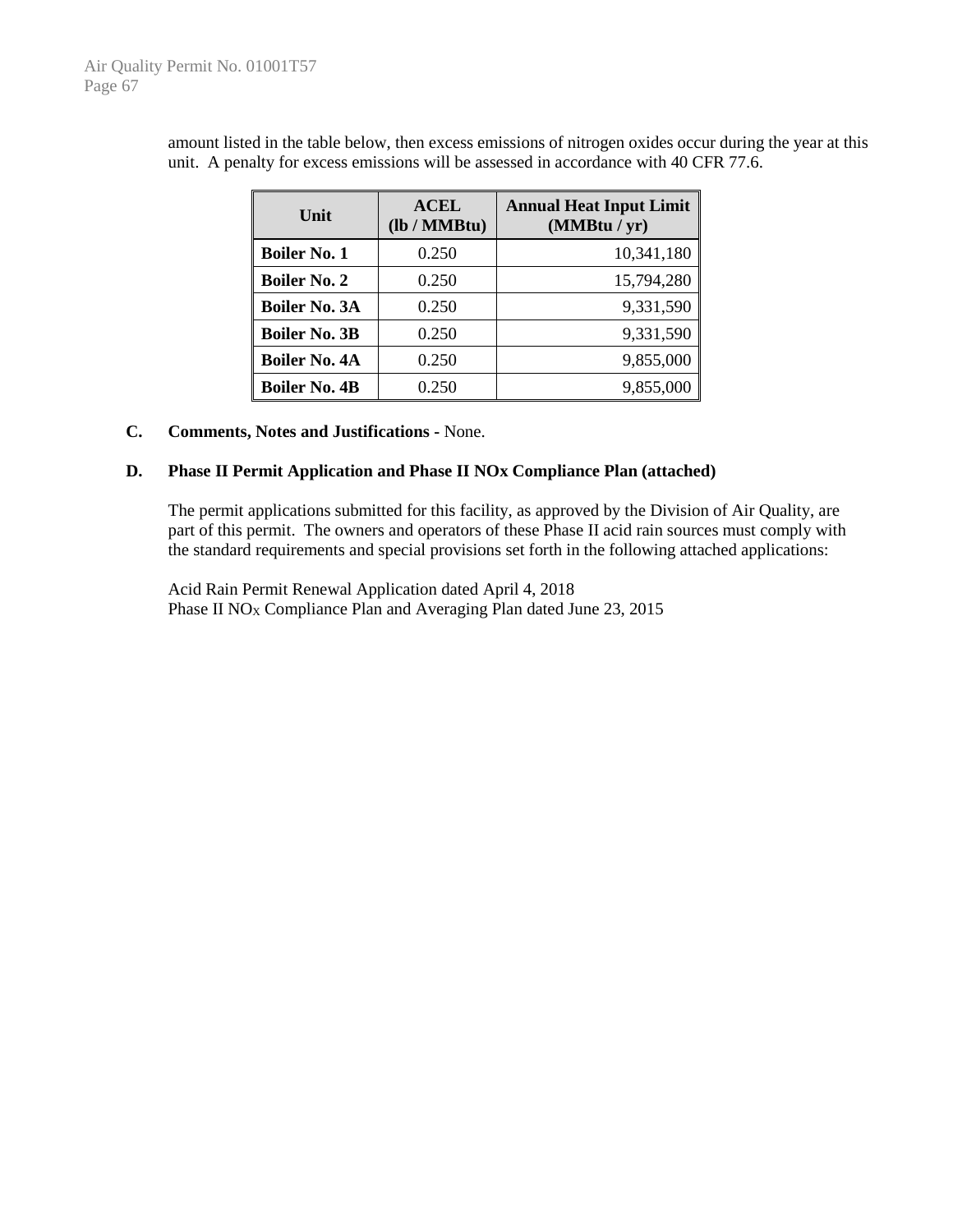amount listed in the table below, then excess emissions of nitrogen oxides occur during the year at this unit. A penalty for excess emissions will be assessed in accordance with 40 CFR 77.6.

| Unit | ACEL (lb / MMBtu) | Annual Heat Input Limit (MMBtu / yr) |
|---|---|---|
| **Boiler No. 1** | 0.250 | 10,341,180 |
| **Boiler No. 2** | 0.250 | 15,794,280 |
| **Boiler No. 3A** | 0.250 | 9,331,590 |
| **Boiler No. 3B** | 0.250 | 9,331,590 |
| **Boiler No. 4A** | 0.250 | 9,855,000 |
| **Boiler No. 4B** | 0.250 | 9,855,000 |

**C. Comments, Notes and Justifications** - None.

**D. Phase II Permit Application and Phase II NOx Compliance Plan (attached)**

The permit applications submitted for this facility, as approved by the Division of Air Quality, are part of this permit. The owners and operators of these Phase II acid rain sources must comply with the standard requirements and special provisions set forth in the following attached applications:

Acid Rain Permit Renewal Application dated April 4, 2018
Phase II $NO_X$ Compliance Plan and Averaging Plan dated June 23, 2015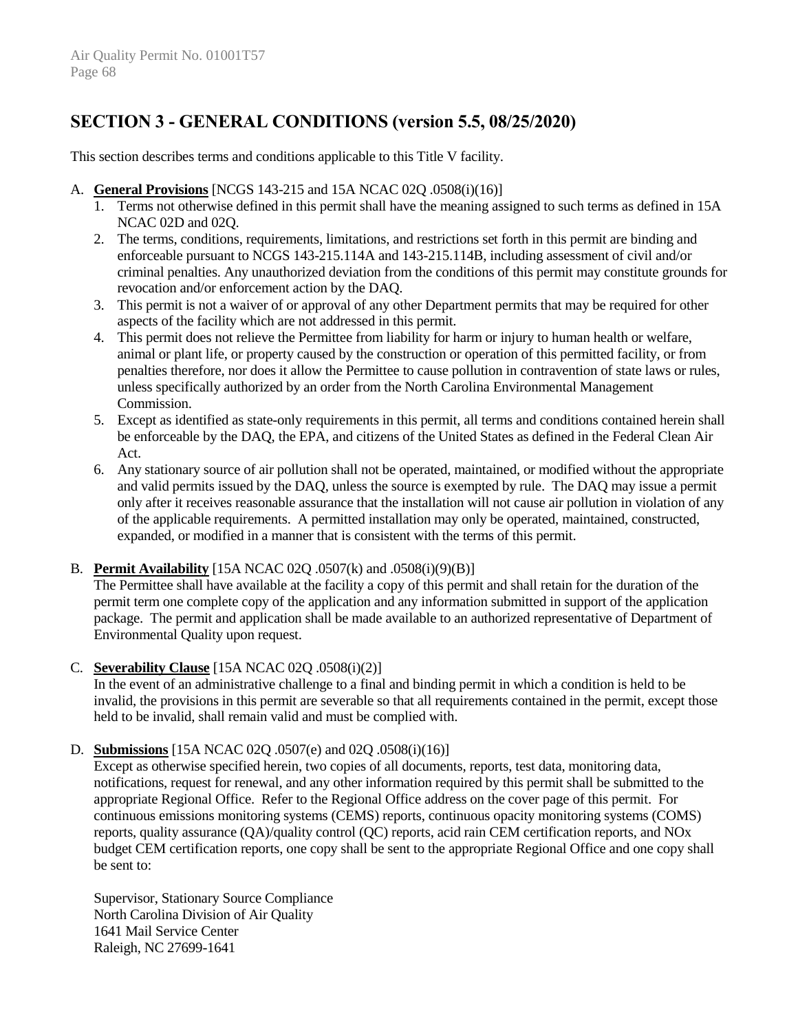## SECTION 3 - GENERAL CONDITIONS (version 5.5, 08/25/2020)

This section describes terms and conditions applicable to this Title V facility.

A. **General Provisions** [NCGS 143-215 and 15A NCAC 02Q .0508(i)(16)]
   1. Terms not otherwise defined in this permit shall have the meaning assigned to such terms as defined in 15A NCAC 02D and 02Q.
   2. The terms, conditions, requirements, limitations, and restrictions set forth in this permit are binding and enforceable pursuant to NCGS 143-215.114A and 143-215.114B, including assessment of civil and/or criminal penalties. Any unauthorized deviation from the conditions of this permit may constitute grounds for revocation and/or enforcement action by the DAQ.
   3. This permit is not a waiver of or approval of any other Department permits that may be required for other aspects of the facility which are not addressed in this permit.
   4. This permit does not relieve the Permittee from liability for harm or injury to human health or welfare, animal or plant life, or property caused by the construction or operation of this permitted facility, or from penalties therefore, nor does it allow the Permittee to cause pollution in contravention of state laws or rules, unless specifically authorized by an order from the North Carolina Environmental Management Commission.
   5. Except as identified as state-only requirements in this permit, all terms and conditions contained herein shall be enforceable by the DAQ, the EPA, and citizens of the United States as defined in the Federal Clean Air Act.
   6. Any stationary source of air pollution shall not be operated, maintained, or modified without the appropriate and valid permits issued by the DAQ, unless the source is exempted by rule. The DAQ may issue a permit only after it receives reasonable assurance that the installation will not cause air pollution in violation of any of the applicable requirements. A permitted installation may only be operated, maintained, constructed, expanded, or modified in a manner that is consistent with the terms of this permit.

B. **Permit Availability** [15A NCAC 02Q .0507(k) and .0508(i)(9)(B)]

   The Permittee shall have available at the facility a copy of this permit and shall retain for the duration of the permit term one complete copy of the application and any information submitted in support of the application package. The permit and application shall be made available to an authorized representative of Department of Environmental Quality upon request.

C. **Severability Clause** [15A NCAC 02Q .0508(i)(2)]

   In the event of an administrative challenge to a final and binding permit in which a condition is held to be invalid, the provisions in this permit are severable so that all requirements contained in the permit, except those held to be invalid, shall remain valid and must be complied with.

D. **Submissions** [15A NCAC 02Q .0507(e) and 02Q .0508(i)(16)]

   Except as otherwise specified herein, two copies of all documents, reports, test data, monitoring data, notifications, request for renewal, and any other information required by this permit shall be submitted to the appropriate Regional Office. Refer to the Regional Office address on the cover page of this permit. For continuous emissions monitoring systems (CEMS) reports, continuous opacity monitoring systems (COMS) reports, quality assurance (QA)/quality control (QC) reports, acid rain CEM certification reports, and NOx budget CEM certification reports, one copy shall be sent to the appropriate Regional Office and one copy shall be sent to:

   Supervisor, Stationary Source Compliance
   North Carolina Division of Air Quality
   1641 Mail Service Center
   Raleigh, NC 27699-1641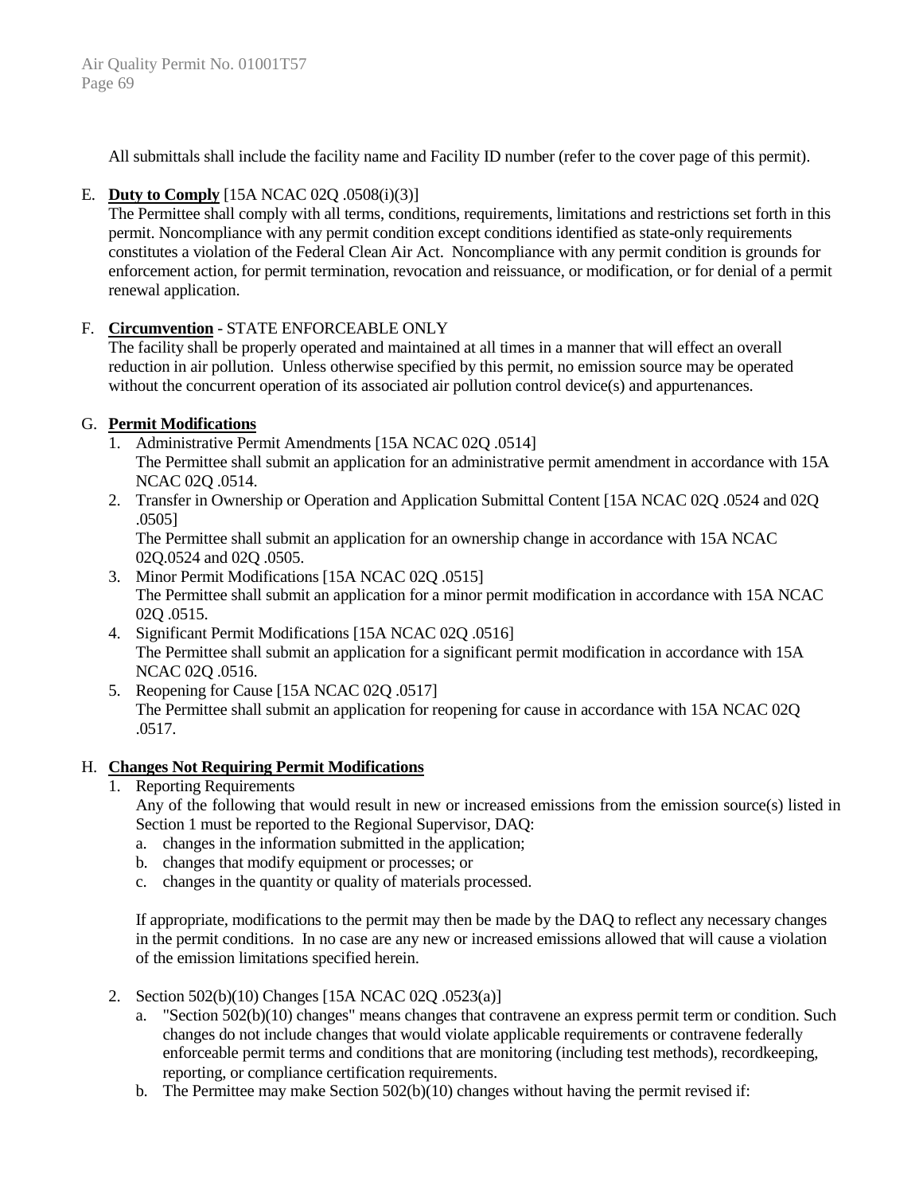All submittals shall include the facility name and Facility ID number (refer to the cover page of this permit).

E. **Duty to Comply** [15A NCAC 02Q .0508(i)(3)]
The Permittee shall comply with all terms, conditions, requirements, limitations and restrictions set forth in this permit. Noncompliance with any permit condition except conditions identified as state-only requirements constitutes a violation of the Federal Clean Air Act. Noncompliance with any permit condition is grounds for enforcement action, for permit termination, revocation and reissuance, or modification, or for denial of a permit renewal application.

F. **Circumvention** - STATE ENFORCEABLE ONLY
The facility shall be properly operated and maintained at all times in a manner that will effect an overall reduction in air pollution. Unless otherwise specified by this permit, no emission source may be operated without the concurrent operation of its associated air pollution control device(s) and appurtenances.

G. **Permit Modifications**

1. Administrative Permit Amendments [15A NCAC 02Q .0514]
The Permittee shall submit an application for an administrative permit amendment in accordance with 15A NCAC 02Q .0514.
2. Transfer in Ownership or Operation and Application Submittal Content [15A NCAC 02Q .0524 and 02Q .0505]
The Permittee shall submit an application for an ownership change in accordance with 15A NCAC 02Q.0524 and 02Q .0505.
3. Minor Permit Modifications [15A NCAC 02Q .0515]
The Permittee shall submit an application for a minor permit modification in accordance with 15A NCAC 02Q .0515.
4. Significant Permit Modifications [15A NCAC 02Q .0516]
The Permittee shall submit an application for a significant permit modification in accordance with 15A NCAC 02Q .0516.
5. Reopening for Cause [15A NCAC 02Q .0517]
The Permittee shall submit an application for reopening for cause in accordance with 15A NCAC 02Q .0517.

H. **Changes Not Requiring Permit Modifications**

1. Reporting Requirements
Any of the following that would result in new or increased emissions from the emission source(s) listed in Section 1 must be reported to the Regional Supervisor, DAQ:
   a. changes in the information submitted in the application;
   b. changes that modify equipment or processes; or
   c. changes in the quantity or quality of materials processed.

   If appropriate, modifications to the permit may then be made by the DAQ to reflect any necessary changes in the permit conditions. In no case are any new or increased emissions allowed that will cause a violation of the emission limitations specified herein.

2. Section 502(b)(10) Changes [15A NCAC 02Q .0523(a)]
   a. "Section 502(b)(10) changes" means changes that contravene an express permit term or condition. Such changes do not include changes that would violate applicable requirements or contravene federally enforceable permit terms and conditions that are monitoring (including test methods), recordkeeping, reporting, or compliance certification requirements.
   b. The Permittee may make Section 502(b)(10) changes without having the permit revised if: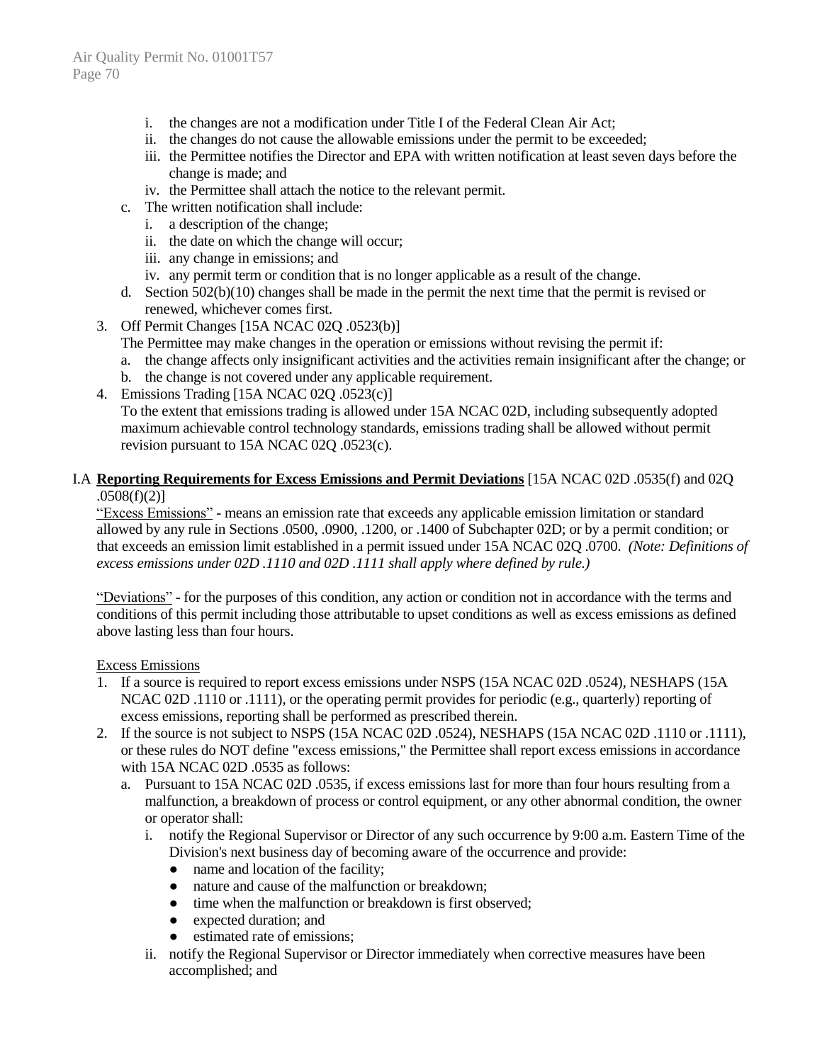i. the changes are not a modification under Title I of the Federal Clean Air Act;
ii. the changes do not cause the allowable emissions under the permit to be exceeded;
iii. the Permittee notifies the Director and EPA with written notification at least seven days before the change is made; and
iv. the Permittee shall attach the notice to the relevant permit.

c. The written notification shall include:
   i. a description of the change;
   ii. the date on which the change will occur;
   iii. any change in emissions; and
   iv. any permit term or condition that is no longer applicable as a result of the change.

d. Section 502(b)(10) changes shall be made in the permit the next time that the permit is revised or renewed, whichever comes first.

3. Off Permit Changes [15A NCAC 02Q .0523(b)]
   The Permittee may make changes in the operation or emissions without revising the permit if:
   a. the change affects only insignificant activities and the activities remain insignificant after the change; or
   b. the change is not covered under any applicable requirement.

4. Emissions Trading [15A NCAC 02Q .0523(c)]
   To the extent that emissions trading is allowed under 15A NCAC 02D, including subsequently adopted maximum achievable control technology standards, emissions trading shall be allowed without permit revision pursuant to 15A NCAC 02Q .0523(c).

I.A **Reporting Requirements for Excess Emissions and Permit Deviations** [15A NCAC 02D .0535(f) and 02Q .0508(f)(2)]

"Excess Emissions" - means an emission rate that exceeds any applicable emission limitation or standard allowed by any rule in Sections .0500, .0900, .1200, or .1400 of Subchapter 02D; or by a permit condition; or that exceeds an emission limit established in a permit issued under 15A NCAC 02Q .0700. *(Note: Definitions of excess emissions under 02D .1110 and 02D .1111 shall apply where defined by rule.)*

"Deviations" - for the purposes of this condition, any action or condition not in accordance with the terms and conditions of this permit including those attributable to upset conditions as well as excess emissions as defined above lasting less than four hours.

Excess Emissions

1. If a source is required to report excess emissions under NSPS (15A NCAC 02D .0524), NESHAPS (15A NCAC 02D .1110 or .1111), or the operating permit provides for periodic (e.g., quarterly) reporting of excess emissions, reporting shall be performed as prescribed therein.
2. If the source is not subject to NSPS (15A NCAC 02D .0524), NESHAPS (15A NCAC 02D .1110 or .1111), or these rules do NOT define "excess emissions," the Permittee shall report excess emissions in accordance with 15A NCAC 02D .0535 as follows:
   a. Pursuant to 15A NCAC 02D .0535, if excess emissions last for more than four hours resulting from a malfunction, a breakdown of process or control equipment, or any other abnormal condition, the owner or operator shall:
      i. notify the Regional Supervisor or Director of any such occurrence by 9:00 a.m. Eastern Time of the Division's next business day of becoming aware of the occurrence and provide:
         - name and location of the facility;
         - nature and cause of the malfunction or breakdown;
         - time when the malfunction or breakdown is first observed;
         - expected duration; and
         - estimated rate of emissions;
      ii. notify the Regional Supervisor or Director immediately when corrective measures have been accomplished; and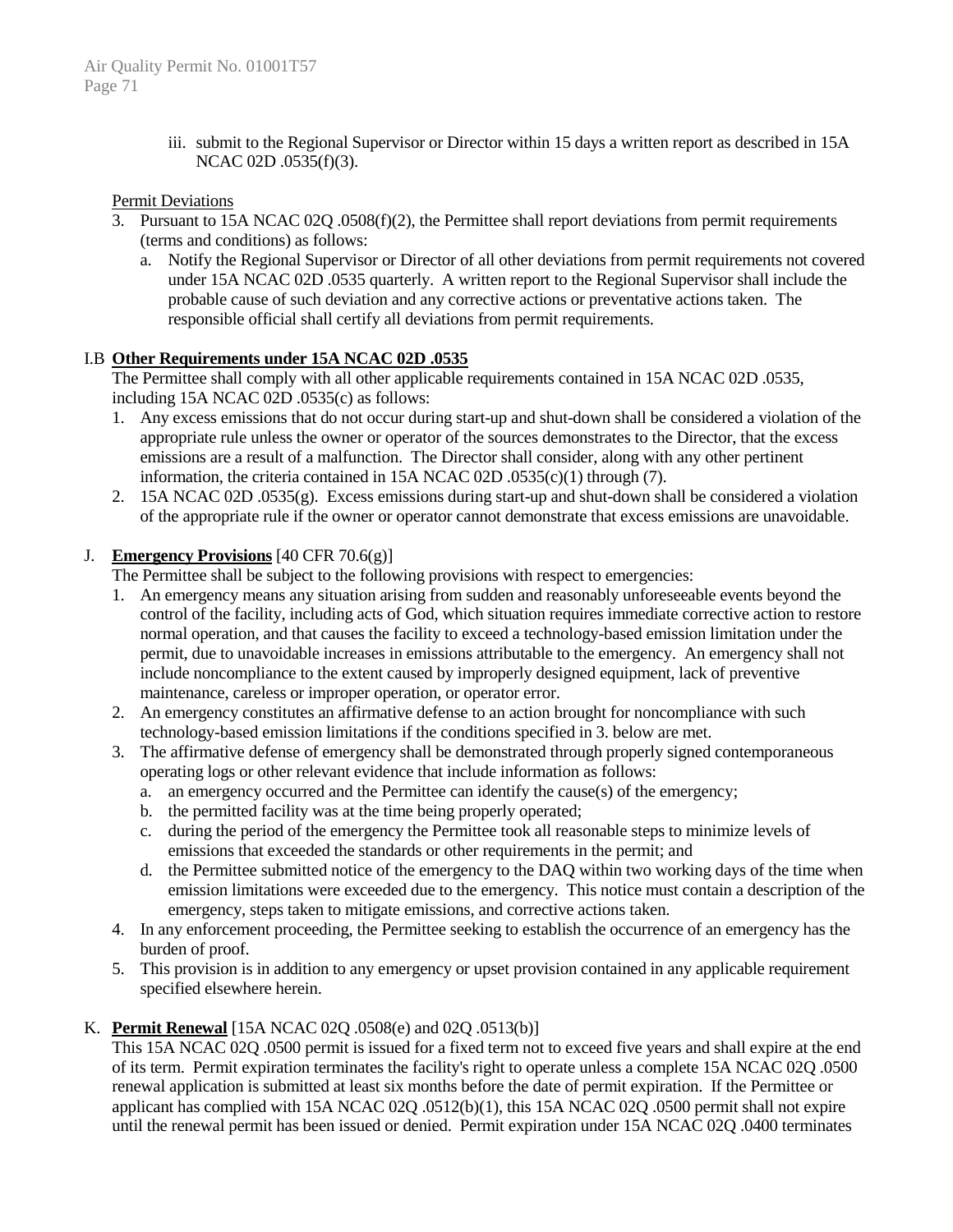iii. submit to the Regional Supervisor or Director within 15 days a written report as described in 15A NCAC 02D .0535(f)(3).

Permit Deviations

3. Pursuant to 15A NCAC 02Q .0508(f)(2), the Permittee shall report deviations from permit requirements (terms and conditions) as follows:
   a. Notify the Regional Supervisor or Director of all other deviations from permit requirements not covered under 15A NCAC 02D .0535 quarterly. A written report to the Regional Supervisor shall include the probable cause of such deviation and any corrective actions or preventative actions taken. The responsible official shall certify all deviations from permit requirements.

I.B **Other Requirements under 15A NCAC 02D .0535**

The Permittee shall comply with all other applicable requirements contained in 15A NCAC 02D .0535, including 15A NCAC 02D .0535(c) as follows:

1. Any excess emissions that do not occur during start-up and shut-down shall be considered a violation of the appropriate rule unless the owner or operator of the sources demonstrates to the Director, that the excess emissions are a result of a malfunction. The Director shall consider, along with any other pertinent information, the criteria contained in 15A NCAC 02D .0535(c)(1) through (7).
2. 15A NCAC 02D .0535(g). Excess emissions during start-up and shut-down shall be considered a violation of the appropriate rule if the owner or operator cannot demonstrate that excess emissions are unavoidable.

J. **Emergency Provisions** [40 CFR 70.6(g)]

The Permittee shall be subject to the following provisions with respect to emergencies:

1. An emergency means any situation arising from sudden and reasonably unforeseeable events beyond the control of the facility, including acts of God, which situation requires immediate corrective action to restore normal operation, and that causes the facility to exceed a technology-based emission limitation under the permit, due to unavoidable increases in emissions attributable to the emergency. An emergency shall not include noncompliance to the extent caused by improperly designed equipment, lack of preventive maintenance, careless or improper operation, or operator error.
2. An emergency constitutes an affirmative defense to an action brought for noncompliance with such technology-based emission limitations if the conditions specified in 3. below are met.
3. The affirmative defense of emergency shall be demonstrated through properly signed contemporaneous operating logs or other relevant evidence that include information as follows:
   a. an emergency occurred and the Permittee can identify the cause(s) of the emergency;
   b. the permitted facility was at the time being properly operated;
   c. during the period of the emergency the Permittee took all reasonable steps to minimize levels of emissions that exceeded the standards or other requirements in the permit; and
   d. the Permittee submitted notice of the emergency to the DAQ within two working days of the time when emission limitations were exceeded due to the emergency. This notice must contain a description of the emergency, steps taken to mitigate emissions, and corrective actions taken.
4. In any enforcement proceeding, the Permittee seeking to establish the occurrence of an emergency has the burden of proof.
5. This provision is in addition to any emergency or upset provision contained in any applicable requirement specified elsewhere herein.

K. **Permit Renewal** [15A NCAC 02Q .0508(e) and 02Q .0513(b)]

This 15A NCAC 02Q .0500 permit is issued for a fixed term not to exceed five years and shall expire at the end of its term. Permit expiration terminates the facility's right to operate unless a complete 15A NCAC 02Q .0500 renewal application is submitted at least six months before the date of permit expiration. If the Permittee or applicant has complied with 15A NCAC 02Q .0512(b)(1), this 15A NCAC 02Q .0500 permit shall not expire until the renewal permit has been issued or denied. Permit expiration under 15A NCAC 02Q .0400 terminates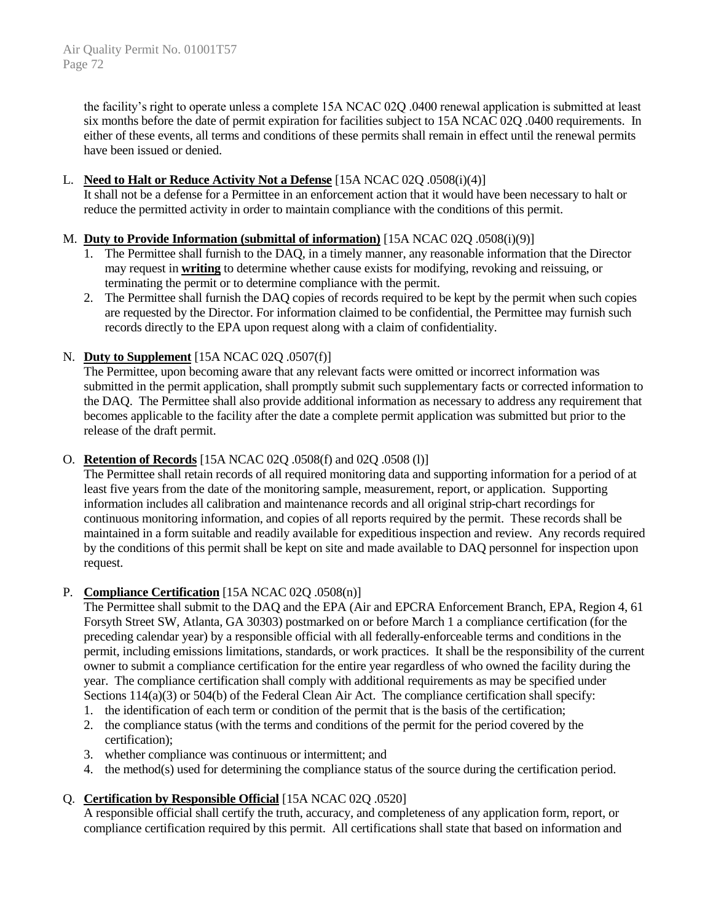the facility's right to operate unless a complete 15A NCAC 02Q .0400 renewal application is submitted at least six months before the date of permit expiration for facilities subject to 15A NCAC 02Q .0400 requirements. In either of these events, all terms and conditions of these permits shall remain in effect until the renewal permits have been issued or denied.

L. **Need to Halt or Reduce Activity Not a Defense** [15A NCAC 02Q .0508(i)(4)]
   It shall not be a defense for a Permittee in an enforcement action that it would have been necessary to halt or reduce the permitted activity in order to maintain compliance with the conditions of this permit.

M. **Duty to Provide Information (submittal of information)** [15A NCAC 02Q .0508(i)(9)]
   1. The Permittee shall furnish to the DAQ, in a timely manner, any reasonable information that the Director may request in **writing** to determine whether cause exists for modifying, revoking and reissuing, or terminating the permit or to determine compliance with the permit.
   2. The Permittee shall furnish the DAQ copies of records required to be kept by the permit when such copies are requested by the Director. For information claimed to be confidential, the Permittee may furnish such records directly to the EPA upon request along with a claim of confidentiality.

N. **Duty to Supplement** [15A NCAC 02Q .0507(f)]
   The Permittee, upon becoming aware that any relevant facts were omitted or incorrect information was submitted in the permit application, shall promptly submit such supplementary facts or corrected information to the DAQ. The Permittee shall also provide additional information as necessary to address any requirement that becomes applicable to the facility after the date a complete permit application was submitted but prior to the release of the draft permit.

O. **Retention of Records** [15A NCAC 02Q .0508(f) and 02Q .0508 (l)]
   The Permittee shall retain records of all required monitoring data and supporting information for a period of at least five years from the date of the monitoring sample, measurement, report, or application. Supporting information includes all calibration and maintenance records and all original strip-chart recordings for continuous monitoring information, and copies of all reports required by the permit. These records shall be maintained in a form suitable and readily available for expeditious inspection and review. Any records required by the conditions of this permit shall be kept on site and made available to DAQ personnel for inspection upon request.

P. **Compliance Certification** [15A NCAC 02Q .0508(n)]
   The Permittee shall submit to the DAQ and the EPA (Air and EPCRA Enforcement Branch, EPA, Region 4, 61 Forsyth Street SW, Atlanta, GA 30303) postmarked on or before March 1 a compliance certification (for the preceding calendar year) by a responsible official with all federally-enforceable terms and conditions in the permit, including emissions limitations, standards, or work practices. It shall be the responsibility of the current owner to submit a compliance certification for the entire year regardless of who owned the facility during the year. The compliance certification shall comply with additional requirements as may be specified under Sections 114(a)(3) or 504(b) of the Federal Clean Air Act. The compliance certification shall specify:
   1. the identification of each term or condition of the permit that is the basis of the certification;
   2. the compliance status (with the terms and conditions of the permit for the period covered by the certification);
   3. whether compliance was continuous or intermittent; and
   4. the method(s) used for determining the compliance status of the source during the certification period.

Q. **Certification by Responsible Official** [15A NCAC 02Q .0520]
   A responsible official shall certify the truth, accuracy, and completeness of any application form, report, or compliance certification required by this permit. All certifications shall state that based on information and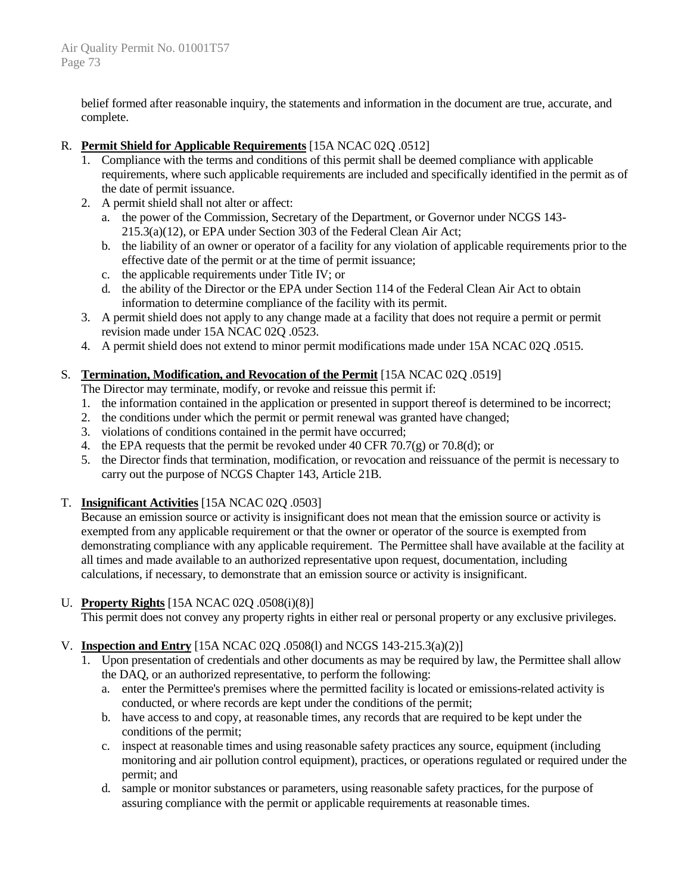belief formed after reasonable inquiry, the statements and information in the document are true, accurate, and complete.

R. **Permit Shield for Applicable Requirements** [15A NCAC 02Q .0512]

1. Compliance with the terms and conditions of this permit shall be deemed compliance with applicable requirements, where such applicable requirements are included and specifically identified in the permit as of the date of permit issuance.
2. A permit shield shall not alter or affect:
   a. the power of the Commission, Secretary of the Department, or Governor under NCGS 143-215.3(a)(12), or EPA under Section 303 of the Federal Clean Air Act;
   b. the liability of an owner or operator of a facility for any violation of applicable requirements prior to the effective date of the permit or at the time of permit issuance;
   c. the applicable requirements under Title IV; or
   d. the ability of the Director or the EPA under Section 114 of the Federal Clean Air Act to obtain information to determine compliance of the facility with its permit.
3. A permit shield does not apply to any change made at a facility that does not require a permit or permit revision made under 15A NCAC 02Q .0523.
4. A permit shield does not extend to minor permit modifications made under 15A NCAC 02Q .0515.

S. **Termination, Modification, and Revocation of the Permit** [15A NCAC 02Q .0519]

The Director may terminate, modify, or revoke and reissue this permit if:

1. the information contained in the application or presented in support thereof is determined to be incorrect;
2. the conditions under which the permit or permit renewal was granted have changed;
3. violations of conditions contained in the permit have occurred;
4. the EPA requests that the permit be revoked under 40 CFR 70.7(g) or 70.8(d); or
5. the Director finds that termination, modification, or revocation and reissuance of the permit is necessary to carry out the purpose of NCGS Chapter 143, Article 21B.

T. **Insignificant Activities** [15A NCAC 02Q .0503]

Because an emission source or activity is insignificant does not mean that the emission source or activity is exempted from any applicable requirement or that the owner or operator of the source is exempted from demonstrating compliance with any applicable requirement. The Permittee shall have available at the facility at all times and made available to an authorized representative upon request, documentation, including calculations, if necessary, to demonstrate that an emission source or activity is insignificant.

U. **Property Rights** [15A NCAC 02Q .0508(i)(8)]

This permit does not convey any property rights in either real or personal property or any exclusive privileges.

V. **Inspection and Entry** [15A NCAC 02Q .0508(l) and NCGS 143-215.3(a)(2)]

1. Upon presentation of credentials and other documents as may be required by law, the Permittee shall allow the DAQ, or an authorized representative, to perform the following:
   a. enter the Permittee's premises where the permitted facility is located or emissions-related activity is conducted, or where records are kept under the conditions of the permit;
   b. have access to and copy, at reasonable times, any records that are required to be kept under the conditions of the permit;
   c. inspect at reasonable times and using reasonable safety practices any source, equipment (including monitoring and air pollution control equipment), practices, or operations regulated or required under the permit; and
   d. sample or monitor substances or parameters, using reasonable safety practices, for the purpose of assuring compliance with the permit or applicable requirements at reasonable times.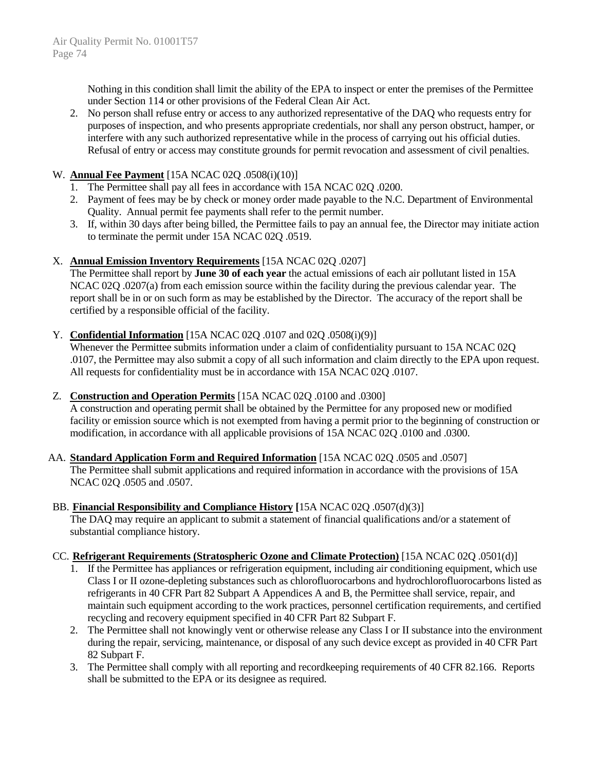Nothing in this condition shall limit the ability of the EPA to inspect or enter the premises of the Permittee under Section 114 or other provisions of the Federal Clean Air Act.

2. No person shall refuse entry or access to any authorized representative of the DAQ who requests entry for purposes of inspection, and who presents appropriate credentials, nor shall any person obstruct, hamper, or interfere with any such authorized representative while in the process of carrying out his official duties. Refusal of entry or access may constitute grounds for permit revocation and assessment of civil penalties.

W. **Annual Fee Payment** [15A NCAC 02Q .0508(i)(10)]

1. The Permittee shall pay all fees in accordance with 15A NCAC 02Q .0200.
2. Payment of fees may be by check or money order made payable to the N.C. Department of Environmental Quality. Annual permit fee payments shall refer to the permit number.
3. If, within 30 days after being billed, the Permittee fails to pay an annual fee, the Director may initiate action to terminate the permit under 15A NCAC 02Q .0519.

X. **Annual Emission Inventory Requirements** [15A NCAC 02Q .0207]

The Permittee shall report by **June 30 of each year** the actual emissions of each air pollutant listed in 15A NCAC 02Q .0207(a) from each emission source within the facility during the previous calendar year. The report shall be in or on such form as may be established by the Director. The accuracy of the report shall be certified by a responsible official of the facility.

Y. **Confidential Information** [15A NCAC 02Q .0107 and 02Q .0508(i)(9)]

Whenever the Permittee submits information under a claim of confidentiality pursuant to 15A NCAC 02Q .0107, the Permittee may also submit a copy of all such information and claim directly to the EPA upon request. All requests for confidentiality must be in accordance with 15A NCAC 02Q .0107.

Z. **Construction and Operation Permits** [15A NCAC 02Q .0100 and .0300]

A construction and operating permit shall be obtained by the Permittee for any proposed new or modified facility or emission source which is not exempted from having a permit prior to the beginning of construction or modification, in accordance with all applicable provisions of 15A NCAC 02Q .0100 and .0300.

AA. **Standard Application Form and Required Information** [15A NCAC 02Q .0505 and .0507]

The Permittee shall submit applications and required information in accordance with the provisions of 15A NCAC 02Q .0505 and .0507.

BB. **Financial Responsibility and Compliance History** [15A NCAC 02Q .0507(d)(3)]

The DAQ may require an applicant to submit a statement of financial qualifications and/or a statement of substantial compliance history.

CC. **Refrigerant Requirements (Stratospheric Ozone and Climate Protection)** [15A NCAC 02Q .0501(d)]

1. If the Permittee has appliances or refrigeration equipment, including air conditioning equipment, which use Class I or II ozone-depleting substances such as chlorofluorocarbons and hydrochlorofluorocarbons listed as refrigerants in 40 CFR Part 82 Subpart A Appendices A and B, the Permittee shall service, repair, and maintain such equipment according to the work practices, personnel certification requirements, and certified recycling and recovery equipment specified in 40 CFR Part 82 Subpart F.
2. The Permittee shall not knowingly vent or otherwise release any Class I or II substance into the environment during the repair, servicing, maintenance, or disposal of any such device except as provided in 40 CFR Part 82 Subpart F.
3. The Permittee shall comply with all reporting and recordkeeping requirements of 40 CFR 82.166. Reports shall be submitted to the EPA or its designee as required.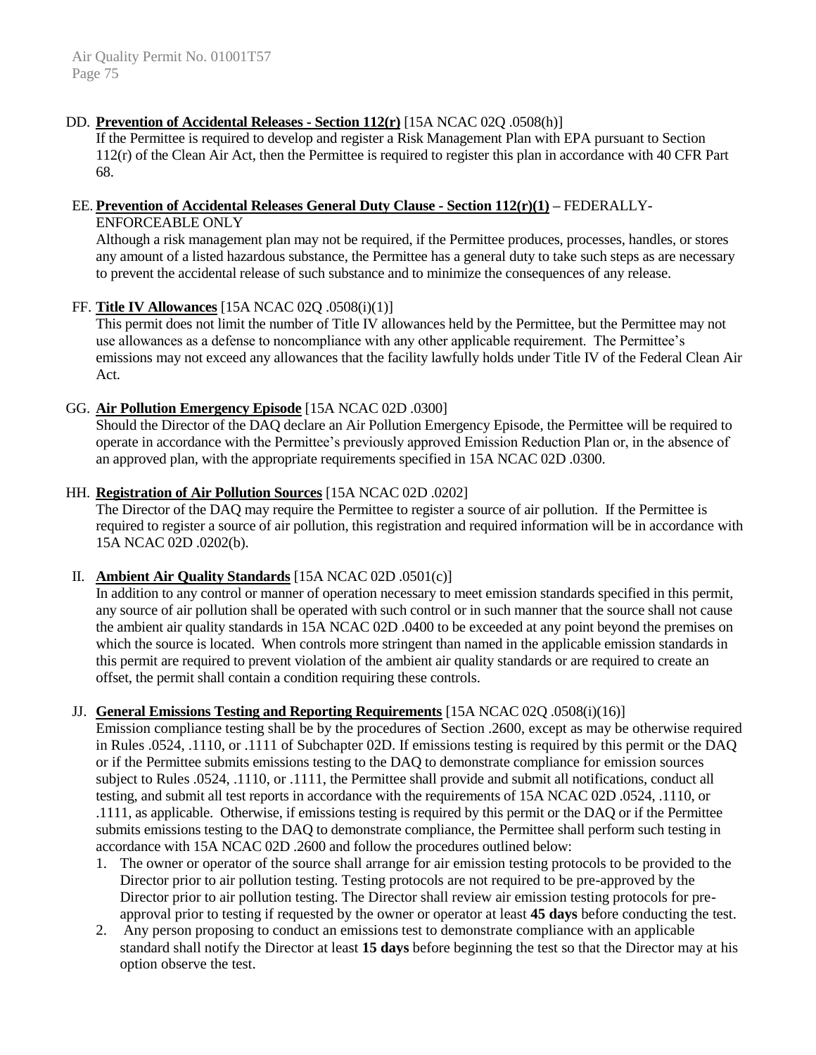DD. **Prevention of Accidental Releases - Section 112(r)** [15A NCAC 02Q .0508(h)]
If the Permittee is required to develop and register a Risk Management Plan with EPA pursuant to Section 112(r) of the Clean Air Act, then the Permittee is required to register this plan in accordance with 40 CFR Part 68.

EE. **Prevention of Accidental Releases General Duty Clause - Section 112(r)(1)** – FEDERALLY-ENFORCEABLE ONLY
Although a risk management plan may not be required, if the Permittee produces, processes, handles, or stores any amount of a listed hazardous substance, the Permittee has a general duty to take such steps as are necessary to prevent the accidental release of such substance and to minimize the consequences of any release.

FF. **Title IV Allowances** [15A NCAC 02Q .0508(i)(1)]
This permit does not limit the number of Title IV allowances held by the Permittee, but the Permittee may not use allowances as a defense to noncompliance with any other applicable requirement. The Permittee's emissions may not exceed any allowances that the facility lawfully holds under Title IV of the Federal Clean Air Act.

GG. **Air Pollution Emergency Episode** [15A NCAC 02D .0300]
Should the Director of the DAQ declare an Air Pollution Emergency Episode, the Permittee will be required to operate in accordance with the Permittee's previously approved Emission Reduction Plan or, in the absence of an approved plan, with the appropriate requirements specified in 15A NCAC 02D .0300.

HH. **Registration of Air Pollution Sources** [15A NCAC 02D .0202]
The Director of the DAQ may require the Permittee to register a source of air pollution. If the Permittee is required to register a source of air pollution, this registration and required information will be in accordance with 15A NCAC 02D .0202(b).

II. **Ambient Air Quality Standards** [15A NCAC 02D .0501(c)]
In addition to any control or manner of operation necessary to meet emission standards specified in this permit, any source of air pollution shall be operated with such control or in such manner that the source shall not cause the ambient air quality standards in 15A NCAC 02D .0400 to be exceeded at any point beyond the premises on which the source is located. When controls more stringent than named in the applicable emission standards in this permit are required to prevent violation of the ambient air quality standards or are required to create an offset, the permit shall contain a condition requiring these controls.

JJ. **General Emissions Testing and Reporting Requirements** [15A NCAC 02Q .0508(i)(16)]
Emission compliance testing shall be by the procedures of Section .2600, except as may be otherwise required in Rules .0524, .1110, or .1111 of Subchapter 02D. If emissions testing is required by this permit or the DAQ or if the Permittee submits emissions testing to the DAQ to demonstrate compliance for emission sources subject to Rules .0524, .1110, or .1111, the Permittee shall provide and submit all notifications, conduct all testing, and submit all test reports in accordance with the requirements of 15A NCAC 02D .0524, .1110, or .1111, as applicable. Otherwise, if emissions testing is required by this permit or the DAQ or if the Permittee submits emissions testing to the DAQ to demonstrate compliance, the Permittee shall perform such testing in accordance with 15A NCAC 02D .2600 and follow the procedures outlined below:

1. The owner or operator of the source shall arrange for air emission testing protocols to be provided to the Director prior to air pollution testing. Testing protocols are not required to be pre-approved by the Director prior to air pollution testing. The Director shall review air emission testing protocols for pre-approval prior to testing if requested by the owner or operator at least **45 days** before conducting the test.
2. Any person proposing to conduct an emissions test to demonstrate compliance with an applicable standard shall notify the Director at least **15 days** before beginning the test so that the Director may at his option observe the test.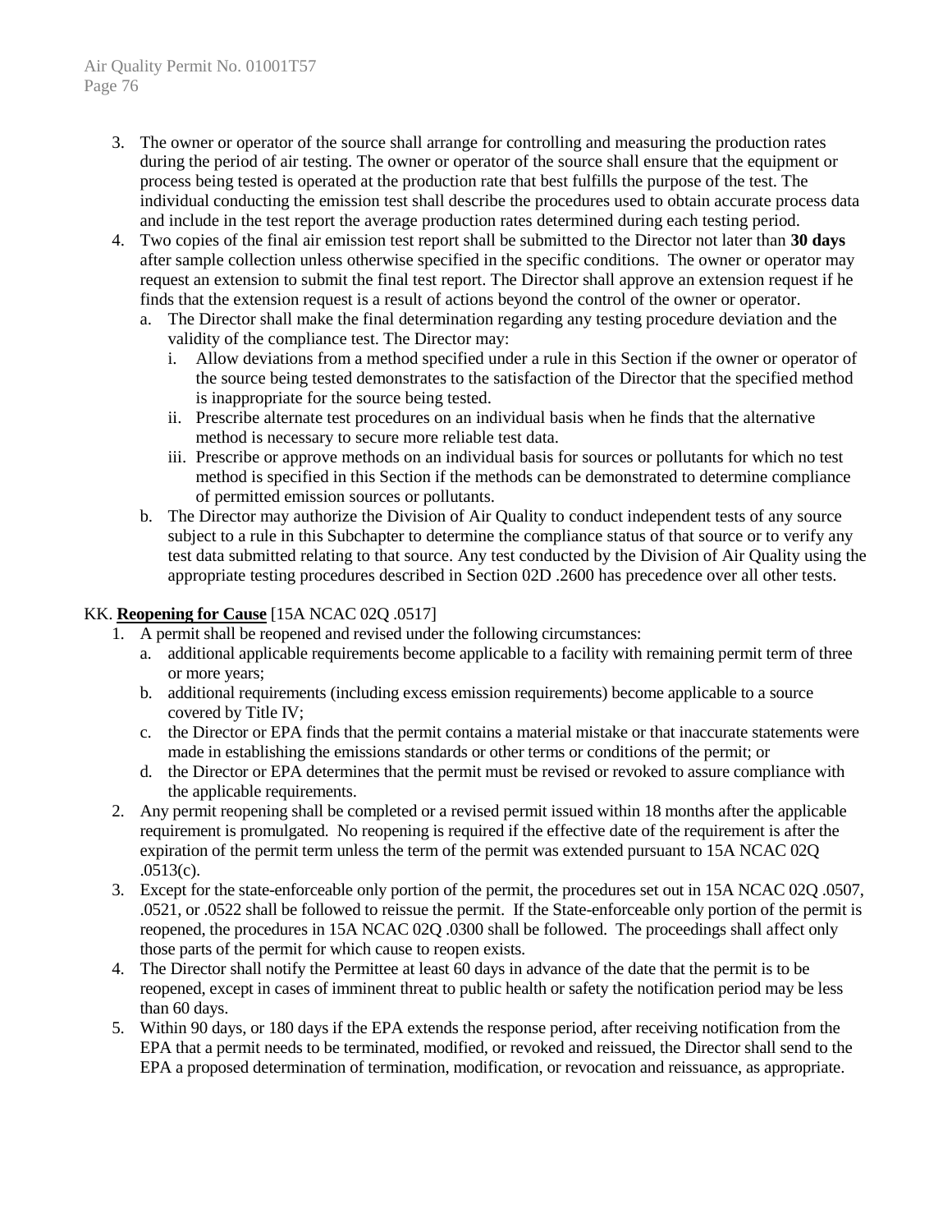3. The owner or operator of the source shall arrange for controlling and measuring the production rates during the period of air testing. The owner or operator of the source shall ensure that the equipment or process being tested is operated at the production rate that best fulfills the purpose of the test. The individual conducting the emission test shall describe the procedures used to obtain accurate process data and include in the test report the average production rates determined during each testing period.
4. Two copies of the final air emission test report shall be submitted to the Director not later than **30 days** after sample collection unless otherwise specified in the specific conditions. The owner or operator may request an extension to submit the final test report. The Director shall approve an extension request if he finds that the extension request is a result of actions beyond the control of the owner or operator.
   a. The Director shall make the final determination regarding any testing procedure deviation and the validity of the compliance test. The Director may:
      i. Allow deviations from a method specified under a rule in this Section if the owner or operator of the source being tested demonstrates to the satisfaction of the Director that the specified method is inappropriate for the source being tested.
      ii. Prescribe alternate test procedures on an individual basis when he finds that the alternative method is necessary to secure more reliable test data.
      iii. Prescribe or approve methods on an individual basis for sources or pollutants for which no test method is specified in this Section if the methods can be demonstrated to determine compliance of permitted emission sources or pollutants.
   b. The Director may authorize the Division of Air Quality to conduct independent tests of any source subject to a rule in this Subchapter to determine the compliance status of that source or to verify any test data submitted relating to that source. Any test conducted by the Division of Air Quality using the appropriate testing procedures described in Section 02D .2600 has precedence over all other tests.

KK. **Reopening for Cause** [15A NCAC 02Q .0517]

1. A permit shall be reopened and revised under the following circumstances:
   a. additional applicable requirements become applicable to a facility with remaining permit term of three or more years;
   b. additional requirements (including excess emission requirements) become applicable to a source covered by Title IV;
   c. the Director or EPA finds that the permit contains a material mistake or that inaccurate statements were made in establishing the emissions standards or other terms or conditions of the permit; or
   d. the Director or EPA determines that the permit must be revised or revoked to assure compliance with the applicable requirements.
2. Any permit reopening shall be completed or a revised permit issued within 18 months after the applicable requirement is promulgated. No reopening is required if the effective date of the requirement is after the expiration of the permit term unless the term of the permit was extended pursuant to 15A NCAC 02Q .0513(c).
3. Except for the state-enforceable only portion of the permit, the procedures set out in 15A NCAC 02Q .0507, .0521, or .0522 shall be followed to reissue the permit. If the State-enforceable only portion of the permit is reopened, the procedures in 15A NCAC 02Q .0300 shall be followed. The proceedings shall affect only those parts of the permit for which cause to reopen exists.
4. The Director shall notify the Permittee at least 60 days in advance of the date that the permit is to be reopened, except in cases of imminent threat to public health or safety the notification period may be less than 60 days.
5. Within 90 days, or 180 days if the EPA extends the response period, after receiving notification from the EPA that a permit needs to be terminated, modified, or revoked and reissued, the Director shall send to the EPA a proposed determination of termination, modification, or revocation and reissuance, as appropriate.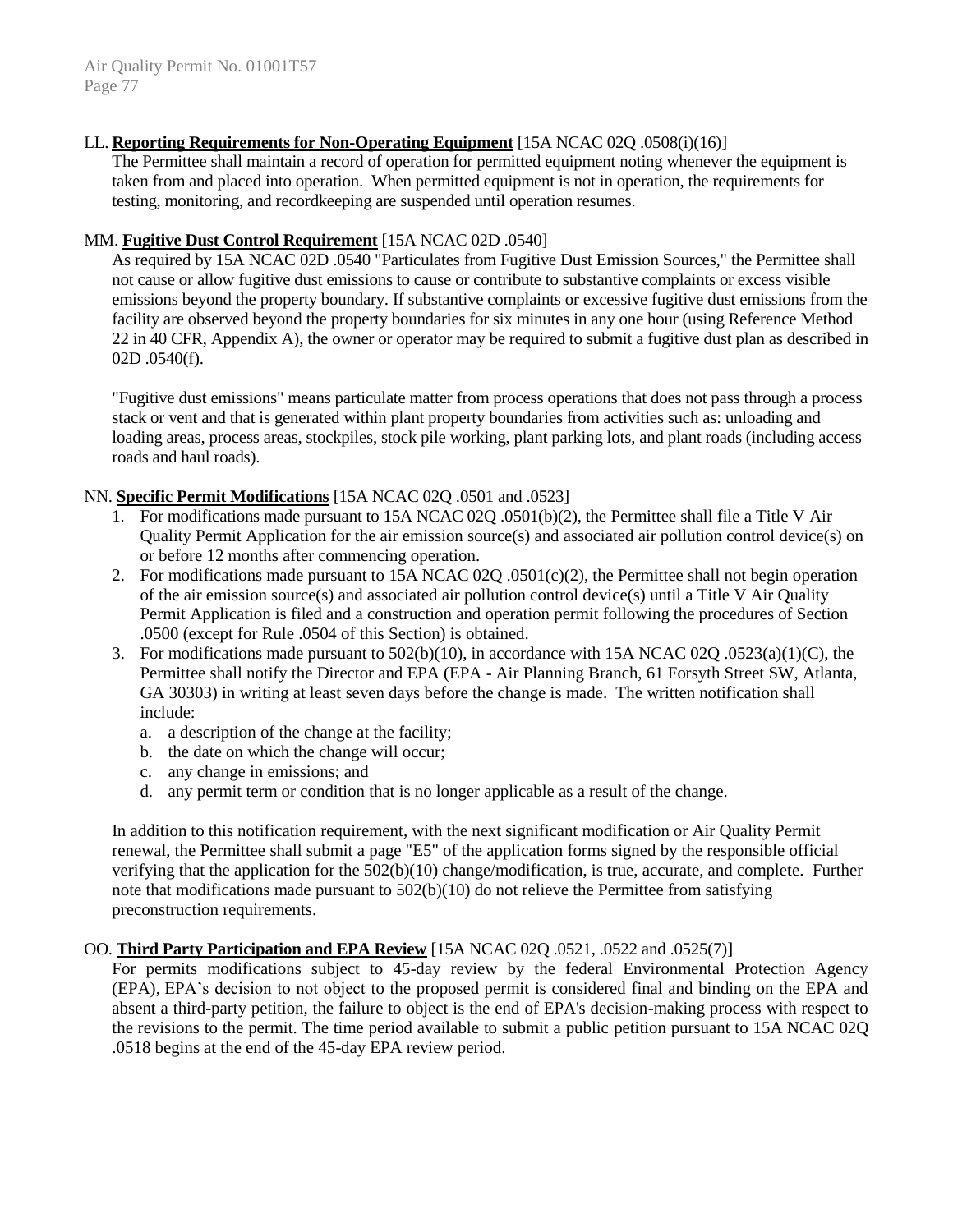LL. **Reporting Requirements for Non-Operating Equipment** [15A NCAC 02Q .0508(i)(16)]

The Permittee shall maintain a record of operation for permitted equipment noting whenever the equipment is taken from and placed into operation. When permitted equipment is not in operation, the requirements for testing, monitoring, and recordkeeping are suspended until operation resumes.

MM. **Fugitive Dust Control Requirement** [15A NCAC 02D .0540]

As required by 15A NCAC 02D .0540 "Particulates from Fugitive Dust Emission Sources," the Permittee shall not cause or allow fugitive dust emissions to cause or contribute to substantive complaints or excess visible emissions beyond the property boundary. If substantive complaints or excessive fugitive dust emissions from the facility are observed beyond the property boundaries for six minutes in any one hour (using Reference Method 22 in 40 CFR, Appendix A), the owner or operator may be required to submit a fugitive dust plan as described in 02D .0540(f).

"Fugitive dust emissions" means particulate matter from process operations that does not pass through a process stack or vent and that is generated within plant property boundaries from activities such as: unloading and loading areas, process areas, stockpiles, stock pile working, plant parking lots, and plant roads (including access roads and haul roads).

NN. **Specific Permit Modifications** [15A NCAC 02Q .0501 and .0523]

1. For modifications made pursuant to 15A NCAC 02Q .0501(b)(2), the Permittee shall file a Title V Air Quality Permit Application for the air emission source(s) and associated air pollution control device(s) on or before 12 months after commencing operation.
2. For modifications made pursuant to 15A NCAC 02Q .0501(c)(2), the Permittee shall not begin operation of the air emission source(s) and associated air pollution control device(s) until a Title V Air Quality Permit Application is filed and a construction and operation permit following the procedures of Section .0500 (except for Rule .0504 of this Section) is obtained.
3. For modifications made pursuant to 502(b)(10), in accordance with 15A NCAC 02Q .0523(a)(1)(C), the Permittee shall notify the Director and EPA (EPA - Air Planning Branch, 61 Forsyth Street SW, Atlanta, GA 30303) in writing at least seven days before the change is made. The written notification shall include:
   a. a description of the change at the facility;
   b. the date on which the change will occur;
   c. any change in emissions; and
   d. any permit term or condition that is no longer applicable as a result of the change.

In addition to this notification requirement, with the next significant modification or Air Quality Permit renewal, the Permittee shall submit a page "E5" of the application forms signed by the responsible official verifying that the application for the 502(b)(10) change/modification, is true, accurate, and complete. Further note that modifications made pursuant to 502(b)(10) do not relieve the Permittee from satisfying preconstruction requirements.

OO. **Third Party Participation and EPA Review** [15A NCAC 02Q .0521, .0522 and .0525(7)]

For permits modifications subject to 45-day review by the federal Environmental Protection Agency (EPA), EPA's decision to not object to the proposed permit is considered final and binding on the EPA and absent a third-party petition, the failure to object is the end of EPA's decision-making process with respect to the revisions to the permit. The time period available to submit a public petition pursuant to 15A NCAC 02Q .0518 begins at the end of the 45-day EPA review period.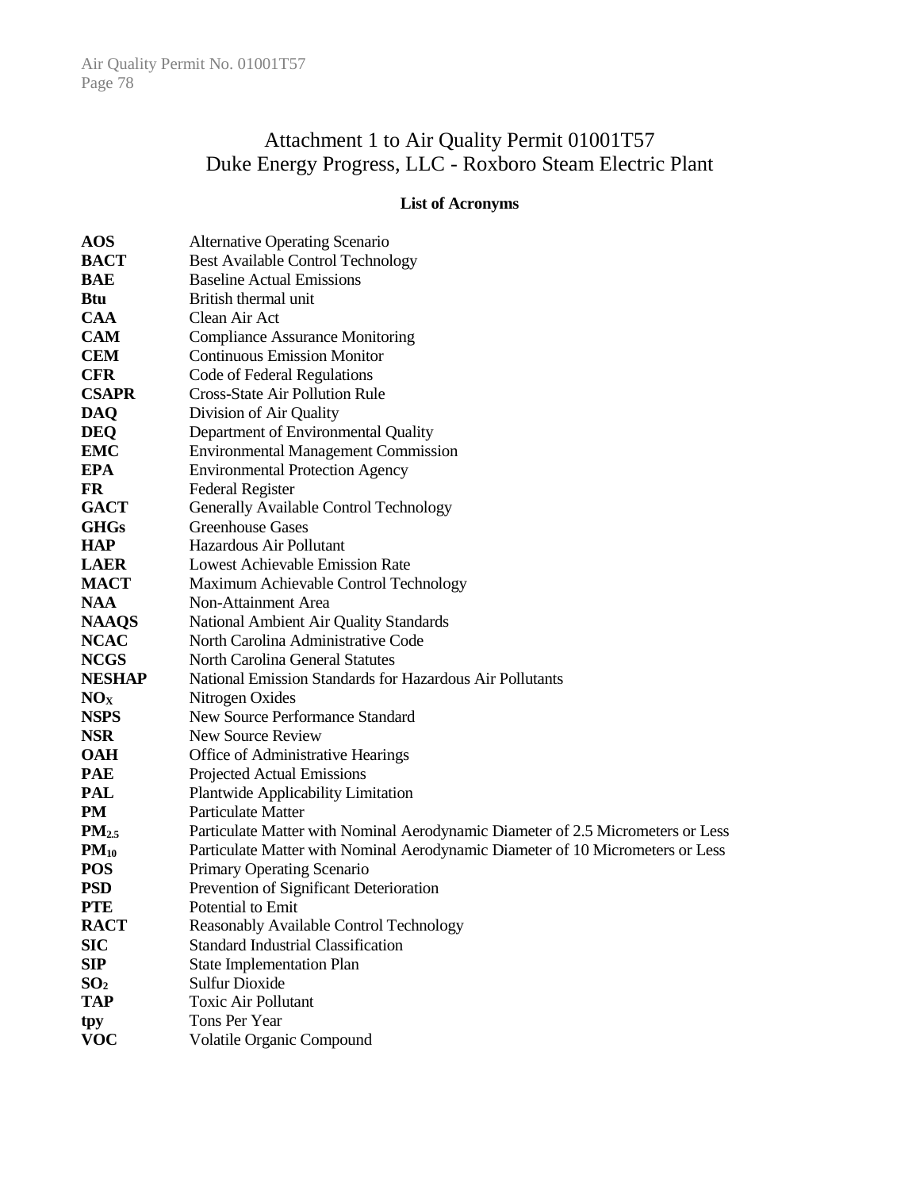# Attachment 1 to Air Quality Permit 01001T57
# Duke Energy Progress, LLC - Roxboro Steam Electric Plant

**List of Acronyms**

| | |
|---|---|
| **AOS** | Alternative Operating Scenario |
| **BACT** | Best Available Control Technology |
| **BAE** | Baseline Actual Emissions |
| **Btu** | British thermal unit |
| **CAA** | Clean Air Act |
| **CAM** | Compliance Assurance Monitoring |
| **CEM** | Continuous Emission Monitor |
| **CFR** | Code of Federal Regulations |
| **CSAPR** | Cross-State Air Pollution Rule |
| **DAQ** | Division of Air Quality |
| **DEQ** | Department of Environmental Quality |
| **EMC** | Environmental Management Commission |
| **EPA** | Environmental Protection Agency |
| **FR** | Federal Register |
| **GACT** | Generally Available Control Technology |
| **GHGs** | Greenhouse Gases |
| **HAP** | Hazardous Air Pollutant |
| **LAER** | Lowest Achievable Emission Rate |
| **MACT** | Maximum Achievable Control Technology |
| **NAA** | Non-Attainment Area |
| **NAAQS** | National Ambient Air Quality Standards |
| **NCAC** | North Carolina Administrative Code |
| **NCGS** | North Carolina General Statutes |
| **NESHAP** | National Emission Standards for Hazardous Air Pollutants |
| **$NO_X$** | Nitrogen Oxides |
| **NSPS** | New Source Performance Standard |
| **NSR** | New Source Review |
| **OAH** | Office of Administrative Hearings |
| **PAE** | Projected Actual Emissions |
| **PAL** | Plantwide Applicability Limitation |
| **PM** | Particulate Matter |
| **$PM_{2.5}$** | Particulate Matter with Nominal Aerodynamic Diameter of 2.5 Micrometers or Less |
| **$PM_{10}$** | Particulate Matter with Nominal Aerodynamic Diameter of 10 Micrometers or Less |
| **POS** | Primary Operating Scenario |
| **PSD** | Prevention of Significant Deterioration |
| **PTE** | Potential to Emit |
| **RACT** | Reasonably Available Control Technology |
| **SIC** | Standard Industrial Classification |
| **SIP** | State Implementation Plan |
| **$SO_2$** | Sulfur Dioxide |
| **TAP** | Toxic Air Pollutant |
| **tpy** | Tons Per Year |
| **VOC** | Volatile Organic Compound |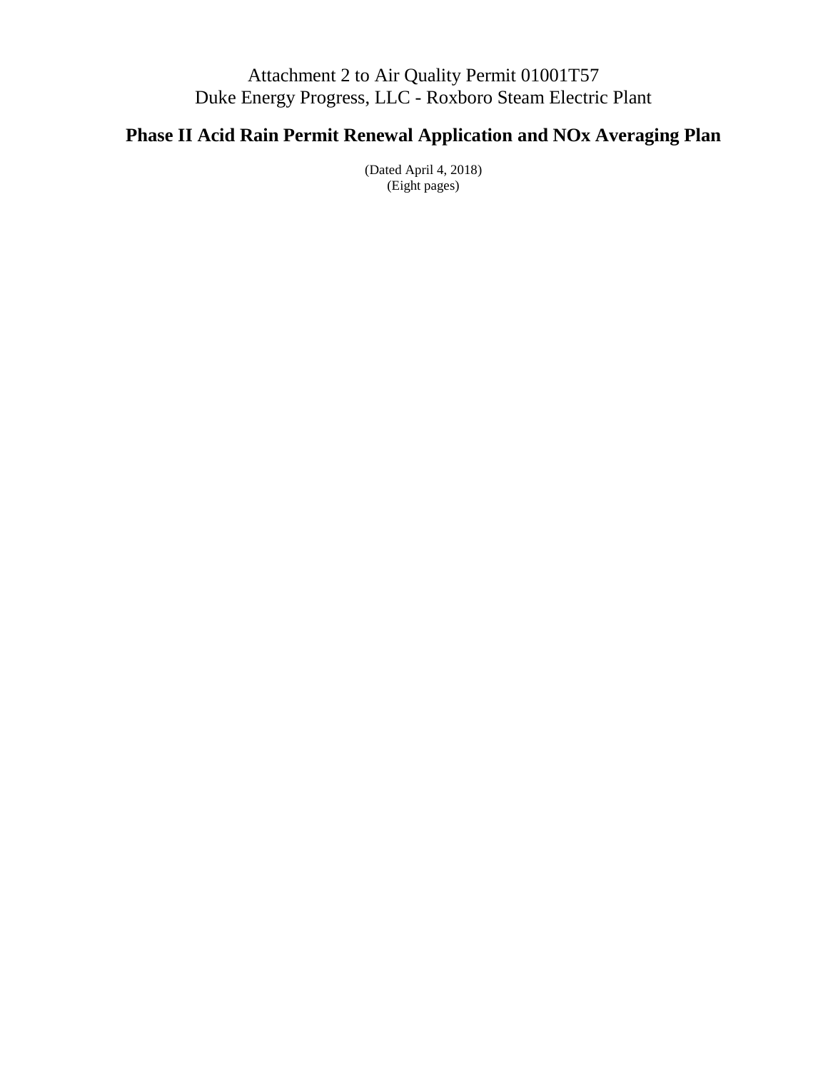Attachment 2 to Air Quality Permit 01001T57
Duke Energy Progress, LLC - Roxboro Steam Electric Plant

# Phase II Acid Rain Permit Renewal Application and NOx Averaging Plan

(Dated April 4, 2018)
(Eight pages)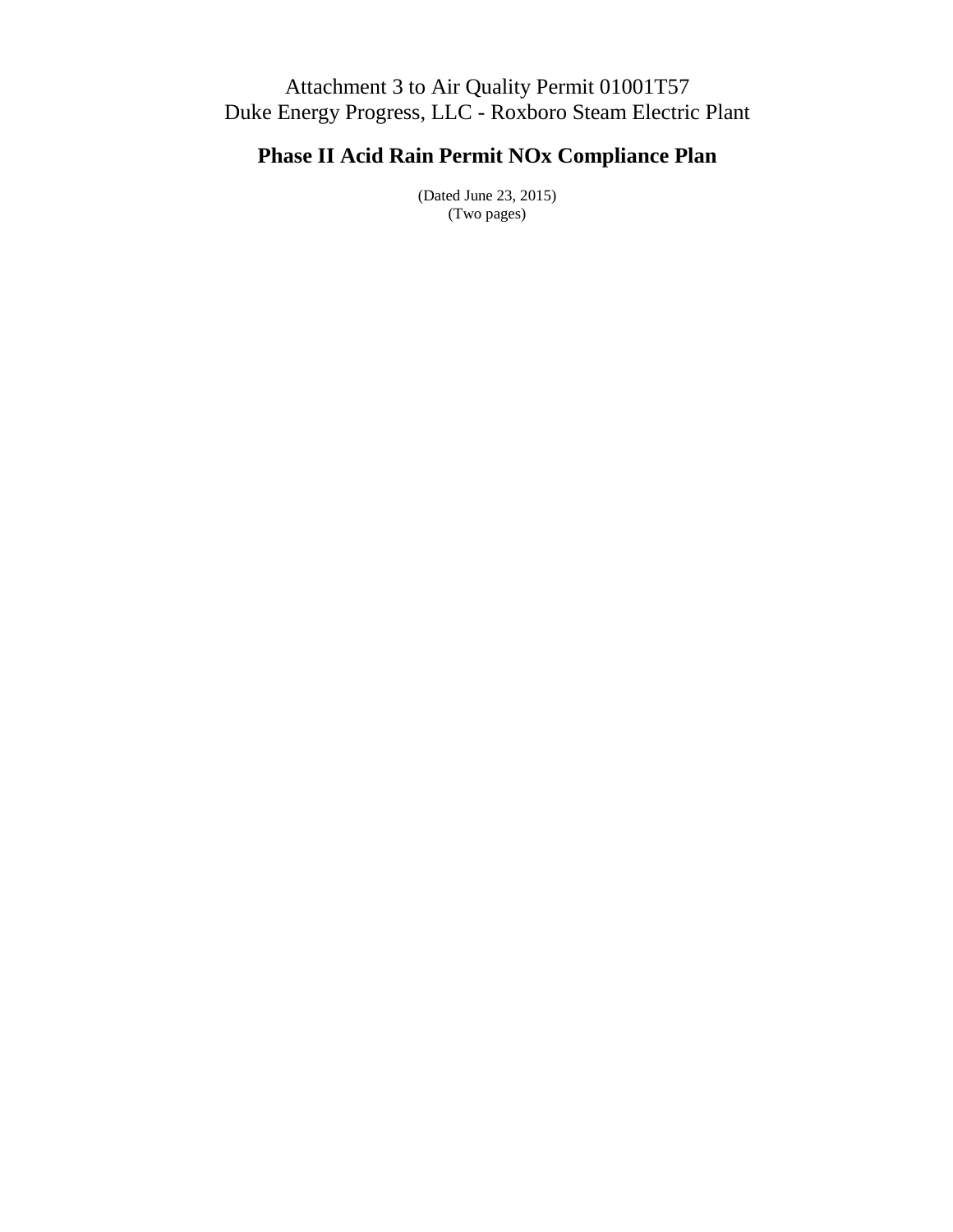Attachment 3 to Air Quality Permit 01001T57

Duke Energy Progress, LLC - Roxboro Steam Electric Plant

# Phase II Acid Rain Permit NOx Compliance Plan

(Dated June 23, 2015)

(Two pages)